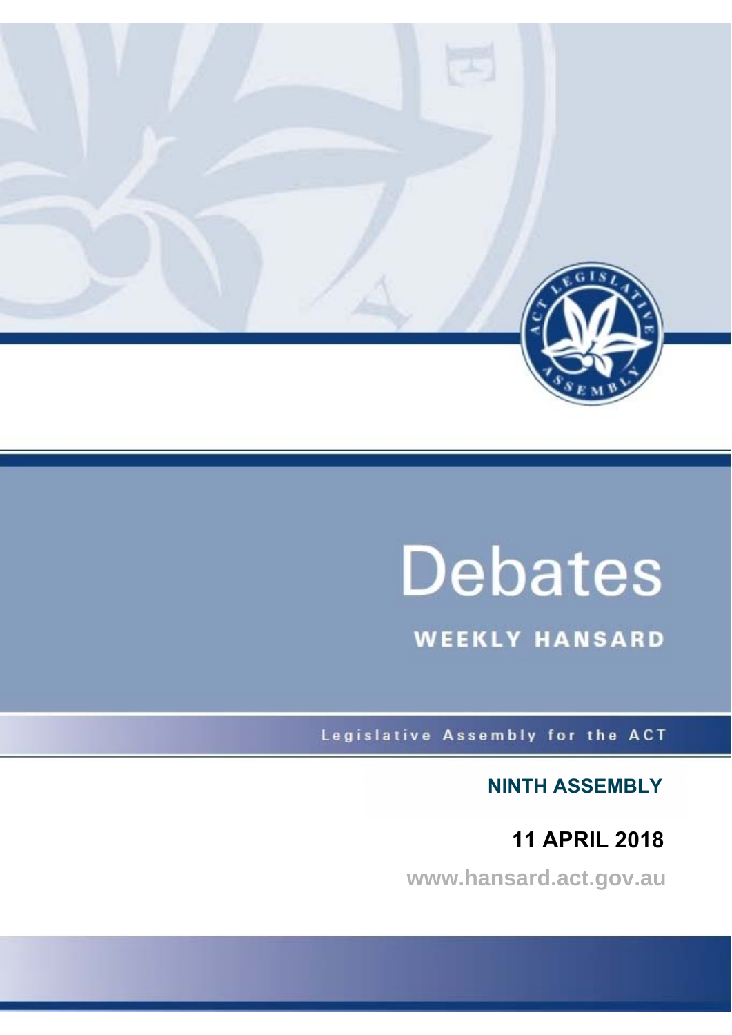# Debates

## WEEKLY HANSARD

Legislative Assembly for the ACT

**NINTH ASSEMBLY**

**11 APRIL 2018**

www.hansard.act.gov.au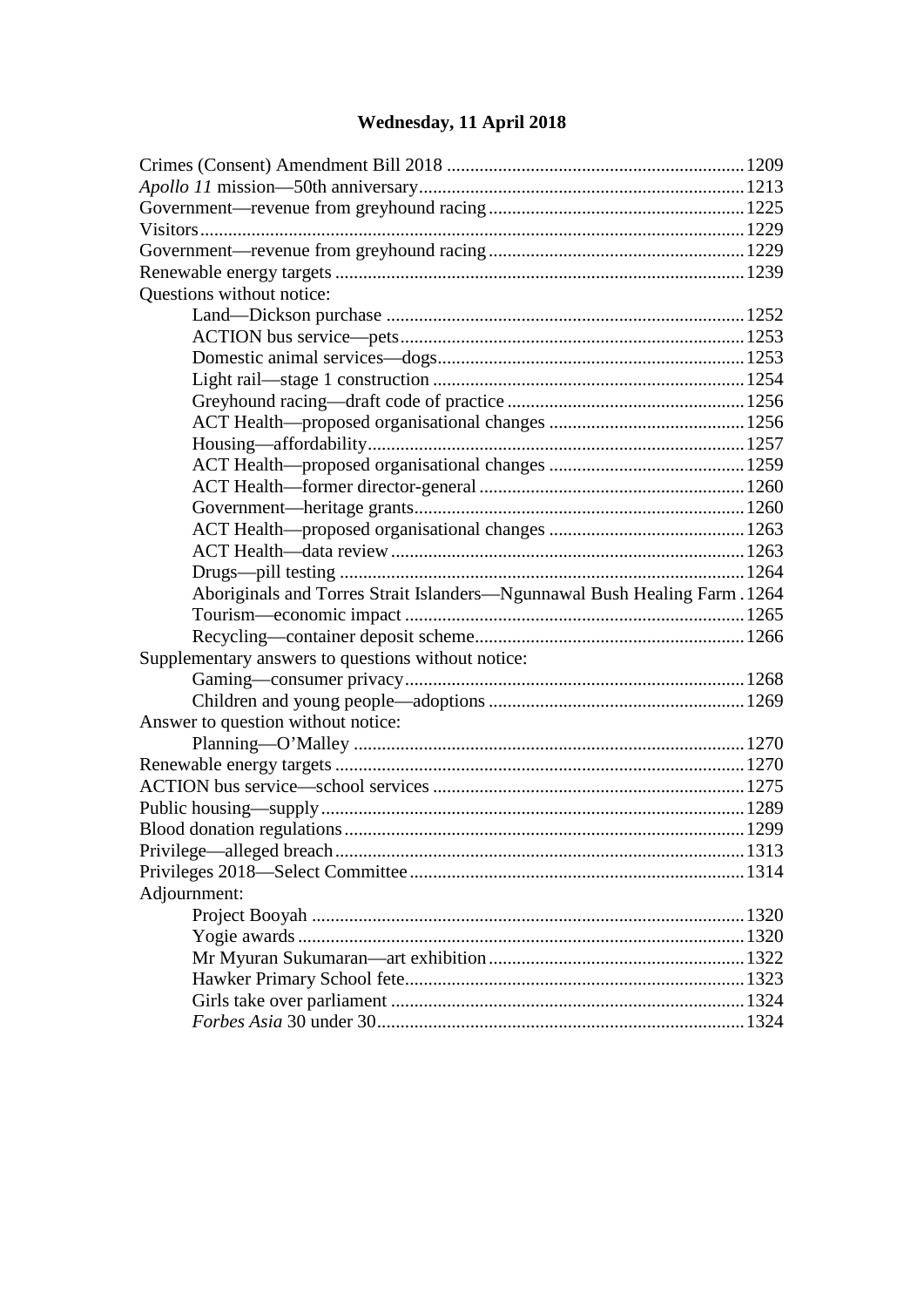# Wednesday, 11 April 2018

Crimes (Consent) Amendment Bill 2018 ... 1209
*Apollo 11* mission—50th anniversary ... 1213
Government—revenue from greyhound racing ... 1225
Visitors ... 1229
Government—revenue from greyhound racing ... 1229
Renewable energy targets ... 1239
Questions without notice:
- Land—Dickson purchase ... 1252
- ACTION bus service—pets ... 1253
- Domestic animal services—dogs ... 1253
- Light rail—stage 1 construction ... 1254
- Greyhound racing—draft code of practice ... 1256
- ACT Health—proposed organisational changes ... 1256
- Housing—affordability ... 1257
- ACT Health—proposed organisational changes ... 1259
- ACT Health—former director-general ... 1260
- Government—heritage grants ... 1260
- ACT Health—proposed organisational changes ... 1263
- ACT Health—data review ... 1263
- Drugs—pill testing ... 1264
- Aboriginals and Torres Strait Islanders—Ngunnawal Bush Healing Farm ... 1264
- Tourism—economic impact ... 1265
- Recycling—container deposit scheme ... 1266

Supplementary answers to questions without notice:
- Gaming—consumer privacy ... 1268
- Children and young people—adoptions ... 1269

Answer to question without notice:
- Planning—O'Malley ... 1270

Renewable energy targets ... 1270
ACTION bus service—school services ... 1275
Public housing—supply ... 1289
Blood donation regulations ... 1299
Privilege—alleged breach ... 1313
Privileges 2018—Select Committee ... 1314
Adjournment:
- Project Booyah ... 1320
- Yogie awards ... 1320
- Mr Myuran Sukumaran—art exhibition ... 1322
- Hawker Primary School fete ... 1323
- Girls take over parliament ... 1324
- *Forbes Asia* 30 under 30 ... 1324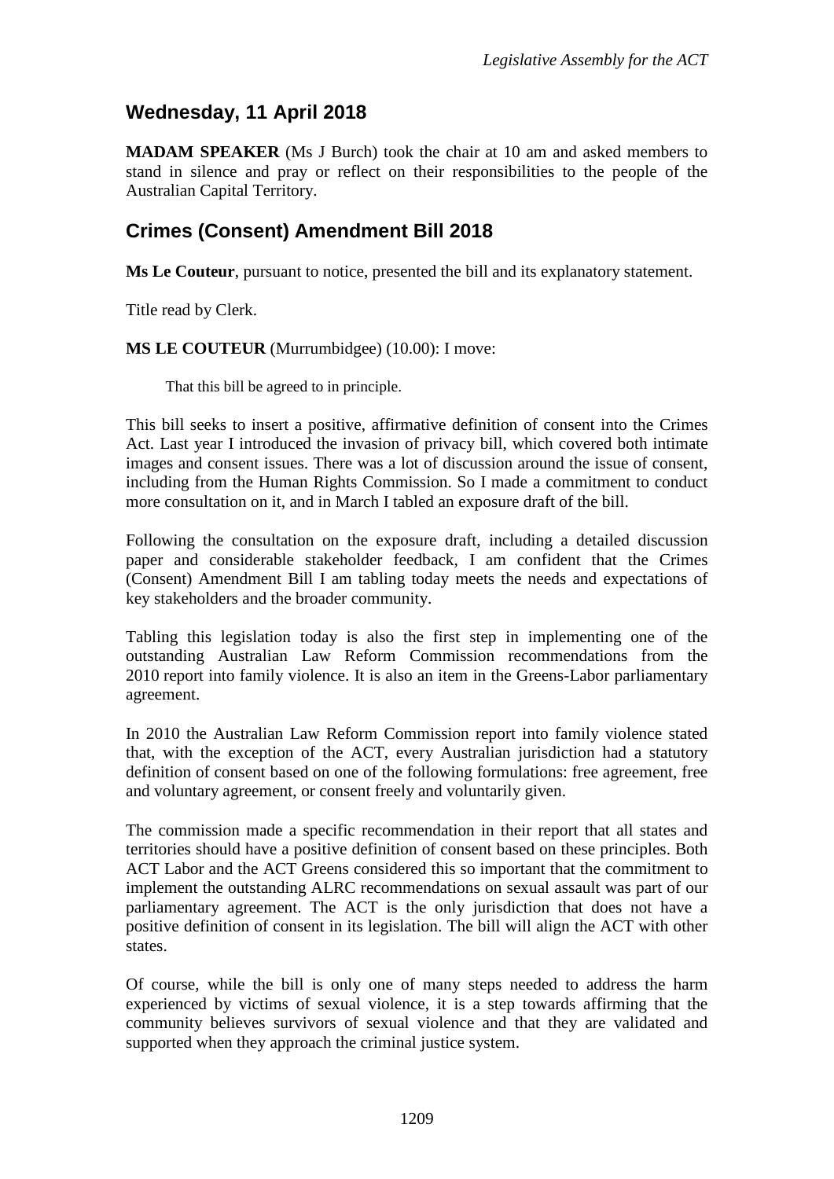## Wednesday, 11 April 2018

**MADAM SPEAKER** (Ms J Burch) took the chair at 10 am and asked members to stand in silence and pray or reflect on their responsibilities to the people of the Australian Capital Territory.

## Crimes (Consent) Amendment Bill 2018

**Ms Le Couteur**, pursuant to notice, presented the bill and its explanatory statement.

Title read by Clerk.

**MS LE COUTEUR** (Murrumbidgee) (10.00): I move:

> That this bill be agreed to in principle.

This bill seeks to insert a positive, affirmative definition of consent into the Crimes Act. Last year I introduced the invasion of privacy bill, which covered both intimate images and consent issues. There was a lot of discussion around the issue of consent, including from the Human Rights Commission. So I made a commitment to conduct more consultation on it, and in March I tabled an exposure draft of the bill.

Following the consultation on the exposure draft, including a detailed discussion paper and considerable stakeholder feedback, I am confident that the Crimes (Consent) Amendment Bill I am tabling today meets the needs and expectations of key stakeholders and the broader community.

Tabling this legislation today is also the first step in implementing one of the outstanding Australian Law Reform Commission recommendations from the 2010 report into family violence. It is also an item in the Greens-Labor parliamentary agreement.

In 2010 the Australian Law Reform Commission report into family violence stated that, with the exception of the ACT, every Australian jurisdiction had a statutory definition of consent based on one of the following formulations: free agreement, free and voluntary agreement, or consent freely and voluntarily given.

The commission made a specific recommendation in their report that all states and territories should have a positive definition of consent based on these principles. Both ACT Labor and the ACT Greens considered this so important that the commitment to implement the outstanding ALRC recommendations on sexual assault was part of our parliamentary agreement. The ACT is the only jurisdiction that does not have a positive definition of consent in its legislation. The bill will align the ACT with other states.

Of course, while the bill is only one of many steps needed to address the harm experienced by victims of sexual violence, it is a step towards affirming that the community believes survivors of sexual violence and that they are validated and supported when they approach the criminal justice system.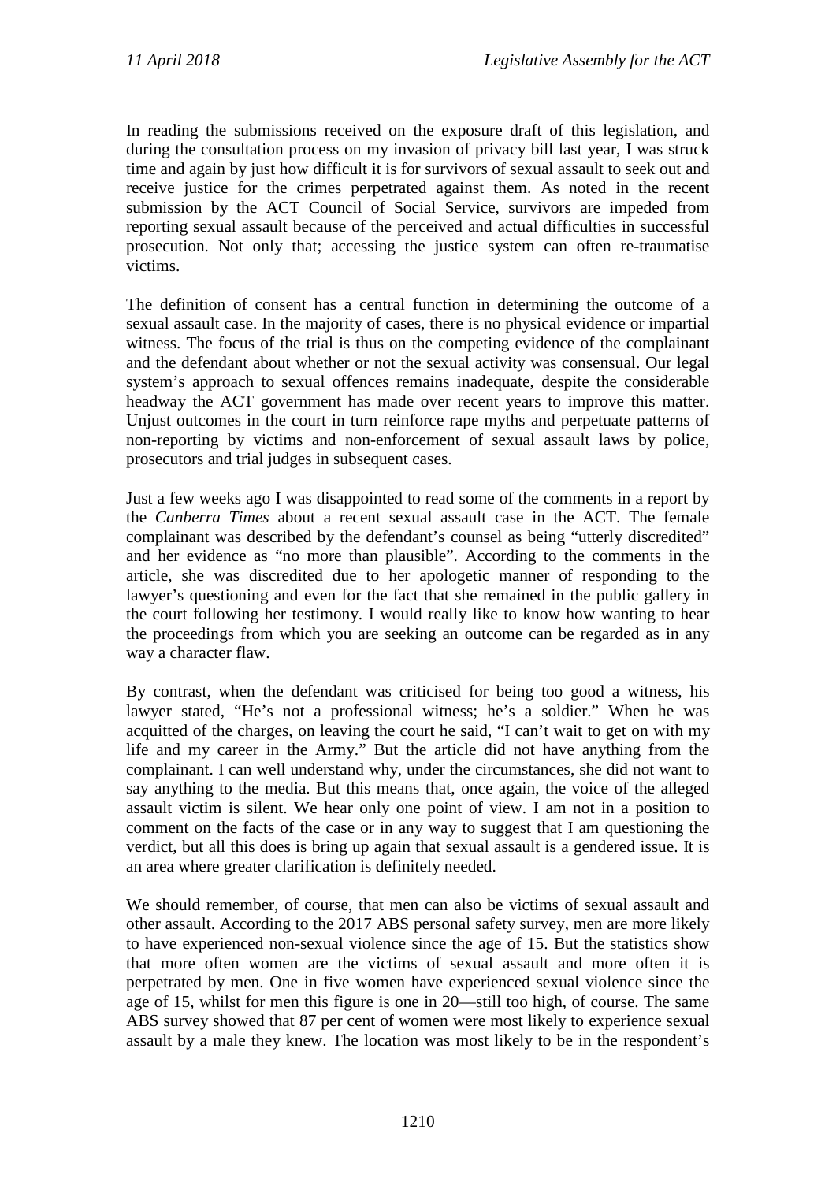In reading the submissions received on the exposure draft of this legislation, and during the consultation process on my invasion of privacy bill last year, I was struck time and again by just how difficult it is for survivors of sexual assault to seek out and receive justice for the crimes perpetrated against them. As noted in the recent submission by the ACT Council of Social Service, survivors are impeded from reporting sexual assault because of the perceived and actual difficulties in successful prosecution. Not only that; accessing the justice system can often re-traumatise victims.

The definition of consent has a central function in determining the outcome of a sexual assault case. In the majority of cases, there is no physical evidence or impartial witness. The focus of the trial is thus on the competing evidence of the complainant and the defendant about whether or not the sexual activity was consensual. Our legal system's approach to sexual offences remains inadequate, despite the considerable headway the ACT government has made over recent years to improve this matter. Unjust outcomes in the court in turn reinforce rape myths and perpetuate patterns of non-reporting by victims and non-enforcement of sexual assault laws by police, prosecutors and trial judges in subsequent cases.

Just a few weeks ago I was disappointed to read some of the comments in a report by the *Canberra Times* about a recent sexual assault case in the ACT. The female complainant was described by the defendant's counsel as being "utterly discredited" and her evidence as "no more than plausible". According to the comments in the article, she was discredited due to her apologetic manner of responding to the lawyer's questioning and even for the fact that she remained in the public gallery in the court following her testimony. I would really like to know how wanting to hear the proceedings from which you are seeking an outcome can be regarded as in any way a character flaw.

By contrast, when the defendant was criticised for being too good a witness, his lawyer stated, "He's not a professional witness; he's a soldier." When he was acquitted of the charges, on leaving the court he said, "I can't wait to get on with my life and my career in the Army." But the article did not have anything from the complainant. I can well understand why, under the circumstances, she did not want to say anything to the media. But this means that, once again, the voice of the alleged assault victim is silent. We hear only one point of view. I am not in a position to comment on the facts of the case or in any way to suggest that I am questioning the verdict, but all this does is bring up again that sexual assault is a gendered issue. It is an area where greater clarification is definitely needed.

We should remember, of course, that men can also be victims of sexual assault and other assault. According to the 2017 ABS personal safety survey, men are more likely to have experienced non-sexual violence since the age of 15. But the statistics show that more often women are the victims of sexual assault and more often it is perpetrated by men. One in five women have experienced sexual violence since the age of 15, whilst for men this figure is one in 20—still too high, of course. The same ABS survey showed that 87 per cent of women were most likely to experience sexual assault by a male they knew. The location was most likely to be in the respondent's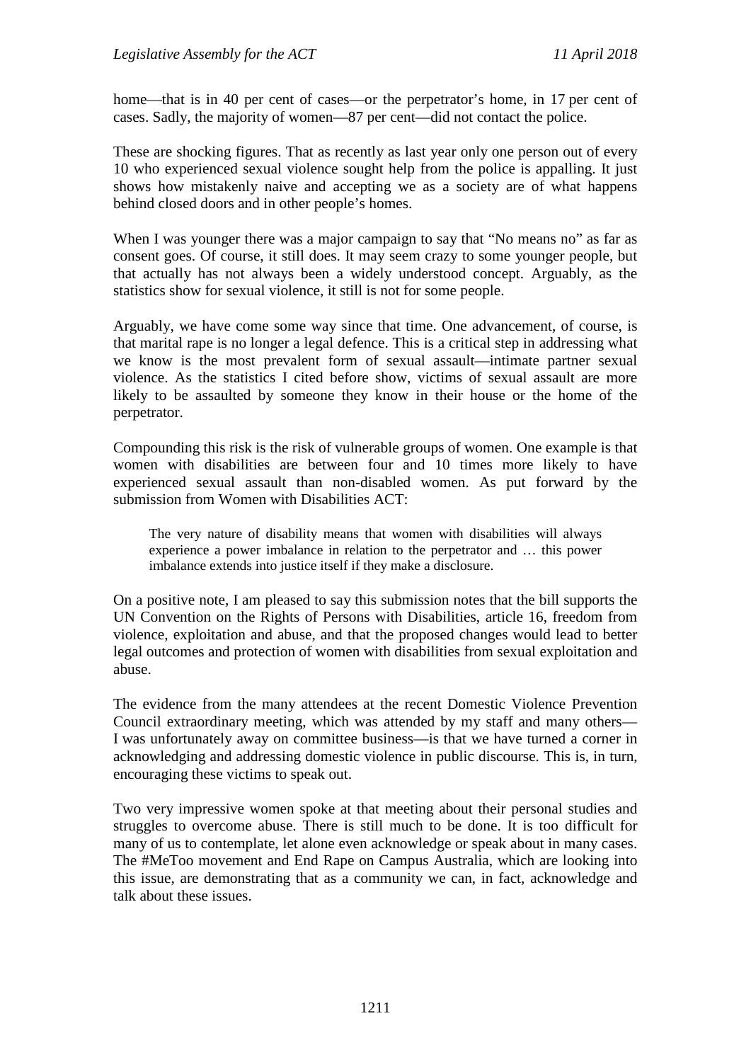home—that is in 40 per cent of cases—or the perpetrator's home, in 17 per cent of cases. Sadly, the majority of women—87 per cent—did not contact the police.

These are shocking figures. That as recently as last year only one person out of every 10 who experienced sexual violence sought help from the police is appalling. It just shows how mistakenly naive and accepting we as a society are of what happens behind closed doors and in other people's homes.

When I was younger there was a major campaign to say that "No means no" as far as consent goes. Of course, it still does. It may seem crazy to some younger people, but that actually has not always been a widely understood concept. Arguably, as the statistics show for sexual violence, it still is not for some people.

Arguably, we have come some way since that time. One advancement, of course, is that marital rape is no longer a legal defence. This is a critical step in addressing what we know is the most prevalent form of sexual assault—intimate partner sexual violence. As the statistics I cited before show, victims of sexual assault are more likely to be assaulted by someone they know in their house or the home of the perpetrator.

Compounding this risk is the risk of vulnerable groups of women. One example is that women with disabilities are between four and 10 times more likely to have experienced sexual assault than non-disabled women. As put forward by the submission from Women with Disabilities ACT:

> The very nature of disability means that women with disabilities will always experience a power imbalance in relation to the perpetrator and … this power imbalance extends into justice itself if they make a disclosure.

On a positive note, I am pleased to say this submission notes that the bill supports the UN Convention on the Rights of Persons with Disabilities, article 16, freedom from violence, exploitation and abuse, and that the proposed changes would lead to better legal outcomes and protection of women with disabilities from sexual exploitation and abuse.

The evidence from the many attendees at the recent Domestic Violence Prevention Council extraordinary meeting, which was attended by my staff and many others—I was unfortunately away on committee business—is that we have turned a corner in acknowledging and addressing domestic violence in public discourse. This is, in turn, encouraging these victims to speak out.

Two very impressive women spoke at that meeting about their personal studies and struggles to overcome abuse. There is still much to be done. It is too difficult for many of us to contemplate, let alone even acknowledge or speak about in many cases. The #MeToo movement and End Rape on Campus Australia, which are looking into this issue, are demonstrating that as a community we can, in fact, acknowledge and talk about these issues.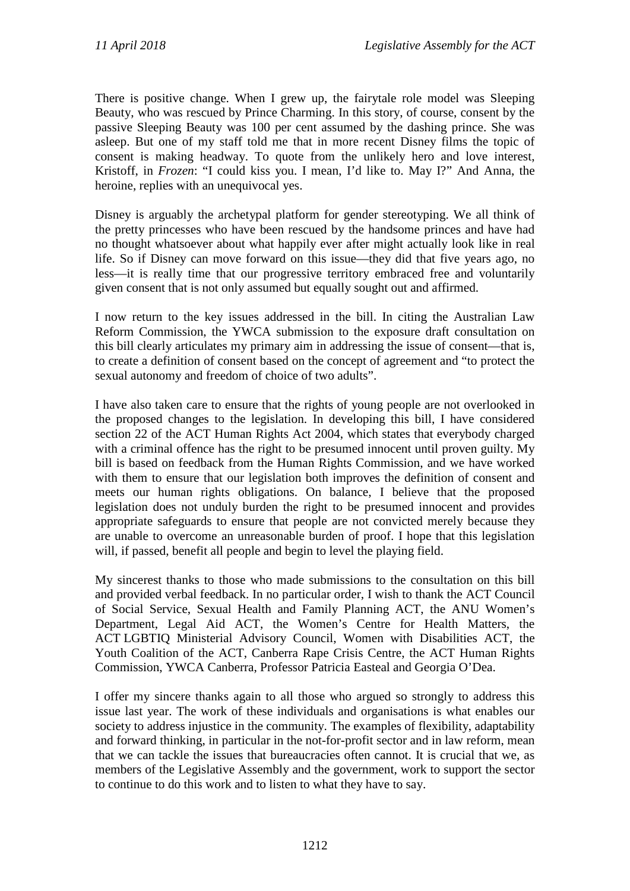There is positive change. When I grew up, the fairytale role model was Sleeping Beauty, who was rescued by Prince Charming. In this story, of course, consent by the passive Sleeping Beauty was 100 per cent assumed by the dashing prince. She was asleep. But one of my staff told me that in more recent Disney films the topic of consent is making headway. To quote from the unlikely hero and love interest, Kristoff, in *Frozen*: "I could kiss you. I mean, I'd like to. May I?" And Anna, the heroine, replies with an unequivocal yes.

Disney is arguably the archetypal platform for gender stereotyping. We all think of the pretty princesses who have been rescued by the handsome princes and have had no thought whatsoever about what happily ever after might actually look like in real life. So if Disney can move forward on this issue—they did that five years ago, no less—it is really time that our progressive territory embraced free and voluntarily given consent that is not only assumed but equally sought out and affirmed.

I now return to the key issues addressed in the bill. In citing the Australian Law Reform Commission, the YWCA submission to the exposure draft consultation on this bill clearly articulates my primary aim in addressing the issue of consent—that is, to create a definition of consent based on the concept of agreement and "to protect the sexual autonomy and freedom of choice of two adults".

I have also taken care to ensure that the rights of young people are not overlooked in the proposed changes to the legislation. In developing this bill, I have considered section 22 of the ACT Human Rights Act 2004, which states that everybody charged with a criminal offence has the right to be presumed innocent until proven guilty. My bill is based on feedback from the Human Rights Commission, and we have worked with them to ensure that our legislation both improves the definition of consent and meets our human rights obligations. On balance, I believe that the proposed legislation does not unduly burden the right to be presumed innocent and provides appropriate safeguards to ensure that people are not convicted merely because they are unable to overcome an unreasonable burden of proof. I hope that this legislation will, if passed, benefit all people and begin to level the playing field.

My sincerest thanks to those who made submissions to the consultation on this bill and provided verbal feedback. In no particular order, I wish to thank the ACT Council of Social Service, Sexual Health and Family Planning ACT, the ANU Women's Department, Legal Aid ACT, the Women's Centre for Health Matters, the ACT LGBTIQ Ministerial Advisory Council, Women with Disabilities ACT, the Youth Coalition of the ACT, Canberra Rape Crisis Centre, the ACT Human Rights Commission, YWCA Canberra, Professor Patricia Easteal and Georgia O'Dea.

I offer my sincere thanks again to all those who argued so strongly to address this issue last year. The work of these individuals and organisations is what enables our society to address injustice in the community. The examples of flexibility, adaptability and forward thinking, in particular in the not-for-profit sector and in law reform, mean that we can tackle the issues that bureaucracies often cannot. It is crucial that we, as members of the Legislative Assembly and the government, work to support the sector to continue to do this work and to listen to what they have to say.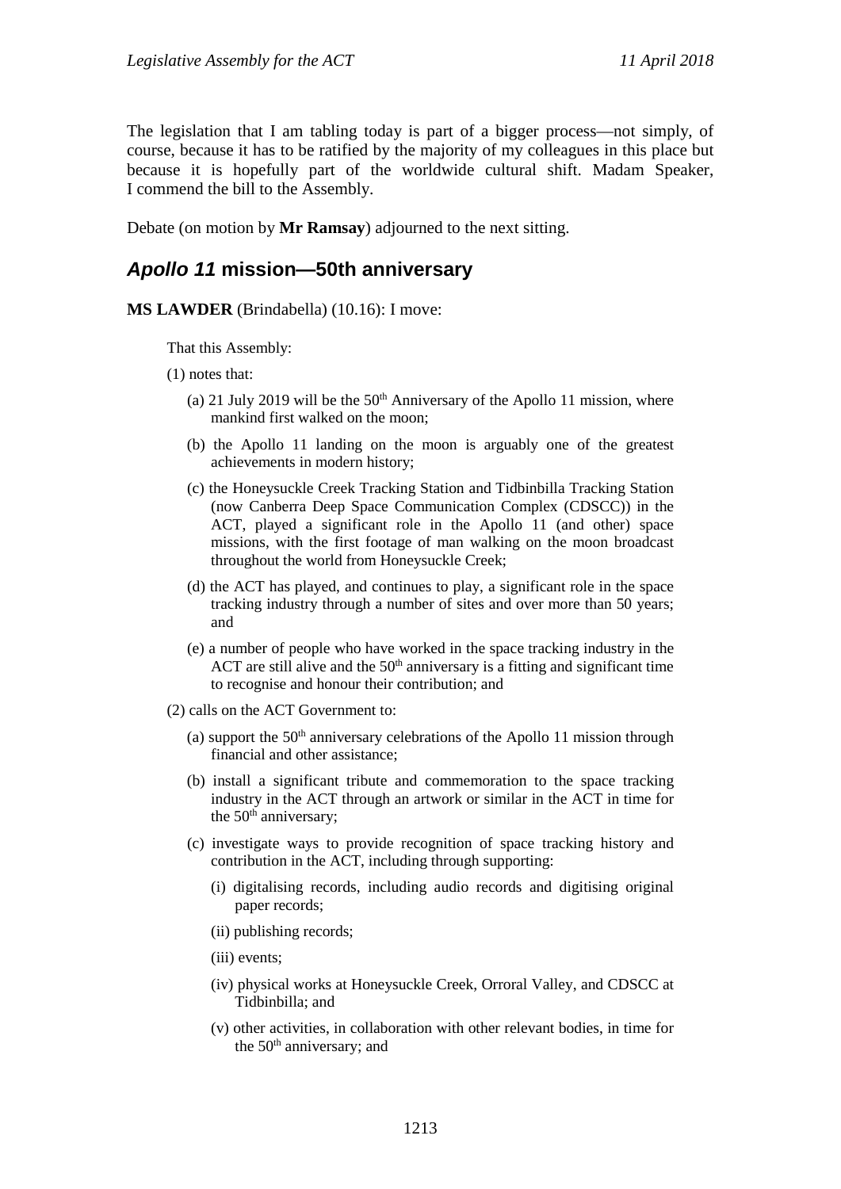The legislation that I am tabling today is part of a bigger process—not simply, of course, because it has to be ratified by the majority of my colleagues in this place but because it is hopefully part of the worldwide cultural shift. Madam Speaker, I commend the bill to the Assembly.

Debate (on motion by **Mr Ramsay**) adjourned to the next sitting.

## *Apollo 11* mission—50th anniversary

**MS LAWDER** (Brindabella) (10.16): I move:

That this Assembly:

(1) notes that:

(a) 21 July 2019 will be the 50th Anniversary of the Apollo 11 mission, where mankind first walked on the moon;

(b) the Apollo 11 landing on the moon is arguably one of the greatest achievements in modern history;

(c) the Honeysuckle Creek Tracking Station and Tidbinbilla Tracking Station (now Canberra Deep Space Communication Complex (CDSCC)) in the ACT, played a significant role in the Apollo 11 (and other) space missions, with the first footage of man walking on the moon broadcast throughout the world from Honeysuckle Creek;

(d) the ACT has played, and continues to play, a significant role in the space tracking industry through a number of sites and over more than 50 years; and

(e) a number of people who have worked in the space tracking industry in the ACT are still alive and the 50th anniversary is a fitting and significant time to recognise and honour their contribution; and

(2) calls on the ACT Government to:

(a) support the 50th anniversary celebrations of the Apollo 11 mission through financial and other assistance;

(b) install a significant tribute and commemoration to the space tracking industry in the ACT through an artwork or similar in the ACT in time for the 50th anniversary;

(c) investigate ways to provide recognition of space tracking history and contribution in the ACT, including through supporting:

(i) digitalising records, including audio records and digitising original paper records;

(ii) publishing records;

(iii) events;

(iv) physical works at Honeysuckle Creek, Orroral Valley, and CDSCC at Tidbinbilla; and

(v) other activities, in collaboration with other relevant bodies, in time for the 50th anniversary; and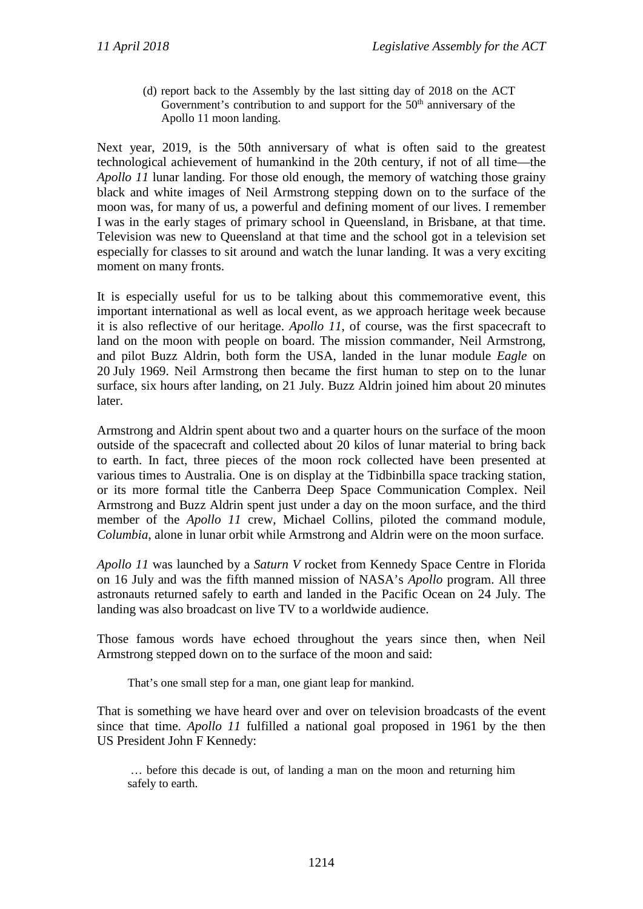(d) report back to the Assembly by the last sitting day of 2018 on the ACT Government's contribution to and support for the 50th anniversary of the Apollo 11 moon landing.

Next year, 2019, is the 50th anniversary of what is often said to the greatest technological achievement of humankind in the 20th century, if not of all time—the *Apollo 11* lunar landing. For those old enough, the memory of watching those grainy black and white images of Neil Armstrong stepping down on to the surface of the moon was, for many of us, a powerful and defining moment of our lives. I remember I was in the early stages of primary school in Queensland, in Brisbane, at that time. Television was new to Queensland at that time and the school got in a television set especially for classes to sit around and watch the lunar landing. It was a very exciting moment on many fronts.

It is especially useful for us to be talking about this commemorative event, this important international as well as local event, as we approach heritage week because it is also reflective of our heritage. *Apollo 11*, of course, was the first spacecraft to land on the moon with people on board. The mission commander, Neil Armstrong, and pilot Buzz Aldrin, both form the USA, landed in the lunar module *Eagle* on 20 July 1969. Neil Armstrong then became the first human to step on to the lunar surface, six hours after landing, on 21 July. Buzz Aldrin joined him about 20 minutes later.

Armstrong and Aldrin spent about two and a quarter hours on the surface of the moon outside of the spacecraft and collected about 20 kilos of lunar material to bring back to earth. In fact, three pieces of the moon rock collected have been presented at various times to Australia. One is on display at the Tidbinbilla space tracking station, or its more formal title the Canberra Deep Space Communication Complex. Neil Armstrong and Buzz Aldrin spent just under a day on the moon surface, and the third member of the *Apollo 11* crew, Michael Collins, piloted the command module, *Columbia*, alone in lunar orbit while Armstrong and Aldrin were on the moon surface.

*Apollo 11* was launched by a *Saturn V* rocket from Kennedy Space Centre in Florida on 16 July and was the fifth manned mission of NASA's *Apollo* program. All three astronauts returned safely to earth and landed in the Pacific Ocean on 24 July. The landing was also broadcast on live TV to a worldwide audience.

Those famous words have echoed throughout the years since then, when Neil Armstrong stepped down on to the surface of the moon and said:

> That's one small step for a man, one giant leap for mankind.

That is something we have heard over and over on television broadcasts of the event since that time. *Apollo 11* fulfilled a national goal proposed in 1961 by the then US President John F Kennedy:

> … before this decade is out, of landing a man on the moon and returning him safely to earth.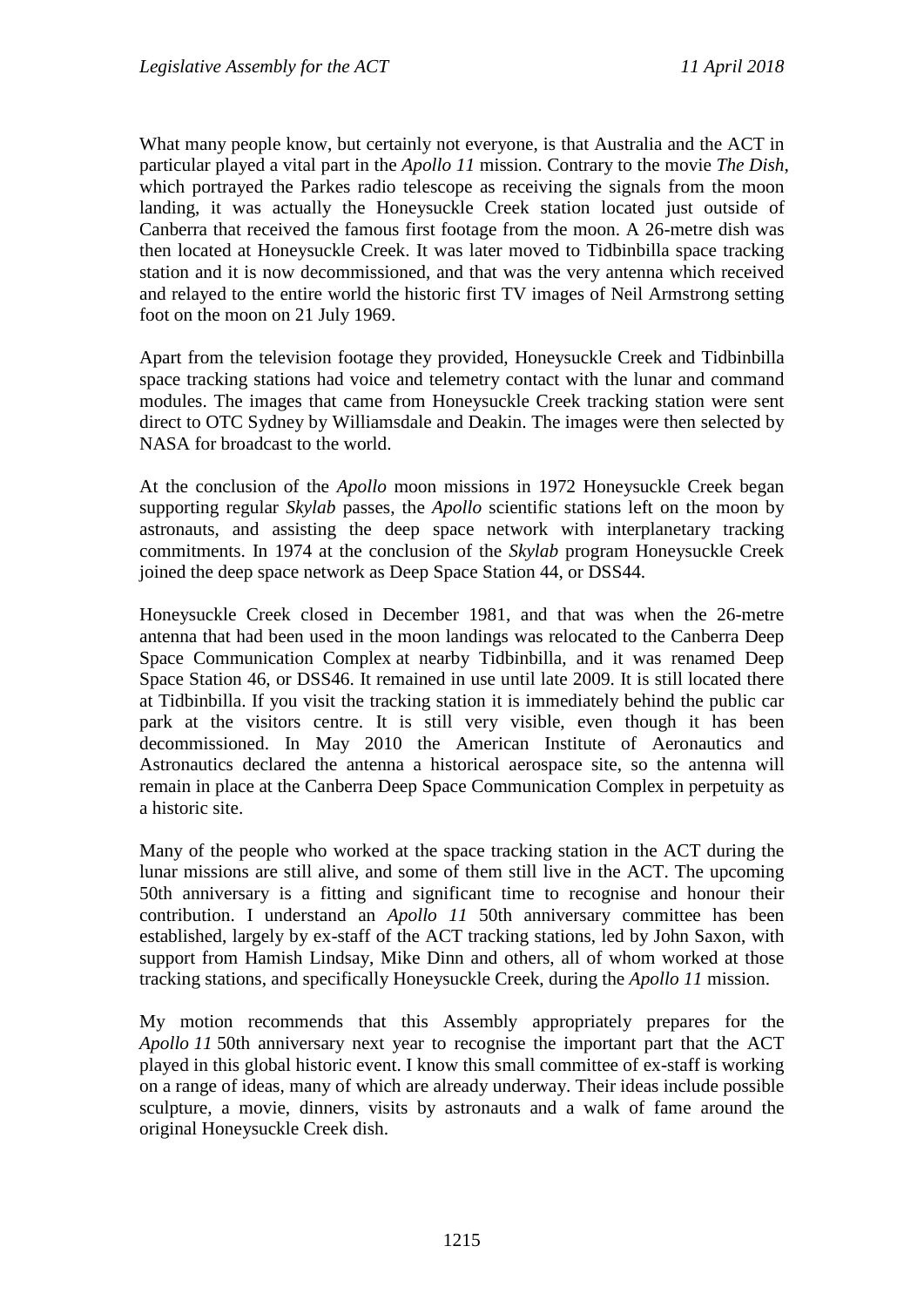What many people know, but certainly not everyone, is that Australia and the ACT in particular played a vital part in the *Apollo 11* mission. Contrary to the movie *The Dish*, which portrayed the Parkes radio telescope as receiving the signals from the moon landing, it was actually the Honeysuckle Creek station located just outside of Canberra that received the famous first footage from the moon. A 26-metre dish was then located at Honeysuckle Creek. It was later moved to Tidbinbilla space tracking station and it is now decommissioned, and that was the very antenna which received and relayed to the entire world the historic first TV images of Neil Armstrong setting foot on the moon on 21 July 1969.

Apart from the television footage they provided, Honeysuckle Creek and Tidbinbilla space tracking stations had voice and telemetry contact with the lunar and command modules. The images that came from Honeysuckle Creek tracking station were sent direct to OTC Sydney by Williamsdale and Deakin. The images were then selected by NASA for broadcast to the world.

At the conclusion of the *Apollo* moon missions in 1972 Honeysuckle Creek began supporting regular *Skylab* passes, the *Apollo* scientific stations left on the moon by astronauts, and assisting the deep space network with interplanetary tracking commitments. In 1974 at the conclusion of the *Skylab* program Honeysuckle Creek joined the deep space network as Deep Space Station 44, or DSS44.

Honeysuckle Creek closed in December 1981, and that was when the 26-metre antenna that had been used in the moon landings was relocated to the Canberra Deep Space Communication Complex at nearby Tidbinbilla, and it was renamed Deep Space Station 46, or DSS46. It remained in use until late 2009. It is still located there at Tidbinbilla. If you visit the tracking station it is immediately behind the public car park at the visitors centre. It is still very visible, even though it has been decommissioned. In May 2010 the American Institute of Aeronautics and Astronautics declared the antenna a historical aerospace site, so the antenna will remain in place at the Canberra Deep Space Communication Complex in perpetuity as a historic site.

Many of the people who worked at the space tracking station in the ACT during the lunar missions are still alive, and some of them still live in the ACT. The upcoming 50th anniversary is a fitting and significant time to recognise and honour their contribution. I understand an *Apollo 11* 50th anniversary committee has been established, largely by ex-staff of the ACT tracking stations, led by John Saxon, with support from Hamish Lindsay, Mike Dinn and others, all of whom worked at those tracking stations, and specifically Honeysuckle Creek, during the *Apollo 11* mission.

My motion recommends that this Assembly appropriately prepares for the *Apollo 11* 50th anniversary next year to recognise the important part that the ACT played in this global historic event. I know this small committee of ex-staff is working on a range of ideas, many of which are already underway. Their ideas include possible sculpture, a movie, dinners, visits by astronauts and a walk of fame around the original Honeysuckle Creek dish.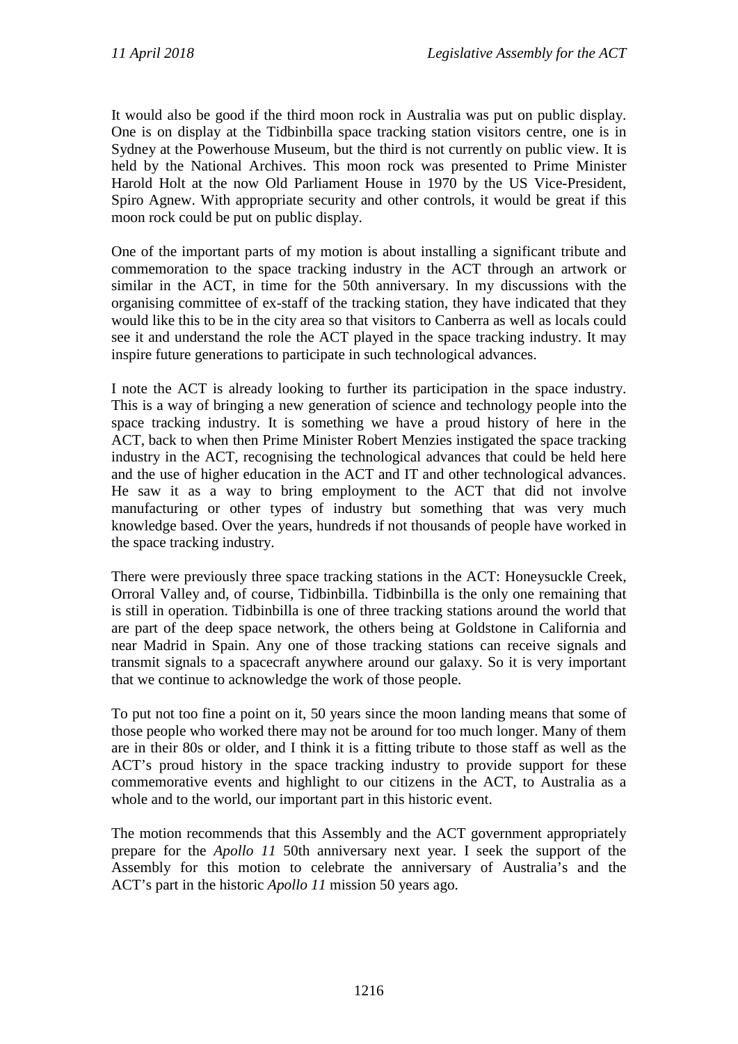It would also be good if the third moon rock in Australia was put on public display. One is on display at the Tidbinbilla space tracking station visitors centre, one is in Sydney at the Powerhouse Museum, but the third is not currently on public view. It is held by the National Archives. This moon rock was presented to Prime Minister Harold Holt at the now Old Parliament House in 1970 by the US Vice-President, Spiro Agnew. With appropriate security and other controls, it would be great if this moon rock could be put on public display.

One of the important parts of my motion is about installing a significant tribute and commemoration to the space tracking industry in the ACT through an artwork or similar in the ACT, in time for the 50th anniversary. In my discussions with the organising committee of ex-staff of the tracking station, they have indicated that they would like this to be in the city area so that visitors to Canberra as well as locals could see it and understand the role the ACT played in the space tracking industry. It may inspire future generations to participate in such technological advances.

I note the ACT is already looking to further its participation in the space industry. This is a way of bringing a new generation of science and technology people into the space tracking industry. It is something we have a proud history of here in the ACT, back to when then Prime Minister Robert Menzies instigated the space tracking industry in the ACT, recognising the technological advances that could be held here and the use of higher education in the ACT and IT and other technological advances. He saw it as a way to bring employment to the ACT that did not involve manufacturing or other types of industry but something that was very much knowledge based. Over the years, hundreds if not thousands of people have worked in the space tracking industry.

There were previously three space tracking stations in the ACT: Honeysuckle Creek, Orroral Valley and, of course, Tidbinbilla. Tidbinbilla is the only one remaining that is still in operation. Tidbinbilla is one of three tracking stations around the world that are part of the deep space network, the others being at Goldstone in California and near Madrid in Spain. Any one of those tracking stations can receive signals and transmit signals to a spacecraft anywhere around our galaxy. So it is very important that we continue to acknowledge the work of those people.

To put not too fine a point on it, 50 years since the moon landing means that some of those people who worked there may not be around for too much longer. Many of them are in their 80s or older, and I think it is a fitting tribute to those staff as well as the ACT's proud history in the space tracking industry to provide support for these commemorative events and highlight to our citizens in the ACT, to Australia as a whole and to the world, our important part in this historic event.

The motion recommends that this Assembly and the ACT government appropriately prepare for the *Apollo 11* 50th anniversary next year. I seek the support of the Assembly for this motion to celebrate the anniversary of Australia's and the ACT's part in the historic *Apollo 11* mission 50 years ago.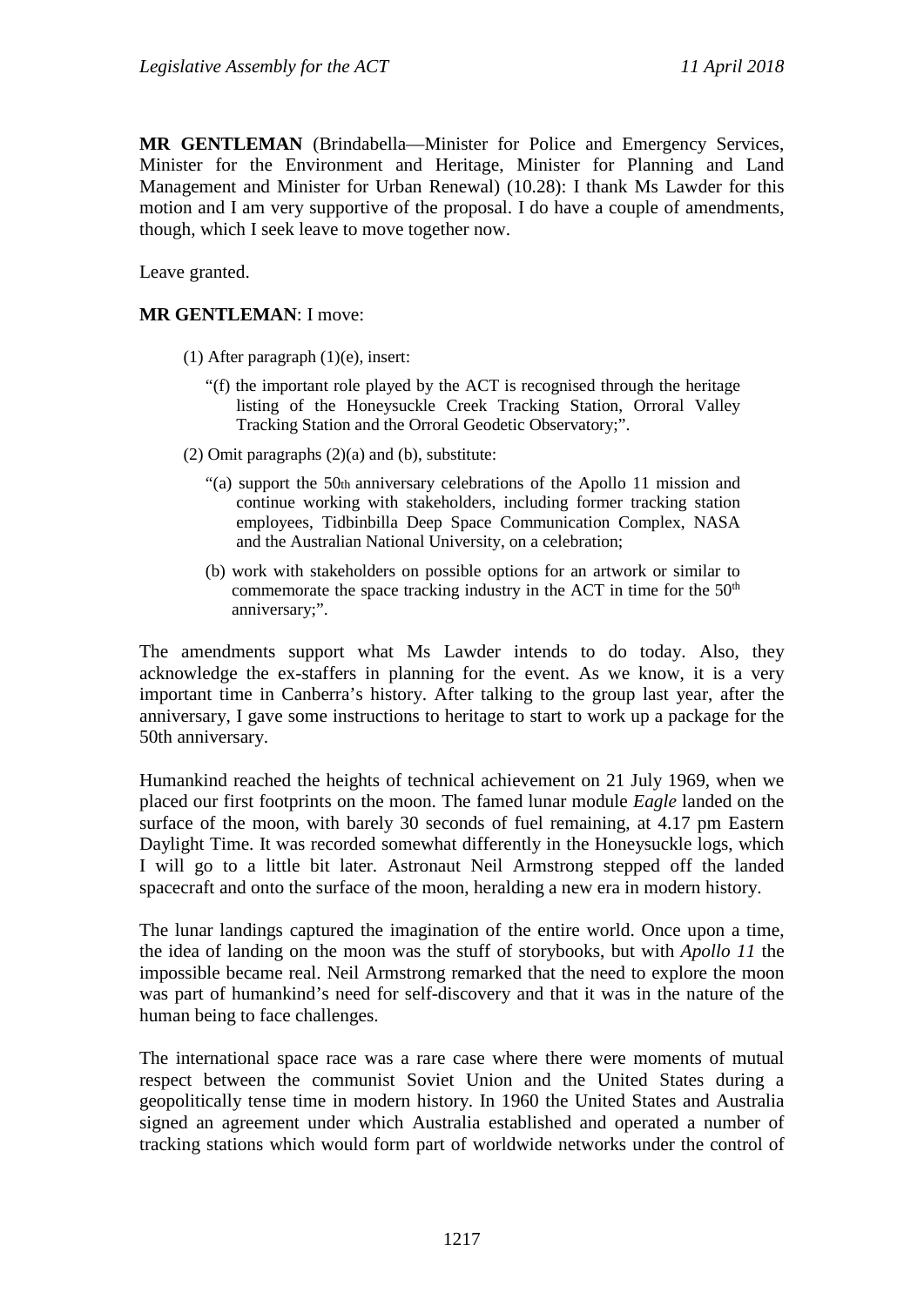**MR GENTLEMAN** (Brindabella—Minister for Police and Emergency Services, Minister for the Environment and Heritage, Minister for Planning and Land Management and Minister for Urban Renewal) (10.28): I thank Ms Lawder for this motion and I am very supportive of the proposal. I do have a couple of amendments, though, which I seek leave to move together now.

Leave granted.

**MR GENTLEMAN**: I move:

(1) After paragraph (1)(e), insert:

> "(f) the important role played by the ACT is recognised through the heritage listing of the Honeysuckle Creek Tracking Station, Orroral Valley Tracking Station and the Orroral Geodetic Observatory;".

(2) Omit paragraphs (2)(a) and (b), substitute:

> "(a) support the 50th anniversary celebrations of the Apollo 11 mission and continue working with stakeholders, including former tracking station employees, Tidbinbilla Deep Space Communication Complex, NASA and the Australian National University, on a celebration;
>
> (b) work with stakeholders on possible options for an artwork or similar to commemorate the space tracking industry in the ACT in time for the 50th anniversary;".

The amendments support what Ms Lawder intends to do today. Also, they acknowledge the ex-staffers in planning for the event. As we know, it is a very important time in Canberra's history. After talking to the group last year, after the anniversary, I gave some instructions to heritage to start to work up a package for the 50th anniversary.

Humankind reached the heights of technical achievement on 21 July 1969, when we placed our first footprints on the moon. The famed lunar module *Eagle* landed on the surface of the moon, with barely 30 seconds of fuel remaining, at 4.17 pm Eastern Daylight Time. It was recorded somewhat differently in the Honeysuckle logs, which I will go to a little bit later. Astronaut Neil Armstrong stepped off the landed spacecraft and onto the surface of the moon, heralding a new era in modern history.

The lunar landings captured the imagination of the entire world. Once upon a time, the idea of landing on the moon was the stuff of storybooks, but with *Apollo 11* the impossible became real. Neil Armstrong remarked that the need to explore the moon was part of humankind's need for self-discovery and that it was in the nature of the human being to face challenges.

The international space race was a rare case where there were moments of mutual respect between the communist Soviet Union and the United States during a geopolitically tense time in modern history. In 1960 the United States and Australia signed an agreement under which Australia established and operated a number of tracking stations which would form part of worldwide networks under the control of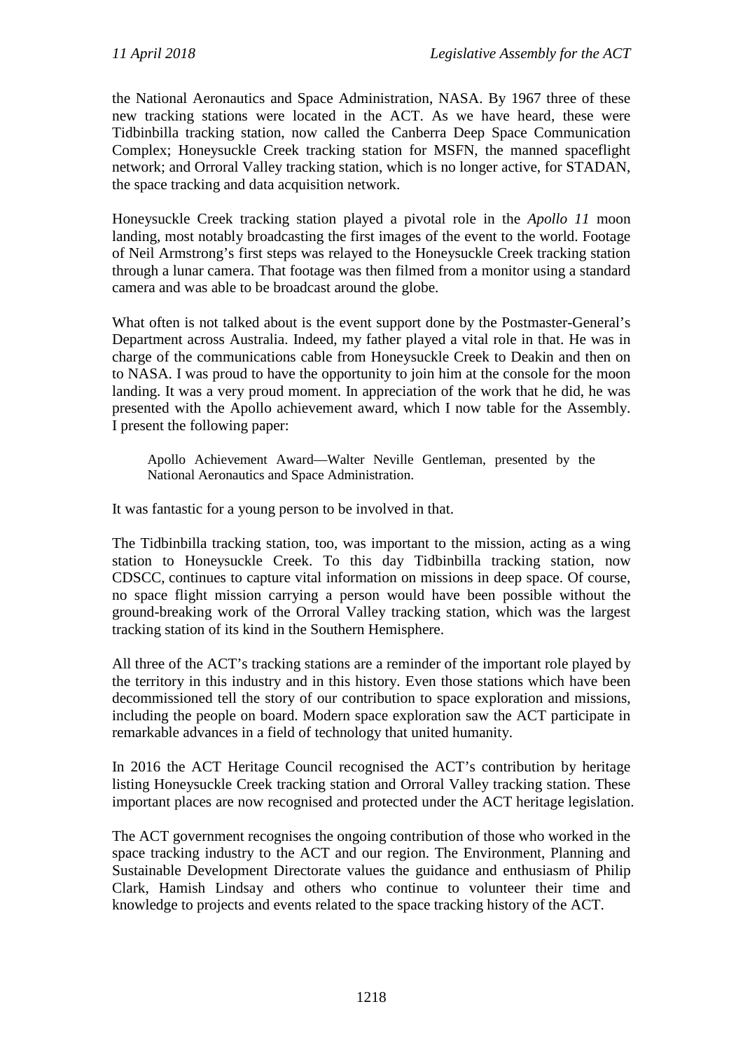the National Aeronautics and Space Administration, NASA. By 1967 three of these new tracking stations were located in the ACT. As we have heard, these were Tidbinbilla tracking station, now called the Canberra Deep Space Communication Complex; Honeysuckle Creek tracking station for MSFN, the manned spaceflight network; and Orroral Valley tracking station, which is no longer active, for STADAN, the space tracking and data acquisition network.

Honeysuckle Creek tracking station played a pivotal role in the *Apollo 11* moon landing, most notably broadcasting the first images of the event to the world. Footage of Neil Armstrong's first steps was relayed to the Honeysuckle Creek tracking station through a lunar camera. That footage was then filmed from a monitor using a standard camera and was able to be broadcast around the globe.

What often is not talked about is the event support done by the Postmaster-General's Department across Australia. Indeed, my father played a vital role in that. He was in charge of the communications cable from Honeysuckle Creek to Deakin and then on to NASA. I was proud to have the opportunity to join him at the console for the moon landing. It was a very proud moment. In appreciation of the work that he did, he was presented with the Apollo achievement award, which I now table for the Assembly. I present the following paper:

> Apollo Achievement Award—Walter Neville Gentleman, presented by the National Aeronautics and Space Administration.

It was fantastic for a young person to be involved in that.

The Tidbinbilla tracking station, too, was important to the mission, acting as a wing station to Honeysuckle Creek. To this day Tidbinbilla tracking station, now CDSCC, continues to capture vital information on missions in deep space. Of course, no space flight mission carrying a person would have been possible without the ground-breaking work of the Orroral Valley tracking station, which was the largest tracking station of its kind in the Southern Hemisphere.

All three of the ACT's tracking stations are a reminder of the important role played by the territory in this industry and in this history. Even those stations which have been decommissioned tell the story of our contribution to space exploration and missions, including the people on board. Modern space exploration saw the ACT participate in remarkable advances in a field of technology that united humanity.

In 2016 the ACT Heritage Council recognised the ACT's contribution by heritage listing Honeysuckle Creek tracking station and Orroral Valley tracking station. These important places are now recognised and protected under the ACT heritage legislation.

The ACT government recognises the ongoing contribution of those who worked in the space tracking industry to the ACT and our region. The Environment, Planning and Sustainable Development Directorate values the guidance and enthusiasm of Philip Clark, Hamish Lindsay and others who continue to volunteer their time and knowledge to projects and events related to the space tracking history of the ACT.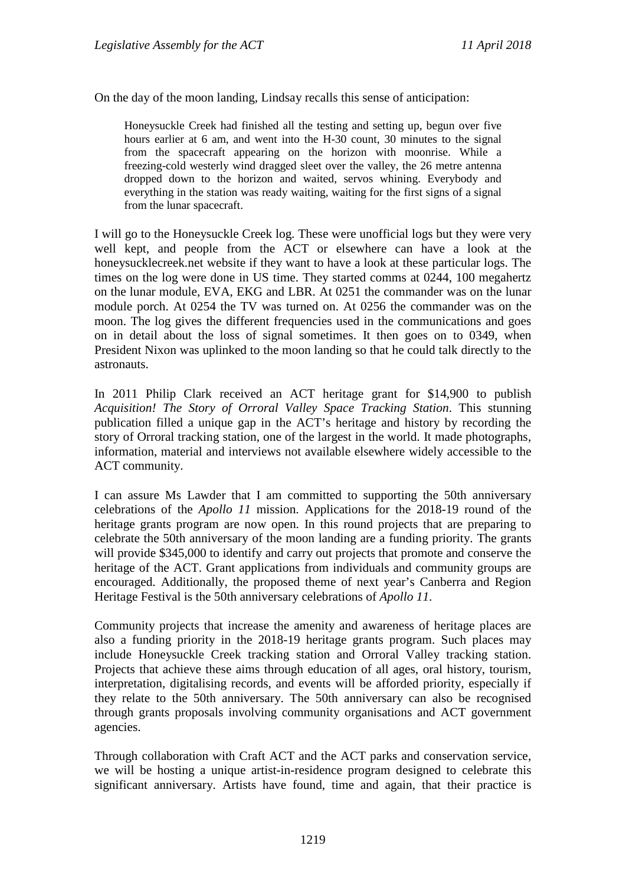On the day of the moon landing, Lindsay recalls this sense of anticipation:

> Honeysuckle Creek had finished all the testing and setting up, begun over five hours earlier at 6 am, and went into the H-30 count, 30 minutes to the signal from the spacecraft appearing on the horizon with moonrise. While a freezing-cold westerly wind dragged sleet over the valley, the 26 metre antenna dropped down to the horizon and waited, servos whining. Everybody and everything in the station was ready waiting, waiting for the first signs of a signal from the lunar spacecraft.

I will go to the Honeysuckle Creek log. These were unofficial logs but they were very well kept, and people from the ACT or elsewhere can have a look at the honeysucklecreek.net website if they want to have a look at these particular logs. The times on the log were done in US time. They started comms at 0244, 100 megahertz on the lunar module, EVA, EKG and LBR. At 0251 the commander was on the lunar module porch. At 0254 the TV was turned on. At 0256 the commander was on the moon. The log gives the different frequencies used in the communications and goes on in detail about the loss of signal sometimes. It then goes on to 0349, when President Nixon was uplinked to the moon landing so that he could talk directly to the astronauts.

In 2011 Philip Clark received an ACT heritage grant for $14,900 to publish *Acquisition! The Story of Orroral Valley Space Tracking Station*. This stunning publication filled a unique gap in the ACT's heritage and history by recording the story of Orroral tracking station, one of the largest in the world. It made photographs, information, material and interviews not available elsewhere widely accessible to the ACT community.

I can assure Ms Lawder that I am committed to supporting the 50th anniversary celebrations of the *Apollo 11* mission. Applications for the 2018-19 round of the heritage grants program are now open. In this round projects that are preparing to celebrate the 50th anniversary of the moon landing are a funding priority. The grants will provide $345,000 to identify and carry out projects that promote and conserve the heritage of the ACT. Grant applications from individuals and community groups are encouraged. Additionally, the proposed theme of next year's Canberra and Region Heritage Festival is the 50th anniversary celebrations of *Apollo 11*.

Community projects that increase the amenity and awareness of heritage places are also a funding priority in the 2018-19 heritage grants program. Such places may include Honeysuckle Creek tracking station and Orroral Valley tracking station. Projects that achieve these aims through education of all ages, oral history, tourism, interpretation, digitalising records, and events will be afforded priority, especially if they relate to the 50th anniversary. The 50th anniversary can also be recognised through grants proposals involving community organisations and ACT government agencies.

Through collaboration with Craft ACT and the ACT parks and conservation service, we will be hosting a unique artist-in-residence program designed to celebrate this significant anniversary. Artists have found, time and again, that their practice is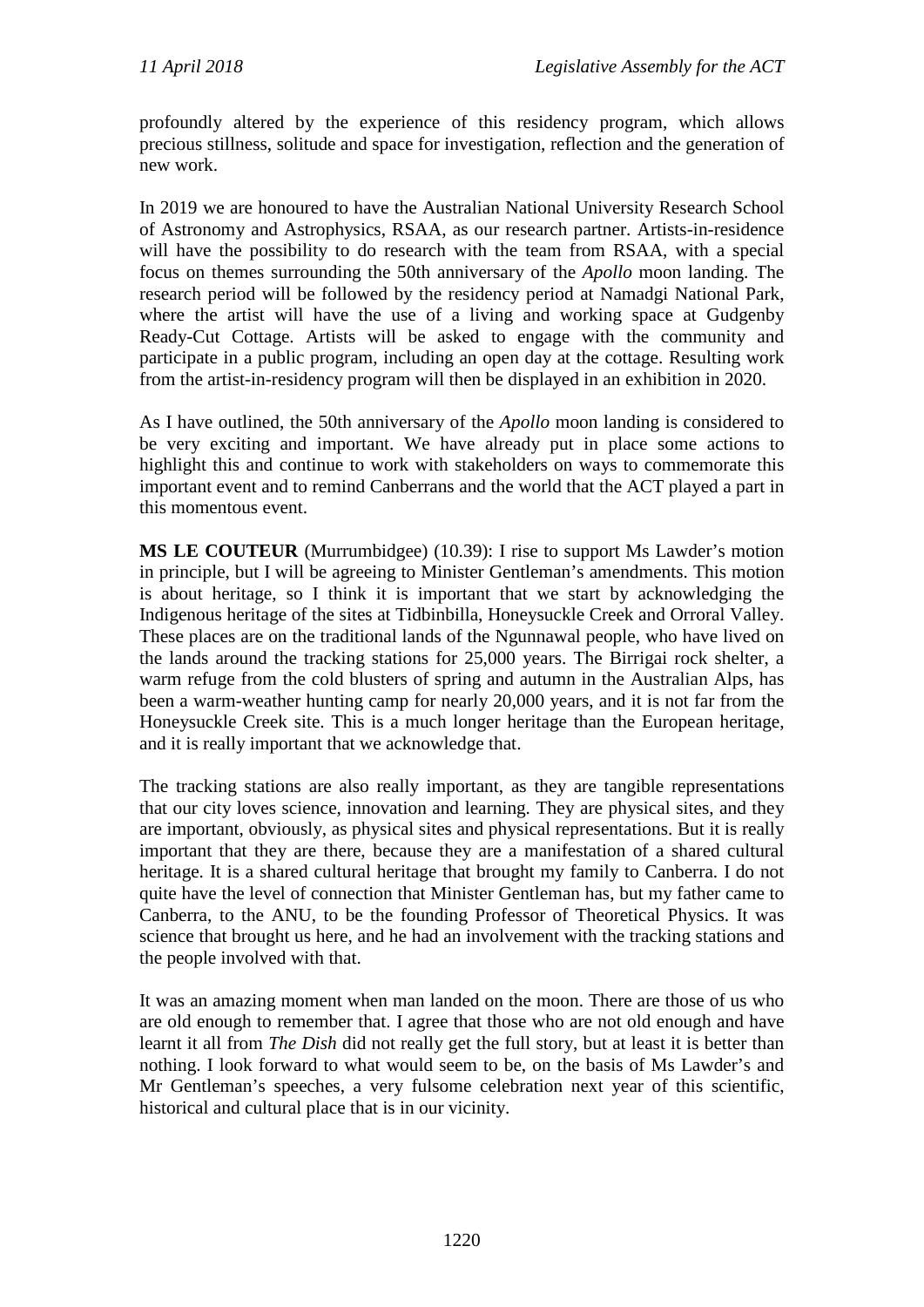profoundly altered by the experience of this residency program, which allows precious stillness, solitude and space for investigation, reflection and the generation of new work.

In 2019 we are honoured to have the Australian National University Research School of Astronomy and Astrophysics, RSAA, as our research partner. Artists-in-residence will have the possibility to do research with the team from RSAA, with a special focus on themes surrounding the 50th anniversary of the *Apollo* moon landing. The research period will be followed by the residency period at Namadgi National Park, where the artist will have the use of a living and working space at Gudgenby Ready-Cut Cottage. Artists will be asked to engage with the community and participate in a public program, including an open day at the cottage. Resulting work from the artist-in-residency program will then be displayed in an exhibition in 2020.

As I have outlined, the 50th anniversary of the *Apollo* moon landing is considered to be very exciting and important. We have already put in place some actions to highlight this and continue to work with stakeholders on ways to commemorate this important event and to remind Canberrans and the world that the ACT played a part in this momentous event.

**MS LE COUTEUR** (Murrumbidgee) (10.39): I rise to support Ms Lawder's motion in principle, but I will be agreeing to Minister Gentleman's amendments. This motion is about heritage, so I think it is important that we start by acknowledging the Indigenous heritage of the sites at Tidbinbilla, Honeysuckle Creek and Orroral Valley. These places are on the traditional lands of the Ngunnawal people, who have lived on the lands around the tracking stations for 25,000 years. The Birrigai rock shelter, a warm refuge from the cold blusters of spring and autumn in the Australian Alps, has been a warm-weather hunting camp for nearly 20,000 years, and it is not far from the Honeysuckle Creek site. This is a much longer heritage than the European heritage, and it is really important that we acknowledge that.

The tracking stations are also really important, as they are tangible representations that our city loves science, innovation and learning. They are physical sites, and they are important, obviously, as physical sites and physical representations. But it is really important that they are there, because they are a manifestation of a shared cultural heritage. It is a shared cultural heritage that brought my family to Canberra. I do not quite have the level of connection that Minister Gentleman has, but my father came to Canberra, to the ANU, to be the founding Professor of Theoretical Physics. It was science that brought us here, and he had an involvement with the tracking stations and the people involved with that.

It was an amazing moment when man landed on the moon. There are those of us who are old enough to remember that. I agree that those who are not old enough and have learnt it all from *The Dish* did not really get the full story, but at least it is better than nothing. I look forward to what would seem to be, on the basis of Ms Lawder's and Mr Gentleman's speeches, a very fulsome celebration next year of this scientific, historical and cultural place that is in our vicinity.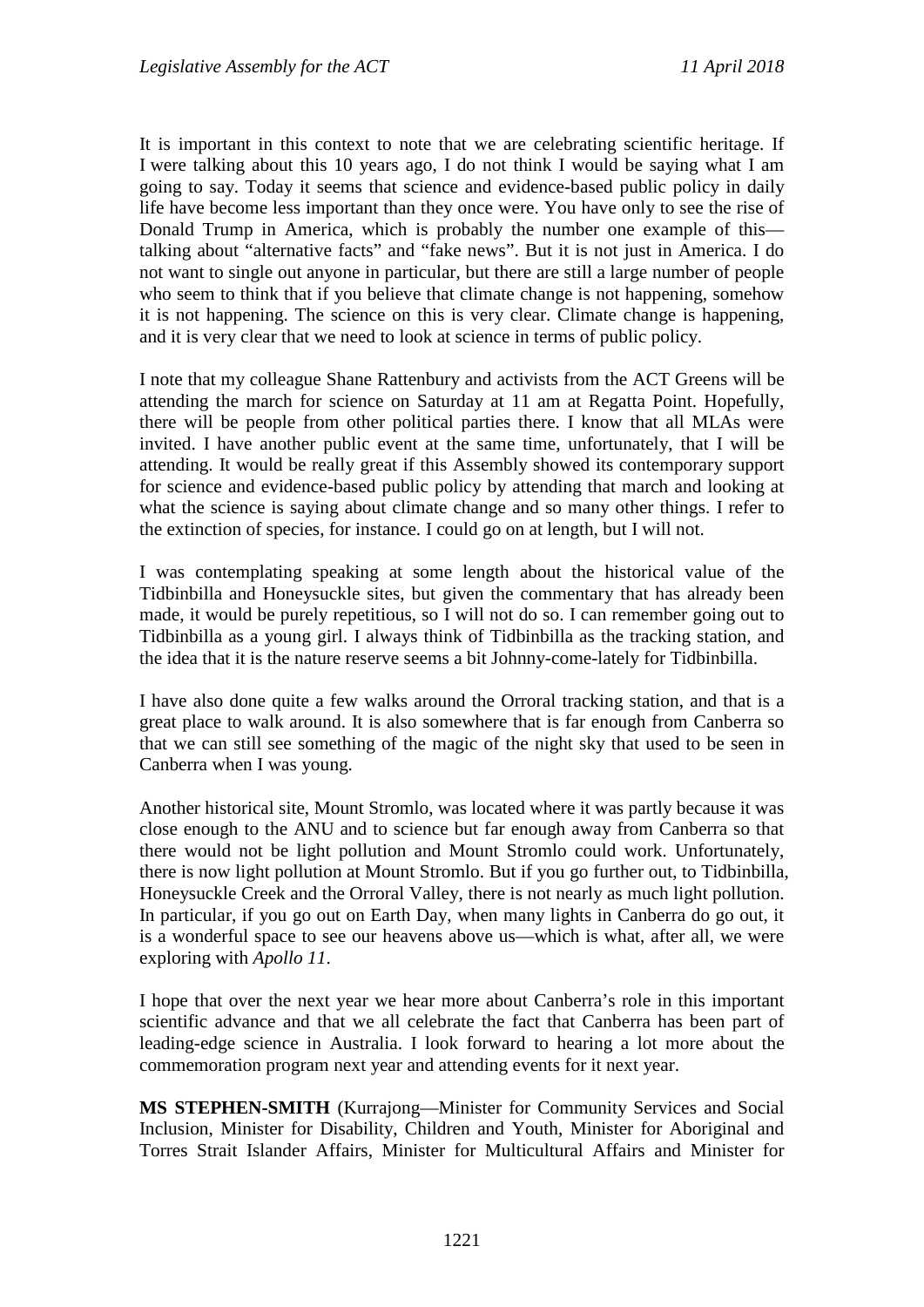It is important in this context to note that we are celebrating scientific heritage. If I were talking about this 10 years ago, I do not think I would be saying what I am going to say. Today it seems that science and evidence-based public policy in daily life have become less important than they once were. You have only to see the rise of Donald Trump in America, which is probably the number one example of this—talking about "alternative facts" and "fake news". But it is not just in America. I do not want to single out anyone in particular, but there are still a large number of people who seem to think that if you believe that climate change is not happening, somehow it is not happening. The science on this is very clear. Climate change is happening, and it is very clear that we need to look at science in terms of public policy.

I note that my colleague Shane Rattenbury and activists from the ACT Greens will be attending the march for science on Saturday at 11 am at Regatta Point. Hopefully, there will be people from other political parties there. I know that all MLAs were invited. I have another public event at the same time, unfortunately, that I will be attending. It would be really great if this Assembly showed its contemporary support for science and evidence-based public policy by attending that march and looking at what the science is saying about climate change and so many other things. I refer to the extinction of species, for instance. I could go on at length, but I will not.

I was contemplating speaking at some length about the historical value of the Tidbinbilla and Honeysuckle sites, but given the commentary that has already been made, it would be purely repetitious, so I will not do so. I can remember going out to Tidbinbilla as a young girl. I always think of Tidbinbilla as the tracking station, and the idea that it is the nature reserve seems a bit Johnny-come-lately for Tidbinbilla.

I have also done quite a few walks around the Orroral tracking station, and that is a great place to walk around. It is also somewhere that is far enough from Canberra so that we can still see something of the magic of the night sky that used to be seen in Canberra when I was young.

Another historical site, Mount Stromlo, was located where it was partly because it was close enough to the ANU and to science but far enough away from Canberra so that there would not be light pollution and Mount Stromlo could work. Unfortunately, there is now light pollution at Mount Stromlo. But if you go further out, to Tidbinbilla, Honeysuckle Creek and the Orroral Valley, there is not nearly as much light pollution. In particular, if you go out on Earth Day, when many lights in Canberra do go out, it is a wonderful space to see our heavens above us—which is what, after all, we were exploring with *Apollo 11*.

I hope that over the next year we hear more about Canberra's role in this important scientific advance and that we all celebrate the fact that Canberra has been part of leading-edge science in Australia. I look forward to hearing a lot more about the commemoration program next year and attending events for it next year.

**MS STEPHEN-SMITH** (Kurrajong—Minister for Community Services and Social Inclusion, Minister for Disability, Children and Youth, Minister for Aboriginal and Torres Strait Islander Affairs, Minister for Multicultural Affairs and Minister for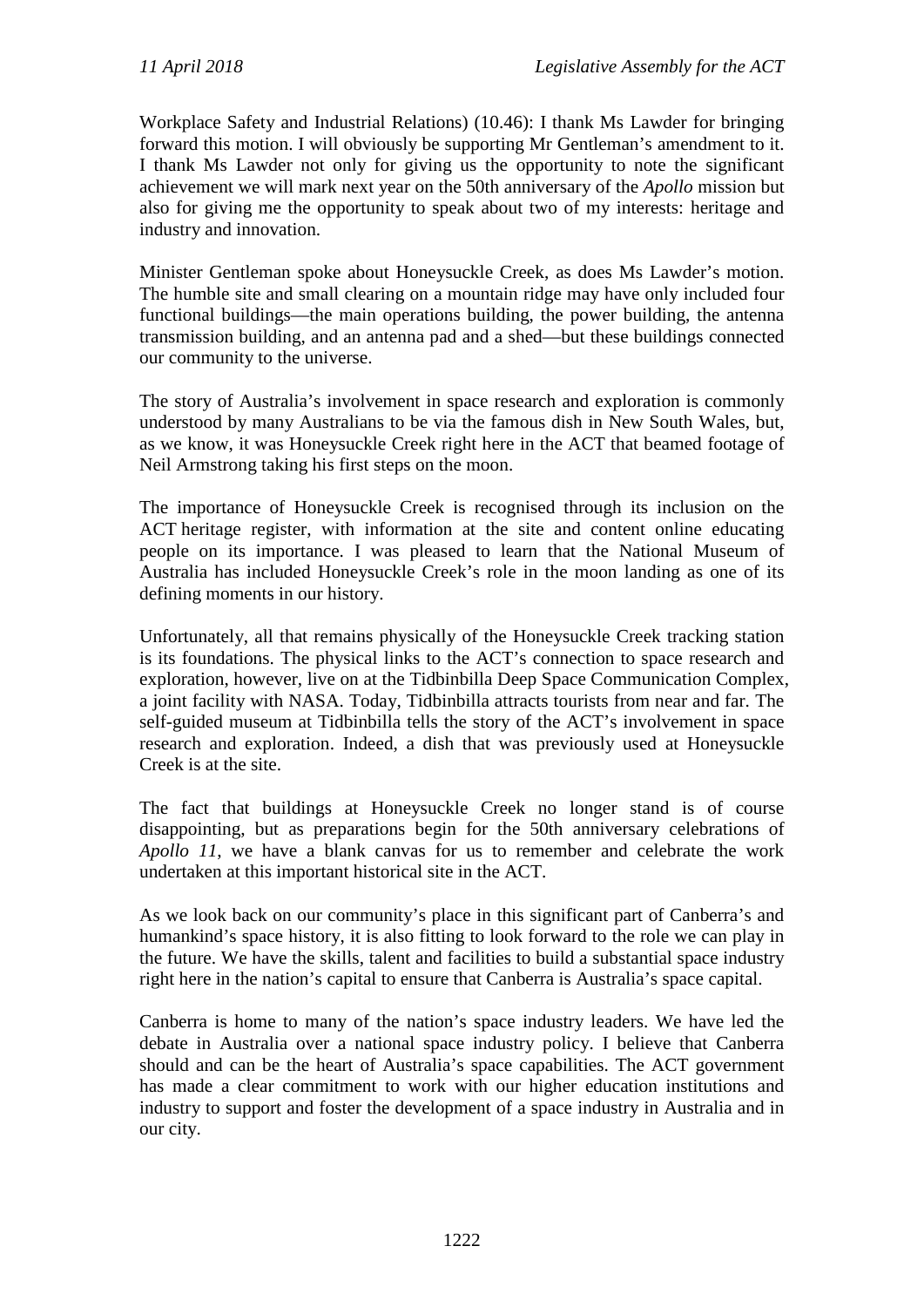Workplace Safety and Industrial Relations) (10.46): I thank Ms Lawder for bringing forward this motion. I will obviously be supporting Mr Gentleman's amendment to it. I thank Ms Lawder not only for giving us the opportunity to note the significant achievement we will mark next year on the 50th anniversary of the *Apollo* mission but also for giving me the opportunity to speak about two of my interests: heritage and industry and innovation.

Minister Gentleman spoke about Honeysuckle Creek, as does Ms Lawder's motion. The humble site and small clearing on a mountain ridge may have only included four functional buildings—the main operations building, the power building, the antenna transmission building, and an antenna pad and a shed—but these buildings connected our community to the universe.

The story of Australia's involvement in space research and exploration is commonly understood by many Australians to be via the famous dish in New South Wales, but, as we know, it was Honeysuckle Creek right here in the ACT that beamed footage of Neil Armstrong taking his first steps on the moon.

The importance of Honeysuckle Creek is recognised through its inclusion on the ACT heritage register, with information at the site and content online educating people on its importance. I was pleased to learn that the National Museum of Australia has included Honeysuckle Creek's role in the moon landing as one of its defining moments in our history.

Unfortunately, all that remains physically of the Honeysuckle Creek tracking station is its foundations. The physical links to the ACT's connection to space research and exploration, however, live on at the Tidbinbilla Deep Space Communication Complex, a joint facility with NASA. Today, Tidbinbilla attracts tourists from near and far. The self-guided museum at Tidbinbilla tells the story of the ACT's involvement in space research and exploration. Indeed, a dish that was previously used at Honeysuckle Creek is at the site.

The fact that buildings at Honeysuckle Creek no longer stand is of course disappointing, but as preparations begin for the 50th anniversary celebrations of *Apollo 11*, we have a blank canvas for us to remember and celebrate the work undertaken at this important historical site in the ACT.

As we look back on our community's place in this significant part of Canberra's and humankind's space history, it is also fitting to look forward to the role we can play in the future. We have the skills, talent and facilities to build a substantial space industry right here in the nation's capital to ensure that Canberra is Australia's space capital.

Canberra is home to many of the nation's space industry leaders. We have led the debate in Australia over a national space industry policy. I believe that Canberra should and can be the heart of Australia's space capabilities. The ACT government has made a clear commitment to work with our higher education institutions and industry to support and foster the development of a space industry in Australia and in our city.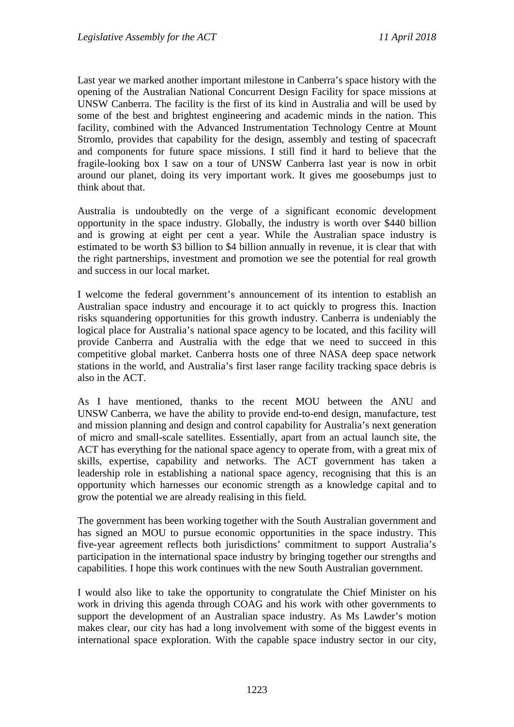Last year we marked another important milestone in Canberra's space history with the opening of the Australian National Concurrent Design Facility for space missions at UNSW Canberra. The facility is the first of its kind in Australia and will be used by some of the best and brightest engineering and academic minds in the nation. This facility, combined with the Advanced Instrumentation Technology Centre at Mount Stromlo, provides that capability for the design, assembly and testing of spacecraft and components for future space missions. I still find it hard to believe that the fragile-looking box I saw on a tour of UNSW Canberra last year is now in orbit around our planet, doing its very important work. It gives me goosebumps just to think about that.

Australia is undoubtedly on the verge of a significant economic development opportunity in the space industry. Globally, the industry is worth over $440 billion and is growing at eight per cent a year. While the Australian space industry is estimated to be worth $3 billion to $4 billion annually in revenue, it is clear that with the right partnerships, investment and promotion we see the potential for real growth and success in our local market.

I welcome the federal government's announcement of its intention to establish an Australian space industry and encourage it to act quickly to progress this. Inaction risks squandering opportunities for this growth industry. Canberra is undeniably the logical place for Australia's national space agency to be located, and this facility will provide Canberra and Australia with the edge that we need to succeed in this competitive global market. Canberra hosts one of three NASA deep space network stations in the world, and Australia's first laser range facility tracking space debris is also in the ACT.

As I have mentioned, thanks to the recent MOU between the ANU and UNSW Canberra, we have the ability to provide end-to-end design, manufacture, test and mission planning and design and control capability for Australia's next generation of micro and small-scale satellites. Essentially, apart from an actual launch site, the ACT has everything for the national space agency to operate from, with a great mix of skills, expertise, capability and networks. The ACT government has taken a leadership role in establishing a national space agency, recognising that this is an opportunity which harnesses our economic strength as a knowledge capital and to grow the potential we are already realising in this field.

The government has been working together with the South Australian government and has signed an MOU to pursue economic opportunities in the space industry. This five-year agreement reflects both jurisdictions' commitment to support Australia's participation in the international space industry by bringing together our strengths and capabilities. I hope this work continues with the new South Australian government.

I would also like to take the opportunity to congratulate the Chief Minister on his work in driving this agenda through COAG and his work with other governments to support the development of an Australian space industry. As Ms Lawder's motion makes clear, our city has had a long involvement with some of the biggest events in international space exploration. With the capable space industry sector in our city,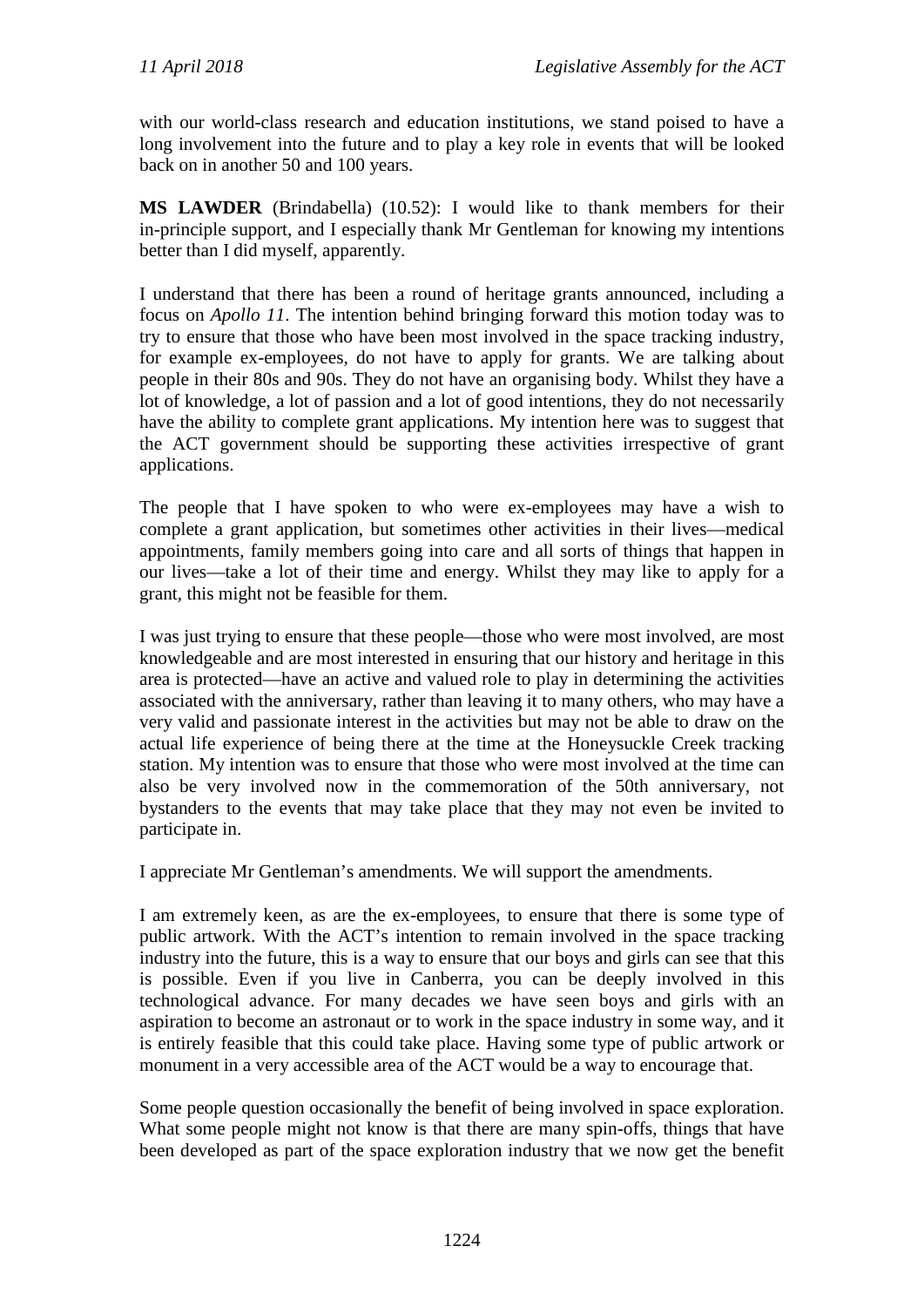with our world-class research and education institutions, we stand poised to have a long involvement into the future and to play a key role in events that will be looked back on in another 50 and 100 years.

**MS LAWDER** (Brindabella) (10.52): I would like to thank members for their in-principle support, and I especially thank Mr Gentleman for knowing my intentions better than I did myself, apparently.

I understand that there has been a round of heritage grants announced, including a focus on *Apollo 11*. The intention behind bringing forward this motion today was to try to ensure that those who have been most involved in the space tracking industry, for example ex-employees, do not have to apply for grants. We are talking about people in their 80s and 90s. They do not have an organising body. Whilst they have a lot of knowledge, a lot of passion and a lot of good intentions, they do not necessarily have the ability to complete grant applications. My intention here was to suggest that the ACT government should be supporting these activities irrespective of grant applications.

The people that I have spoken to who were ex-employees may have a wish to complete a grant application, but sometimes other activities in their lives—medical appointments, family members going into care and all sorts of things that happen in our lives—take a lot of their time and energy. Whilst they may like to apply for a grant, this might not be feasible for them.

I was just trying to ensure that these people—those who were most involved, are most knowledgeable and are most interested in ensuring that our history and heritage in this area is protected—have an active and valued role to play in determining the activities associated with the anniversary, rather than leaving it to many others, who may have a very valid and passionate interest in the activities but may not be able to draw on the actual life experience of being there at the time at the Honeysuckle Creek tracking station. My intention was to ensure that those who were most involved at the time can also be very involved now in the commemoration of the 50th anniversary, not bystanders to the events that may take place that they may not even be invited to participate in.

I appreciate Mr Gentleman's amendments. We will support the amendments.

I am extremely keen, as are the ex-employees, to ensure that there is some type of public artwork. With the ACT's intention to remain involved in the space tracking industry into the future, this is a way to ensure that our boys and girls can see that this is possible. Even if you live in Canberra, you can be deeply involved in this technological advance. For many decades we have seen boys and girls with an aspiration to become an astronaut or to work in the space industry in some way, and it is entirely feasible that this could take place. Having some type of public artwork or monument in a very accessible area of the ACT would be a way to encourage that.

Some people question occasionally the benefit of being involved in space exploration. What some people might not know is that there are many spin-offs, things that have been developed as part of the space exploration industry that we now get the benefit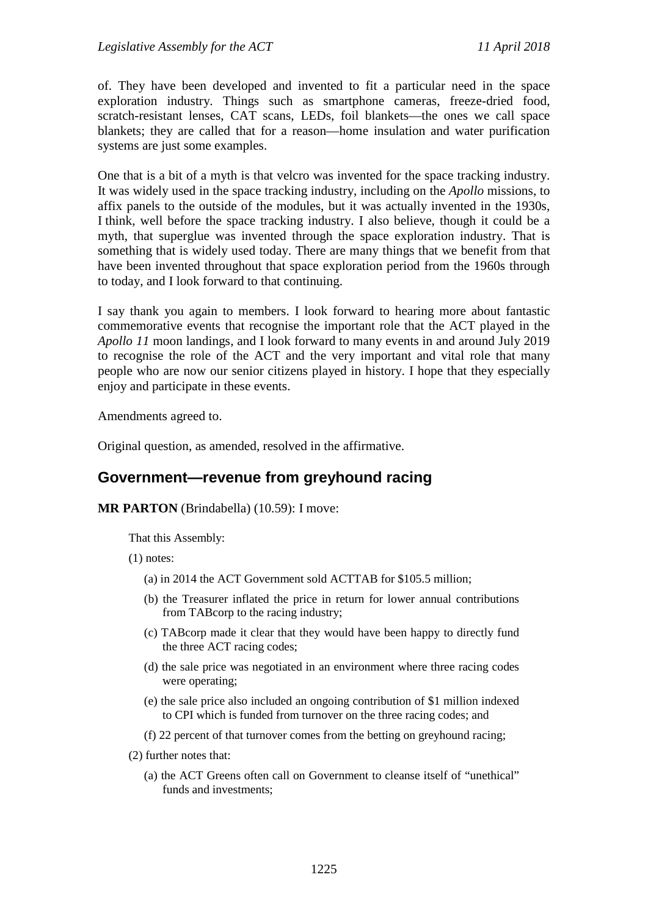of. They have been developed and invented to fit a particular need in the space exploration industry. Things such as smartphone cameras, freeze-dried food, scratch-resistant lenses, CAT scans, LEDs, foil blankets—the ones we call space blankets; they are called that for a reason—home insulation and water purification systems are just some examples.

One that is a bit of a myth is that velcro was invented for the space tracking industry. It was widely used in the space tracking industry, including on the *Apollo* missions, to affix panels to the outside of the modules, but it was actually invented in the 1930s, I think, well before the space tracking industry. I also believe, though it could be a myth, that superglue was invented through the space exploration industry. That is something that is widely used today. There are many things that we benefit from that have been invented throughout that space exploration period from the 1960s through to today, and I look forward to that continuing.

I say thank you again to members. I look forward to hearing more about fantastic commemorative events that recognise the important role that the ACT played in the *Apollo 11* moon landings, and I look forward to many events in and around July 2019 to recognise the role of the ACT and the very important and vital role that many people who are now our senior citizens played in history. I hope that they especially enjoy and participate in these events.

Amendments agreed to.

Original question, as amended, resolved in the affirmative.

## Government—revenue from greyhound racing

**MR PARTON** (Brindabella) (10.59): I move:

> That this Assembly:
>
> (1) notes:
>
> (a) in 2014 the ACT Government sold ACTTAB for $105.5 million;
>
> (b) the Treasurer inflated the price in return for lower annual contributions from TABcorp to the racing industry;
>
> (c) TABcorp made it clear that they would have been happy to directly fund the three ACT racing codes;
>
> (d) the sale price was negotiated in an environment where three racing codes were operating;
>
> (e) the sale price also included an ongoing contribution of $1 million indexed to CPI which is funded from turnover on the three racing codes; and
>
> (f) 22 percent of that turnover comes from the betting on greyhound racing;
>
> (2) further notes that:
>
> (a) the ACT Greens often call on Government to cleanse itself of "unethical" funds and investments;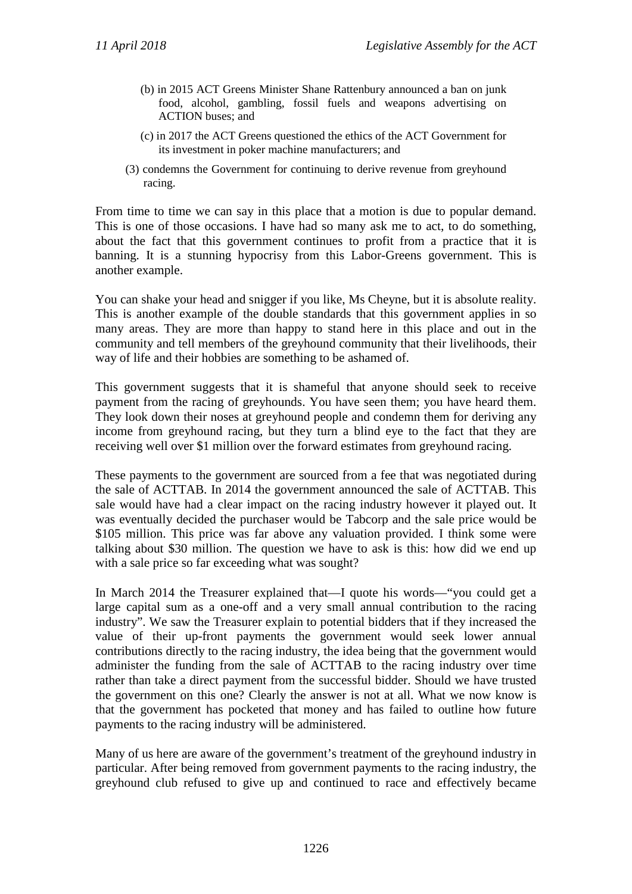(b) in 2015 ACT Greens Minister Shane Rattenbury announced a ban on junk food, alcohol, gambling, fossil fuels and weapons advertising on ACTION buses; and

(c) in 2017 the ACT Greens questioned the ethics of the ACT Government for its investment in poker machine manufacturers; and

(3) condemns the Government for continuing to derive revenue from greyhound racing.

From time to time we can say in this place that a motion is due to popular demand. This is one of those occasions. I have had so many ask me to act, to do something, about the fact that this government continues to profit from a practice that it is banning. It is a stunning hypocrisy from this Labor-Greens government. This is another example.

You can shake your head and snigger if you like, Ms Cheyne, but it is absolute reality. This is another example of the double standards that this government applies in so many areas. They are more than happy to stand here in this place and out in the community and tell members of the greyhound community that their livelihoods, their way of life and their hobbies are something to be ashamed of.

This government suggests that it is shameful that anyone should seek to receive payment from the racing of greyhounds. You have seen them; you have heard them. They look down their noses at greyhound people and condemn them for deriving any income from greyhound racing, but they turn a blind eye to the fact that they are receiving well over $1 million over the forward estimates from greyhound racing.

These payments to the government are sourced from a fee that was negotiated during the sale of ACTTAB. In 2014 the government announced the sale of ACTTAB. This sale would have had a clear impact on the racing industry however it played out. It was eventually decided the purchaser would be Tabcorp and the sale price would be $105 million. This price was far above any valuation provided. I think some were talking about $30 million. The question we have to ask is this: how did we end up with a sale price so far exceeding what was sought?

In March 2014 the Treasurer explained that—I quote his words—"you could get a large capital sum as a one-off and a very small annual contribution to the racing industry". We saw the Treasurer explain to potential bidders that if they increased the value of their up-front payments the government would seek lower annual contributions directly to the racing industry, the idea being that the government would administer the funding from the sale of ACTTAB to the racing industry over time rather than take a direct payment from the successful bidder. Should we have trusted the government on this one? Clearly the answer is not at all. What we now know is that the government has pocketed that money and has failed to outline how future payments to the racing industry will be administered.

Many of us here are aware of the government's treatment of the greyhound industry in particular. After being removed from government payments to the racing industry, the greyhound club refused to give up and continued to race and effectively became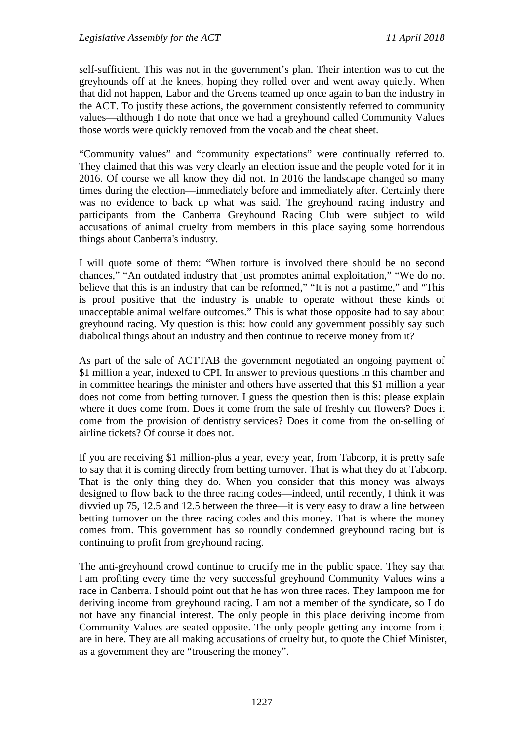self-sufficient. This was not in the government's plan. Their intention was to cut the greyhounds off at the knees, hoping they rolled over and went away quietly. When that did not happen, Labor and the Greens teamed up once again to ban the industry in the ACT. To justify these actions, the government consistently referred to community values—although I do note that once we had a greyhound called Community Values those words were quickly removed from the vocab and the cheat sheet.

"Community values" and "community expectations" were continually referred to. They claimed that this was very clearly an election issue and the people voted for it in 2016. Of course we all know they did not. In 2016 the landscape changed so many times during the election—immediately before and immediately after. Certainly there was no evidence to back up what was said. The greyhound racing industry and participants from the Canberra Greyhound Racing Club were subject to wild accusations of animal cruelty from members in this place saying some horrendous things about Canberra's industry.

I will quote some of them: "When torture is involved there should be no second chances," "An outdated industry that just promotes animal exploitation," "We do not believe that this is an industry that can be reformed," "It is not a pastime," and "This is proof positive that the industry is unable to operate without these kinds of unacceptable animal welfare outcomes." This is what those opposite had to say about greyhound racing. My question is this: how could any government possibly say such diabolical things about an industry and then continue to receive money from it?

As part of the sale of ACTTAB the government negotiated an ongoing payment of $1 million a year, indexed to CPI. In answer to previous questions in this chamber and in committee hearings the minister and others have asserted that this $1 million a year does not come from betting turnover. I guess the question then is this: please explain where it does come from. Does it come from the sale of freshly cut flowers? Does it come from the provision of dentistry services? Does it come from the on-selling of airline tickets? Of course it does not.

If you are receiving $1 million-plus a year, every year, from Tabcorp, it is pretty safe to say that it is coming directly from betting turnover. That is what they do at Tabcorp. That is the only thing they do. When you consider that this money was always designed to flow back to the three racing codes—indeed, until recently, I think it was divvied up 75, 12.5 and 12.5 between the three—it is very easy to draw a line between betting turnover on the three racing codes and this money. That is where the money comes from. This government has so roundly condemned greyhound racing but is continuing to profit from greyhound racing.

The anti-greyhound crowd continue to crucify me in the public space. They say that I am profiting every time the very successful greyhound Community Values wins a race in Canberra. I should point out that he has won three races. They lampoon me for deriving income from greyhound racing. I am not a member of the syndicate, so I do not have any financial interest. The only people in this place deriving income from Community Values are seated opposite. The only people getting any income from it are in here. They are all making accusations of cruelty but, to quote the Chief Minister, as a government they are "trousering the money".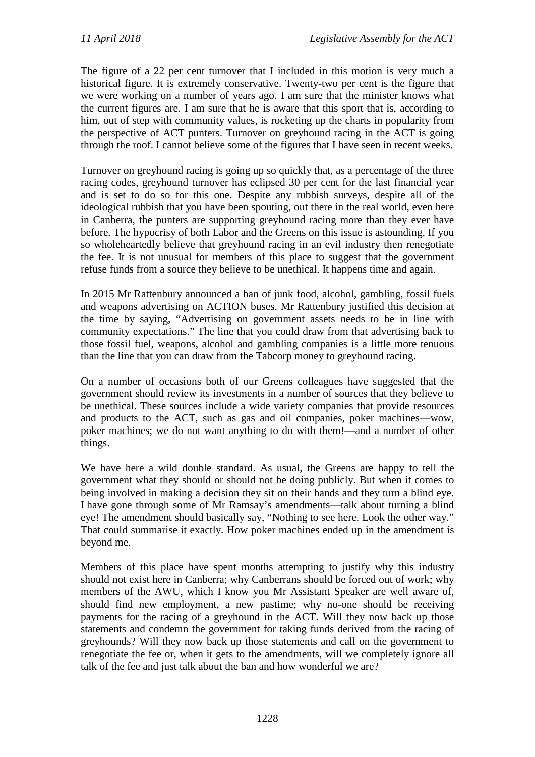The figure of a 22 per cent turnover that I included in this motion is very much a historical figure. It is extremely conservative. Twenty-two per cent is the figure that we were working on a number of years ago. I am sure that the minister knows what the current figures are. I am sure that he is aware that this sport that is, according to him, out of step with community values, is rocketing up the charts in popularity from the perspective of ACT punters. Turnover on greyhound racing in the ACT is going through the roof. I cannot believe some of the figures that I have seen in recent weeks.

Turnover on greyhound racing is going up so quickly that, as a percentage of the three racing codes, greyhound turnover has eclipsed 30 per cent for the last financial year and is set to do so for this one. Despite any rubbish surveys, despite all of the ideological rubbish that you have been spouting, out there in the real world, even here in Canberra, the punters are supporting greyhound racing more than they ever have before. The hypocrisy of both Labor and the Greens on this issue is astounding. If you so wholeheartedly believe that greyhound racing in an evil industry then renegotiate the fee. It is not unusual for members of this place to suggest that the government refuse funds from a source they believe to be unethical. It happens time and again.

In 2015 Mr Rattenbury announced a ban of junk food, alcohol, gambling, fossil fuels and weapons advertising on ACTION buses. Mr Rattenbury justified this decision at the time by saying, "Advertising on government assets needs to be in line with community expectations." The line that you could draw from that advertising back to those fossil fuel, weapons, alcohol and gambling companies is a little more tenuous than the line that you can draw from the Tabcorp money to greyhound racing.

On a number of occasions both of our Greens colleagues have suggested that the government should review its investments in a number of sources that they believe to be unethical. These sources include a wide variety companies that provide resources and products to the ACT, such as gas and oil companies, poker machines—wow, poker machines; we do not want anything to do with them!—and a number of other things.

We have here a wild double standard. As usual, the Greens are happy to tell the government what they should or should not be doing publicly. But when it comes to being involved in making a decision they sit on their hands and they turn a blind eye. I have gone through some of Mr Ramsay's amendments—talk about turning a blind eye! The amendment should basically say, "Nothing to see here. Look the other way." That could summarise it exactly. How poker machines ended up in the amendment is beyond me.

Members of this place have spent months attempting to justify why this industry should not exist here in Canberra; why Canberrans should be forced out of work; why members of the AWU, which I know you Mr Assistant Speaker are well aware of, should find new employment, a new pastime; why no-one should be receiving payments for the racing of a greyhound in the ACT. Will they now back up those statements and condemn the government for taking funds derived from the racing of greyhounds? Will they now back up those statements and call on the government to renegotiate the fee or, when it gets to the amendments, will we completely ignore all talk of the fee and just talk about the ban and how wonderful we are?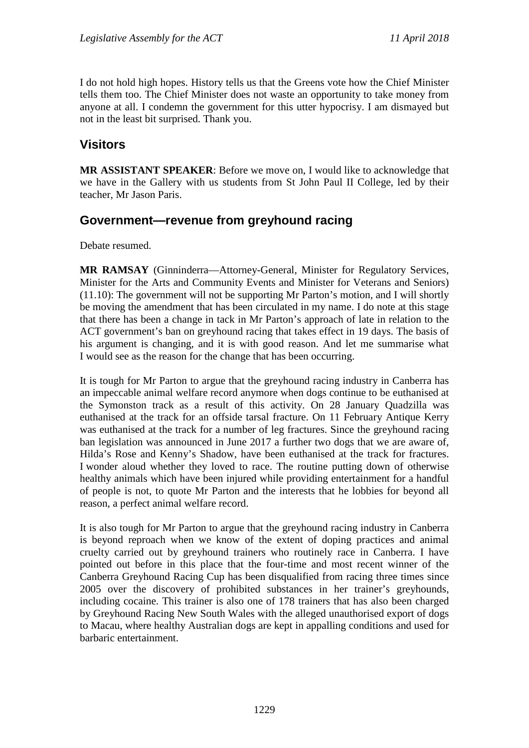I do not hold high hopes. History tells us that the Greens vote how the Chief Minister tells them too. The Chief Minister does not waste an opportunity to take money from anyone at all. I condemn the government for this utter hypocrisy. I am dismayed but not in the least bit surprised. Thank you.

## Visitors

**MR ASSISTANT SPEAKER**: Before we move on, I would like to acknowledge that we have in the Gallery with us students from St John Paul II College, led by their teacher, Mr Jason Paris.

## Government—revenue from greyhound racing

Debate resumed.

**MR RAMSAY** (Ginninderra—Attorney-General, Minister for Regulatory Services, Minister for the Arts and Community Events and Minister for Veterans and Seniors) (11.10): The government will not be supporting Mr Parton's motion, and I will shortly be moving the amendment that has been circulated in my name. I do note at this stage that there has been a change in tack in Mr Parton's approach of late in relation to the ACT government's ban on greyhound racing that takes effect in 19 days. The basis of his argument is changing, and it is with good reason. And let me summarise what I would see as the reason for the change that has been occurring.

It is tough for Mr Parton to argue that the greyhound racing industry in Canberra has an impeccable animal welfare record anymore when dogs continue to be euthanised at the Symonston track as a result of this activity. On 28 January Quadzilla was euthanised at the track for an offside tarsal fracture. On 11 February Antique Kerry was euthanised at the track for a number of leg fractures. Since the greyhound racing ban legislation was announced in June 2017 a further two dogs that we are aware of, Hilda's Rose and Kenny's Shadow, have been euthanised at the track for fractures. I wonder aloud whether they loved to race. The routine putting down of otherwise healthy animals which have been injured while providing entertainment for a handful of people is not, to quote Mr Parton and the interests that he lobbies for beyond all reason, a perfect animal welfare record.

It is also tough for Mr Parton to argue that the greyhound racing industry in Canberra is beyond reproach when we know of the extent of doping practices and animal cruelty carried out by greyhound trainers who routinely race in Canberra. I have pointed out before in this place that the four-time and most recent winner of the Canberra Greyhound Racing Cup has been disqualified from racing three times since 2005 over the discovery of prohibited substances in her trainer's greyhounds, including cocaine. This trainer is also one of 178 trainers that has also been charged by Greyhound Racing New South Wales with the alleged unauthorised export of dogs to Macau, where healthy Australian dogs are kept in appalling conditions and used for barbaric entertainment.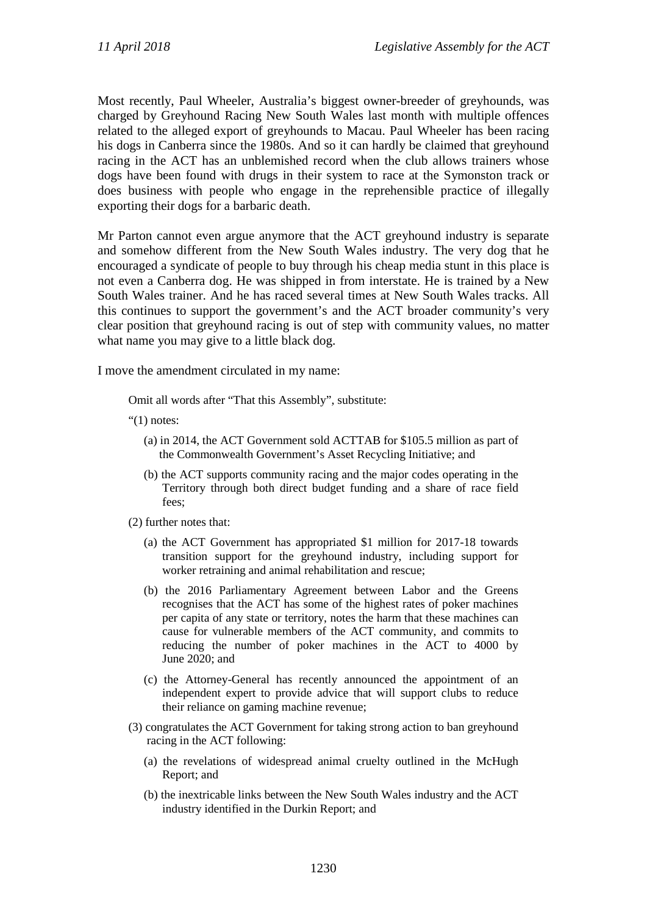Most recently, Paul Wheeler, Australia's biggest owner-breeder of greyhounds, was charged by Greyhound Racing New South Wales last month with multiple offences related to the alleged export of greyhounds to Macau. Paul Wheeler has been racing his dogs in Canberra since the 1980s. And so it can hardly be claimed that greyhound racing in the ACT has an unblemished record when the club allows trainers whose dogs have been found with drugs in their system to race at the Symonston track or does business with people who engage in the reprehensible practice of illegally exporting their dogs for a barbaric death.

Mr Parton cannot even argue anymore that the ACT greyhound industry is separate and somehow different from the New South Wales industry. The very dog that he encouraged a syndicate of people to buy through his cheap media stunt in this place is not even a Canberra dog. He was shipped in from interstate. He is trained by a New South Wales trainer. And he has raced several times at New South Wales tracks. All this continues to support the government's and the ACT broader community's very clear position that greyhound racing is out of step with community values, no matter what name you may give to a little black dog.

I move the amendment circulated in my name:

> Omit all words after "That this Assembly", substitute:
>
> "(1) notes:
>
> (a) in 2014, the ACT Government sold ACTTAB for $105.5 million as part of the Commonwealth Government's Asset Recycling Initiative; and
>
> (b) the ACT supports community racing and the major codes operating in the Territory through both direct budget funding and a share of race field fees;
>
> (2) further notes that:
>
> (a) the ACT Government has appropriated $1 million for 2017-18 towards transition support for the greyhound industry, including support for worker retraining and animal rehabilitation and rescue;
>
> (b) the 2016 Parliamentary Agreement between Labor and the Greens recognises that the ACT has some of the highest rates of poker machines per capita of any state or territory, notes the harm that these machines can cause for vulnerable members of the ACT community, and commits to reducing the number of poker machines in the ACT to 4000 by June 2020; and
>
> (c) the Attorney-General has recently announced the appointment of an independent expert to provide advice that will support clubs to reduce their reliance on gaming machine revenue;
>
> (3) congratulates the ACT Government for taking strong action to ban greyhound racing in the ACT following:
>
> (a) the revelations of widespread animal cruelty outlined in the McHugh Report; and
>
> (b) the inextricable links between the New South Wales industry and the ACT industry identified in the Durkin Report; and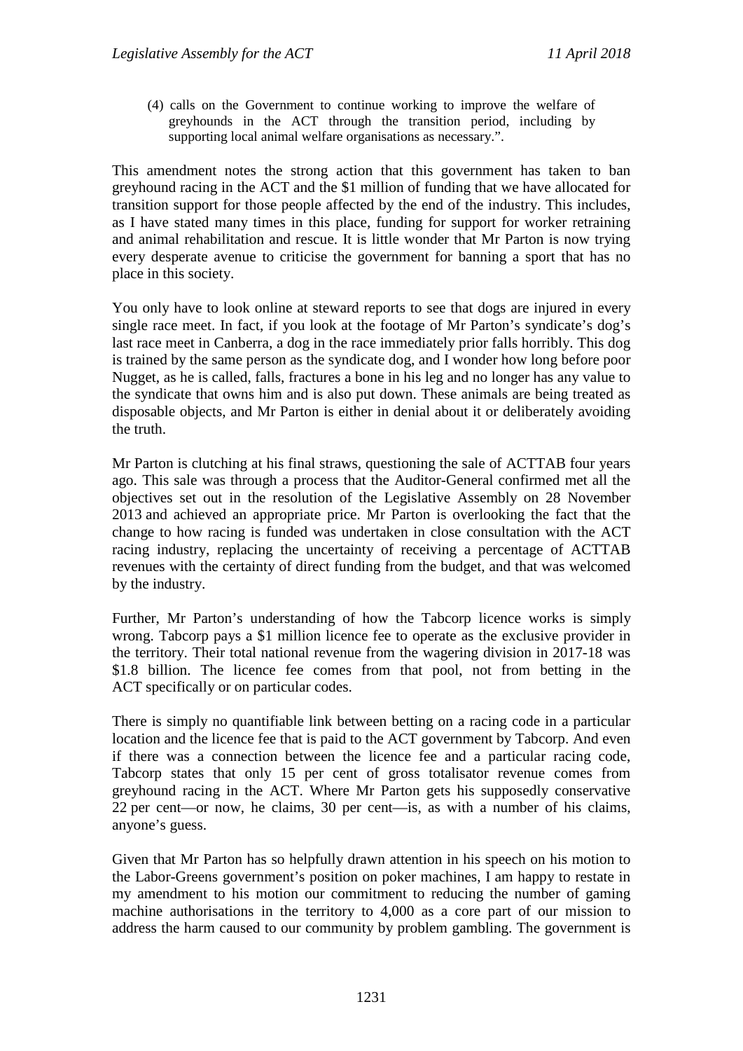(4) calls on the Government to continue working to improve the welfare of greyhounds in the ACT through the transition period, including by supporting local animal welfare organisations as necessary.".

This amendment notes the strong action that this government has taken to ban greyhound racing in the ACT and the $1 million of funding that we have allocated for transition support for those people affected by the end of the industry. This includes, as I have stated many times in this place, funding for support for worker retraining and animal rehabilitation and rescue. It is little wonder that Mr Parton is now trying every desperate avenue to criticise the government for banning a sport that has no place in this society.

You only have to look online at steward reports to see that dogs are injured in every single race meet. In fact, if you look at the footage of Mr Parton's syndicate's dog's last race meet in Canberra, a dog in the race immediately prior falls horribly. This dog is trained by the same person as the syndicate dog, and I wonder how long before poor Nugget, as he is called, falls, fractures a bone in his leg and no longer has any value to the syndicate that owns him and is also put down. These animals are being treated as disposable objects, and Mr Parton is either in denial about it or deliberately avoiding the truth.

Mr Parton is clutching at his final straws, questioning the sale of ACTTAB four years ago. This sale was through a process that the Auditor-General confirmed met all the objectives set out in the resolution of the Legislative Assembly on 28 November 2013 and achieved an appropriate price. Mr Parton is overlooking the fact that the change to how racing is funded was undertaken in close consultation with the ACT racing industry, replacing the uncertainty of receiving a percentage of ACTTAB revenues with the certainty of direct funding from the budget, and that was welcomed by the industry.

Further, Mr Parton's understanding of how the Tabcorp licence works is simply wrong. Tabcorp pays a $1 million licence fee to operate as the exclusive provider in the territory. Their total national revenue from the wagering division in 2017-18 was $1.8 billion. The licence fee comes from that pool, not from betting in the ACT specifically or on particular codes.

There is simply no quantifiable link between betting on a racing code in a particular location and the licence fee that is paid to the ACT government by Tabcorp. And even if there was a connection between the licence fee and a particular racing code, Tabcorp states that only 15 per cent of gross totalisator revenue comes from greyhound racing in the ACT. Where Mr Parton gets his supposedly conservative 22 per cent—or now, he claims, 30 per cent—is, as with a number of his claims, anyone's guess.

Given that Mr Parton has so helpfully drawn attention in his speech on his motion to the Labor-Greens government's position on poker machines, I am happy to restate in my amendment to his motion our commitment to reducing the number of gaming machine authorisations in the territory to 4,000 as a core part of our mission to address the harm caused to our community by problem gambling. The government is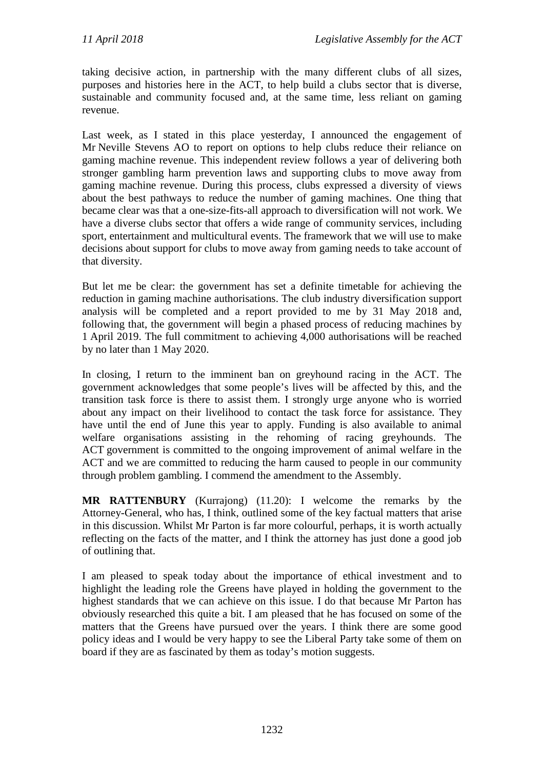taking decisive action, in partnership with the many different clubs of all sizes, purposes and histories here in the ACT, to help build a clubs sector that is diverse, sustainable and community focused and, at the same time, less reliant on gaming revenue.

Last week, as I stated in this place yesterday, I announced the engagement of Mr Neville Stevens AO to report on options to help clubs reduce their reliance on gaming machine revenue. This independent review follows a year of delivering both stronger gambling harm prevention laws and supporting clubs to move away from gaming machine revenue. During this process, clubs expressed a diversity of views about the best pathways to reduce the number of gaming machines. One thing that became clear was that a one-size-fits-all approach to diversification will not work. We have a diverse clubs sector that offers a wide range of community services, including sport, entertainment and multicultural events. The framework that we will use to make decisions about support for clubs to move away from gaming needs to take account of that diversity.

But let me be clear: the government has set a definite timetable for achieving the reduction in gaming machine authorisations. The club industry diversification support analysis will be completed and a report provided to me by 31 May 2018 and, following that, the government will begin a phased process of reducing machines by 1 April 2019. The full commitment to achieving 4,000 authorisations will be reached by no later than 1 May 2020.

In closing, I return to the imminent ban on greyhound racing in the ACT. The government acknowledges that some people's lives will be affected by this, and the transition task force is there to assist them. I strongly urge anyone who is worried about any impact on their livelihood to contact the task force for assistance. They have until the end of June this year to apply. Funding is also available to animal welfare organisations assisting in the rehoming of racing greyhounds. The ACT government is committed to the ongoing improvement of animal welfare in the ACT and we are committed to reducing the harm caused to people in our community through problem gambling. I commend the amendment to the Assembly.

**MR RATTENBURY** (Kurrajong) (11.20): I welcome the remarks by the Attorney-General, who has, I think, outlined some of the key factual matters that arise in this discussion. Whilst Mr Parton is far more colourful, perhaps, it is worth actually reflecting on the facts of the matter, and I think the attorney has just done a good job of outlining that.

I am pleased to speak today about the importance of ethical investment and to highlight the leading role the Greens have played in holding the government to the highest standards that we can achieve on this issue. I do that because Mr Parton has obviously researched this quite a bit. I am pleased that he has focused on some of the matters that the Greens have pursued over the years. I think there are some good policy ideas and I would be very happy to see the Liberal Party take some of them on board if they are as fascinated by them as today's motion suggests.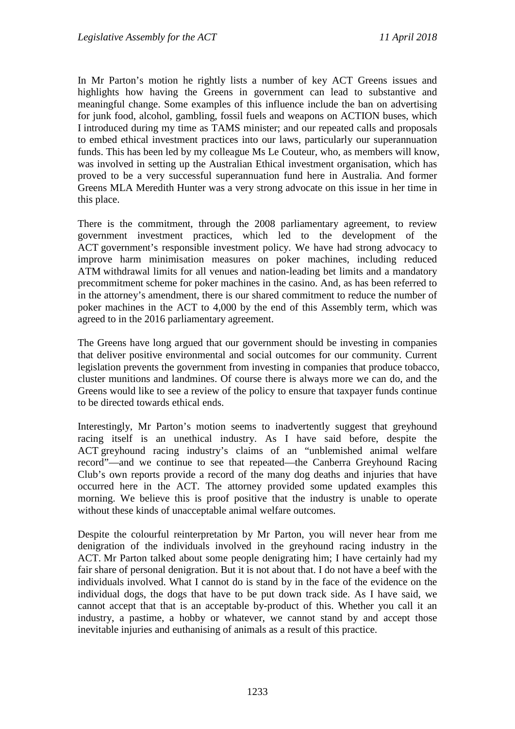In Mr Parton's motion he rightly lists a number of key ACT Greens issues and highlights how having the Greens in government can lead to substantive and meaningful change. Some examples of this influence include the ban on advertising for junk food, alcohol, gambling, fossil fuels and weapons on ACTION buses, which I introduced during my time as TAMS minister; and our repeated calls and proposals to embed ethical investment practices into our laws, particularly our superannuation funds. This has been led by my colleague Ms Le Couteur, who, as members will know, was involved in setting up the Australian Ethical investment organisation, which has proved to be a very successful superannuation fund here in Australia. And former Greens MLA Meredith Hunter was a very strong advocate on this issue in her time in this place.

There is the commitment, through the 2008 parliamentary agreement, to review government investment practices, which led to the development of the ACT government's responsible investment policy. We have had strong advocacy to improve harm minimisation measures on poker machines, including reduced ATM withdrawal limits for all venues and nation-leading bet limits and a mandatory precommitment scheme for poker machines in the casino. And, as has been referred to in the attorney's amendment, there is our shared commitment to reduce the number of poker machines in the ACT to 4,000 by the end of this Assembly term, which was agreed to in the 2016 parliamentary agreement.

The Greens have long argued that our government should be investing in companies that deliver positive environmental and social outcomes for our community. Current legislation prevents the government from investing in companies that produce tobacco, cluster munitions and landmines. Of course there is always more we can do, and the Greens would like to see a review of the policy to ensure that taxpayer funds continue to be directed towards ethical ends.

Interestingly, Mr Parton's motion seems to inadvertently suggest that greyhound racing itself is an unethical industry. As I have said before, despite the ACT greyhound racing industry's claims of an "unblemished animal welfare record"—and we continue to see that repeated—the Canberra Greyhound Racing Club's own reports provide a record of the many dog deaths and injuries that have occurred here in the ACT. The attorney provided some updated examples this morning. We believe this is proof positive that the industry is unable to operate without these kinds of unacceptable animal welfare outcomes.

Despite the colourful reinterpretation by Mr Parton, you will never hear from me denigration of the individuals involved in the greyhound racing industry in the ACT. Mr Parton talked about some people denigrating him; I have certainly had my fair share of personal denigration. But it is not about that. I do not have a beef with the individuals involved. What I cannot do is stand by in the face of the evidence on the individual dogs, the dogs that have to be put down track side. As I have said, we cannot accept that that is an acceptable by-product of this. Whether you call it an industry, a pastime, a hobby or whatever, we cannot stand by and accept those inevitable injuries and euthanising of animals as a result of this practice.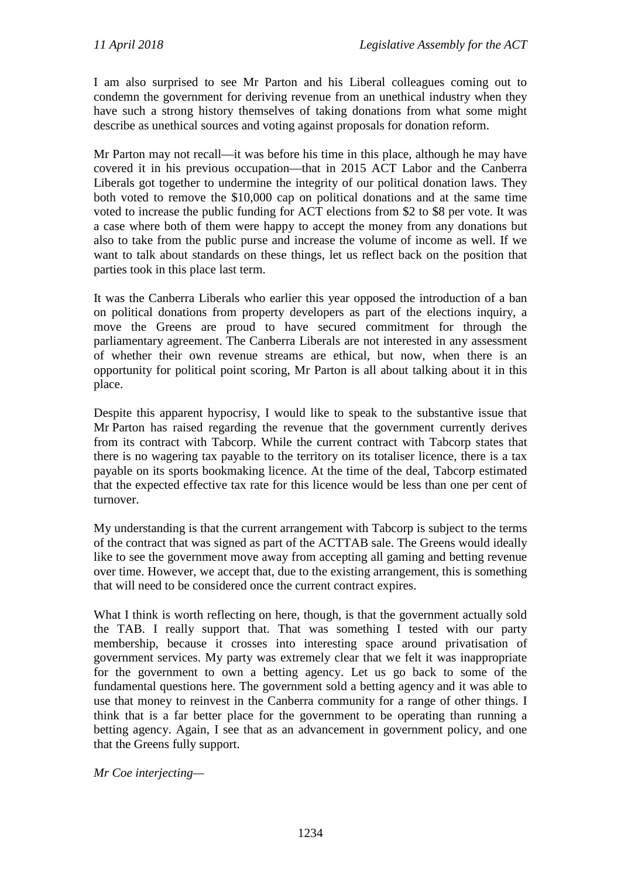I am also surprised to see Mr Parton and his Liberal colleagues coming out to condemn the government for deriving revenue from an unethical industry when they have such a strong history themselves of taking donations from what some might describe as unethical sources and voting against proposals for donation reform.

Mr Parton may not recall—it was before his time in this place, although he may have covered it in his previous occupation—that in 2015 ACT Labor and the Canberra Liberals got together to undermine the integrity of our political donation laws. They both voted to remove the $10,000 cap on political donations and at the same time voted to increase the public funding for ACT elections from $2 to $8 per vote. It was a case where both of them were happy to accept the money from any donations but also to take from the public purse and increase the volume of income as well. If we want to talk about standards on these things, let us reflect back on the position that parties took in this place last term.

It was the Canberra Liberals who earlier this year opposed the introduction of a ban on political donations from property developers as part of the elections inquiry, a move the Greens are proud to have secured commitment for through the parliamentary agreement. The Canberra Liberals are not interested in any assessment of whether their own revenue streams are ethical, but now, when there is an opportunity for political point scoring, Mr Parton is all about talking about it in this place.

Despite this apparent hypocrisy, I would like to speak to the substantive issue that Mr Parton has raised regarding the revenue that the government currently derives from its contract with Tabcorp. While the current contract with Tabcorp states that there is no wagering tax payable to the territory on its totaliser licence, there is a tax payable on its sports bookmaking licence. At the time of the deal, Tabcorp estimated that the expected effective tax rate for this licence would be less than one per cent of turnover.

My understanding is that the current arrangement with Tabcorp is subject to the terms of the contract that was signed as part of the ACTTAB sale. The Greens would ideally like to see the government move away from accepting all gaming and betting revenue over time. However, we accept that, due to the existing arrangement, this is something that will need to be considered once the current contract expires.

What I think is worth reflecting on here, though, is that the government actually sold the TAB. I really support that. That was something I tested with our party membership, because it crosses into interesting space around privatisation of government services. My party was extremely clear that we felt it was inappropriate for the government to own a betting agency. Let us go back to some of the fundamental questions here. The government sold a betting agency and it was able to use that money to reinvest in the Canberra community for a range of other things. I think that is a far better place for the government to be operating than running a betting agency. Again, I see that as an advancement in government policy, and one that the Greens fully support.

*Mr Coe interjecting—*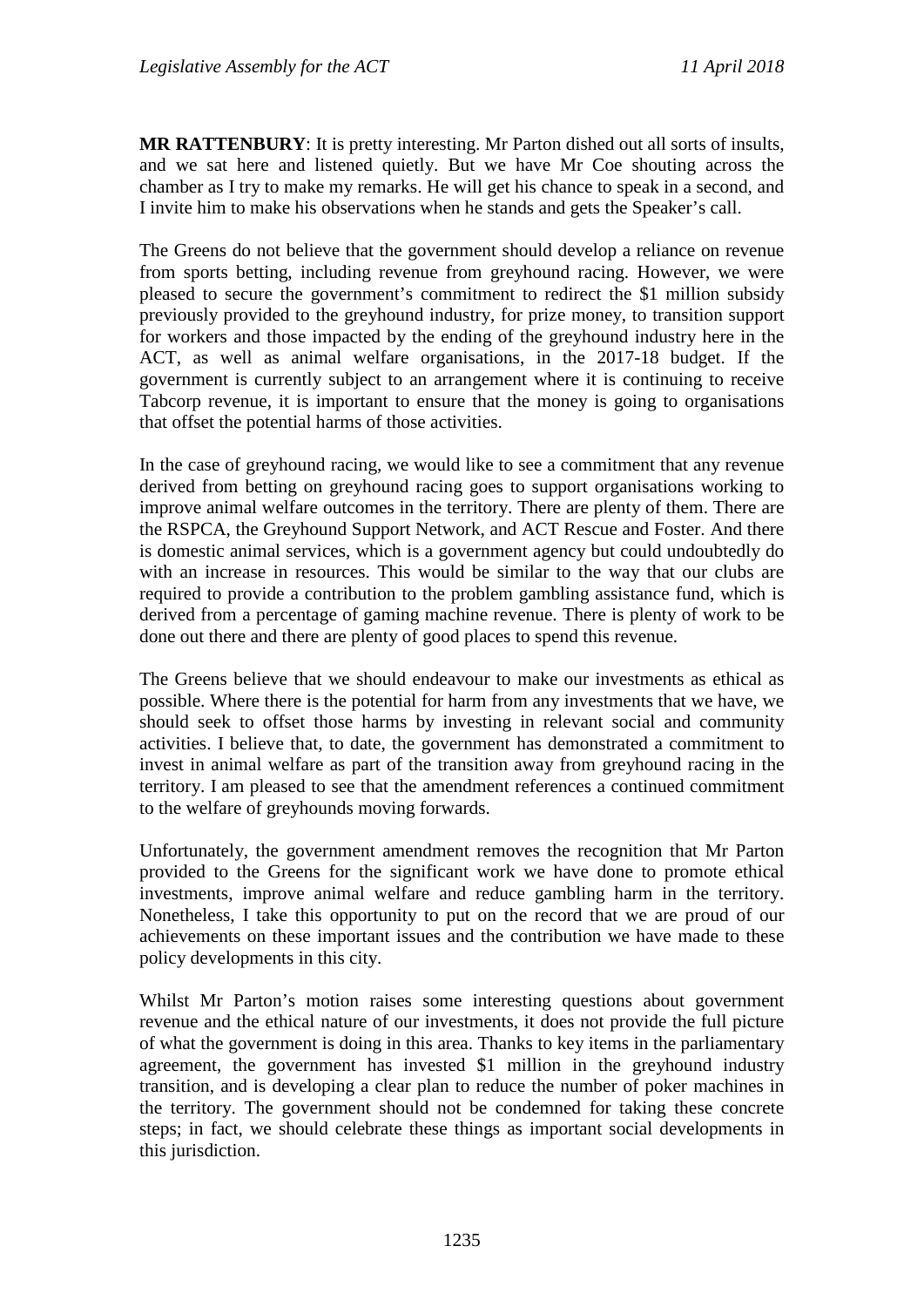**MR RATTENBURY**: It is pretty interesting. Mr Parton dished out all sorts of insults, and we sat here and listened quietly. But we have Mr Coe shouting across the chamber as I try to make my remarks. He will get his chance to speak in a second, and I invite him to make his observations when he stands and gets the Speaker's call.

The Greens do not believe that the government should develop a reliance on revenue from sports betting, including revenue from greyhound racing. However, we were pleased to secure the government's commitment to redirect the $1 million subsidy previously provided to the greyhound industry, for prize money, to transition support for workers and those impacted by the ending of the greyhound industry here in the ACT, as well as animal welfare organisations, in the 2017-18 budget. If the government is currently subject to an arrangement where it is continuing to receive Tabcorp revenue, it is important to ensure that the money is going to organisations that offset the potential harms of those activities.

In the case of greyhound racing, we would like to see a commitment that any revenue derived from betting on greyhound racing goes to support organisations working to improve animal welfare outcomes in the territory. There are plenty of them. There are the RSPCA, the Greyhound Support Network, and ACT Rescue and Foster. And there is domestic animal services, which is a government agency but could undoubtedly do with an increase in resources. This would be similar to the way that our clubs are required to provide a contribution to the problem gambling assistance fund, which is derived from a percentage of gaming machine revenue. There is plenty of work to be done out there and there are plenty of good places to spend this revenue.

The Greens believe that we should endeavour to make our investments as ethical as possible. Where there is the potential for harm from any investments that we have, we should seek to offset those harms by investing in relevant social and community activities. I believe that, to date, the government has demonstrated a commitment to invest in animal welfare as part of the transition away from greyhound racing in the territory. I am pleased to see that the amendment references a continued commitment to the welfare of greyhounds moving forwards.

Unfortunately, the government amendment removes the recognition that Mr Parton provided to the Greens for the significant work we have done to promote ethical investments, improve animal welfare and reduce gambling harm in the territory. Nonetheless, I take this opportunity to put on the record that we are proud of our achievements on these important issues and the contribution we have made to these policy developments in this city.

Whilst Mr Parton's motion raises some interesting questions about government revenue and the ethical nature of our investments, it does not provide the full picture of what the government is doing in this area. Thanks to key items in the parliamentary agreement, the government has invested $1 million in the greyhound industry transition, and is developing a clear plan to reduce the number of poker machines in the territory. The government should not be condemned for taking these concrete steps; in fact, we should celebrate these things as important social developments in this jurisdiction.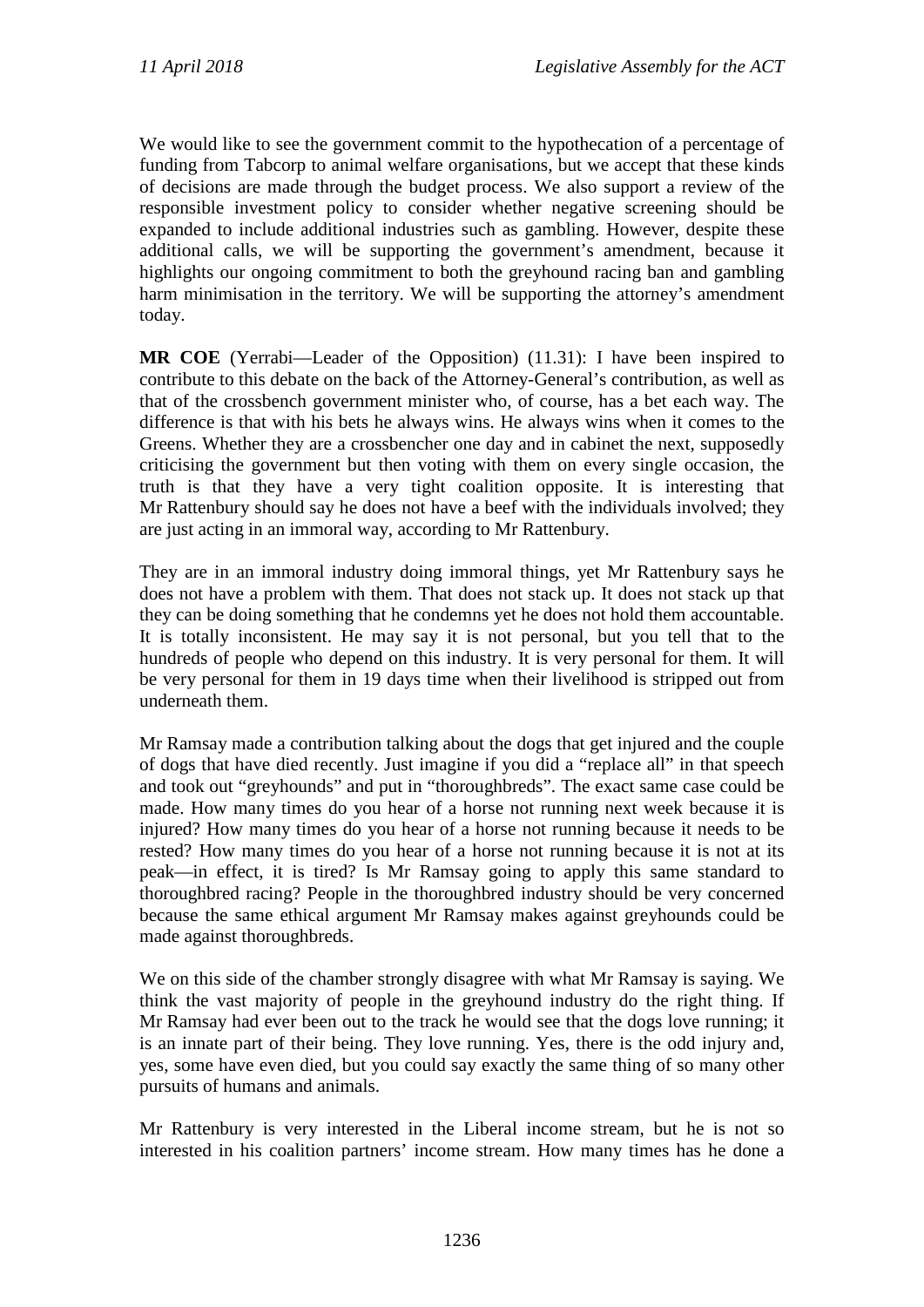We would like to see the government commit to the hypothecation of a percentage of funding from Tabcorp to animal welfare organisations, but we accept that these kinds of decisions are made through the budget process. We also support a review of the responsible investment policy to consider whether negative screening should be expanded to include additional industries such as gambling. However, despite these additional calls, we will be supporting the government's amendment, because it highlights our ongoing commitment to both the greyhound racing ban and gambling harm minimisation in the territory. We will be supporting the attorney's amendment today.

**MR COE** (Yerrabi—Leader of the Opposition) (11.31): I have been inspired to contribute to this debate on the back of the Attorney-General's contribution, as well as that of the crossbench government minister who, of course, has a bet each way. The difference is that with his bets he always wins. He always wins when it comes to the Greens. Whether they are a crossbencher one day and in cabinet the next, supposedly criticising the government but then voting with them on every single occasion, the truth is that they have a very tight coalition opposite. It is interesting that Mr Rattenbury should say he does not have a beef with the individuals involved; they are just acting in an immoral way, according to Mr Rattenbury.

They are in an immoral industry doing immoral things, yet Mr Rattenbury says he does not have a problem with them. That does not stack up. It does not stack up that they can be doing something that he condemns yet he does not hold them accountable. It is totally inconsistent. He may say it is not personal, but you tell that to the hundreds of people who depend on this industry. It is very personal for them. It will be very personal for them in 19 days time when their livelihood is stripped out from underneath them.

Mr Ramsay made a contribution talking about the dogs that get injured and the couple of dogs that have died recently. Just imagine if you did a "replace all" in that speech and took out "greyhounds" and put in "thoroughbreds". The exact same case could be made. How many times do you hear of a horse not running next week because it is injured? How many times do you hear of a horse not running because it needs to be rested? How many times do you hear of a horse not running because it is not at its peak—in effect, it is tired? Is Mr Ramsay going to apply this same standard to thoroughbred racing? People in the thoroughbred industry should be very concerned because the same ethical argument Mr Ramsay makes against greyhounds could be made against thoroughbreds.

We on this side of the chamber strongly disagree with what Mr Ramsay is saying. We think the vast majority of people in the greyhound industry do the right thing. If Mr Ramsay had ever been out to the track he would see that the dogs love running; it is an innate part of their being. They love running. Yes, there is the odd injury and, yes, some have even died, but you could say exactly the same thing of so many other pursuits of humans and animals.

Mr Rattenbury is very interested in the Liberal income stream, but he is not so interested in his coalition partners' income stream. How many times has he done a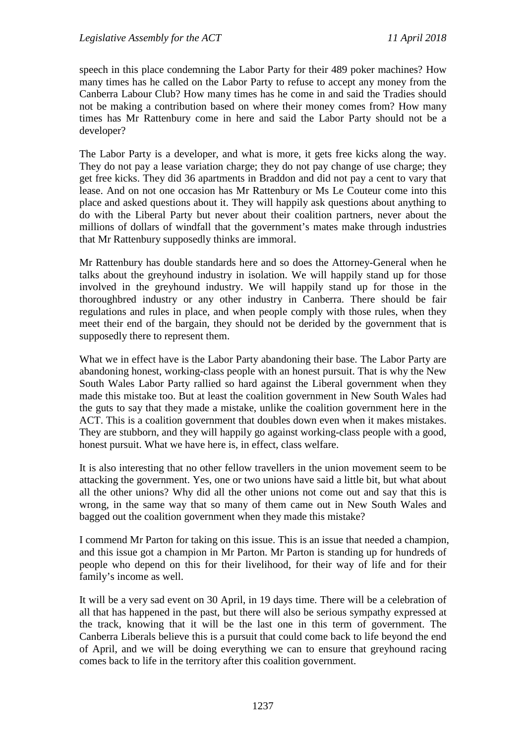speech in this place condemning the Labor Party for their 489 poker machines? How many times has he called on the Labor Party to refuse to accept any money from the Canberra Labour Club? How many times has he come in and said the Tradies should not be making a contribution based on where their money comes from? How many times has Mr Rattenbury come in here and said the Labor Party should not be a developer?

The Labor Party is a developer, and what is more, it gets free kicks along the way. They do not pay a lease variation charge; they do not pay change of use charge; they get free kicks. They did 36 apartments in Braddon and did not pay a cent to vary that lease. And on not one occasion has Mr Rattenbury or Ms Le Couteur come into this place and asked questions about it. They will happily ask questions about anything to do with the Liberal Party but never about their coalition partners, never about the millions of dollars of windfall that the government's mates make through industries that Mr Rattenbury supposedly thinks are immoral.

Mr Rattenbury has double standards here and so does the Attorney-General when he talks about the greyhound industry in isolation. We will happily stand up for those involved in the greyhound industry. We will happily stand up for those in the thoroughbred industry or any other industry in Canberra. There should be fair regulations and rules in place, and when people comply with those rules, when they meet their end of the bargain, they should not be derided by the government that is supposedly there to represent them.

What we in effect have is the Labor Party abandoning their base. The Labor Party are abandoning honest, working-class people with an honest pursuit. That is why the New South Wales Labor Party rallied so hard against the Liberal government when they made this mistake too. But at least the coalition government in New South Wales had the guts to say that they made a mistake, unlike the coalition government here in the ACT. This is a coalition government that doubles down even when it makes mistakes. They are stubborn, and they will happily go against working-class people with a good, honest pursuit. What we have here is, in effect, class welfare.

It is also interesting that no other fellow travellers in the union movement seem to be attacking the government. Yes, one or two unions have said a little bit, but what about all the other unions? Why did all the other unions not come out and say that this is wrong, in the same way that so many of them came out in New South Wales and bagged out the coalition government when they made this mistake?

I commend Mr Parton for taking on this issue. This is an issue that needed a champion, and this issue got a champion in Mr Parton. Mr Parton is standing up for hundreds of people who depend on this for their livelihood, for their way of life and for their family's income as well.

It will be a very sad event on 30 April, in 19 days time. There will be a celebration of all that has happened in the past, but there will also be serious sympathy expressed at the track, knowing that it will be the last one in this term of government. The Canberra Liberals believe this is a pursuit that could come back to life beyond the end of April, and we will be doing everything we can to ensure that greyhound racing comes back to life in the territory after this coalition government.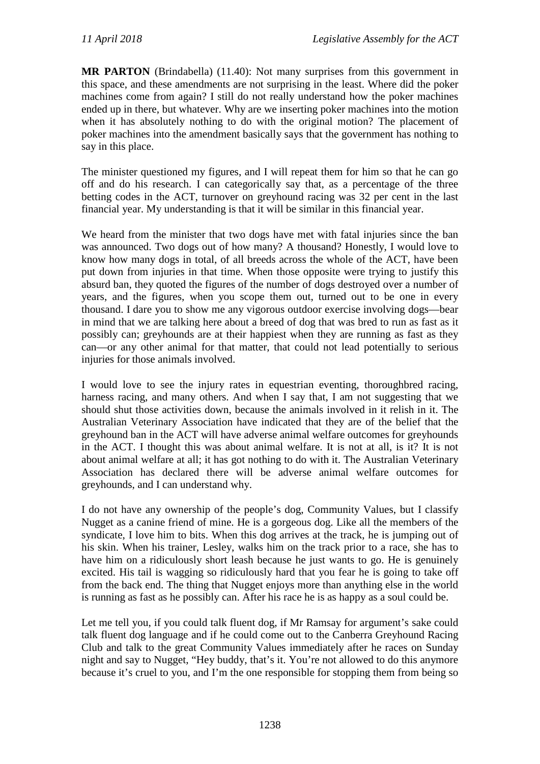**MR PARTON** (Brindabella) (11.40): Not many surprises from this government in this space, and these amendments are not surprising in the least. Where did the poker machines come from again? I still do not really understand how the poker machines ended up in there, but whatever. Why are we inserting poker machines into the motion when it has absolutely nothing to do with the original motion? The placement of poker machines into the amendment basically says that the government has nothing to say in this place.

The minister questioned my figures, and I will repeat them for him so that he can go off and do his research. I can categorically say that, as a percentage of the three betting codes in the ACT, turnover on greyhound racing was 32 per cent in the last financial year. My understanding is that it will be similar in this financial year.

We heard from the minister that two dogs have met with fatal injuries since the ban was announced. Two dogs out of how many? A thousand? Honestly, I would love to know how many dogs in total, of all breeds across the whole of the ACT, have been put down from injuries in that time. When those opposite were trying to justify this absurd ban, they quoted the figures of the number of dogs destroyed over a number of years, and the figures, when you scope them out, turned out to be one in every thousand. I dare you to show me any vigorous outdoor exercise involving dogs—bear in mind that we are talking here about a breed of dog that was bred to run as fast as it possibly can; greyhounds are at their happiest when they are running as fast as they can—or any other animal for that matter, that could not lead potentially to serious injuries for those animals involved.

I would love to see the injury rates in equestrian eventing, thoroughbred racing, harness racing, and many others. And when I say that, I am not suggesting that we should shut those activities down, because the animals involved in it relish in it. The Australian Veterinary Association have indicated that they are of the belief that the greyhound ban in the ACT will have adverse animal welfare outcomes for greyhounds in the ACT. I thought this was about animal welfare. It is not at all, is it? It is not about animal welfare at all; it has got nothing to do with it. The Australian Veterinary Association has declared there will be adverse animal welfare outcomes for greyhounds, and I can understand why.

I do not have any ownership of the people's dog, Community Values, but I classify Nugget as a canine friend of mine. He is a gorgeous dog. Like all the members of the syndicate, I love him to bits. When this dog arrives at the track, he is jumping out of his skin. When his trainer, Lesley, walks him on the track prior to a race, she has to have him on a ridiculously short leash because he just wants to go. He is genuinely excited. His tail is wagging so ridiculously hard that you fear he is going to take off from the back end. The thing that Nugget enjoys more than anything else in the world is running as fast as he possibly can. After his race he is as happy as a soul could be.

Let me tell you, if you could talk fluent dog, if Mr Ramsay for argument's sake could talk fluent dog language and if he could come out to the Canberra Greyhound Racing Club and talk to the great Community Values immediately after he races on Sunday night and say to Nugget, "Hey buddy, that's it. You're not allowed to do this anymore because it's cruel to you, and I'm the one responsible for stopping them from being so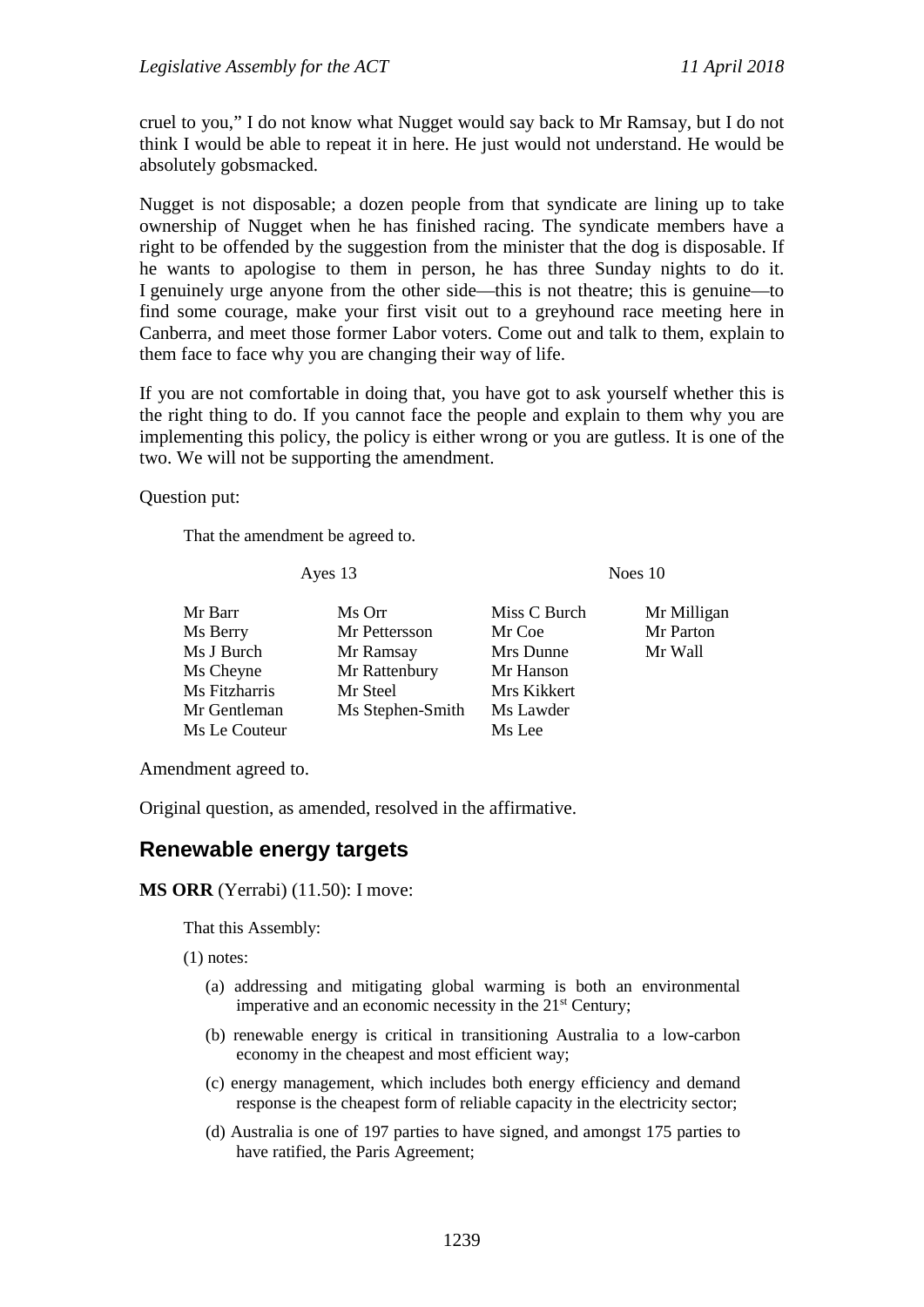cruel to you," I do not know what Nugget would say back to Mr Ramsay, but I do not think I would be able to repeat it in here. He just would not understand. He would be absolutely gobsmacked.

Nugget is not disposable; a dozen people from that syndicate are lining up to take ownership of Nugget when he has finished racing. The syndicate members have a right to be offended by the suggestion from the minister that the dog is disposable. If he wants to apologise to them in person, he has three Sunday nights to do it. I genuinely urge anyone from the other side—this is not theatre; this is genuine—to find some courage, make your first visit out to a greyhound race meeting here in Canberra, and meet those former Labor voters. Come out and talk to them, explain to them face to face why you are changing their way of life.

If you are not comfortable in doing that, you have got to ask yourself whether this is the right thing to do. If you cannot face the people and explain to them why you are implementing this policy, the policy is either wrong or you are gutless. It is one of the two. We will not be supporting the amendment.

Question put:

That the amendment be agreed to.

| Ayes 13 | | Noes 10 | |
|---|---|---|---|
| Mr Barr | Ms Orr | Miss C Burch | Mr Milligan |
| Ms Berry | Mr Pettersson | Mr Coe | Mr Parton |
| Ms J Burch | Mr Ramsay | Mrs Dunne | Mr Wall |
| Ms Cheyne | Mr Rattenbury | Mr Hanson | |
| Ms Fitzharris | Mr Steel | Mrs Kikkert | |
| Mr Gentleman | Ms Stephen-Smith | Ms Lawder | |
| Ms Le Couteur | | Ms Lee | |

Amendment agreed to.

Original question, as amended, resolved in the affirmative.

## Renewable energy targets

**MS ORR** (Yerrabi) (11.50): I move:

That this Assembly:

(1) notes:

(a) addressing and mitigating global warming is both an environmental imperative and an economic necessity in the 21st Century;

(b) renewable energy is critical in transitioning Australia to a low-carbon economy in the cheapest and most efficient way;

(c) energy management, which includes both energy efficiency and demand response is the cheapest form of reliable capacity in the electricity sector;

(d) Australia is one of 197 parties to have signed, and amongst 175 parties to have ratified, the Paris Agreement;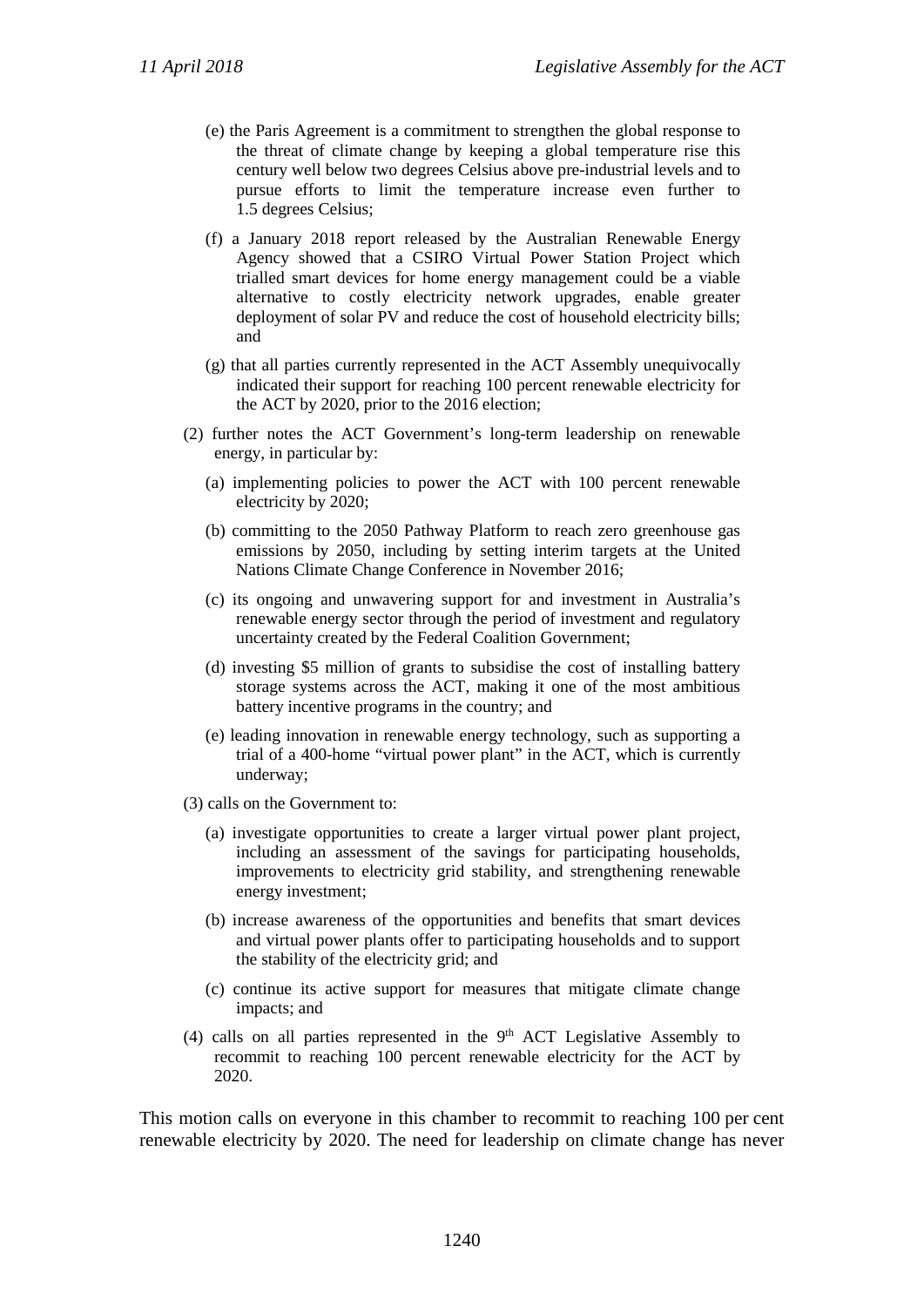(e) the Paris Agreement is a commitment to strengthen the global response to the threat of climate change by keeping a global temperature rise this century well below two degrees Celsius above pre-industrial levels and to pursue efforts to limit the temperature increase even further to 1.5 degrees Celsius;

(f) a January 2018 report released by the Australian Renewable Energy Agency showed that a CSIRO Virtual Power Station Project which trialled smart devices for home energy management could be a viable alternative to costly electricity network upgrades, enable greater deployment of solar PV and reduce the cost of household electricity bills; and

(g) that all parties currently represented in the ACT Assembly unequivocally indicated their support for reaching 100 percent renewable electricity for the ACT by 2020, prior to the 2016 election;

(2) further notes the ACT Government's long-term leadership on renewable energy, in particular by:

(a) implementing policies to power the ACT with 100 percent renewable electricity by 2020;

(b) committing to the 2050 Pathway Platform to reach zero greenhouse gas emissions by 2050, including by setting interim targets at the United Nations Climate Change Conference in November 2016;

(c) its ongoing and unwavering support for and investment in Australia's renewable energy sector through the period of investment and regulatory uncertainty created by the Federal Coalition Government;

(d) investing $5 million of grants to subsidise the cost of installing battery storage systems across the ACT, making it one of the most ambitious battery incentive programs in the country; and

(e) leading innovation in renewable energy technology, such as supporting a trial of a 400-home "virtual power plant" in the ACT, which is currently underway;

(3) calls on the Government to:

(a) investigate opportunities to create a larger virtual power plant project, including an assessment of the savings for participating households, improvements to electricity grid stability, and strengthening renewable energy investment;

(b) increase awareness of the opportunities and benefits that smart devices and virtual power plants offer to participating households and to support the stability of the electricity grid; and

(c) continue its active support for measures that mitigate climate change impacts; and

(4) calls on all parties represented in the 9th ACT Legislative Assembly to recommit to reaching 100 percent renewable electricity for the ACT by 2020.

This motion calls on everyone in this chamber to recommit to reaching 100 per cent renewable electricity by 2020. The need for leadership on climate change has never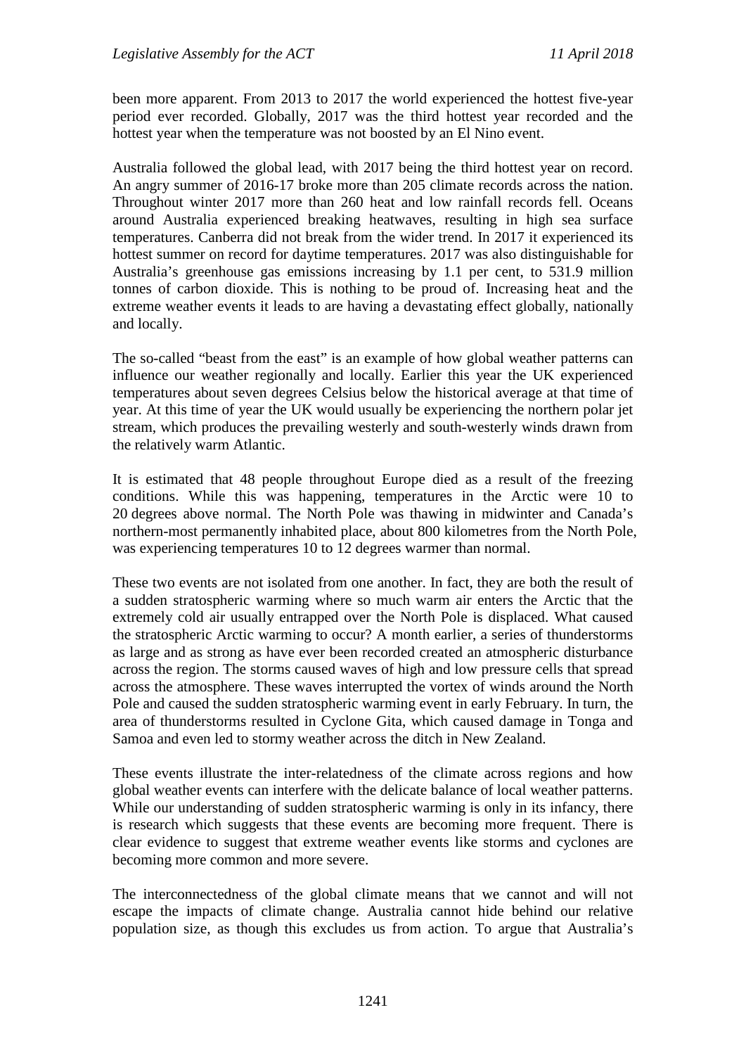been more apparent. From 2013 to 2017 the world experienced the hottest five-year period ever recorded. Globally, 2017 was the third hottest year recorded and the hottest year when the temperature was not boosted by an El Nino event.

Australia followed the global lead, with 2017 being the third hottest year on record. An angry summer of 2016-17 broke more than 205 climate records across the nation. Throughout winter 2017 more than 260 heat and low rainfall records fell. Oceans around Australia experienced breaking heatwaves, resulting in high sea surface temperatures. Canberra did not break from the wider trend. In 2017 it experienced its hottest summer on record for daytime temperatures. 2017 was also distinguishable for Australia's greenhouse gas emissions increasing by 1.1 per cent, to 531.9 million tonnes of carbon dioxide. This is nothing to be proud of. Increasing heat and the extreme weather events it leads to are having a devastating effect globally, nationally and locally.

The so-called "beast from the east" is an example of how global weather patterns can influence our weather regionally and locally. Earlier this year the UK experienced temperatures about seven degrees Celsius below the historical average at that time of year. At this time of year the UK would usually be experiencing the northern polar jet stream, which produces the prevailing westerly and south-westerly winds drawn from the relatively warm Atlantic.

It is estimated that 48 people throughout Europe died as a result of the freezing conditions. While this was happening, temperatures in the Arctic were 10 to 20 degrees above normal. The North Pole was thawing in midwinter and Canada's northern-most permanently inhabited place, about 800 kilometres from the North Pole, was experiencing temperatures 10 to 12 degrees warmer than normal.

These two events are not isolated from one another. In fact, they are both the result of a sudden stratospheric warming where so much warm air enters the Arctic that the extremely cold air usually entrapped over the North Pole is displaced. What caused the stratospheric Arctic warming to occur? A month earlier, a series of thunderstorms as large and as strong as have ever been recorded created an atmospheric disturbance across the region. The storms caused waves of high and low pressure cells that spread across the atmosphere. These waves interrupted the vortex of winds around the North Pole and caused the sudden stratospheric warming event in early February. In turn, the area of thunderstorms resulted in Cyclone Gita, which caused damage in Tonga and Samoa and even led to stormy weather across the ditch in New Zealand.

These events illustrate the inter-relatedness of the climate across regions and how global weather events can interfere with the delicate balance of local weather patterns. While our understanding of sudden stratospheric warming is only in its infancy, there is research which suggests that these events are becoming more frequent. There is clear evidence to suggest that extreme weather events like storms and cyclones are becoming more common and more severe.

The interconnectedness of the global climate means that we cannot and will not escape the impacts of climate change. Australia cannot hide behind our relative population size, as though this excludes us from action. To argue that Australia's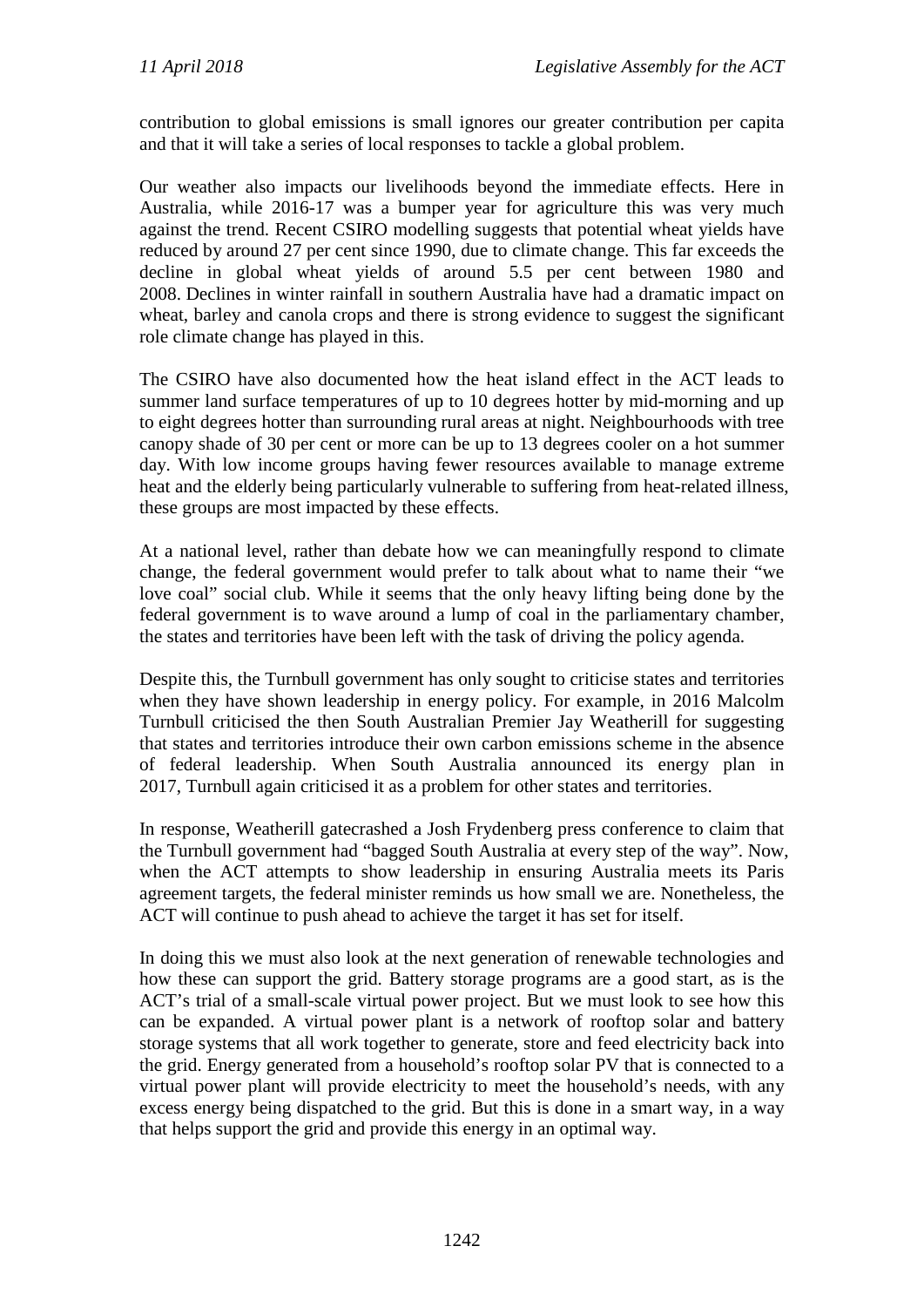contribution to global emissions is small ignores our greater contribution per capita and that it will take a series of local responses to tackle a global problem.

Our weather also impacts our livelihoods beyond the immediate effects. Here in Australia, while 2016-17 was a bumper year for agriculture this was very much against the trend. Recent CSIRO modelling suggests that potential wheat yields have reduced by around 27 per cent since 1990, due to climate change. This far exceeds the decline in global wheat yields of around 5.5 per cent between 1980 and 2008. Declines in winter rainfall in southern Australia have had a dramatic impact on wheat, barley and canola crops and there is strong evidence to suggest the significant role climate change has played in this.

The CSIRO have also documented how the heat island effect in the ACT leads to summer land surface temperatures of up to 10 degrees hotter by mid-morning and up to eight degrees hotter than surrounding rural areas at night. Neighbourhoods with tree canopy shade of 30 per cent or more can be up to 13 degrees cooler on a hot summer day. With low income groups having fewer resources available to manage extreme heat and the elderly being particularly vulnerable to suffering from heat-related illness, these groups are most impacted by these effects.

At a national level, rather than debate how we can meaningfully respond to climate change, the federal government would prefer to talk about what to name their "we love coal" social club. While it seems that the only heavy lifting being done by the federal government is to wave around a lump of coal in the parliamentary chamber, the states and territories have been left with the task of driving the policy agenda.

Despite this, the Turnbull government has only sought to criticise states and territories when they have shown leadership in energy policy. For example, in 2016 Malcolm Turnbull criticised the then South Australian Premier Jay Weatherill for suggesting that states and territories introduce their own carbon emissions scheme in the absence of federal leadership. When South Australia announced its energy plan in 2017, Turnbull again criticised it as a problem for other states and territories.

In response, Weatherill gatecrashed a Josh Frydenberg press conference to claim that the Turnbull government had "bagged South Australia at every step of the way". Now, when the ACT attempts to show leadership in ensuring Australia meets its Paris agreement targets, the federal minister reminds us how small we are. Nonetheless, the ACT will continue to push ahead to achieve the target it has set for itself.

In doing this we must also look at the next generation of renewable technologies and how these can support the grid. Battery storage programs are a good start, as is the ACT's trial of a small-scale virtual power project. But we must look to see how this can be expanded. A virtual power plant is a network of rooftop solar and battery storage systems that all work together to generate, store and feed electricity back into the grid. Energy generated from a household's rooftop solar PV that is connected to a virtual power plant will provide electricity to meet the household's needs, with any excess energy being dispatched to the grid. But this is done in a smart way, in a way that helps support the grid and provide this energy in an optimal way.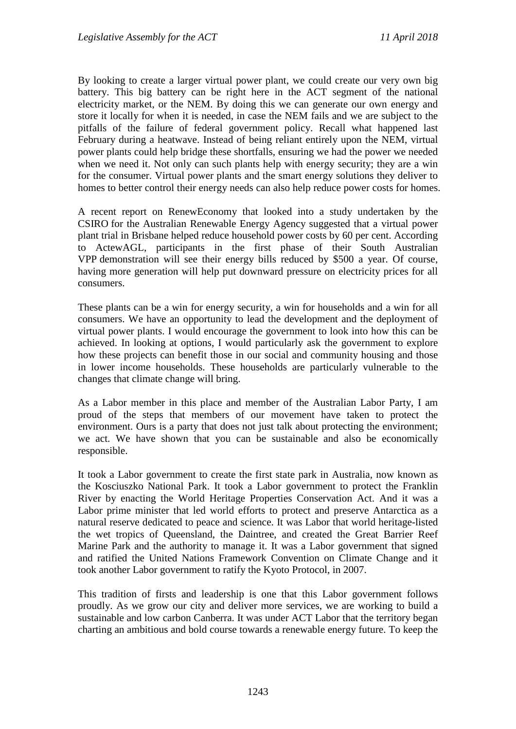By looking to create a larger virtual power plant, we could create our very own big battery. This big battery can be right here in the ACT segment of the national electricity market, or the NEM. By doing this we can generate our own energy and store it locally for when it is needed, in case the NEM fails and we are subject to the pitfalls of the failure of federal government policy. Recall what happened last February during a heatwave. Instead of being reliant entirely upon the NEM, virtual power plants could help bridge these shortfalls, ensuring we had the power we needed when we need it. Not only can such plants help with energy security; they are a win for the consumer. Virtual power plants and the smart energy solutions they deliver to homes to better control their energy needs can also help reduce power costs for homes.

A recent report on RenewEconomy that looked into a study undertaken by the CSIRO for the Australian Renewable Energy Agency suggested that a virtual power plant trial in Brisbane helped reduce household power costs by 60 per cent. According to ActewAGL, participants in the first phase of their South Australian VPP demonstration will see their energy bills reduced by $500 a year. Of course, having more generation will help put downward pressure on electricity prices for all consumers.

These plants can be a win for energy security, a win for households and a win for all consumers. We have an opportunity to lead the development and the deployment of virtual power plants. I would encourage the government to look into how this can be achieved. In looking at options, I would particularly ask the government to explore how these projects can benefit those in our social and community housing and those in lower income households. These households are particularly vulnerable to the changes that climate change will bring.

As a Labor member in this place and member of the Australian Labor Party, I am proud of the steps that members of our movement have taken to protect the environment. Ours is a party that does not just talk about protecting the environment; we act. We have shown that you can be sustainable and also be economically responsible.

It took a Labor government to create the first state park in Australia, now known as the Kosciuszko National Park. It took a Labor government to protect the Franklin River by enacting the World Heritage Properties Conservation Act. And it was a Labor prime minister that led world efforts to protect and preserve Antarctica as a natural reserve dedicated to peace and science. It was Labor that world heritage-listed the wet tropics of Queensland, the Daintree, and created the Great Barrier Reef Marine Park and the authority to manage it. It was a Labor government that signed and ratified the United Nations Framework Convention on Climate Change and it took another Labor government to ratify the Kyoto Protocol, in 2007.

This tradition of firsts and leadership is one that this Labor government follows proudly. As we grow our city and deliver more services, we are working to build a sustainable and low carbon Canberra. It was under ACT Labor that the territory began charting an ambitious and bold course towards a renewable energy future. To keep the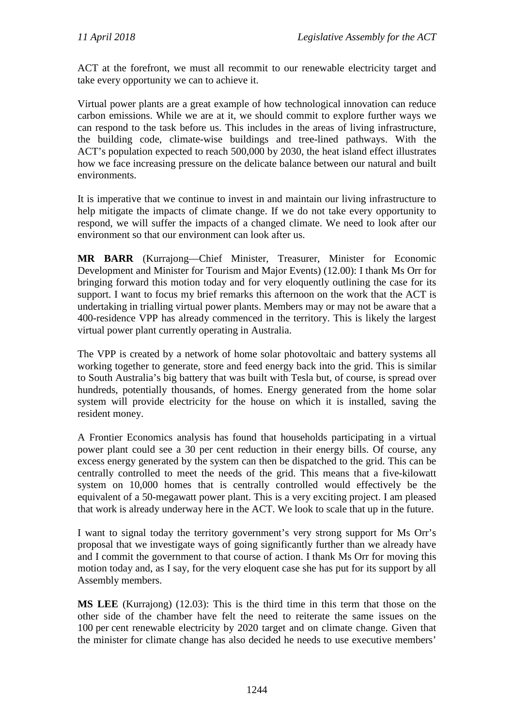ACT at the forefront, we must all recommit to our renewable electricity target and take every opportunity we can to achieve it.

Virtual power plants are a great example of how technological innovation can reduce carbon emissions. While we are at it, we should commit to explore further ways we can respond to the task before us. This includes in the areas of living infrastructure, the building code, climate-wise buildings and tree-lined pathways. With the ACT's population expected to reach 500,000 by 2030, the heat island effect illustrates how we face increasing pressure on the delicate balance between our natural and built environments.

It is imperative that we continue to invest in and maintain our living infrastructure to help mitigate the impacts of climate change. If we do not take every opportunity to respond, we will suffer the impacts of a changed climate. We need to look after our environment so that our environment can look after us.

**MR BARR** (Kurrajong—Chief Minister, Treasurer, Minister for Economic Development and Minister for Tourism and Major Events) (12.00): I thank Ms Orr for bringing forward this motion today and for very eloquently outlining the case for its support. I want to focus my brief remarks this afternoon on the work that the ACT is undertaking in trialling virtual power plants. Members may or may not be aware that a 400-residence VPP has already commenced in the territory. This is likely the largest virtual power plant currently operating in Australia.

The VPP is created by a network of home solar photovoltaic and battery systems all working together to generate, store and feed energy back into the grid. This is similar to South Australia's big battery that was built with Tesla but, of course, is spread over hundreds, potentially thousands, of homes. Energy generated from the home solar system will provide electricity for the house on which it is installed, saving the resident money.

A Frontier Economics analysis has found that households participating in a virtual power plant could see a 30 per cent reduction in their energy bills. Of course, any excess energy generated by the system can then be dispatched to the grid. This can be centrally controlled to meet the needs of the grid. This means that a five-kilowatt system on 10,000 homes that is centrally controlled would effectively be the equivalent of a 50-megawatt power plant. This is a very exciting project. I am pleased that work is already underway here in the ACT. We look to scale that up in the future.

I want to signal today the territory government's very strong support for Ms Orr's proposal that we investigate ways of going significantly further than we already have and I commit the government to that course of action. I thank Ms Orr for moving this motion today and, as I say, for the very eloquent case she has put for its support by all Assembly members.

**MS LEE** (Kurrajong) (12.03): This is the third time in this term that those on the other side of the chamber have felt the need to reiterate the same issues on the 100 per cent renewable electricity by 2020 target and on climate change. Given that the minister for climate change has also decided he needs to use executive members'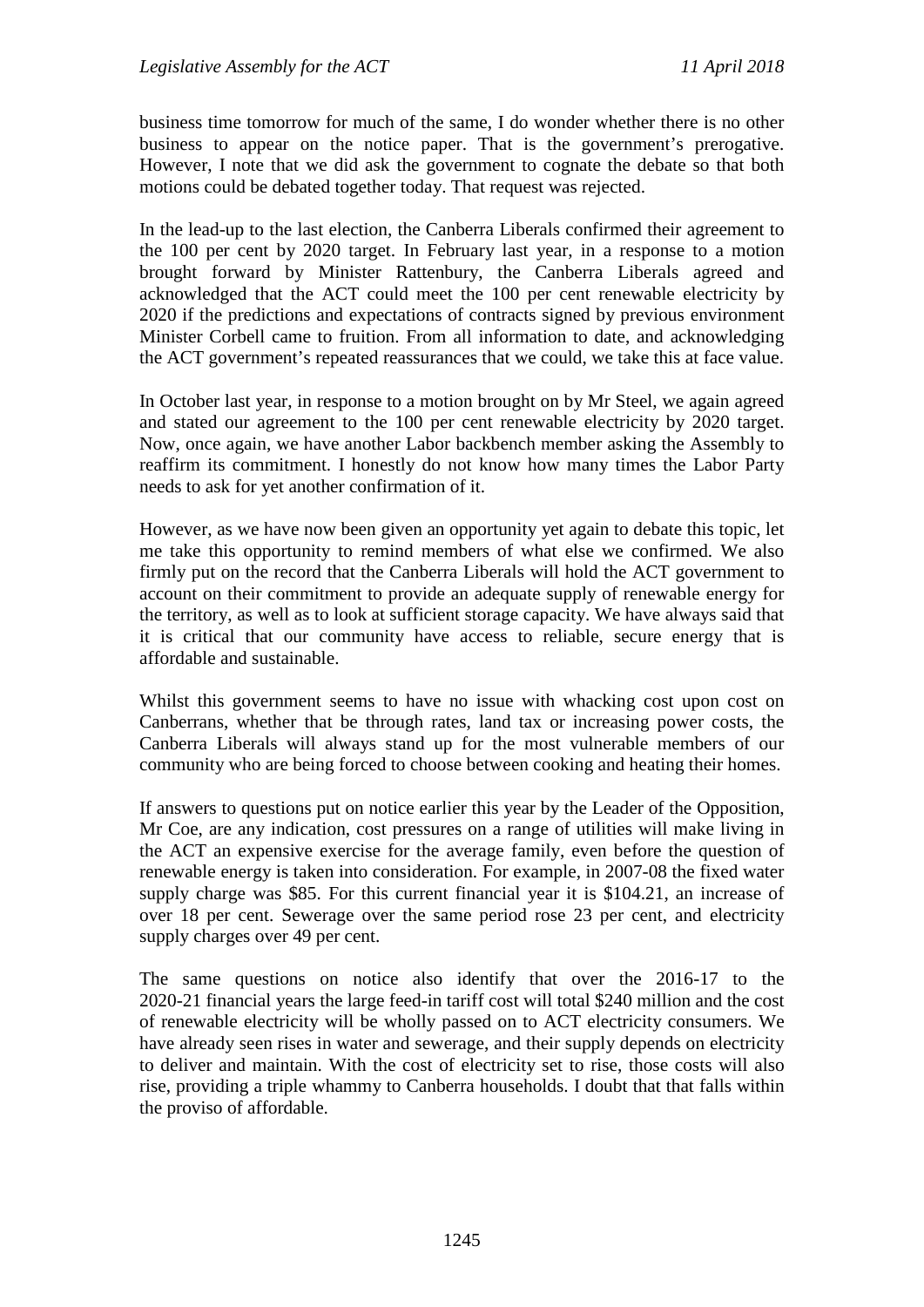business time tomorrow for much of the same, I do wonder whether there is no other business to appear on the notice paper. That is the government's prerogative. However, I note that we did ask the government to cognate the debate so that both motions could be debated together today. That request was rejected.

In the lead-up to the last election, the Canberra Liberals confirmed their agreement to the 100 per cent by 2020 target. In February last year, in a response to a motion brought forward by Minister Rattenbury, the Canberra Liberals agreed and acknowledged that the ACT could meet the 100 per cent renewable electricity by 2020 if the predictions and expectations of contracts signed by previous environment Minister Corbell came to fruition. From all information to date, and acknowledging the ACT government's repeated reassurances that we could, we take this at face value.

In October last year, in response to a motion brought on by Mr Steel, we again agreed and stated our agreement to the 100 per cent renewable electricity by 2020 target. Now, once again, we have another Labor backbench member asking the Assembly to reaffirm its commitment. I honestly do not know how many times the Labor Party needs to ask for yet another confirmation of it.

However, as we have now been given an opportunity yet again to debate this topic, let me take this opportunity to remind members of what else we confirmed. We also firmly put on the record that the Canberra Liberals will hold the ACT government to account on their commitment to provide an adequate supply of renewable energy for the territory, as well as to look at sufficient storage capacity. We have always said that it is critical that our community have access to reliable, secure energy that is affordable and sustainable.

Whilst this government seems to have no issue with whacking cost upon cost on Canberrans, whether that be through rates, land tax or increasing power costs, the Canberra Liberals will always stand up for the most vulnerable members of our community who are being forced to choose between cooking and heating their homes.

If answers to questions put on notice earlier this year by the Leader of the Opposition, Mr Coe, are any indication, cost pressures on a range of utilities will make living in the ACT an expensive exercise for the average family, even before the question of renewable energy is taken into consideration. For example, in 2007-08 the fixed water supply charge was $85. For this current financial year it is $104.21, an increase of over 18 per cent. Sewerage over the same period rose 23 per cent, and electricity supply charges over 49 per cent.

The same questions on notice also identify that over the 2016-17 to the 2020-21 financial years the large feed-in tariff cost will total $240 million and the cost of renewable electricity will be wholly passed on to ACT electricity consumers. We have already seen rises in water and sewerage, and their supply depends on electricity to deliver and maintain. With the cost of electricity set to rise, those costs will also rise, providing a triple whammy to Canberra households. I doubt that that falls within the proviso of affordable.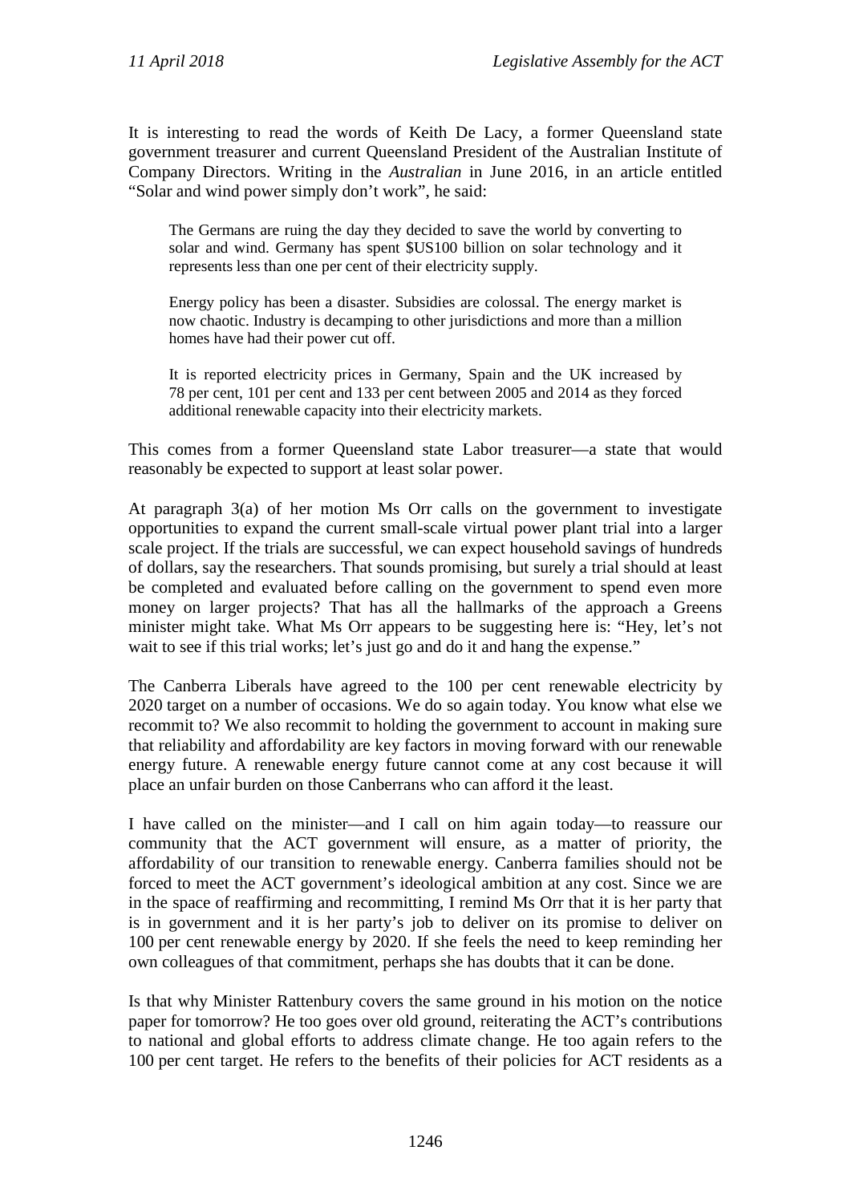It is interesting to read the words of Keith De Lacy, a former Queensland state government treasurer and current Queensland President of the Australian Institute of Company Directors. Writing in the *Australian* in June 2016, in an article entitled "Solar and wind power simply don't work", he said:

> The Germans are ruing the day they decided to save the world by converting to solar and wind. Germany has spent $US100 billion on solar technology and it represents less than one per cent of their electricity supply.
>
> Energy policy has been a disaster. Subsidies are colossal. The energy market is now chaotic. Industry is decamping to other jurisdictions and more than a million homes have had their power cut off.
>
> It is reported electricity prices in Germany, Spain and the UK increased by 78 per cent, 101 per cent and 133 per cent between 2005 and 2014 as they forced additional renewable capacity into their electricity markets.

This comes from a former Queensland state Labor treasurer—a state that would reasonably be expected to support at least solar power.

At paragraph 3(a) of her motion Ms Orr calls on the government to investigate opportunities to expand the current small-scale virtual power plant trial into a larger scale project. If the trials are successful, we can expect household savings of hundreds of dollars, say the researchers. That sounds promising, but surely a trial should at least be completed and evaluated before calling on the government to spend even more money on larger projects? That has all the hallmarks of the approach a Greens minister might take. What Ms Orr appears to be suggesting here is: "Hey, let's not wait to see if this trial works; let's just go and do it and hang the expense."

The Canberra Liberals have agreed to the 100 per cent renewable electricity by 2020 target on a number of occasions. We do so again today. You know what else we recommit to? We also recommit to holding the government to account in making sure that reliability and affordability are key factors in moving forward with our renewable energy future. A renewable energy future cannot come at any cost because it will place an unfair burden on those Canberrans who can afford it the least.

I have called on the minister—and I call on him again today—to reassure our community that the ACT government will ensure, as a matter of priority, the affordability of our transition to renewable energy. Canberra families should not be forced to meet the ACT government's ideological ambition at any cost. Since we are in the space of reaffirming and recommitting, I remind Ms Orr that it is her party that is in government and it is her party's job to deliver on its promise to deliver on 100 per cent renewable energy by 2020. If she feels the need to keep reminding her own colleagues of that commitment, perhaps she has doubts that it can be done.

Is that why Minister Rattenbury covers the same ground in his motion on the notice paper for tomorrow? He too goes over old ground, reiterating the ACT's contributions to national and global efforts to address climate change. He too again refers to the 100 per cent target. He refers to the benefits of their policies for ACT residents as a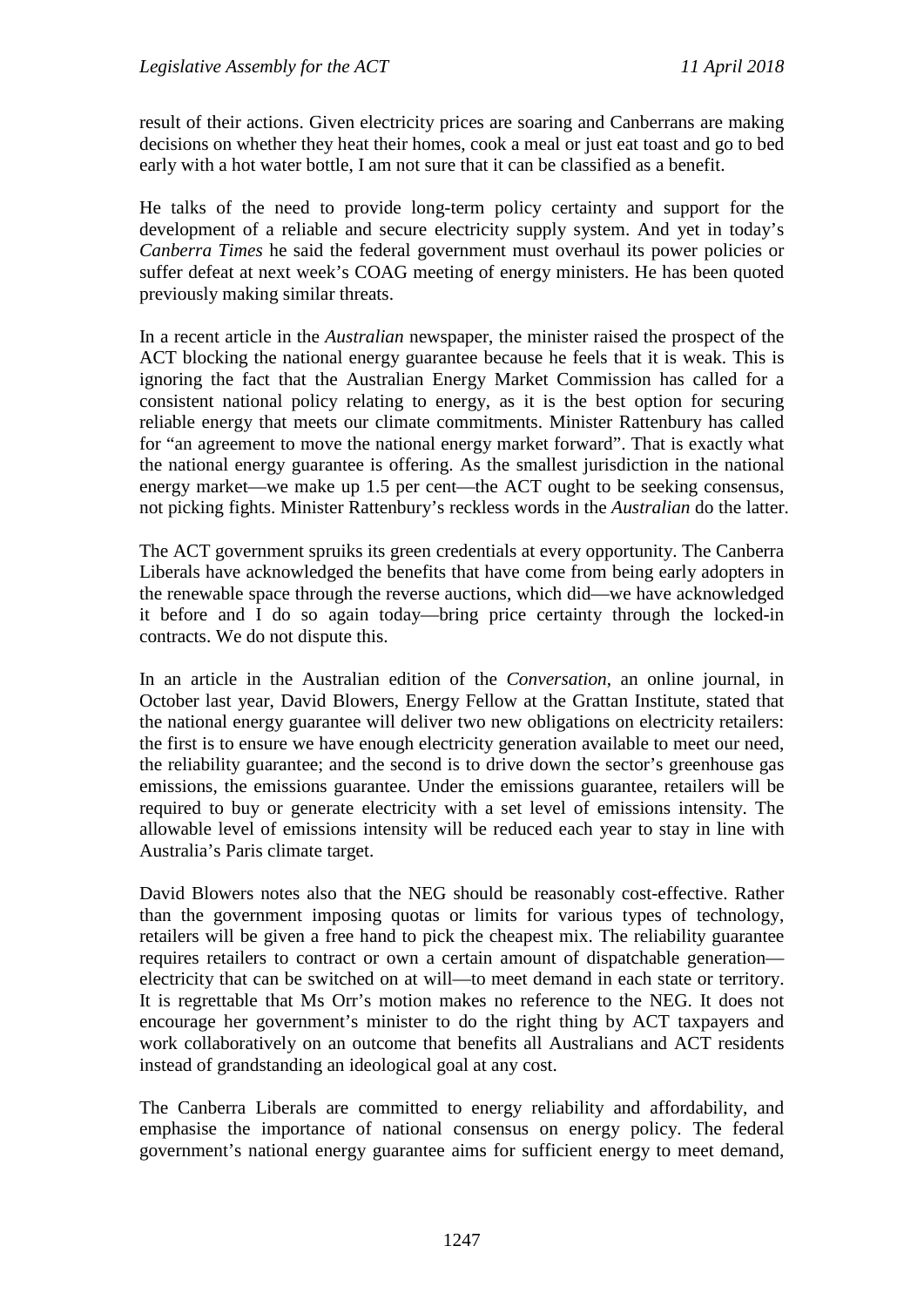result of their actions. Given electricity prices are soaring and Canberrans are making decisions on whether they heat their homes, cook a meal or just eat toast and go to bed early with a hot water bottle, I am not sure that it can be classified as a benefit.

He talks of the need to provide long-term policy certainty and support for the development of a reliable and secure electricity supply system. And yet in today's *Canberra Times* he said the federal government must overhaul its power policies or suffer defeat at next week's COAG meeting of energy ministers. He has been quoted previously making similar threats.

In a recent article in the *Australian* newspaper, the minister raised the prospect of the ACT blocking the national energy guarantee because he feels that it is weak. This is ignoring the fact that the Australian Energy Market Commission has called for a consistent national policy relating to energy, as it is the best option for securing reliable energy that meets our climate commitments. Minister Rattenbury has called for "an agreement to move the national energy market forward". That is exactly what the national energy guarantee is offering. As the smallest jurisdiction in the national energy market—we make up 1.5 per cent—the ACT ought to be seeking consensus, not picking fights. Minister Rattenbury's reckless words in the *Australian* do the latter.

The ACT government spruiks its green credentials at every opportunity. The Canberra Liberals have acknowledged the benefits that have come from being early adopters in the renewable space through the reverse auctions, which did—we have acknowledged it before and I do so again today—bring price certainty through the locked-in contracts. We do not dispute this.

In an article in the Australian edition of the *Conversation*, an online journal, in October last year, David Blowers, Energy Fellow at the Grattan Institute, stated that the national energy guarantee will deliver two new obligations on electricity retailers: the first is to ensure we have enough electricity generation available to meet our need, the reliability guarantee; and the second is to drive down the sector's greenhouse gas emissions, the emissions guarantee. Under the emissions guarantee, retailers will be required to buy or generate electricity with a set level of emissions intensity. The allowable level of emissions intensity will be reduced each year to stay in line with Australia's Paris climate target.

David Blowers notes also that the NEG should be reasonably cost-effective. Rather than the government imposing quotas or limits for various types of technology, retailers will be given a free hand to pick the cheapest mix. The reliability guarantee requires retailers to contract or own a certain amount of dispatchable generation—electricity that can be switched on at will—to meet demand in each state or territory. It is regrettable that Ms Orr's motion makes no reference to the NEG. It does not encourage her government's minister to do the right thing by ACT taxpayers and work collaboratively on an outcome that benefits all Australians and ACT residents instead of grandstanding an ideological goal at any cost.

The Canberra Liberals are committed to energy reliability and affordability, and emphasise the importance of national consensus on energy policy. The federal government's national energy guarantee aims for sufficient energy to meet demand,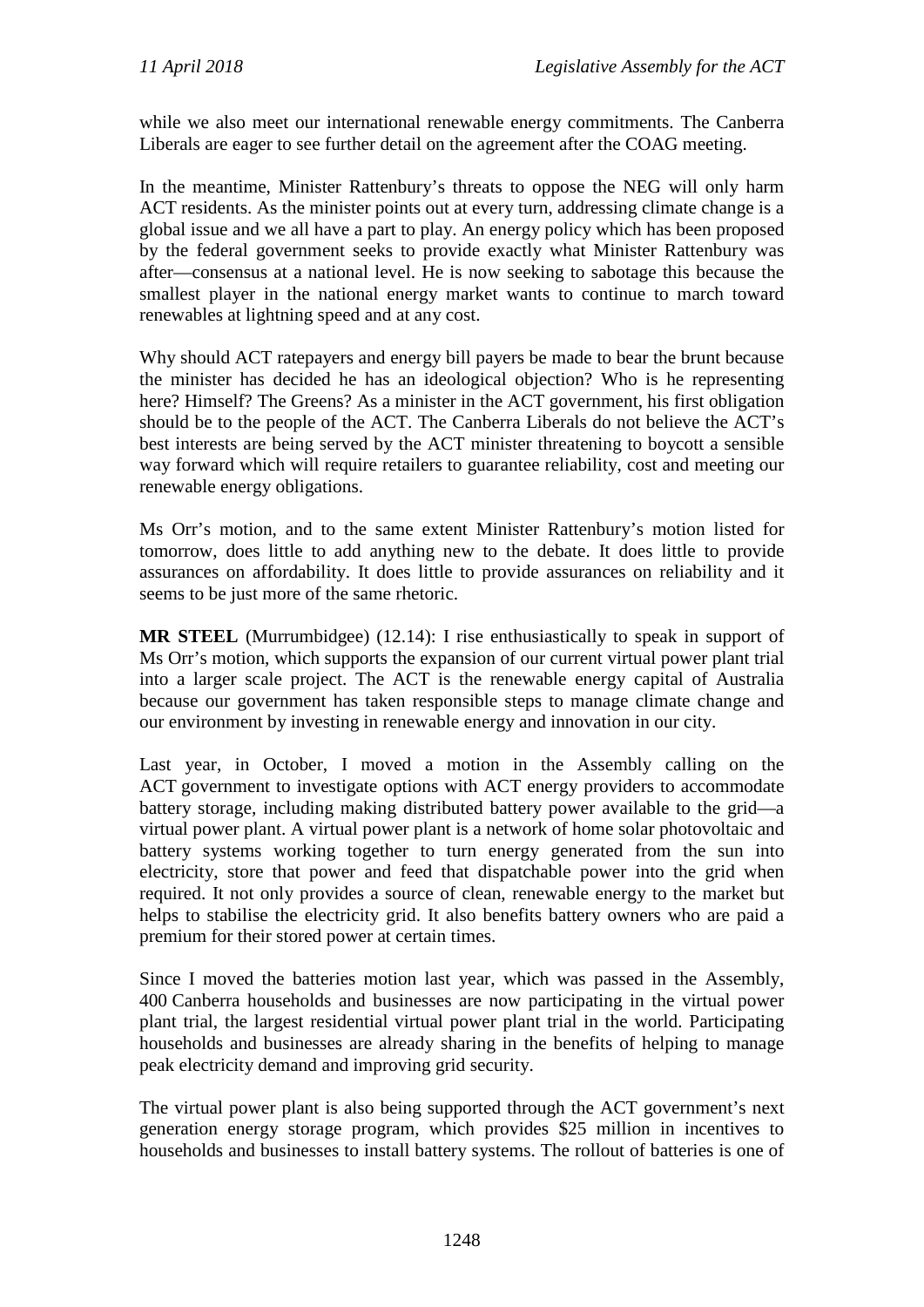while we also meet our international renewable energy commitments. The Canberra Liberals are eager to see further detail on the agreement after the COAG meeting.

In the meantime, Minister Rattenbury's threats to oppose the NEG will only harm ACT residents. As the minister points out at every turn, addressing climate change is a global issue and we all have a part to play. An energy policy which has been proposed by the federal government seeks to provide exactly what Minister Rattenbury was after—consensus at a national level. He is now seeking to sabotage this because the smallest player in the national energy market wants to continue to march toward renewables at lightning speed and at any cost.

Why should ACT ratepayers and energy bill payers be made to bear the brunt because the minister has decided he has an ideological objection? Who is he representing here? Himself? The Greens? As a minister in the ACT government, his first obligation should be to the people of the ACT. The Canberra Liberals do not believe the ACT's best interests are being served by the ACT minister threatening to boycott a sensible way forward which will require retailers to guarantee reliability, cost and meeting our renewable energy obligations.

Ms Orr's motion, and to the same extent Minister Rattenbury's motion listed for tomorrow, does little to add anything new to the debate. It does little to provide assurances on affordability. It does little to provide assurances on reliability and it seems to be just more of the same rhetoric.

**MR STEEL** (Murrumbidgee) (12.14): I rise enthusiastically to speak in support of Ms Orr's motion, which supports the expansion of our current virtual power plant trial into a larger scale project. The ACT is the renewable energy capital of Australia because our government has taken responsible steps to manage climate change and our environment by investing in renewable energy and innovation in our city.

Last year, in October, I moved a motion in the Assembly calling on the ACT government to investigate options with ACT energy providers to accommodate battery storage, including making distributed battery power available to the grid—a virtual power plant. A virtual power plant is a network of home solar photovoltaic and battery systems working together to turn energy generated from the sun into electricity, store that power and feed that dispatchable power into the grid when required. It not only provides a source of clean, renewable energy to the market but helps to stabilise the electricity grid. It also benefits battery owners who are paid a premium for their stored power at certain times.

Since I moved the batteries motion last year, which was passed in the Assembly, 400 Canberra households and businesses are now participating in the virtual power plant trial, the largest residential virtual power plant trial in the world. Participating households and businesses are already sharing in the benefits of helping to manage peak electricity demand and improving grid security.

The virtual power plant is also being supported through the ACT government's next generation energy storage program, which provides $25 million in incentives to households and businesses to install battery systems. The rollout of batteries is one of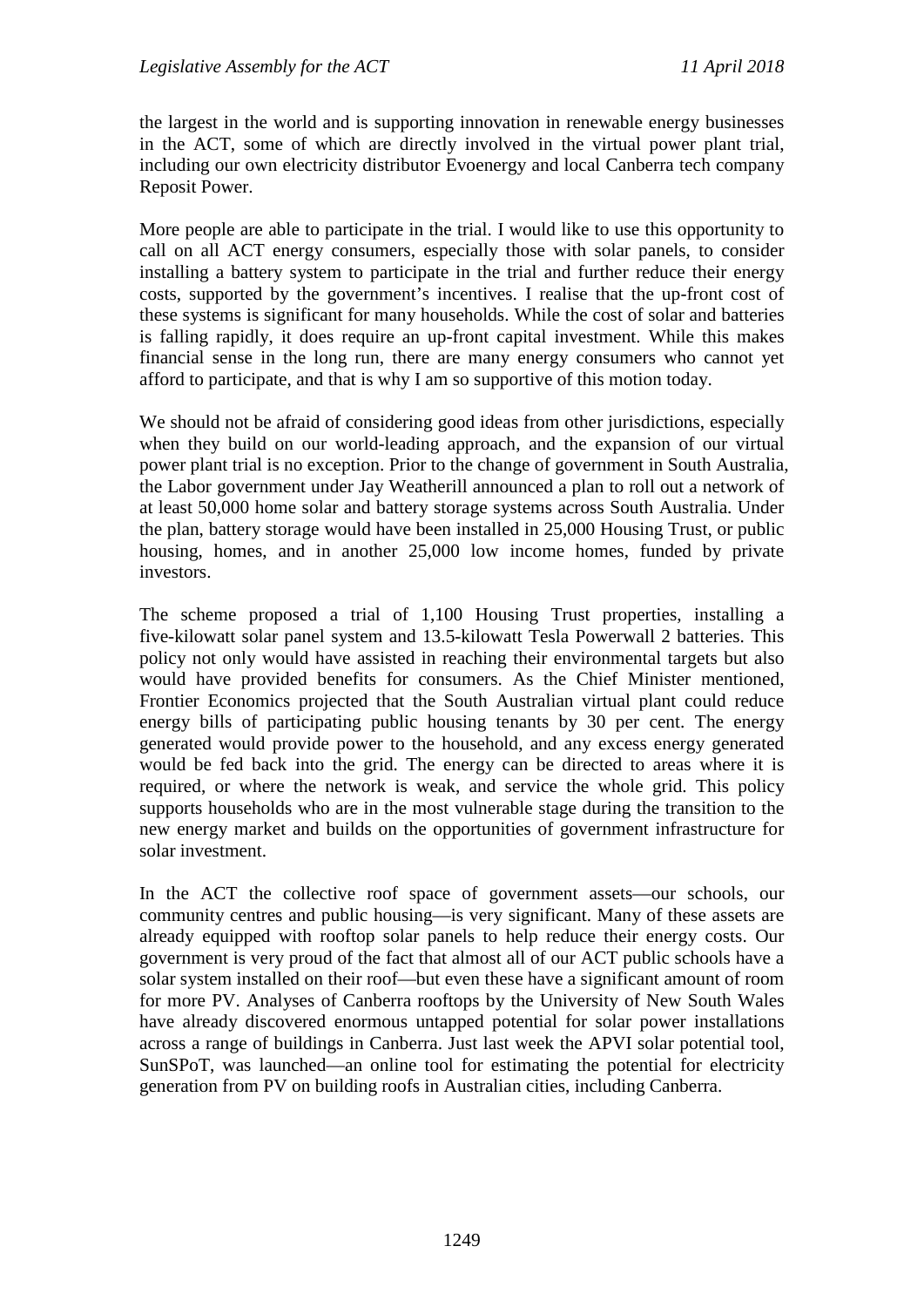the largest in the world and is supporting innovation in renewable energy businesses in the ACT, some of which are directly involved in the virtual power plant trial, including our own electricity distributor Evoenergy and local Canberra tech company Reposit Power.

More people are able to participate in the trial. I would like to use this opportunity to call on all ACT energy consumers, especially those with solar panels, to consider installing a battery system to participate in the trial and further reduce their energy costs, supported by the government's incentives. I realise that the up-front cost of these systems is significant for many households. While the cost of solar and batteries is falling rapidly, it does require an up-front capital investment. While this makes financial sense in the long run, there are many energy consumers who cannot yet afford to participate, and that is why I am so supportive of this motion today.

We should not be afraid of considering good ideas from other jurisdictions, especially when they build on our world-leading approach, and the expansion of our virtual power plant trial is no exception. Prior to the change of government in South Australia, the Labor government under Jay Weatherill announced a plan to roll out a network of at least 50,000 home solar and battery storage systems across South Australia. Under the plan, battery storage would have been installed in 25,000 Housing Trust, or public housing, homes, and in another 25,000 low income homes, funded by private investors.

The scheme proposed a trial of 1,100 Housing Trust properties, installing a five-kilowatt solar panel system and 13.5-kilowatt Tesla Powerwall 2 batteries. This policy not only would have assisted in reaching their environmental targets but also would have provided benefits for consumers. As the Chief Minister mentioned, Frontier Economics projected that the South Australian virtual plant could reduce energy bills of participating public housing tenants by 30 per cent. The energy generated would provide power to the household, and any excess energy generated would be fed back into the grid. The energy can be directed to areas where it is required, or where the network is weak, and service the whole grid. This policy supports households who are in the most vulnerable stage during the transition to the new energy market and builds on the opportunities of government infrastructure for solar investment.

In the ACT the collective roof space of government assets—our schools, our community centres and public housing—is very significant. Many of these assets are already equipped with rooftop solar panels to help reduce their energy costs. Our government is very proud of the fact that almost all of our ACT public schools have a solar system installed on their roof—but even these have a significant amount of room for more PV. Analyses of Canberra rooftops by the University of New South Wales have already discovered enormous untapped potential for solar power installations across a range of buildings in Canberra. Just last week the APVI solar potential tool, SunSPoT, was launched—an online tool for estimating the potential for electricity generation from PV on building roofs in Australian cities, including Canberra.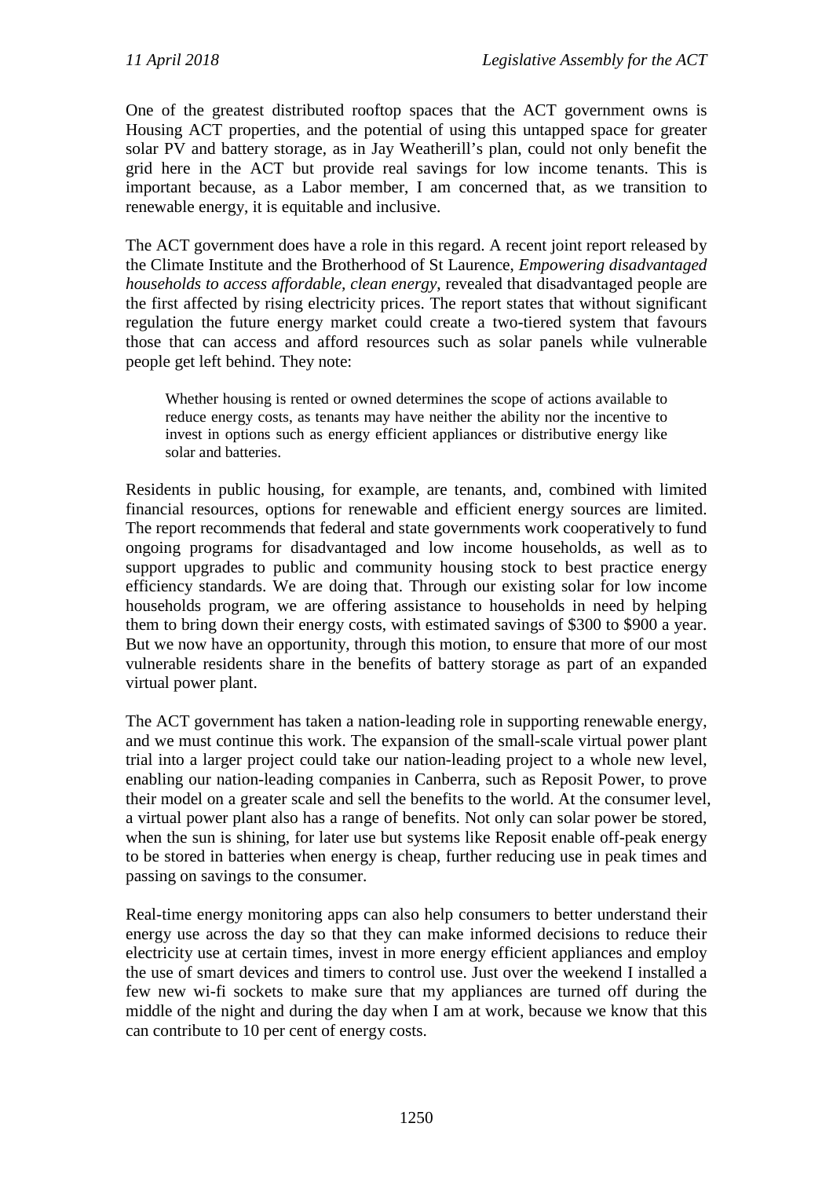One of the greatest distributed rooftop spaces that the ACT government owns is Housing ACT properties, and the potential of using this untapped space for greater solar PV and battery storage, as in Jay Weatherill's plan, could not only benefit the grid here in the ACT but provide real savings for low income tenants. This is important because, as a Labor member, I am concerned that, as we transition to renewable energy, it is equitable and inclusive.

The ACT government does have a role in this regard. A recent joint report released by the Climate Institute and the Brotherhood of St Laurence, *Empowering disadvantaged households to access affordable, clean energy*, revealed that disadvantaged people are the first affected by rising electricity prices. The report states that without significant regulation the future energy market could create a two-tiered system that favours those that can access and afford resources such as solar panels while vulnerable people get left behind. They note:

> Whether housing is rented or owned determines the scope of actions available to reduce energy costs, as tenants may have neither the ability nor the incentive to invest in options such as energy efficient appliances or distributive energy like solar and batteries.

Residents in public housing, for example, are tenants, and, combined with limited financial resources, options for renewable and efficient energy sources are limited. The report recommends that federal and state governments work cooperatively to fund ongoing programs for disadvantaged and low income households, as well as to support upgrades to public and community housing stock to best practice energy efficiency standards. We are doing that. Through our existing solar for low income households program, we are offering assistance to households in need by helping them to bring down their energy costs, with estimated savings of $300 to $900 a year. But we now have an opportunity, through this motion, to ensure that more of our most vulnerable residents share in the benefits of battery storage as part of an expanded virtual power plant.

The ACT government has taken a nation-leading role in supporting renewable energy, and we must continue this work. The expansion of the small-scale virtual power plant trial into a larger project could take our nation-leading project to a whole new level, enabling our nation-leading companies in Canberra, such as Reposit Power, to prove their model on a greater scale and sell the benefits to the world. At the consumer level, a virtual power plant also has a range of benefits. Not only can solar power be stored, when the sun is shining, for later use but systems like Reposit enable off-peak energy to be stored in batteries when energy is cheap, further reducing use in peak times and passing on savings to the consumer.

Real-time energy monitoring apps can also help consumers to better understand their energy use across the day so that they can make informed decisions to reduce their electricity use at certain times, invest in more energy efficient appliances and employ the use of smart devices and timers to control use. Just over the weekend I installed a few new wi-fi sockets to make sure that my appliances are turned off during the middle of the night and during the day when I am at work, because we know that this can contribute to 10 per cent of energy costs.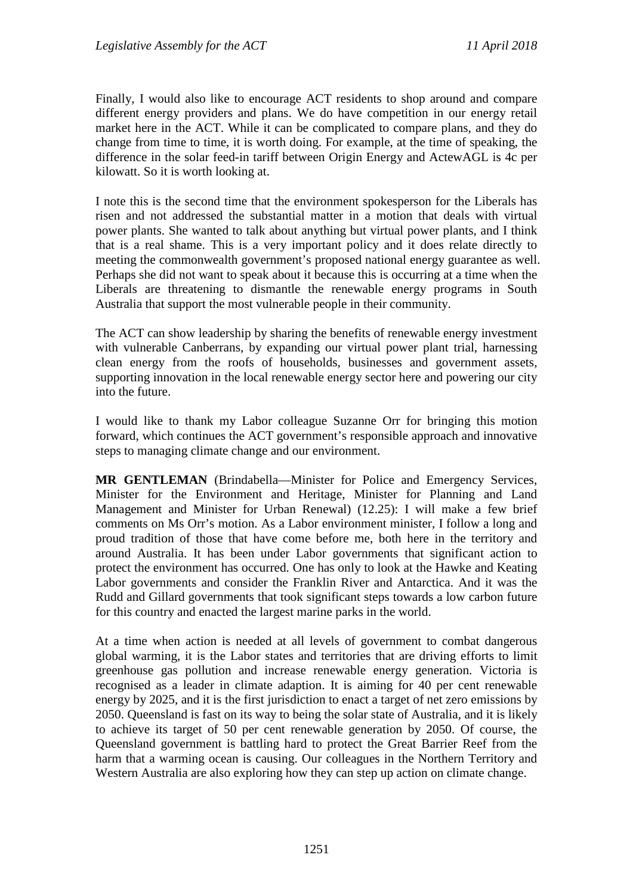Finally, I would also like to encourage ACT residents to shop around and compare different energy providers and plans. We do have competition in our energy retail market here in the ACT. While it can be complicated to compare plans, and they do change from time to time, it is worth doing. For example, at the time of speaking, the difference in the solar feed-in tariff between Origin Energy and ActewAGL is 4c per kilowatt. So it is worth looking at.

I note this is the second time that the environment spokesperson for the Liberals has risen and not addressed the substantial matter in a motion that deals with virtual power plants. She wanted to talk about anything but virtual power plants, and I think that is a real shame. This is a very important policy and it does relate directly to meeting the commonwealth government's proposed national energy guarantee as well. Perhaps she did not want to speak about it because this is occurring at a time when the Liberals are threatening to dismantle the renewable energy programs in South Australia that support the most vulnerable people in their community.

The ACT can show leadership by sharing the benefits of renewable energy investment with vulnerable Canberrans, by expanding our virtual power plant trial, harnessing clean energy from the roofs of households, businesses and government assets, supporting innovation in the local renewable energy sector here and powering our city into the future.

I would like to thank my Labor colleague Suzanne Orr for bringing this motion forward, which continues the ACT government's responsible approach and innovative steps to managing climate change and our environment.

**MR GENTLEMAN** (Brindabella—Minister for Police and Emergency Services, Minister for the Environment and Heritage, Minister for Planning and Land Management and Minister for Urban Renewal) (12.25): I will make a few brief comments on Ms Orr's motion. As a Labor environment minister, I follow a long and proud tradition of those that have come before me, both here in the territory and around Australia. It has been under Labor governments that significant action to protect the environment has occurred. One has only to look at the Hawke and Keating Labor governments and consider the Franklin River and Antarctica. And it was the Rudd and Gillard governments that took significant steps towards a low carbon future for this country and enacted the largest marine parks in the world.

At a time when action is needed at all levels of government to combat dangerous global warming, it is the Labor states and territories that are driving efforts to limit greenhouse gas pollution and increase renewable energy generation. Victoria is recognised as a leader in climate adaption. It is aiming for 40 per cent renewable energy by 2025, and it is the first jurisdiction to enact a target of net zero emissions by 2050. Queensland is fast on its way to being the solar state of Australia, and it is likely to achieve its target of 50 per cent renewable generation by 2050. Of course, the Queensland government is battling hard to protect the Great Barrier Reef from the harm that a warming ocean is causing. Our colleagues in the Northern Territory and Western Australia are also exploring how they can step up action on climate change.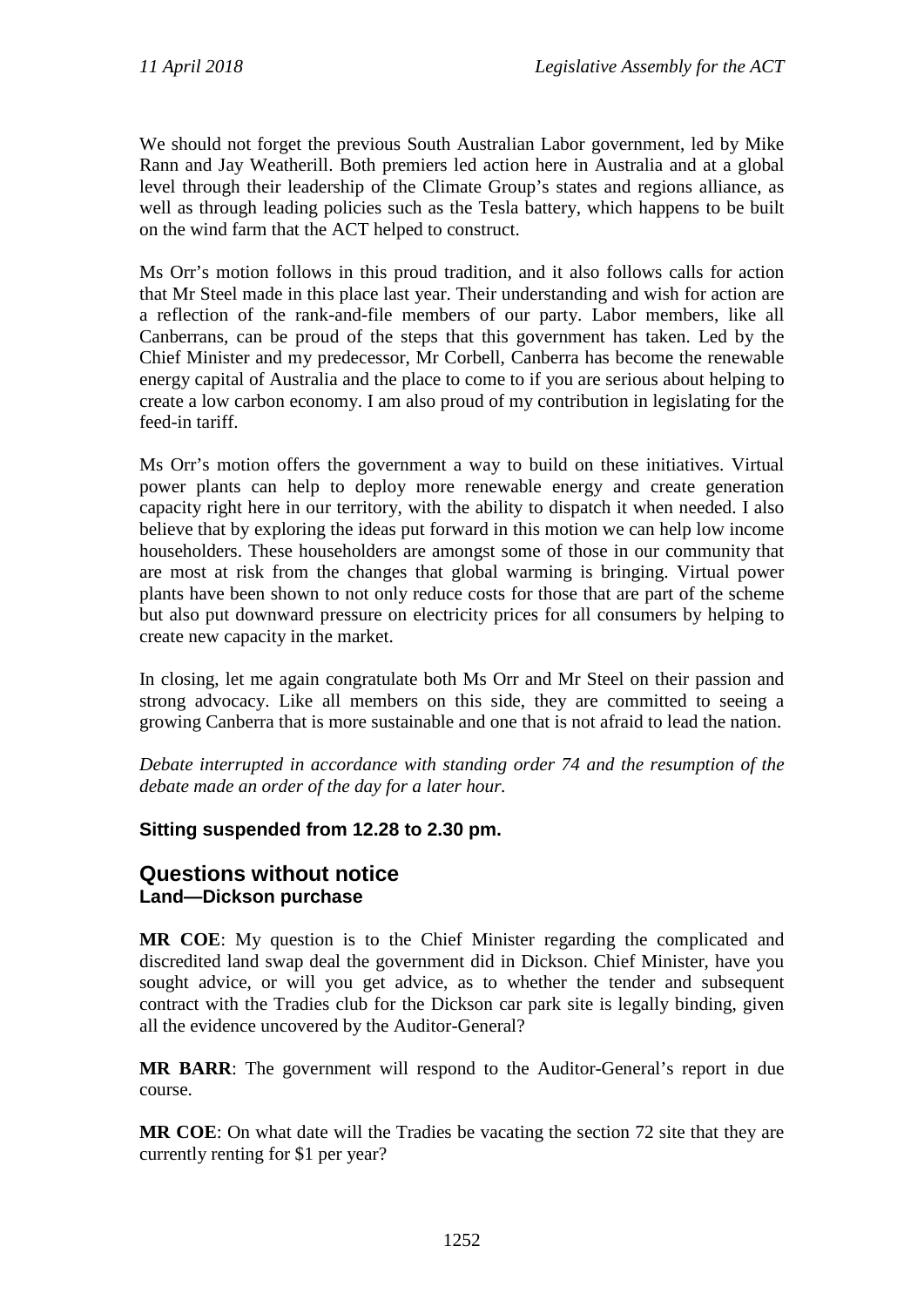We should not forget the previous South Australian Labor government, led by Mike Rann and Jay Weatherill. Both premiers led action here in Australia and at a global level through their leadership of the Climate Group's states and regions alliance, as well as through leading policies such as the Tesla battery, which happens to be built on the wind farm that the ACT helped to construct.

Ms Orr's motion follows in this proud tradition, and it also follows calls for action that Mr Steel made in this place last year. Their understanding and wish for action are a reflection of the rank-and-file members of our party. Labor members, like all Canberrans, can be proud of the steps that this government has taken. Led by the Chief Minister and my predecessor, Mr Corbell, Canberra has become the renewable energy capital of Australia and the place to come to if you are serious about helping to create a low carbon economy. I am also proud of my contribution in legislating for the feed-in tariff.

Ms Orr's motion offers the government a way to build on these initiatives. Virtual power plants can help to deploy more renewable energy and create generation capacity right here in our territory, with the ability to dispatch it when needed. I also believe that by exploring the ideas put forward in this motion we can help low income householders. These householders are amongst some of those in our community that are most at risk from the changes that global warming is bringing. Virtual power plants have been shown to not only reduce costs for those that are part of the scheme but also put downward pressure on electricity prices for all consumers by helping to create new capacity in the market.

In closing, let me again congratulate both Ms Orr and Mr Steel on their passion and strong advocacy. Like all members on this side, they are committed to seeing a growing Canberra that is more sustainable and one that is not afraid to lead the nation.

*Debate interrupted in accordance with standing order 74 and the resumption of the debate made an order of the day for a later hour.*

**Sitting suspended from 12.28 to 2.30 pm.**

## Questions without notice

### Land—Dickson purchase

**MR COE**: My question is to the Chief Minister regarding the complicated and discredited land swap deal the government did in Dickson. Chief Minister, have you sought advice, or will you get advice, as to whether the tender and subsequent contract with the Tradies club for the Dickson car park site is legally binding, given all the evidence uncovered by the Auditor-General?

**MR BARR**: The government will respond to the Auditor-General's report in due course.

**MR COE**: On what date will the Tradies be vacating the section 72 site that they are currently renting for $1 per year?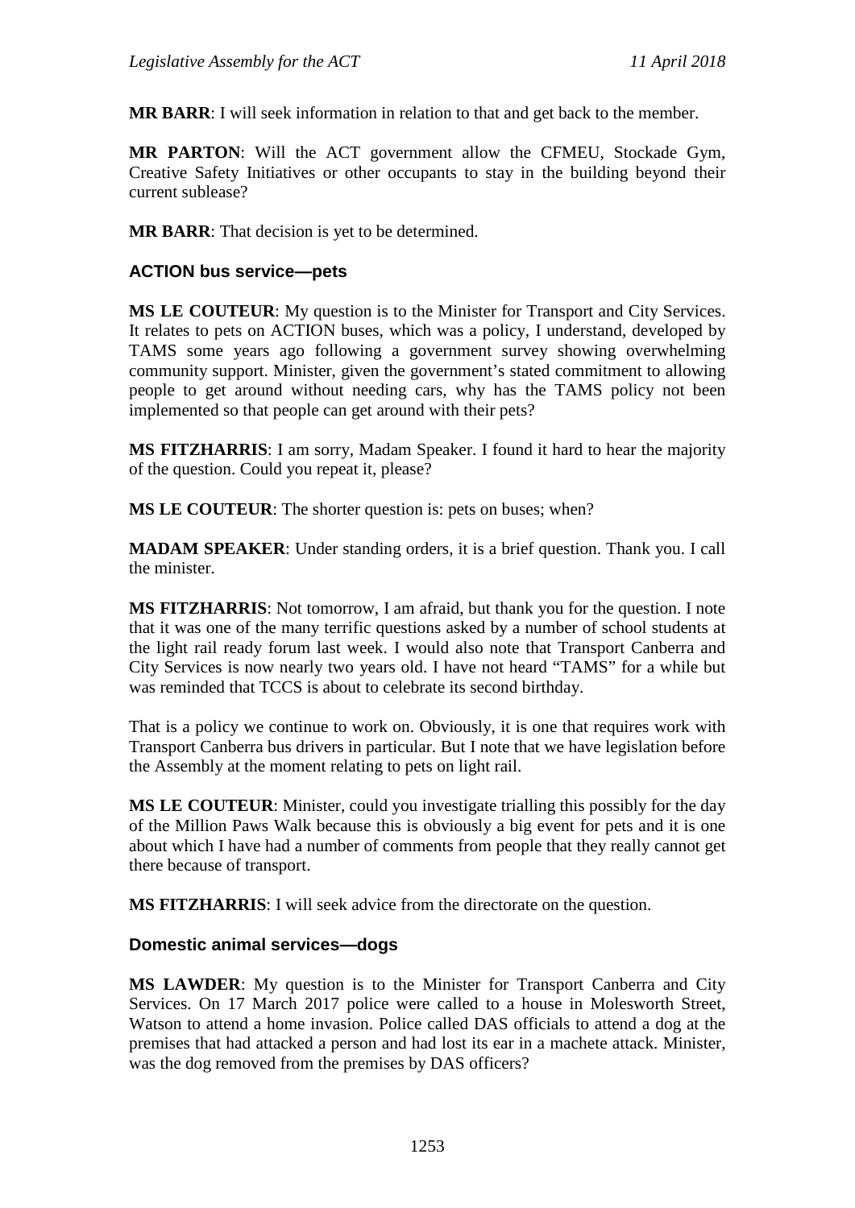**MR BARR**: I will seek information in relation to that and get back to the member.

**MR PARTON**: Will the ACT government allow the CFMEU, Stockade Gym, Creative Safety Initiatives or other occupants to stay in the building beyond their current sublease?

**MR BARR**: That decision is yet to be determined.

### ACTION bus service—pets

**MS LE COUTEUR**: My question is to the Minister for Transport and City Services. It relates to pets on ACTION buses, which was a policy, I understand, developed by TAMS some years ago following a government survey showing overwhelming community support. Minister, given the government's stated commitment to allowing people to get around without needing cars, why has the TAMS policy not been implemented so that people can get around with their pets?

**MS FITZHARRIS**: I am sorry, Madam Speaker. I found it hard to hear the majority of the question. Could you repeat it, please?

**MS LE COUTEUR**: The shorter question is: pets on buses; when?

**MADAM SPEAKER**: Under standing orders, it is a brief question. Thank you. I call the minister.

**MS FITZHARRIS**: Not tomorrow, I am afraid, but thank you for the question. I note that it was one of the many terrific questions asked by a number of school students at the light rail ready forum last week. I would also note that Transport Canberra and City Services is now nearly two years old. I have not heard "TAMS" for a while but was reminded that TCCS is about to celebrate its second birthday.

That is a policy we continue to work on. Obviously, it is one that requires work with Transport Canberra bus drivers in particular. But I note that we have legislation before the Assembly at the moment relating to pets on light rail.

**MS LE COUTEUR**: Minister, could you investigate trialling this possibly for the day of the Million Paws Walk because this is obviously a big event for pets and it is one about which I have had a number of comments from people that they really cannot get there because of transport.

**MS FITZHARRIS**: I will seek advice from the directorate on the question.

### Domestic animal services—dogs

**MS LAWDER**: My question is to the Minister for Transport Canberra and City Services. On 17 March 2017 police were called to a house in Molesworth Street, Watson to attend a home invasion. Police called DAS officials to attend a dog at the premises that had attacked a person and had lost its ear in a machete attack. Minister, was the dog removed from the premises by DAS officers?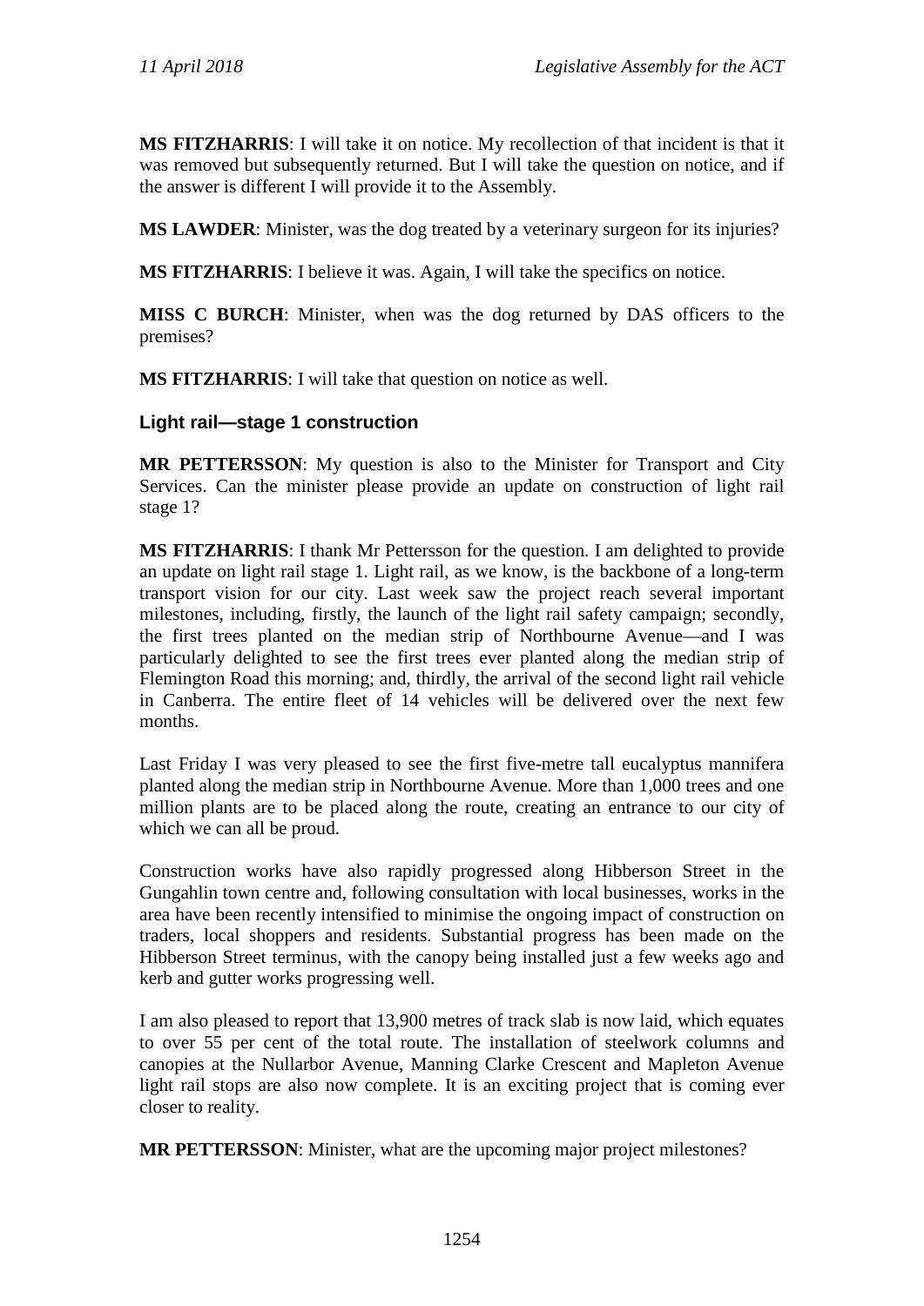**MS FITZHARRIS**: I will take it on notice. My recollection of that incident is that it was removed but subsequently returned. But I will take the question on notice, and if the answer is different I will provide it to the Assembly.

**MS LAWDER**: Minister, was the dog treated by a veterinary surgeon for its injuries?

**MS FITZHARRIS**: I believe it was. Again, I will take the specifics on notice.

**MISS C BURCH**: Minister, when was the dog returned by DAS officers to the premises?

**MS FITZHARRIS**: I will take that question on notice as well.

### Light rail—stage 1 construction

**MR PETTERSSON**: My question is also to the Minister for Transport and City Services. Can the minister please provide an update on construction of light rail stage 1?

**MS FITZHARRIS**: I thank Mr Pettersson for the question. I am delighted to provide an update on light rail stage 1. Light rail, as we know, is the backbone of a long-term transport vision for our city. Last week saw the project reach several important milestones, including, firstly, the launch of the light rail safety campaign; secondly, the first trees planted on the median strip of Northbourne Avenue—and I was particularly delighted to see the first trees ever planted along the median strip of Flemington Road this morning; and, thirdly, the arrival of the second light rail vehicle in Canberra. The entire fleet of 14 vehicles will be delivered over the next few months.

Last Friday I was very pleased to see the first five-metre tall eucalyptus mannifera planted along the median strip in Northbourne Avenue. More than 1,000 trees and one million plants are to be placed along the route, creating an entrance to our city of which we can all be proud.

Construction works have also rapidly progressed along Hibberson Street in the Gungahlin town centre and, following consultation with local businesses, works in the area have been recently intensified to minimise the ongoing impact of construction on traders, local shoppers and residents. Substantial progress has been made on the Hibberson Street terminus, with the canopy being installed just a few weeks ago and kerb and gutter works progressing well.

I am also pleased to report that 13,900 metres of track slab is now laid, which equates to over 55 per cent of the total route. The installation of steelwork columns and canopies at the Nullarbor Avenue, Manning Clarke Crescent and Mapleton Avenue light rail stops are also now complete. It is an exciting project that is coming ever closer to reality.

**MR PETTERSSON**: Minister, what are the upcoming major project milestones?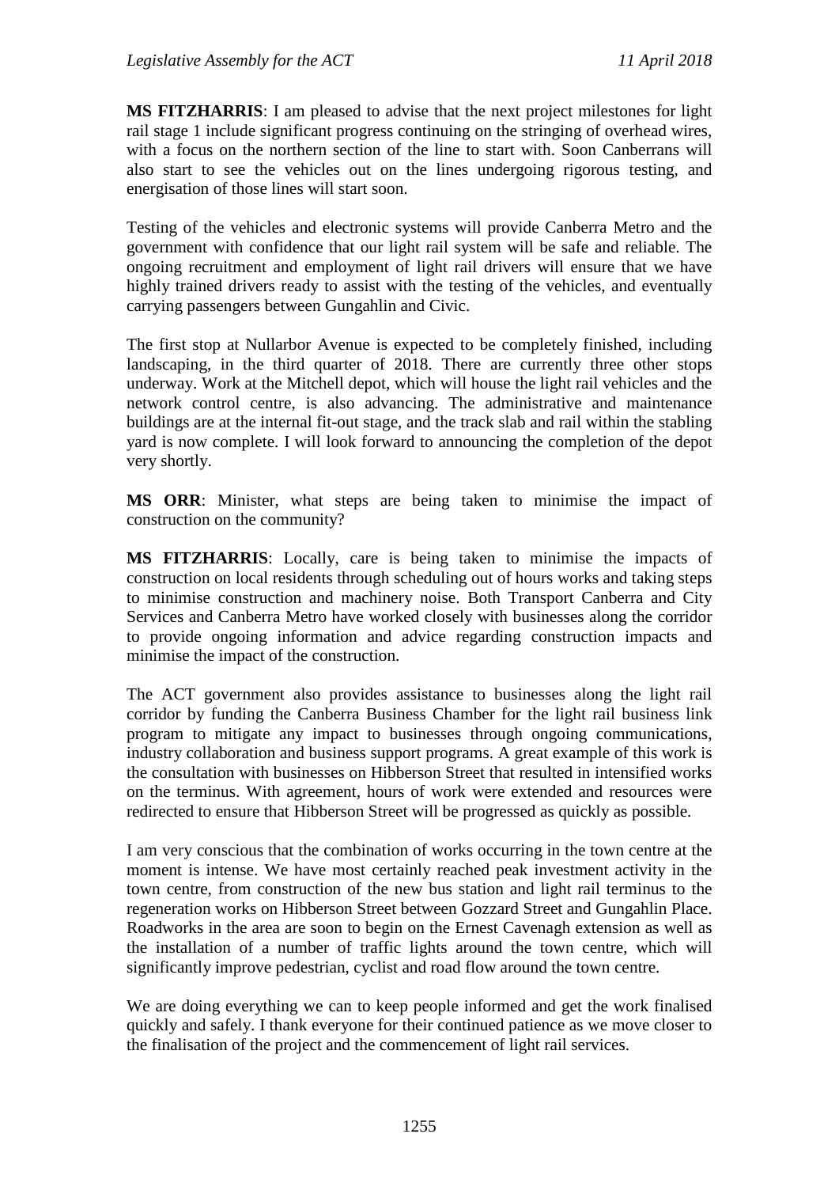**MS FITZHARRIS**: I am pleased to advise that the next project milestones for light rail stage 1 include significant progress continuing on the stringing of overhead wires, with a focus on the northern section of the line to start with. Soon Canberrans will also start to see the vehicles out on the lines undergoing rigorous testing, and energisation of those lines will start soon.

Testing of the vehicles and electronic systems will provide Canberra Metro and the government with confidence that our light rail system will be safe and reliable. The ongoing recruitment and employment of light rail drivers will ensure that we have highly trained drivers ready to assist with the testing of the vehicles, and eventually carrying passengers between Gungahlin and Civic.

The first stop at Nullarbor Avenue is expected to be completely finished, including landscaping, in the third quarter of 2018. There are currently three other stops underway. Work at the Mitchell depot, which will house the light rail vehicles and the network control centre, is also advancing. The administrative and maintenance buildings are at the internal fit-out stage, and the track slab and rail within the stabling yard is now complete. I will look forward to announcing the completion of the depot very shortly.

**MS ORR**: Minister, what steps are being taken to minimise the impact of construction on the community?

**MS FITZHARRIS**: Locally, care is being taken to minimise the impacts of construction on local residents through scheduling out of hours works and taking steps to minimise construction and machinery noise. Both Transport Canberra and City Services and Canberra Metro have worked closely with businesses along the corridor to provide ongoing information and advice regarding construction impacts and minimise the impact of the construction.

The ACT government also provides assistance to businesses along the light rail corridor by funding the Canberra Business Chamber for the light rail business link program to mitigate any impact to businesses through ongoing communications, industry collaboration and business support programs. A great example of this work is the consultation with businesses on Hibberson Street that resulted in intensified works on the terminus. With agreement, hours of work were extended and resources were redirected to ensure that Hibberson Street will be progressed as quickly as possible.

I am very conscious that the combination of works occurring in the town centre at the moment is intense. We have most certainly reached peak investment activity in the town centre, from construction of the new bus station and light rail terminus to the regeneration works on Hibberson Street between Gozzard Street and Gungahlin Place. Roadworks in the area are soon to begin on the Ernest Cavenagh extension as well as the installation of a number of traffic lights around the town centre, which will significantly improve pedestrian, cyclist and road flow around the town centre.

We are doing everything we can to keep people informed and get the work finalised quickly and safely. I thank everyone for their continued patience as we move closer to the finalisation of the project and the commencement of light rail services.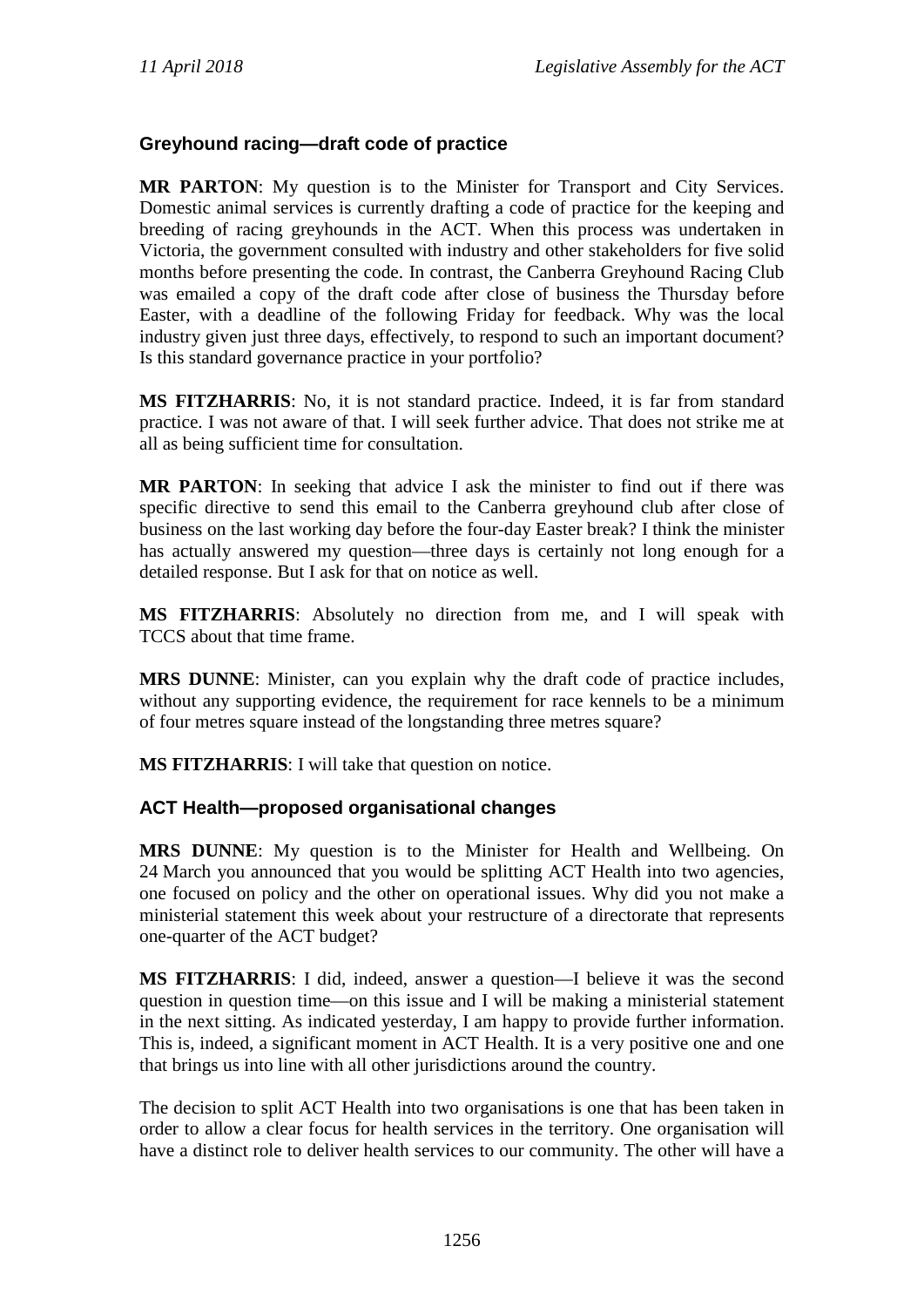### Greyhound racing—draft code of practice

**MR PARTON**: My question is to the Minister for Transport and City Services. Domestic animal services is currently drafting a code of practice for the keeping and breeding of racing greyhounds in the ACT. When this process was undertaken in Victoria, the government consulted with industry and other stakeholders for five solid months before presenting the code. In contrast, the Canberra Greyhound Racing Club was emailed a copy of the draft code after close of business the Thursday before Easter, with a deadline of the following Friday for feedback. Why was the local industry given just three days, effectively, to respond to such an important document? Is this standard governance practice in your portfolio?

**MS FITZHARRIS**: No, it is not standard practice. Indeed, it is far from standard practice. I was not aware of that. I will seek further advice. That does not strike me at all as being sufficient time for consultation.

**MR PARTON**: In seeking that advice I ask the minister to find out if there was specific directive to send this email to the Canberra greyhound club after close of business on the last working day before the four-day Easter break? I think the minister has actually answered my question—three days is certainly not long enough for a detailed response. But I ask for that on notice as well.

**MS FITZHARRIS**: Absolutely no direction from me, and I will speak with TCCS about that time frame.

**MRS DUNNE**: Minister, can you explain why the draft code of practice includes, without any supporting evidence, the requirement for race kennels to be a minimum of four metres square instead of the longstanding three metres square?

**MS FITZHARRIS**: I will take that question on notice.

### ACT Health—proposed organisational changes

**MRS DUNNE**: My question is to the Minister for Health and Wellbeing. On 24 March you announced that you would be splitting ACT Health into two agencies, one focused on policy and the other on operational issues. Why did you not make a ministerial statement this week about your restructure of a directorate that represents one-quarter of the ACT budget?

**MS FITZHARRIS**: I did, indeed, answer a question—I believe it was the second question in question time—on this issue and I will be making a ministerial statement in the next sitting. As indicated yesterday, I am happy to provide further information. This is, indeed, a significant moment in ACT Health. It is a very positive one and one that brings us into line with all other jurisdictions around the country.

The decision to split ACT Health into two organisations is one that has been taken in order to allow a clear focus for health services in the territory. One organisation will have a distinct role to deliver health services to our community. The other will have a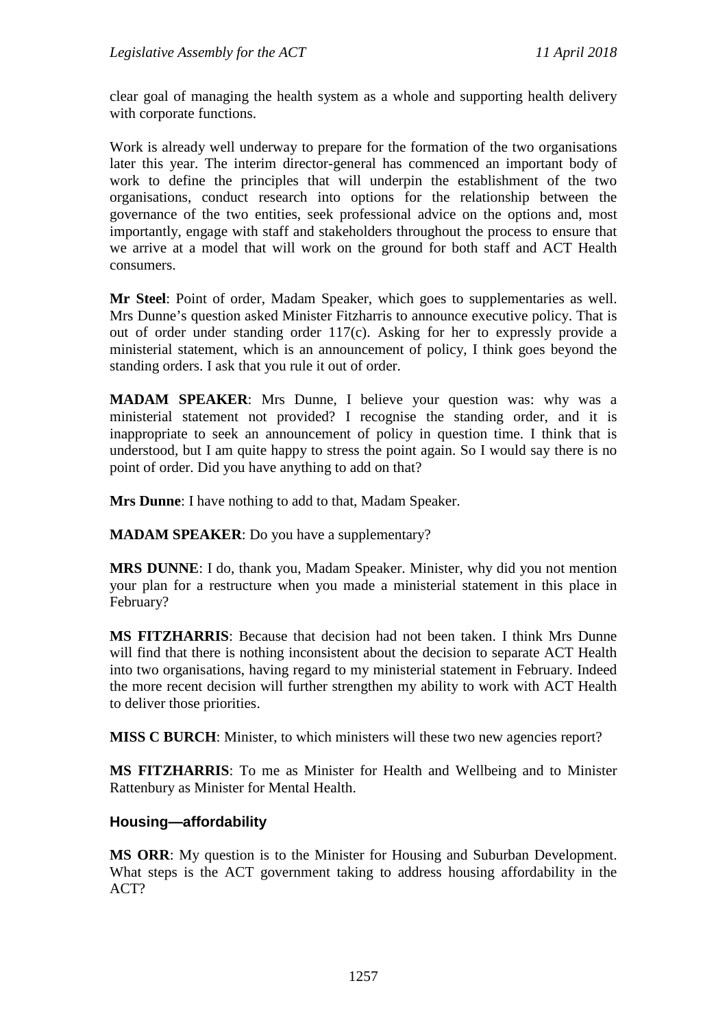clear goal of managing the health system as a whole and supporting health delivery with corporate functions.

Work is already well underway to prepare for the formation of the two organisations later this year. The interim director-general has commenced an important body of work to define the principles that will underpin the establishment of the two organisations, conduct research into options for the relationship between the governance of the two entities, seek professional advice on the options and, most importantly, engage with staff and stakeholders throughout the process to ensure that we arrive at a model that will work on the ground for both staff and ACT Health consumers.

**Mr Steel**: Point of order, Madam Speaker, which goes to supplementaries as well. Mrs Dunne's question asked Minister Fitzharris to announce executive policy. That is out of order under standing order 117(c). Asking for her to expressly provide a ministerial statement, which is an announcement of policy, I think goes beyond the standing orders. I ask that you rule it out of order.

**MADAM SPEAKER**: Mrs Dunne, I believe your question was: why was a ministerial statement not provided? I recognise the standing order, and it is inappropriate to seek an announcement of policy in question time. I think that is understood, but I am quite happy to stress the point again. So I would say there is no point of order. Did you have anything to add on that?

**Mrs Dunne**: I have nothing to add to that, Madam Speaker.

**MADAM SPEAKER**: Do you have a supplementary?

**MRS DUNNE**: I do, thank you, Madam Speaker. Minister, why did you not mention your plan for a restructure when you made a ministerial statement in this place in February?

**MS FITZHARRIS**: Because that decision had not been taken. I think Mrs Dunne will find that there is nothing inconsistent about the decision to separate ACT Health into two organisations, having regard to my ministerial statement in February. Indeed the more recent decision will further strengthen my ability to work with ACT Health to deliver those priorities.

**MISS C BURCH**: Minister, to which ministers will these two new agencies report?

**MS FITZHARRIS**: To me as Minister for Health and Wellbeing and to Minister Rattenbury as Minister for Mental Health.

## Housing—affordability

**MS ORR**: My question is to the Minister for Housing and Suburban Development. What steps is the ACT government taking to address housing affordability in the ACT?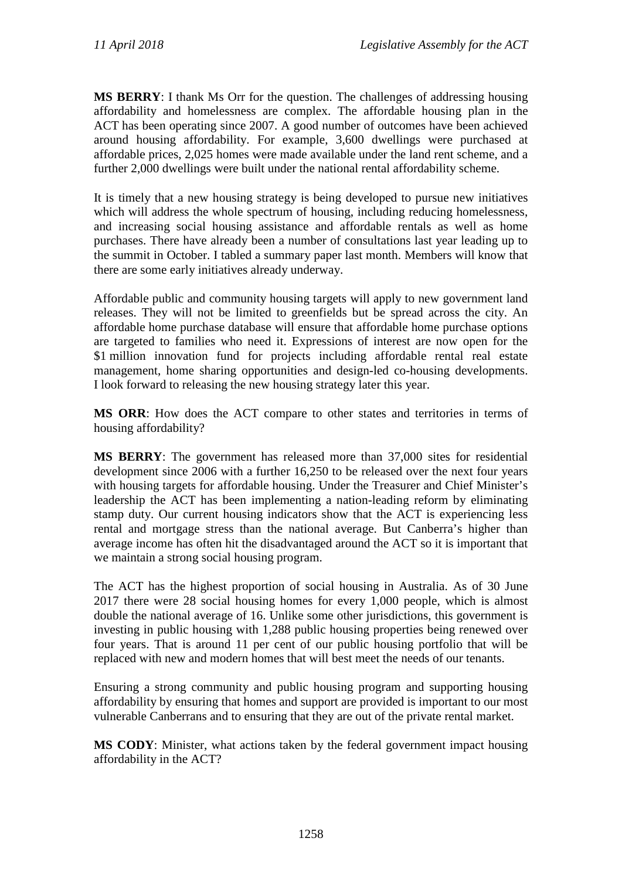**MS BERRY**: I thank Ms Orr for the question. The challenges of addressing housing affordability and homelessness are complex. The affordable housing plan in the ACT has been operating since 2007. A good number of outcomes have been achieved around housing affordability. For example, 3,600 dwellings were purchased at affordable prices, 2,025 homes were made available under the land rent scheme, and a further 2,000 dwellings were built under the national rental affordability scheme.

It is timely that a new housing strategy is being developed to pursue new initiatives which will address the whole spectrum of housing, including reducing homelessness, and increasing social housing assistance and affordable rentals as well as home purchases. There have already been a number of consultations last year leading up to the summit in October. I tabled a summary paper last month. Members will know that there are some early initiatives already underway.

Affordable public and community housing targets will apply to new government land releases. They will not be limited to greenfields but be spread across the city. An affordable home purchase database will ensure that affordable home purchase options are targeted to families who need it. Expressions of interest are now open for the $1 million innovation fund for projects including affordable rental real estate management, home sharing opportunities and design-led co-housing developments. I look forward to releasing the new housing strategy later this year.

**MS ORR**: How does the ACT compare to other states and territories in terms of housing affordability?

**MS BERRY**: The government has released more than 37,000 sites for residential development since 2006 with a further 16,250 to be released over the next four years with housing targets for affordable housing. Under the Treasurer and Chief Minister's leadership the ACT has been implementing a nation-leading reform by eliminating stamp duty. Our current housing indicators show that the ACT is experiencing less rental and mortgage stress than the national average. But Canberra's higher than average income has often hit the disadvantaged around the ACT so it is important that we maintain a strong social housing program.

The ACT has the highest proportion of social housing in Australia. As of 30 June 2017 there were 28 social housing homes for every 1,000 people, which is almost double the national average of 16. Unlike some other jurisdictions, this government is investing in public housing with 1,288 public housing properties being renewed over four years. That is around 11 per cent of our public housing portfolio that will be replaced with new and modern homes that will best meet the needs of our tenants.

Ensuring a strong community and public housing program and supporting housing affordability by ensuring that homes and support are provided is important to our most vulnerable Canberrans and to ensuring that they are out of the private rental market.

**MS CODY**: Minister, what actions taken by the federal government impact housing affordability in the ACT?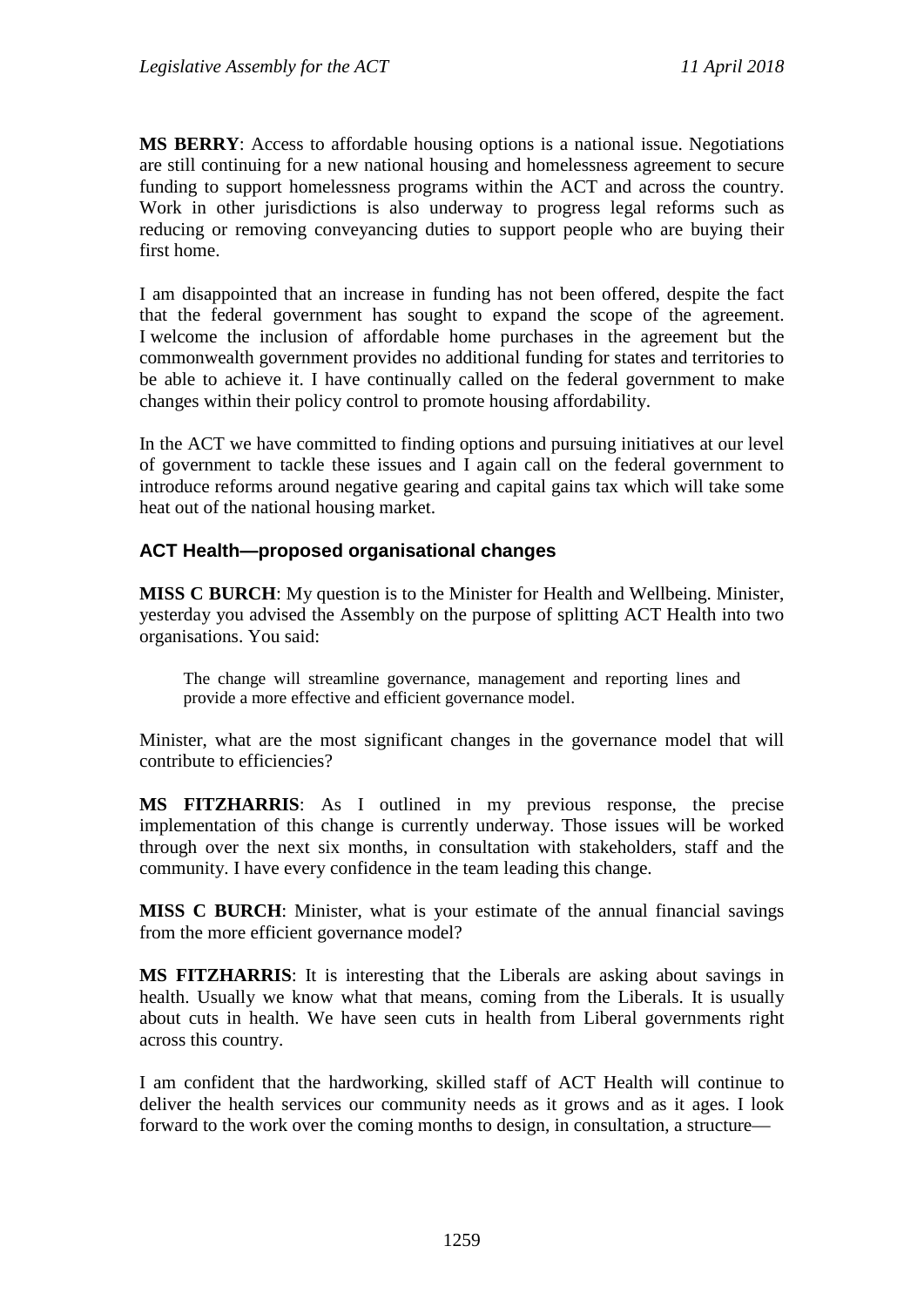**MS BERRY**: Access to affordable housing options is a national issue. Negotiations are still continuing for a new national housing and homelessness agreement to secure funding to support homelessness programs within the ACT and across the country. Work in other jurisdictions is also underway to progress legal reforms such as reducing or removing conveyancing duties to support people who are buying their first home.

I am disappointed that an increase in funding has not been offered, despite the fact that the federal government has sought to expand the scope of the agreement. I welcome the inclusion of affordable home purchases in the agreement but the commonwealth government provides no additional funding for states and territories to be able to achieve it. I have continually called on the federal government to make changes within their policy control to promote housing affordability.

In the ACT we have committed to finding options and pursuing initiatives at our level of government to tackle these issues and I again call on the federal government to introduce reforms around negative gearing and capital gains tax which will take some heat out of the national housing market.

### ACT Health—proposed organisational changes

**MISS C BURCH**: My question is to the Minister for Health and Wellbeing. Minister, yesterday you advised the Assembly on the purpose of splitting ACT Health into two organisations. You said:

> The change will streamline governance, management and reporting lines and provide a more effective and efficient governance model.

Minister, what are the most significant changes in the governance model that will contribute to efficiencies?

**MS FITZHARRIS**: As I outlined in my previous response, the precise implementation of this change is currently underway. Those issues will be worked through over the next six months, in consultation with stakeholders, staff and the community. I have every confidence in the team leading this change.

**MISS C BURCH**: Minister, what is your estimate of the annual financial savings from the more efficient governance model?

**MS FITZHARRIS**: It is interesting that the Liberals are asking about savings in health. Usually we know what that means, coming from the Liberals. It is usually about cuts in health. We have seen cuts in health from Liberal governments right across this country.

I am confident that the hardworking, skilled staff of ACT Health will continue to deliver the health services our community needs as it grows and as it ages. I look forward to the work over the coming months to design, in consultation, a structure—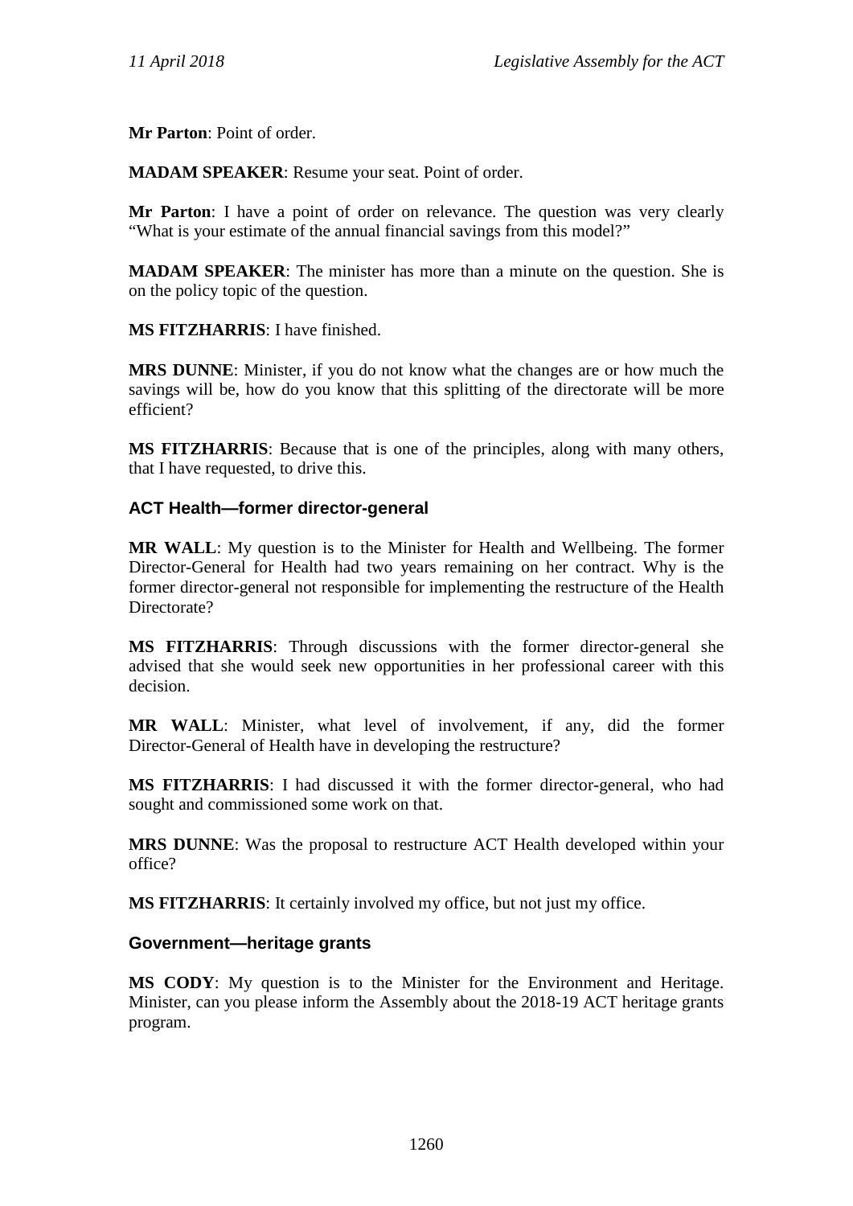**Mr Parton**: Point of order.

**MADAM SPEAKER**: Resume your seat. Point of order.

**Mr Parton**: I have a point of order on relevance. The question was very clearly "What is your estimate of the annual financial savings from this model?"

**MADAM SPEAKER**: The minister has more than a minute on the question. She is on the policy topic of the question.

**MS FITZHARRIS**: I have finished.

**MRS DUNNE**: Minister, if you do not know what the changes are or how much the savings will be, how do you know that this splitting of the directorate will be more efficient?

**MS FITZHARRIS**: Because that is one of the principles, along with many others, that I have requested, to drive this.

### ACT Health—former director-general

**MR WALL**: My question is to the Minister for Health and Wellbeing. The former Director-General for Health had two years remaining on her contract. Why is the former director-general not responsible for implementing the restructure of the Health Directorate?

**MS FITZHARRIS**: Through discussions with the former director-general she advised that she would seek new opportunities in her professional career with this decision.

**MR WALL**: Minister, what level of involvement, if any, did the former Director-General of Health have in developing the restructure?

**MS FITZHARRIS**: I had discussed it with the former director-general, who had sought and commissioned some work on that.

**MRS DUNNE**: Was the proposal to restructure ACT Health developed within your office?

**MS FITZHARRIS**: It certainly involved my office, but not just my office.

### Government—heritage grants

**MS CODY**: My question is to the Minister for the Environment and Heritage. Minister, can you please inform the Assembly about the 2018-19 ACT heritage grants program.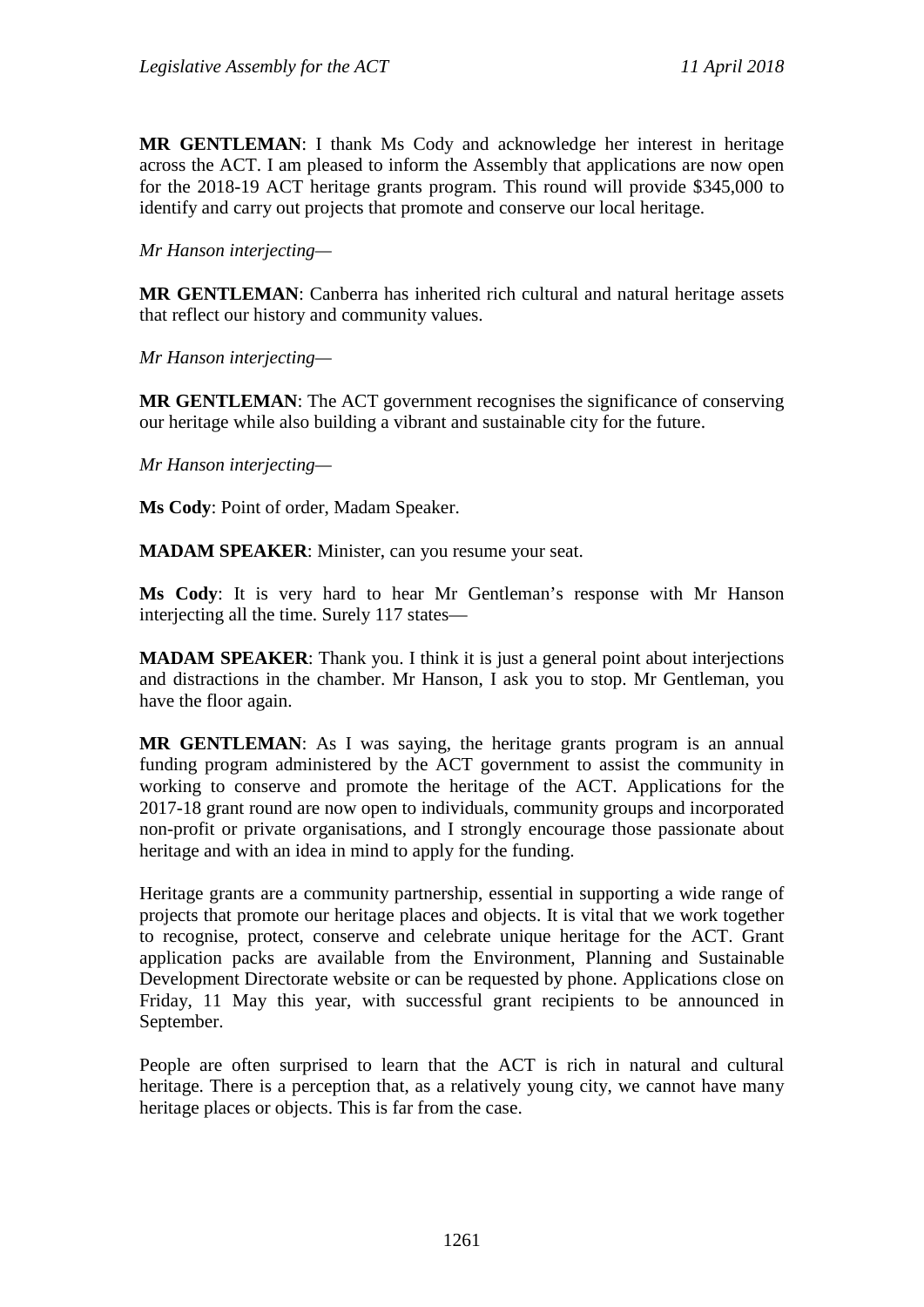**MR GENTLEMAN**: I thank Ms Cody and acknowledge her interest in heritage across the ACT. I am pleased to inform the Assembly that applications are now open for the 2018-19 ACT heritage grants program. This round will provide $345,000 to identify and carry out projects that promote and conserve our local heritage.

*Mr Hanson interjecting*—

**MR GENTLEMAN**: Canberra has inherited rich cultural and natural heritage assets that reflect our history and community values.

*Mr Hanson interjecting*—

**MR GENTLEMAN**: The ACT government recognises the significance of conserving our heritage while also building a vibrant and sustainable city for the future.

*Mr Hanson interjecting*—

**Ms Cody**: Point of order, Madam Speaker.

**MADAM SPEAKER**: Minister, can you resume your seat.

**Ms Cody**: It is very hard to hear Mr Gentleman's response with Mr Hanson interjecting all the time. Surely 117 states—

**MADAM SPEAKER**: Thank you. I think it is just a general point about interjections and distractions in the chamber. Mr Hanson, I ask you to stop. Mr Gentleman, you have the floor again.

**MR GENTLEMAN**: As I was saying, the heritage grants program is an annual funding program administered by the ACT government to assist the community in working to conserve and promote the heritage of the ACT. Applications for the 2017-18 grant round are now open to individuals, community groups and incorporated non-profit or private organisations, and I strongly encourage those passionate about heritage and with an idea in mind to apply for the funding.

Heritage grants are a community partnership, essential in supporting a wide range of projects that promote our heritage places and objects. It is vital that we work together to recognise, protect, conserve and celebrate unique heritage for the ACT. Grant application packs are available from the Environment, Planning and Sustainable Development Directorate website or can be requested by phone. Applications close on Friday, 11 May this year, with successful grant recipients to be announced in September.

People are often surprised to learn that the ACT is rich in natural and cultural heritage. There is a perception that, as a relatively young city, we cannot have many heritage places or objects. This is far from the case.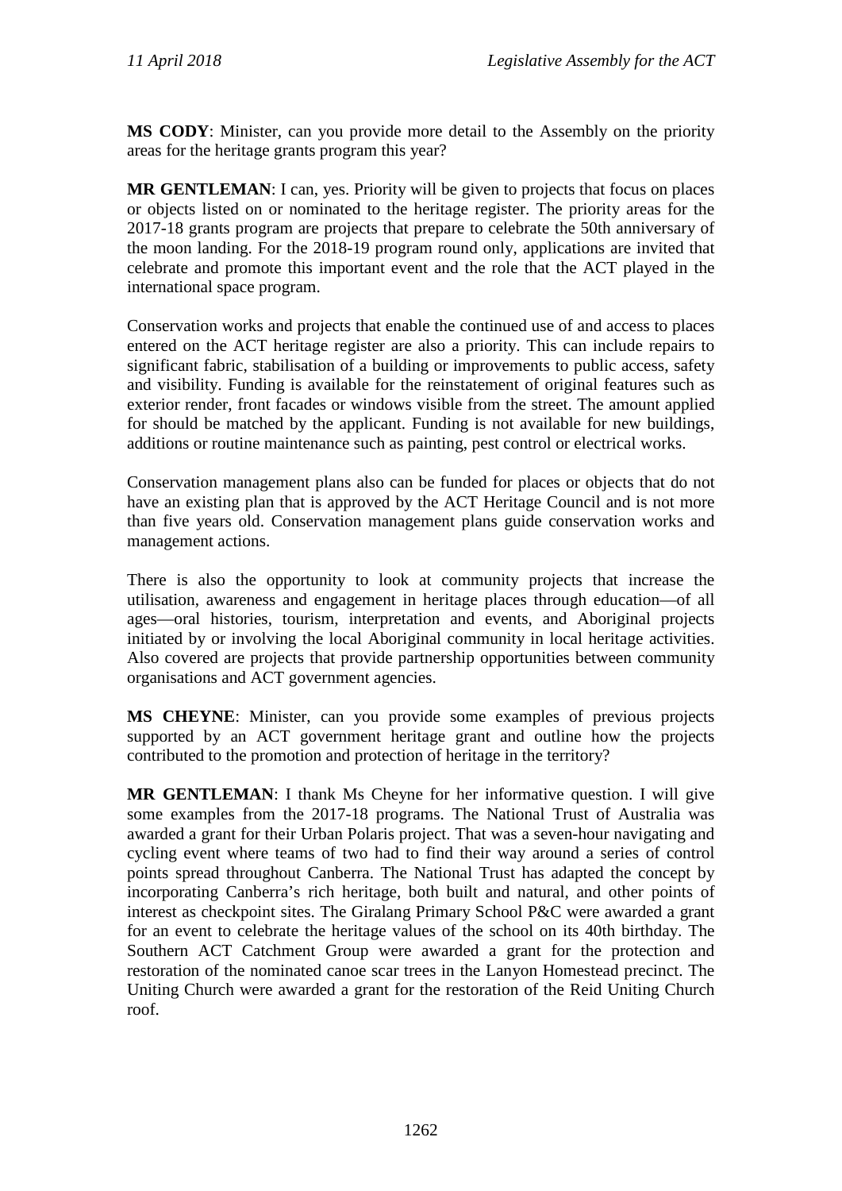**MS CODY**: Minister, can you provide more detail to the Assembly on the priority areas for the heritage grants program this year?

**MR GENTLEMAN**: I can, yes. Priority will be given to projects that focus on places or objects listed on or nominated to the heritage register. The priority areas for the 2017-18 grants program are projects that prepare to celebrate the 50th anniversary of the moon landing. For the 2018-19 program round only, applications are invited that celebrate and promote this important event and the role that the ACT played in the international space program.

Conservation works and projects that enable the continued use of and access to places entered on the ACT heritage register are also a priority. This can include repairs to significant fabric, stabilisation of a building or improvements to public access, safety and visibility. Funding is available for the reinstatement of original features such as exterior render, front facades or windows visible from the street. The amount applied for should be matched by the applicant. Funding is not available for new buildings, additions or routine maintenance such as painting, pest control or electrical works.

Conservation management plans also can be funded for places or objects that do not have an existing plan that is approved by the ACT Heritage Council and is not more than five years old. Conservation management plans guide conservation works and management actions.

There is also the opportunity to look at community projects that increase the utilisation, awareness and engagement in heritage places through education—of all ages—oral histories, tourism, interpretation and events, and Aboriginal projects initiated by or involving the local Aboriginal community in local heritage activities. Also covered are projects that provide partnership opportunities between community organisations and ACT government agencies.

**MS CHEYNE**: Minister, can you provide some examples of previous projects supported by an ACT government heritage grant and outline how the projects contributed to the promotion and protection of heritage in the territory?

**MR GENTLEMAN**: I thank Ms Cheyne for her informative question. I will give some examples from the 2017-18 programs. The National Trust of Australia was awarded a grant for their Urban Polaris project. That was a seven-hour navigating and cycling event where teams of two had to find their way around a series of control points spread throughout Canberra. The National Trust has adapted the concept by incorporating Canberra's rich heritage, both built and natural, and other points of interest as checkpoint sites. The Giralang Primary School P&C were awarded a grant for an event to celebrate the heritage values of the school on its 40th birthday. The Southern ACT Catchment Group were awarded a grant for the protection and restoration of the nominated canoe scar trees in the Lanyon Homestead precinct. The Uniting Church were awarded a grant for the restoration of the Reid Uniting Church roof.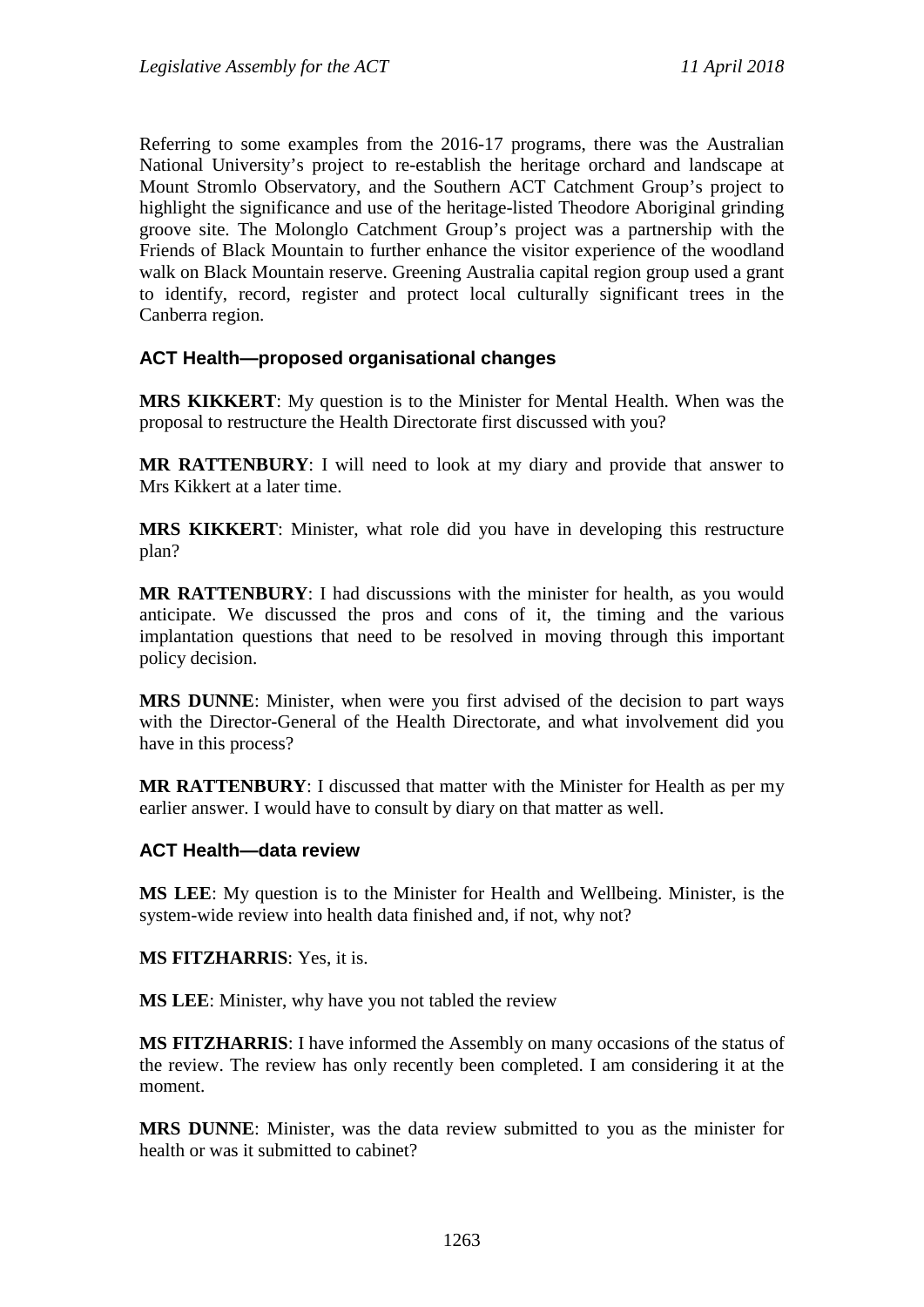Referring to some examples from the 2016-17 programs, there was the Australian National University's project to re-establish the heritage orchard and landscape at Mount Stromlo Observatory, and the Southern ACT Catchment Group's project to highlight the significance and use of the heritage-listed Theodore Aboriginal grinding groove site. The Molonglo Catchment Group's project was a partnership with the Friends of Black Mountain to further enhance the visitor experience of the woodland walk on Black Mountain reserve. Greening Australia capital region group used a grant to identify, record, register and protect local culturally significant trees in the Canberra region.

### ACT Health—proposed organisational changes

**MRS KIKKERT**: My question is to the Minister for Mental Health. When was the proposal to restructure the Health Directorate first discussed with you?

**MR RATTENBURY**: I will need to look at my diary and provide that answer to Mrs Kikkert at a later time.

**MRS KIKKERT**: Minister, what role did you have in developing this restructure plan?

**MR RATTENBURY**: I had discussions with the minister for health, as you would anticipate. We discussed the pros and cons of it, the timing and the various implantation questions that need to be resolved in moving through this important policy decision.

**MRS DUNNE**: Minister, when were you first advised of the decision to part ways with the Director-General of the Health Directorate, and what involvement did you have in this process?

**MR RATTENBURY**: I discussed that matter with the Minister for Health as per my earlier answer. I would have to consult by diary on that matter as well.

### ACT Health—data review

**MS LEE**: My question is to the Minister for Health and Wellbeing. Minister, is the system-wide review into health data finished and, if not, why not?

**MS FITZHARRIS**: Yes, it is.

**MS LEE**: Minister, why have you not tabled the review

**MS FITZHARRIS**: I have informed the Assembly on many occasions of the status of the review. The review has only recently been completed. I am considering it at the moment.

**MRS DUNNE**: Minister, was the data review submitted to you as the minister for health or was it submitted to cabinet?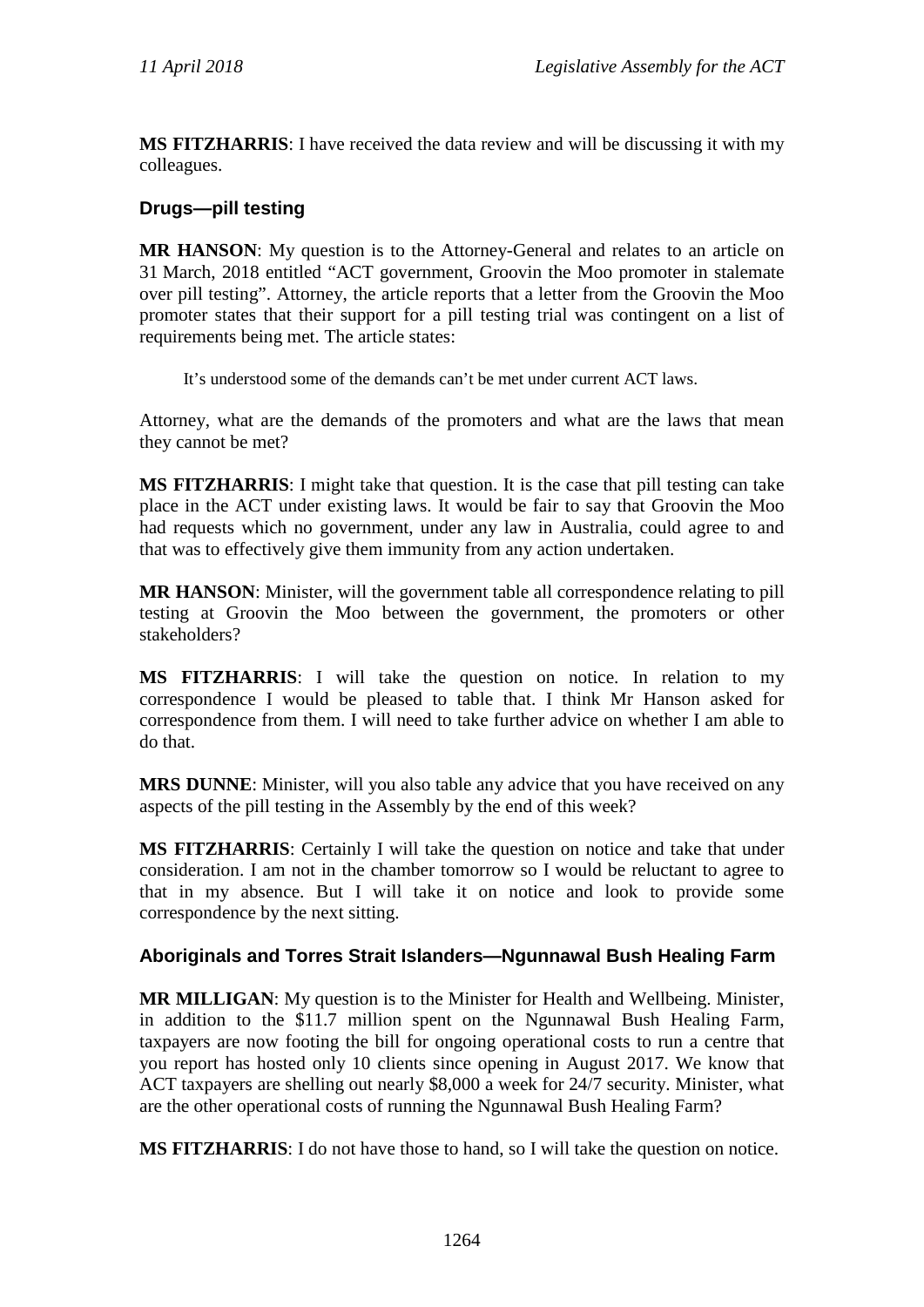**MS FITZHARRIS**: I have received the data review and will be discussing it with my colleagues.

### Drugs—pill testing

**MR HANSON**: My question is to the Attorney-General and relates to an article on 31 March, 2018 entitled "ACT government, Groovin the Moo promoter in stalemate over pill testing". Attorney, the article reports that a letter from the Groovin the Moo promoter states that their support for a pill testing trial was contingent on a list of requirements being met. The article states:

> It's understood some of the demands can't be met under current ACT laws.

Attorney, what are the demands of the promoters and what are the laws that mean they cannot be met?

**MS FITZHARRIS**: I might take that question. It is the case that pill testing can take place in the ACT under existing laws. It would be fair to say that Groovin the Moo had requests which no government, under any law in Australia, could agree to and that was to effectively give them immunity from any action undertaken.

**MR HANSON**: Minister, will the government table all correspondence relating to pill testing at Groovin the Moo between the government, the promoters or other stakeholders?

**MS FITZHARRIS**: I will take the question on notice. In relation to my correspondence I would be pleased to table that. I think Mr Hanson asked for correspondence from them. I will need to take further advice on whether I am able to do that.

**MRS DUNNE**: Minister, will you also table any advice that you have received on any aspects of the pill testing in the Assembly by the end of this week?

**MS FITZHARRIS**: Certainly I will take the question on notice and take that under consideration. I am not in the chamber tomorrow so I would be reluctant to agree to that in my absence. But I will take it on notice and look to provide some correspondence by the next sitting.

### Aboriginals and Torres Strait Islanders—Ngunnawal Bush Healing Farm

**MR MILLIGAN**: My question is to the Minister for Health and Wellbeing. Minister, in addition to the $11.7 million spent on the Ngunnawal Bush Healing Farm, taxpayers are now footing the bill for ongoing operational costs to run a centre that you report has hosted only 10 clients since opening in August 2017. We know that ACT taxpayers are shelling out nearly $8,000 a week for 24/7 security. Minister, what are the other operational costs of running the Ngunnawal Bush Healing Farm?

**MS FITZHARRIS**: I do not have those to hand, so I will take the question on notice.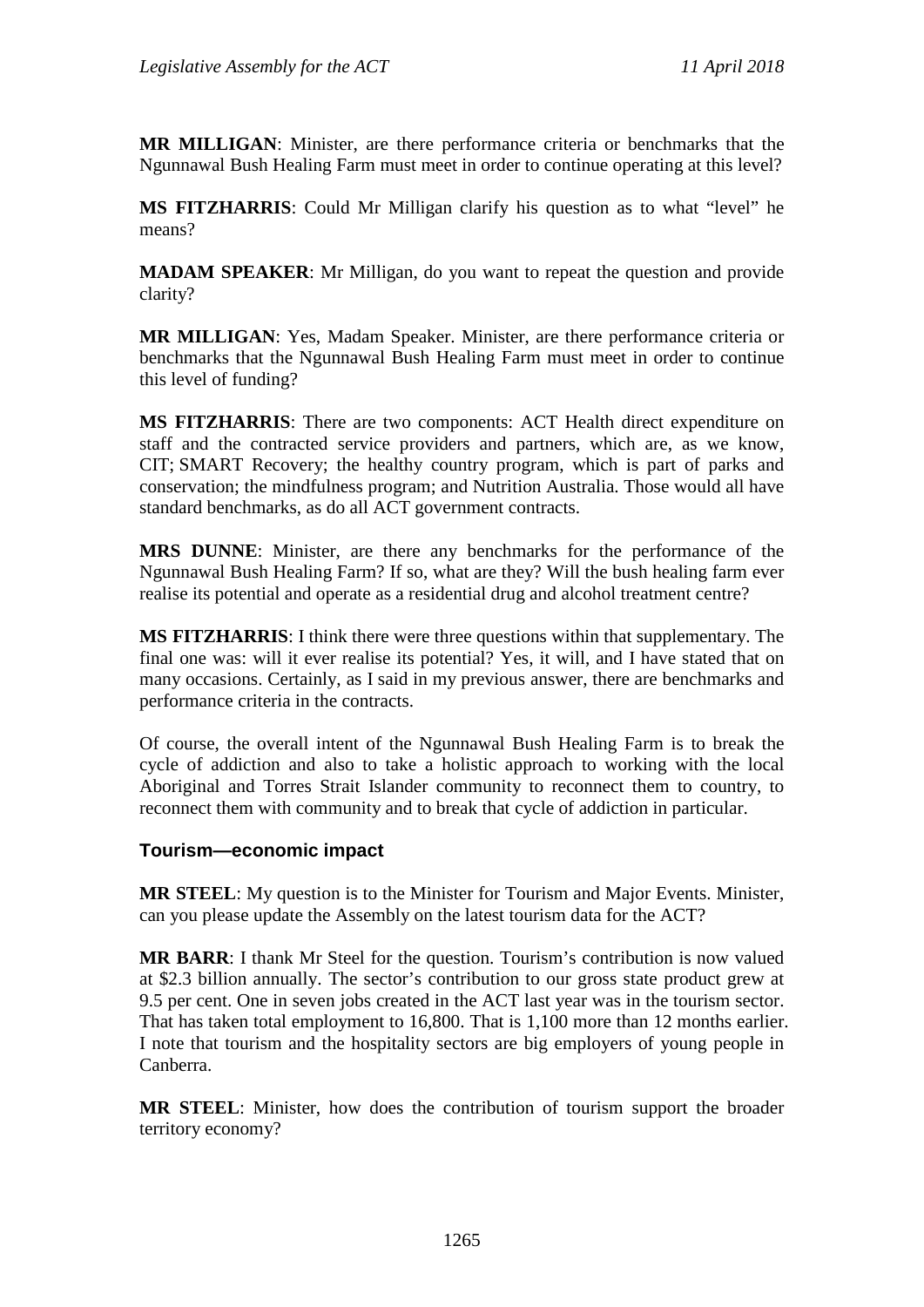**MR MILLIGAN**: Minister, are there performance criteria or benchmarks that the Ngunnawal Bush Healing Farm must meet in order to continue operating at this level?

**MS FITZHARRIS**: Could Mr Milligan clarify his question as to what "level" he means?

**MADAM SPEAKER**: Mr Milligan, do you want to repeat the question and provide clarity?

**MR MILLIGAN**: Yes, Madam Speaker. Minister, are there performance criteria or benchmarks that the Ngunnawal Bush Healing Farm must meet in order to continue this level of funding?

**MS FITZHARRIS**: There are two components: ACT Health direct expenditure on staff and the contracted service providers and partners, which are, as we know, CIT; SMART Recovery; the healthy country program, which is part of parks and conservation; the mindfulness program; and Nutrition Australia. Those would all have standard benchmarks, as do all ACT government contracts.

**MRS DUNNE**: Minister, are there any benchmarks for the performance of the Ngunnawal Bush Healing Farm? If so, what are they? Will the bush healing farm ever realise its potential and operate as a residential drug and alcohol treatment centre?

**MS FITZHARRIS**: I think there were three questions within that supplementary. The final one was: will it ever realise its potential? Yes, it will, and I have stated that on many occasions. Certainly, as I said in my previous answer, there are benchmarks and performance criteria in the contracts.

Of course, the overall intent of the Ngunnawal Bush Healing Farm is to break the cycle of addiction and also to take a holistic approach to working with the local Aboriginal and Torres Strait Islander community to reconnect them to country, to reconnect them with community and to break that cycle of addiction in particular.

### Tourism—economic impact

**MR STEEL**: My question is to the Minister for Tourism and Major Events. Minister, can you please update the Assembly on the latest tourism data for the ACT?

**MR BARR**: I thank Mr Steel for the question. Tourism's contribution is now valued at $2.3 billion annually. The sector's contribution to our gross state product grew at 9.5 per cent. One in seven jobs created in the ACT last year was in the tourism sector. That has taken total employment to 16,800. That is 1,100 more than 12 months earlier. I note that tourism and the hospitality sectors are big employers of young people in Canberra.

**MR STEEL**: Minister, how does the contribution of tourism support the broader territory economy?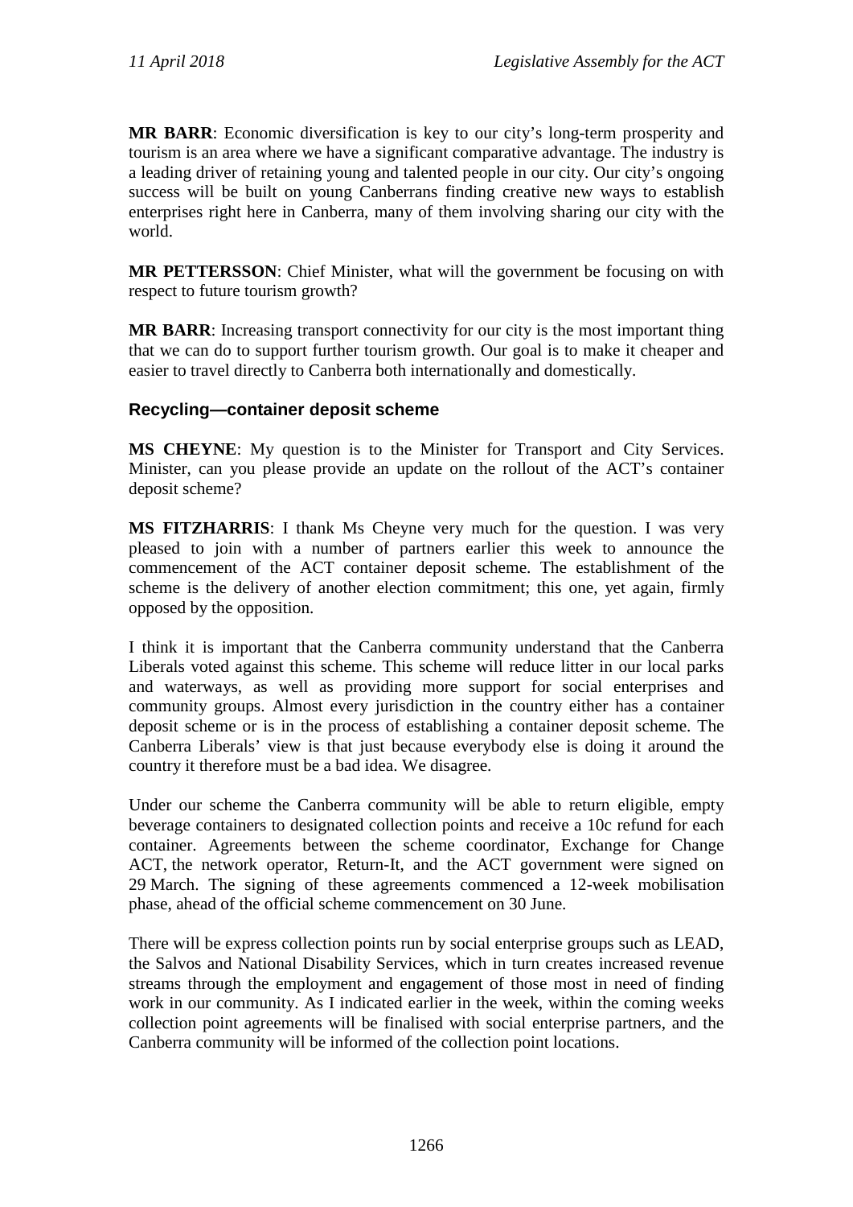**MR BARR**: Economic diversification is key to our city's long-term prosperity and tourism is an area where we have a significant comparative advantage. The industry is a leading driver of retaining young and talented people in our city. Our city's ongoing success will be built on young Canberrans finding creative new ways to establish enterprises right here in Canberra, many of them involving sharing our city with the world.

**MR PETTERSSON**: Chief Minister, what will the government be focusing on with respect to future tourism growth?

**MR BARR**: Increasing transport connectivity for our city is the most important thing that we can do to support further tourism growth. Our goal is to make it cheaper and easier to travel directly to Canberra both internationally and domestically.

### Recycling—container deposit scheme

**MS CHEYNE**: My question is to the Minister for Transport and City Services. Minister, can you please provide an update on the rollout of the ACT's container deposit scheme?

**MS FITZHARRIS**: I thank Ms Cheyne very much for the question. I was very pleased to join with a number of partners earlier this week to announce the commencement of the ACT container deposit scheme. The establishment of the scheme is the delivery of another election commitment; this one, yet again, firmly opposed by the opposition.

I think it is important that the Canberra community understand that the Canberra Liberals voted against this scheme. This scheme will reduce litter in our local parks and waterways, as well as providing more support for social enterprises and community groups. Almost every jurisdiction in the country either has a container deposit scheme or is in the process of establishing a container deposit scheme. The Canberra Liberals' view is that just because everybody else is doing it around the country it therefore must be a bad idea. We disagree.

Under our scheme the Canberra community will be able to return eligible, empty beverage containers to designated collection points and receive a 10c refund for each container. Agreements between the scheme coordinator, Exchange for Change ACT, the network operator, Return-It, and the ACT government were signed on 29 March. The signing of these agreements commenced a 12-week mobilisation phase, ahead of the official scheme commencement on 30 June.

There will be express collection points run by social enterprise groups such as LEAD, the Salvos and National Disability Services, which in turn creates increased revenue streams through the employment and engagement of those most in need of finding work in our community. As I indicated earlier in the week, within the coming weeks collection point agreements will be finalised with social enterprise partners, and the Canberra community will be informed of the collection point locations.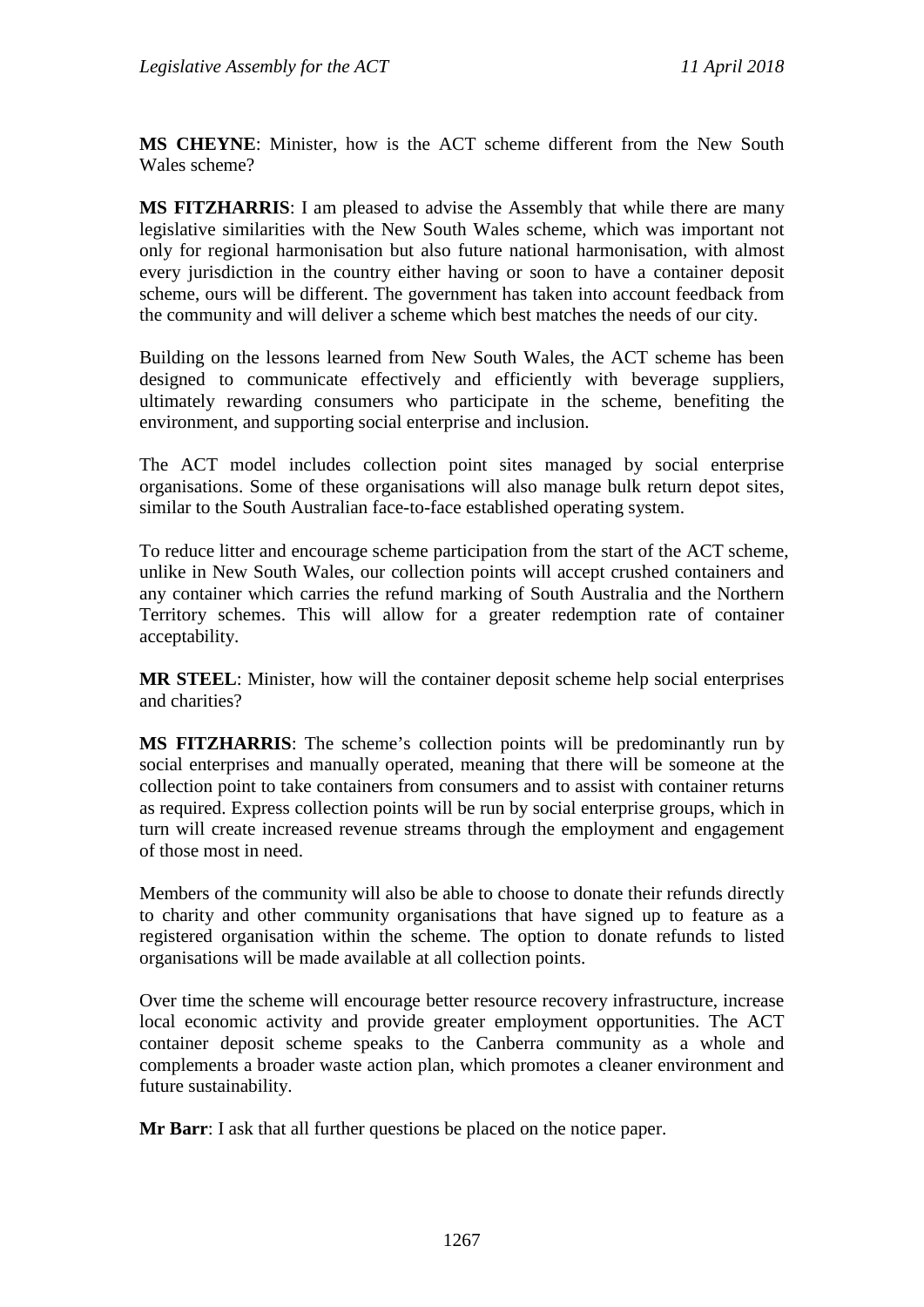**MS CHEYNE**: Minister, how is the ACT scheme different from the New South Wales scheme?

**MS FITZHARRIS**: I am pleased to advise the Assembly that while there are many legislative similarities with the New South Wales scheme, which was important not only for regional harmonisation but also future national harmonisation, with almost every jurisdiction in the country either having or soon to have a container deposit scheme, ours will be different. The government has taken into account feedback from the community and will deliver a scheme which best matches the needs of our city.

Building on the lessons learned from New South Wales, the ACT scheme has been designed to communicate effectively and efficiently with beverage suppliers, ultimately rewarding consumers who participate in the scheme, benefiting the environment, and supporting social enterprise and inclusion.

The ACT model includes collection point sites managed by social enterprise organisations. Some of these organisations will also manage bulk return depot sites, similar to the South Australian face-to-face established operating system.

To reduce litter and encourage scheme participation from the start of the ACT scheme, unlike in New South Wales, our collection points will accept crushed containers and any container which carries the refund marking of South Australia and the Northern Territory schemes. This will allow for a greater redemption rate of container acceptability.

**MR STEEL**: Minister, how will the container deposit scheme help social enterprises and charities?

**MS FITZHARRIS**: The scheme's collection points will be predominantly run by social enterprises and manually operated, meaning that there will be someone at the collection point to take containers from consumers and to assist with container returns as required. Express collection points will be run by social enterprise groups, which in turn will create increased revenue streams through the employment and engagement of those most in need.

Members of the community will also be able to choose to donate their refunds directly to charity and other community organisations that have signed up to feature as a registered organisation within the scheme. The option to donate refunds to listed organisations will be made available at all collection points.

Over time the scheme will encourage better resource recovery infrastructure, increase local economic activity and provide greater employment opportunities. The ACT container deposit scheme speaks to the Canberra community as a whole and complements a broader waste action plan, which promotes a cleaner environment and future sustainability.

**Mr Barr**: I ask that all further questions be placed on the notice paper.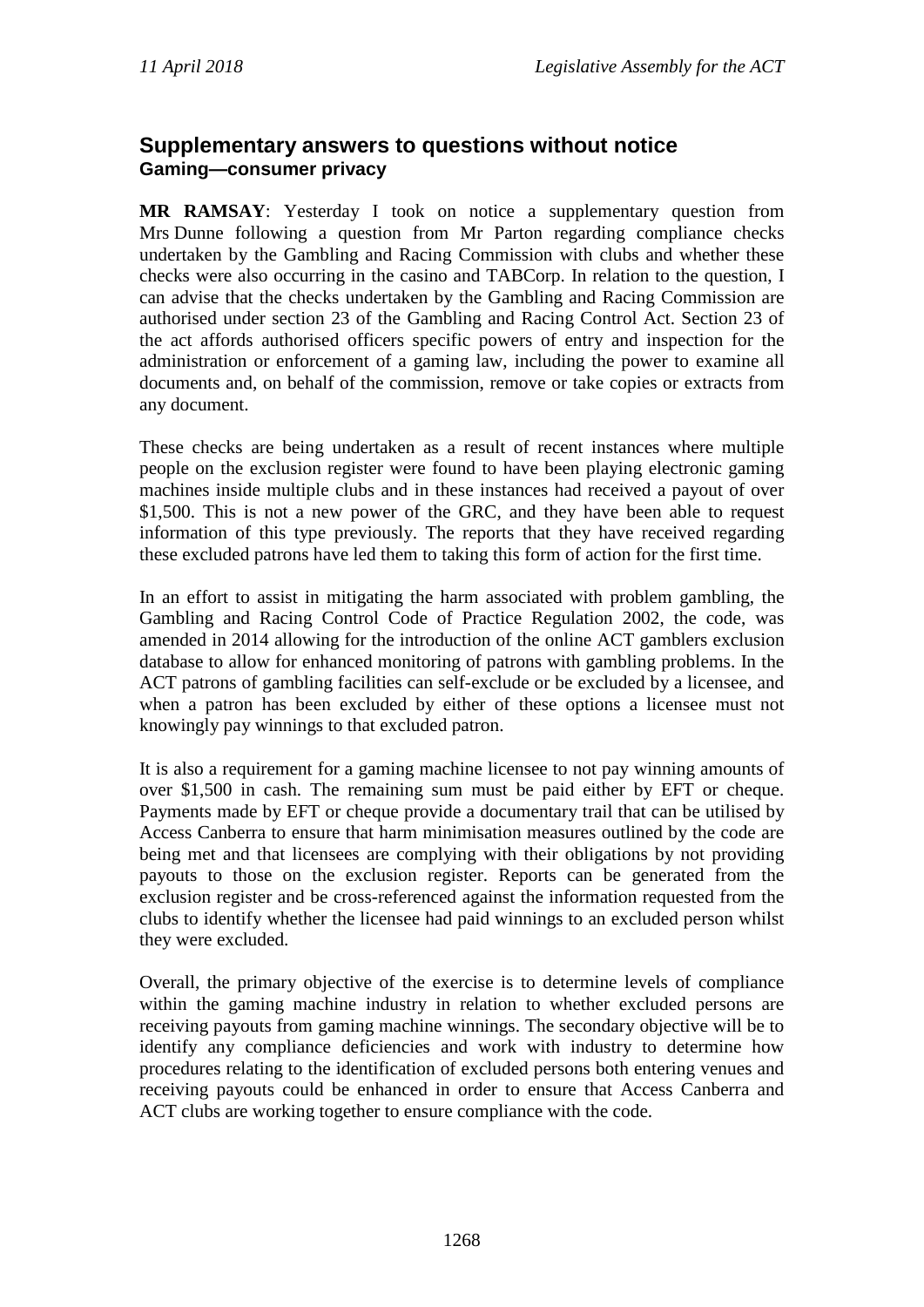## Supplementary answers to questions without notice

### Gaming—consumer privacy

**MR RAMSAY**: Yesterday I took on notice a supplementary question from Mrs Dunne following a question from Mr Parton regarding compliance checks undertaken by the Gambling and Racing Commission with clubs and whether these checks were also occurring in the casino and TABCorp. In relation to the question, I can advise that the checks undertaken by the Gambling and Racing Commission are authorised under section 23 of the Gambling and Racing Control Act. Section 23 of the act affords authorised officers specific powers of entry and inspection for the administration or enforcement of a gaming law, including the power to examine all documents and, on behalf of the commission, remove or take copies or extracts from any document.

These checks are being undertaken as a result of recent instances where multiple people on the exclusion register were found to have been playing electronic gaming machines inside multiple clubs and in these instances had received a payout of over $1,500. This is not a new power of the GRC, and they have been able to request information of this type previously. The reports that they have received regarding these excluded patrons have led them to taking this form of action for the first time.

In an effort to assist in mitigating the harm associated with problem gambling, the Gambling and Racing Control Code of Practice Regulation 2002, the code, was amended in 2014 allowing for the introduction of the online ACT gamblers exclusion database to allow for enhanced monitoring of patrons with gambling problems. In the ACT patrons of gambling facilities can self-exclude or be excluded by a licensee, and when a patron has been excluded by either of these options a licensee must not knowingly pay winnings to that excluded patron.

It is also a requirement for a gaming machine licensee to not pay winning amounts of over $1,500 in cash. The remaining sum must be paid either by EFT or cheque. Payments made by EFT or cheque provide a documentary trail that can be utilised by Access Canberra to ensure that harm minimisation measures outlined by the code are being met and that licensees are complying with their obligations by not providing payouts to those on the exclusion register. Reports can be generated from the exclusion register and be cross-referenced against the information requested from the clubs to identify whether the licensee had paid winnings to an excluded person whilst they were excluded.

Overall, the primary objective of the exercise is to determine levels of compliance within the gaming machine industry in relation to whether excluded persons are receiving payouts from gaming machine winnings. The secondary objective will be to identify any compliance deficiencies and work with industry to determine how procedures relating to the identification of excluded persons both entering venues and receiving payouts could be enhanced in order to ensure that Access Canberra and ACT clubs are working together to ensure compliance with the code.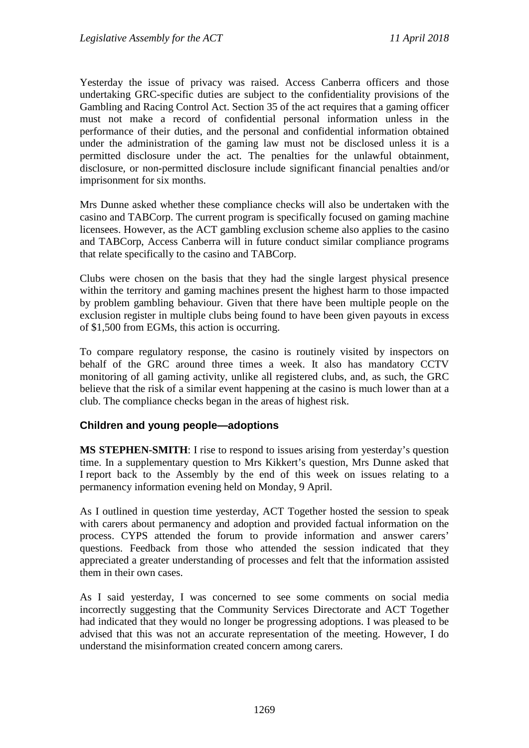Yesterday the issue of privacy was raised. Access Canberra officers and those undertaking GRC-specific duties are subject to the confidentiality provisions of the Gambling and Racing Control Act. Section 35 of the act requires that a gaming officer must not make a record of confidential personal information unless in the performance of their duties, and the personal and confidential information obtained under the administration of the gaming law must not be disclosed unless it is a permitted disclosure under the act. The penalties for the unlawful obtainment, disclosure, or non-permitted disclosure include significant financial penalties and/or imprisonment for six months.

Mrs Dunne asked whether these compliance checks will also be undertaken with the casino and TABCorp. The current program is specifically focused on gaming machine licensees. However, as the ACT gambling exclusion scheme also applies to the casino and TABCorp, Access Canberra will in future conduct similar compliance programs that relate specifically to the casino and TABCorp.

Clubs were chosen on the basis that they had the single largest physical presence within the territory and gaming machines present the highest harm to those impacted by problem gambling behaviour. Given that there have been multiple people on the exclusion register in multiple clubs being found to have been given payouts in excess of $1,500 from EGMs, this action is occurring.

To compare regulatory response, the casino is routinely visited by inspectors on behalf of the GRC around three times a week. It also has mandatory CCTV monitoring of all gaming activity, unlike all registered clubs, and, as such, the GRC believe that the risk of a similar event happening at the casino is much lower than at a club. The compliance checks began in the areas of highest risk.

### Children and young people—adoptions

**MS STEPHEN-SMITH**: I rise to respond to issues arising from yesterday's question time. In a supplementary question to Mrs Kikkert's question, Mrs Dunne asked that I report back to the Assembly by the end of this week on issues relating to a permanency information evening held on Monday, 9 April.

As I outlined in question time yesterday, ACT Together hosted the session to speak with carers about permanency and adoption and provided factual information on the process. CYPS attended the forum to provide information and answer carers' questions. Feedback from those who attended the session indicated that they appreciated a greater understanding of processes and felt that the information assisted them in their own cases.

As I said yesterday, I was concerned to see some comments on social media incorrectly suggesting that the Community Services Directorate and ACT Together had indicated that they would no longer be progressing adoptions. I was pleased to be advised that this was not an accurate representation of the meeting. However, I do understand the misinformation created concern among carers.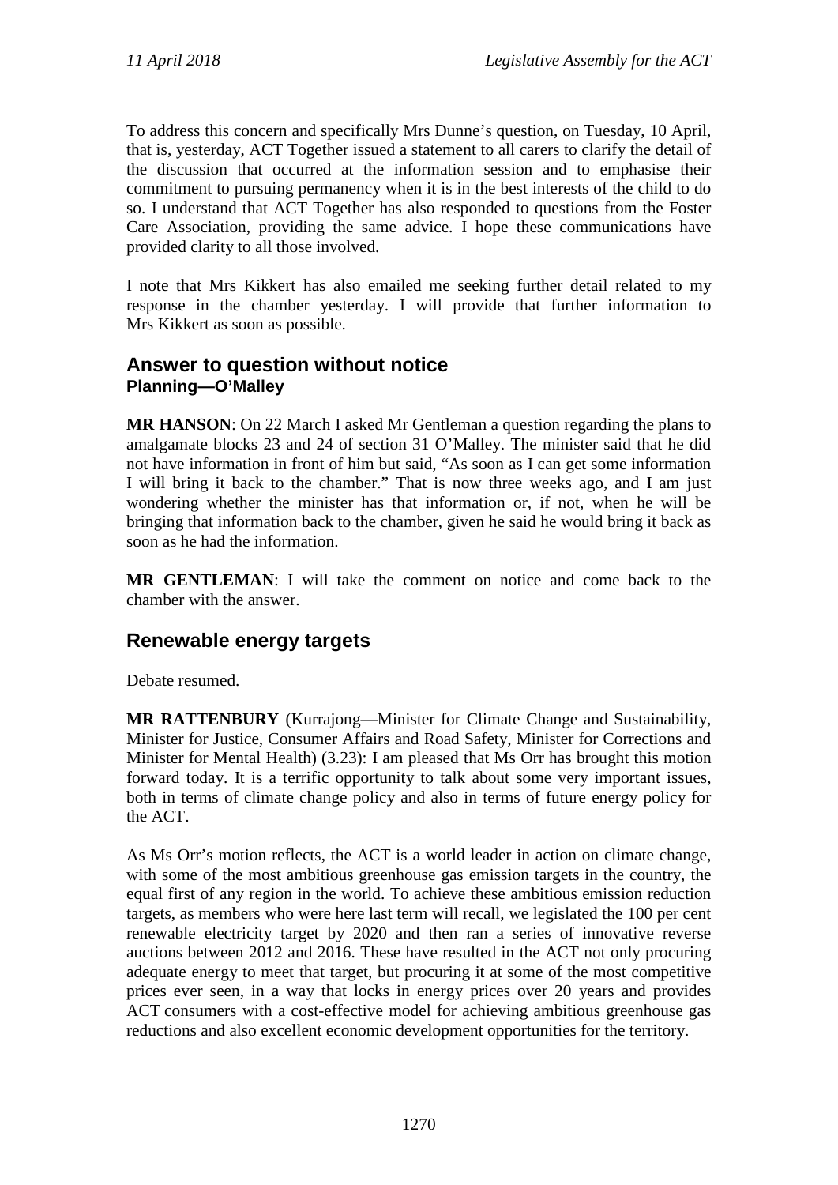To address this concern and specifically Mrs Dunne's question, on Tuesday, 10 April, that is, yesterday, ACT Together issued a statement to all carers to clarify the detail of the discussion that occurred at the information session and to emphasise their commitment to pursuing permanency when it is in the best interests of the child to do so. I understand that ACT Together has also responded to questions from the Foster Care Association, providing the same advice. I hope these communications have provided clarity to all those involved.

I note that Mrs Kikkert has also emailed me seeking further detail related to my response in the chamber yesterday. I will provide that further information to Mrs Kikkert as soon as possible.

## Answer to question without notice

### Planning—O'Malley

**MR HANSON**: On 22 March I asked Mr Gentleman a question regarding the plans to amalgamate blocks 23 and 24 of section 31 O'Malley. The minister said that he did not have information in front of him but said, "As soon as I can get some information I will bring it back to the chamber." That is now three weeks ago, and I am just wondering whether the minister has that information or, if not, when he will be bringing that information back to the chamber, given he said he would bring it back as soon as he had the information.

**MR GENTLEMAN**: I will take the comment on notice and come back to the chamber with the answer.

## Renewable energy targets

Debate resumed.

**MR RATTENBURY** (Kurrajong—Minister for Climate Change and Sustainability, Minister for Justice, Consumer Affairs and Road Safety, Minister for Corrections and Minister for Mental Health) (3.23): I am pleased that Ms Orr has brought this motion forward today. It is a terrific opportunity to talk about some very important issues, both in terms of climate change policy and also in terms of future energy policy for the ACT.

As Ms Orr's motion reflects, the ACT is a world leader in action on climate change, with some of the most ambitious greenhouse gas emission targets in the country, the equal first of any region in the world. To achieve these ambitious emission reduction targets, as members who were here last term will recall, we legislated the 100 per cent renewable electricity target by 2020 and then ran a series of innovative reverse auctions between 2012 and 2016. These have resulted in the ACT not only procuring adequate energy to meet that target, but procuring it at some of the most competitive prices ever seen, in a way that locks in energy prices over 20 years and provides ACT consumers with a cost-effective model for achieving ambitious greenhouse gas reductions and also excellent economic development opportunities for the territory.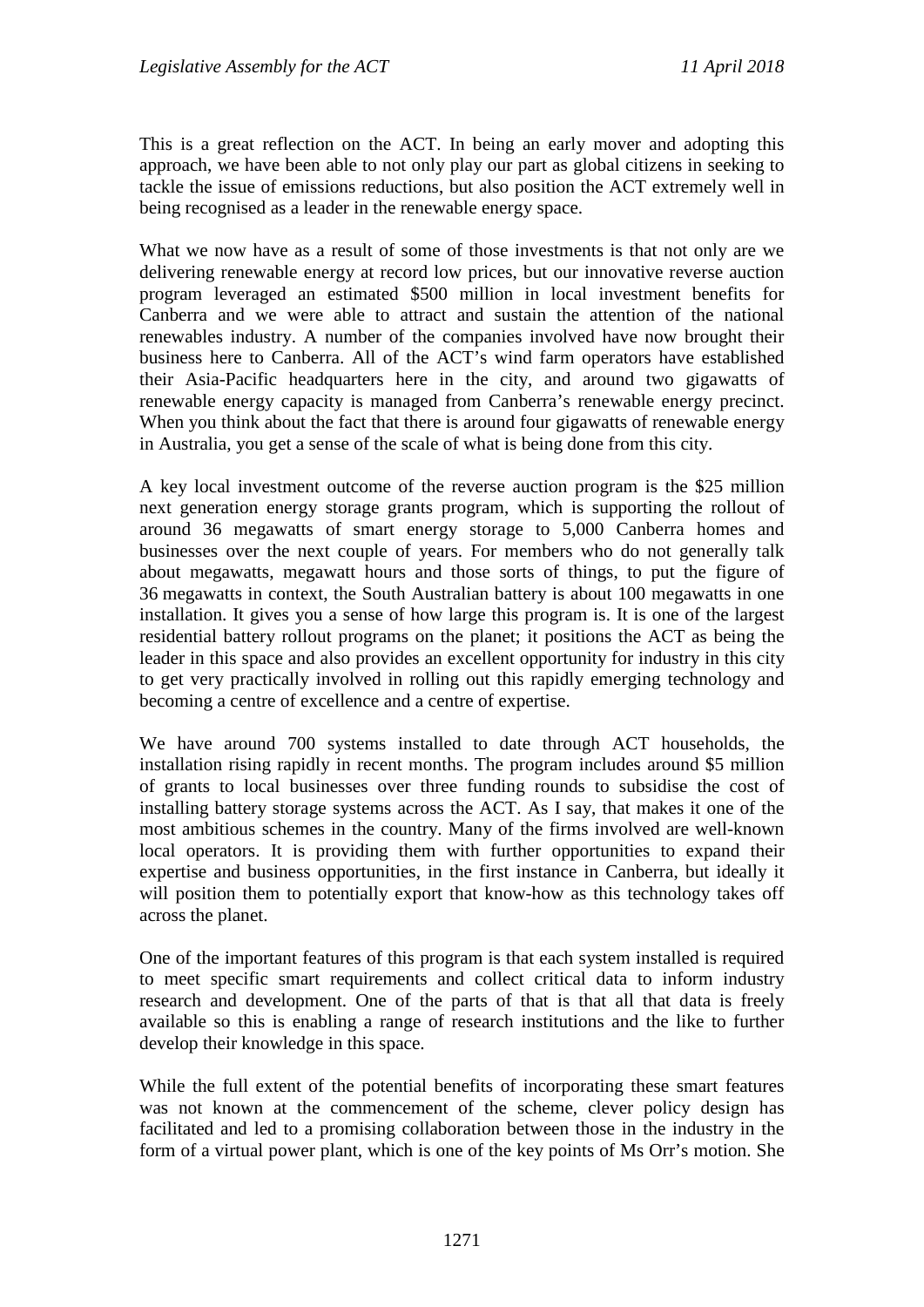This is a great reflection on the ACT. In being an early mover and adopting this approach, we have been able to not only play our part as global citizens in seeking to tackle the issue of emissions reductions, but also position the ACT extremely well in being recognised as a leader in the renewable energy space.

What we now have as a result of some of those investments is that not only are we delivering renewable energy at record low prices, but our innovative reverse auction program leveraged an estimated $500 million in local investment benefits for Canberra and we were able to attract and sustain the attention of the national renewables industry. A number of the companies involved have now brought their business here to Canberra. All of the ACT's wind farm operators have established their Asia-Pacific headquarters here in the city, and around two gigawatts of renewable energy capacity is managed from Canberra's renewable energy precinct. When you think about the fact that there is around four gigawatts of renewable energy in Australia, you get a sense of the scale of what is being done from this city.

A key local investment outcome of the reverse auction program is the $25 million next generation energy storage grants program, which is supporting the rollout of around 36 megawatts of smart energy storage to 5,000 Canberra homes and businesses over the next couple of years. For members who do not generally talk about megawatts, megawatt hours and those sorts of things, to put the figure of 36 megawatts in context, the South Australian battery is about 100 megawatts in one installation. It gives you a sense of how large this program is. It is one of the largest residential battery rollout programs on the planet; it positions the ACT as being the leader in this space and also provides an excellent opportunity for industry in this city to get very practically involved in rolling out this rapidly emerging technology and becoming a centre of excellence and a centre of expertise.

We have around 700 systems installed to date through ACT households, the installation rising rapidly in recent months. The program includes around $5 million of grants to local businesses over three funding rounds to subsidise the cost of installing battery storage systems across the ACT. As I say, that makes it one of the most ambitious schemes in the country. Many of the firms involved are well-known local operators. It is providing them with further opportunities to expand their expertise and business opportunities, in the first instance in Canberra, but ideally it will position them to potentially export that know-how as this technology takes off across the planet.

One of the important features of this program is that each system installed is required to meet specific smart requirements and collect critical data to inform industry research and development. One of the parts of that is that all that data is freely available so this is enabling a range of research institutions and the like to further develop their knowledge in this space.

While the full extent of the potential benefits of incorporating these smart features was not known at the commencement of the scheme, clever policy design has facilitated and led to a promising collaboration between those in the industry in the form of a virtual power plant, which is one of the key points of Ms Orr's motion. She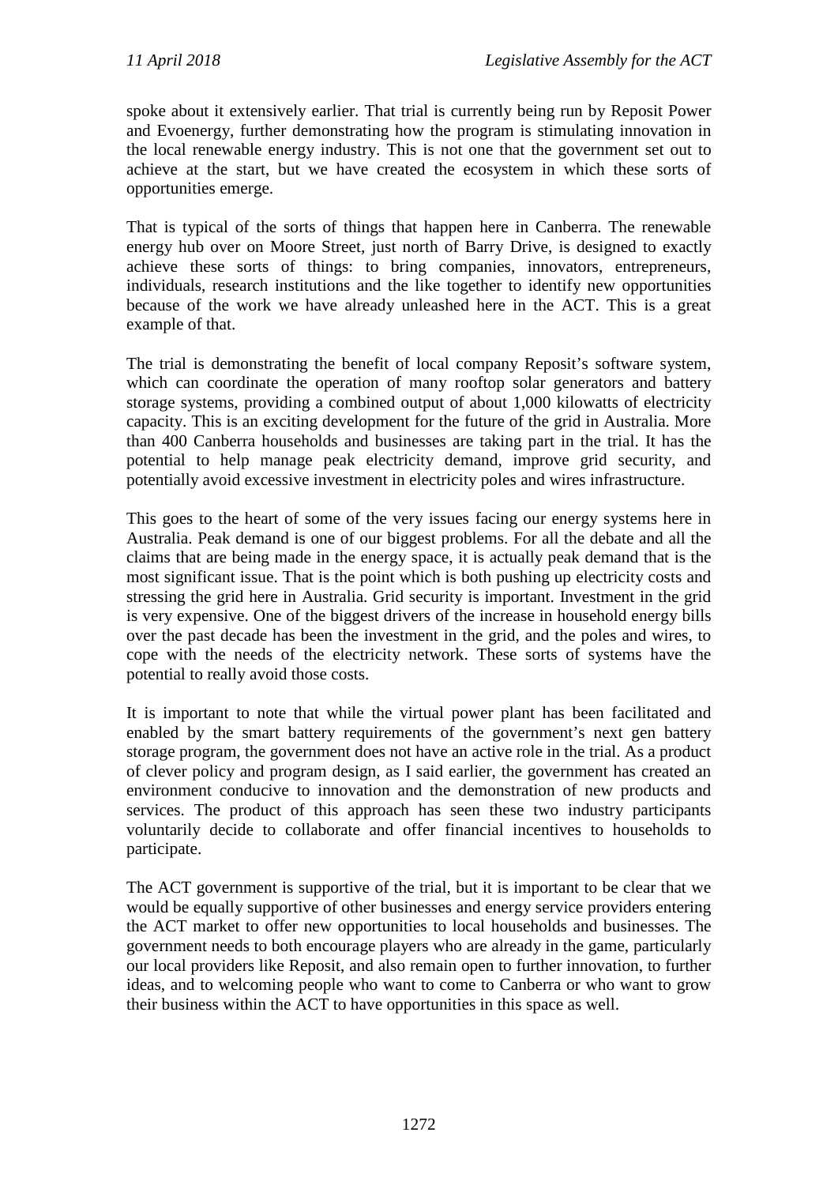spoke about it extensively earlier. That trial is currently being run by Reposit Power and Evoenergy, further demonstrating how the program is stimulating innovation in the local renewable energy industry. This is not one that the government set out to achieve at the start, but we have created the ecosystem in which these sorts of opportunities emerge.

That is typical of the sorts of things that happen here in Canberra. The renewable energy hub over on Moore Street, just north of Barry Drive, is designed to exactly achieve these sorts of things: to bring companies, innovators, entrepreneurs, individuals, research institutions and the like together to identify new opportunities because of the work we have already unleashed here in the ACT. This is a great example of that.

The trial is demonstrating the benefit of local company Reposit's software system, which can coordinate the operation of many rooftop solar generators and battery storage systems, providing a combined output of about 1,000 kilowatts of electricity capacity. This is an exciting development for the future of the grid in Australia. More than 400 Canberra households and businesses are taking part in the trial. It has the potential to help manage peak electricity demand, improve grid security, and potentially avoid excessive investment in electricity poles and wires infrastructure.

This goes to the heart of some of the very issues facing our energy systems here in Australia. Peak demand is one of our biggest problems. For all the debate and all the claims that are being made in the energy space, it is actually peak demand that is the most significant issue. That is the point which is both pushing up electricity costs and stressing the grid here in Australia. Grid security is important. Investment in the grid is very expensive. One of the biggest drivers of the increase in household energy bills over the past decade has been the investment in the grid, and the poles and wires, to cope with the needs of the electricity network. These sorts of systems have the potential to really avoid those costs.

It is important to note that while the virtual power plant has been facilitated and enabled by the smart battery requirements of the government's next gen battery storage program, the government does not have an active role in the trial. As a product of clever policy and program design, as I said earlier, the government has created an environment conducive to innovation and the demonstration of new products and services. The product of this approach has seen these two industry participants voluntarily decide to collaborate and offer financial incentives to households to participate.

The ACT government is supportive of the trial, but it is important to be clear that we would be equally supportive of other businesses and energy service providers entering the ACT market to offer new opportunities to local households and businesses. The government needs to both encourage players who are already in the game, particularly our local providers like Reposit, and also remain open to further innovation, to further ideas, and to welcoming people who want to come to Canberra or who want to grow their business within the ACT to have opportunities in this space as well.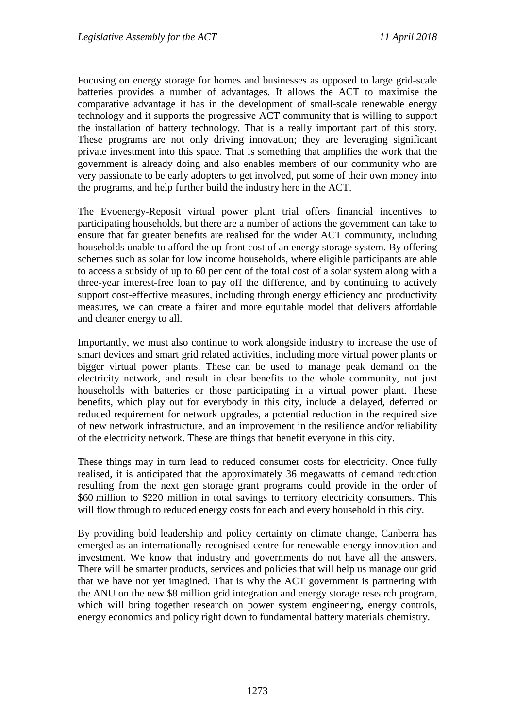Focusing on energy storage for homes and businesses as opposed to large grid-scale batteries provides a number of advantages. It allows the ACT to maximise the comparative advantage it has in the development of small-scale renewable energy technology and it supports the progressive ACT community that is willing to support the installation of battery technology. That is a really important part of this story. These programs are not only driving innovation; they are leveraging significant private investment into this space. That is something that amplifies the work that the government is already doing and also enables members of our community who are very passionate to be early adopters to get involved, put some of their own money into the programs, and help further build the industry here in the ACT.

The Evoenergy-Reposit virtual power plant trial offers financial incentives to participating households, but there are a number of actions the government can take to ensure that far greater benefits are realised for the wider ACT community, including households unable to afford the up-front cost of an energy storage system. By offering schemes such as solar for low income households, where eligible participants are able to access a subsidy of up to 60 per cent of the total cost of a solar system along with a three-year interest-free loan to pay off the difference, and by continuing to actively support cost-effective measures, including through energy efficiency and productivity measures, we can create a fairer and more equitable model that delivers affordable and cleaner energy to all.

Importantly, we must also continue to work alongside industry to increase the use of smart devices and smart grid related activities, including more virtual power plants or bigger virtual power plants. These can be used to manage peak demand on the electricity network, and result in clear benefits to the whole community, not just households with batteries or those participating in a virtual power plant. These benefits, which play out for everybody in this city, include a delayed, deferred or reduced requirement for network upgrades, a potential reduction in the required size of new network infrastructure, and an improvement in the resilience and/or reliability of the electricity network. These are things that benefit everyone in this city.

These things may in turn lead to reduced consumer costs for electricity. Once fully realised, it is anticipated that the approximately 36 megawatts of demand reduction resulting from the next gen storage grant programs could provide in the order of $60 million to $220 million in total savings to territory electricity consumers. This will flow through to reduced energy costs for each and every household in this city.

By providing bold leadership and policy certainty on climate change, Canberra has emerged as an internationally recognised centre for renewable energy innovation and investment. We know that industry and governments do not have all the answers. There will be smarter products, services and policies that will help us manage our grid that we have not yet imagined. That is why the ACT government is partnering with the ANU on the new $8 million grid integration and energy storage research program, which will bring together research on power system engineering, energy controls, energy economics and policy right down to fundamental battery materials chemistry.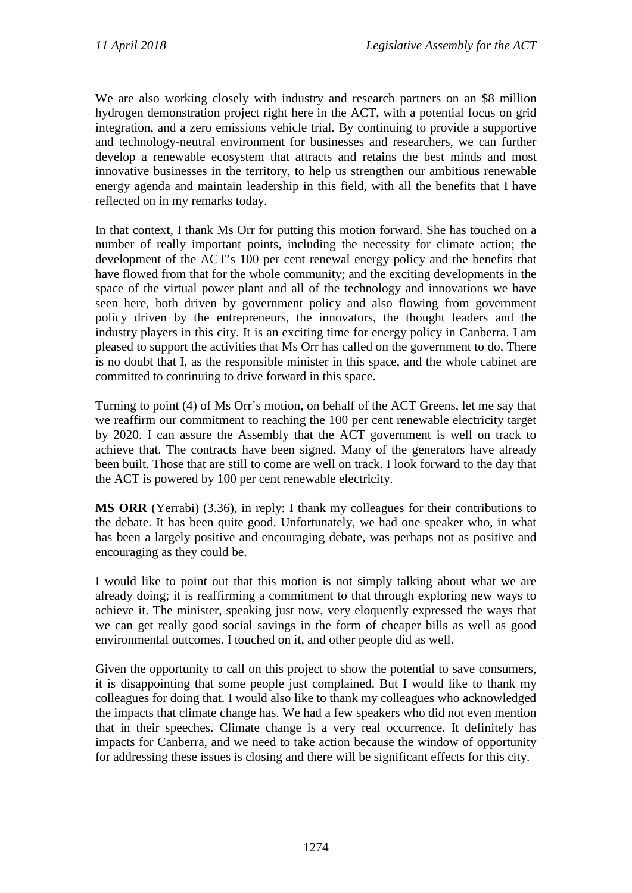We are also working closely with industry and research partners on an $8 million hydrogen demonstration project right here in the ACT, with a potential focus on grid integration, and a zero emissions vehicle trial. By continuing to provide a supportive and technology-neutral environment for businesses and researchers, we can further develop a renewable ecosystem that attracts and retains the best minds and most innovative businesses in the territory, to help us strengthen our ambitious renewable energy agenda and maintain leadership in this field, with all the benefits that I have reflected on in my remarks today.

In that context, I thank Ms Orr for putting this motion forward. She has touched on a number of really important points, including the necessity for climate action; the development of the ACT's 100 per cent renewal energy policy and the benefits that have flowed from that for the whole community; and the exciting developments in the space of the virtual power plant and all of the technology and innovations we have seen here, both driven by government policy and also flowing from government policy driven by the entrepreneurs, the innovators, the thought leaders and the industry players in this city. It is an exciting time for energy policy in Canberra. I am pleased to support the activities that Ms Orr has called on the government to do. There is no doubt that I, as the responsible minister in this space, and the whole cabinet are committed to continuing to drive forward in this space.

Turning to point (4) of Ms Orr's motion, on behalf of the ACT Greens, let me say that we reaffirm our commitment to reaching the 100 per cent renewable electricity target by 2020. I can assure the Assembly that the ACT government is well on track to achieve that. The contracts have been signed. Many of the generators have already been built. Those that are still to come are well on track. I look forward to the day that the ACT is powered by 100 per cent renewable electricity.

**MS ORR** (Yerrabi) (3.36), in reply: I thank my colleagues for their contributions to the debate. It has been quite good. Unfortunately, we had one speaker who, in what has been a largely positive and encouraging debate, was perhaps not as positive and encouraging as they could be.

I would like to point out that this motion is not simply talking about what we are already doing; it is reaffirming a commitment to that through exploring new ways to achieve it. The minister, speaking just now, very eloquently expressed the ways that we can get really good social savings in the form of cheaper bills as well as good environmental outcomes. I touched on it, and other people did as well.

Given the opportunity to call on this project to show the potential to save consumers, it is disappointing that some people just complained. But I would like to thank my colleagues for doing that. I would also like to thank my colleagues who acknowledged the impacts that climate change has. We had a few speakers who did not even mention that in their speeches. Climate change is a very real occurrence. It definitely has impacts for Canberra, and we need to take action because the window of opportunity for addressing these issues is closing and there will be significant effects for this city.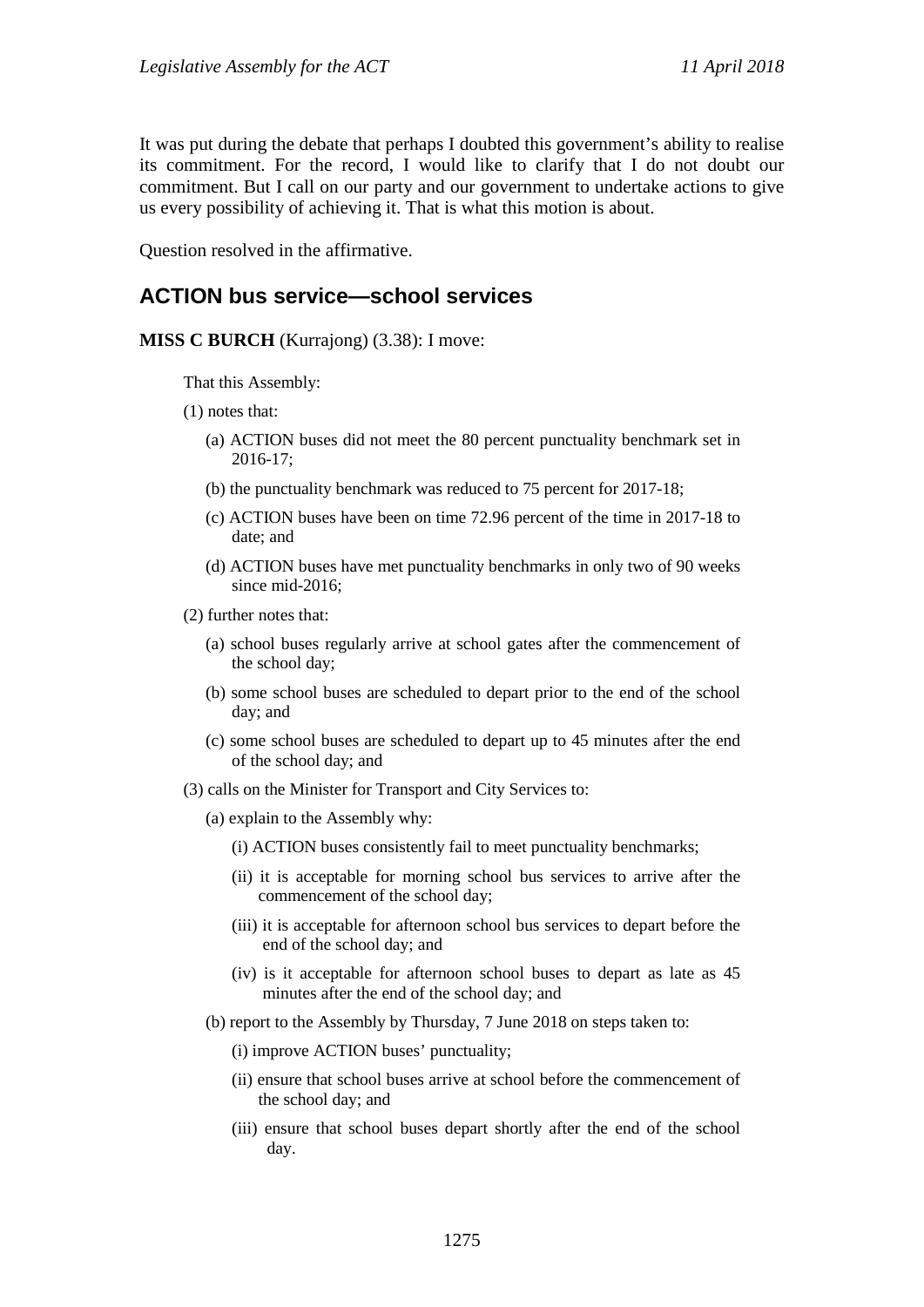It was put during the debate that perhaps I doubted this government's ability to realise its commitment. For the record, I would like to clarify that I do not doubt our commitment. But I call on our party and our government to undertake actions to give us every possibility of achieving it. That is what this motion is about.

Question resolved in the affirmative.

## ACTION bus service—school services

**MISS C BURCH** (Kurrajong) (3.38): I move:

> That this Assembly:
>
> (1) notes that:
>
> (a) ACTION buses did not meet the 80 percent punctuality benchmark set in 2016-17;
>
> (b) the punctuality benchmark was reduced to 75 percent for 2017-18;
>
> (c) ACTION buses have been on time 72.96 percent of the time in 2017-18 to date; and
>
> (d) ACTION buses have met punctuality benchmarks in only two of 90 weeks since mid-2016;
>
> (2) further notes that:
>
> (a) school buses regularly arrive at school gates after the commencement of the school day;
>
> (b) some school buses are scheduled to depart prior to the end of the school day; and
>
> (c) some school buses are scheduled to depart up to 45 minutes after the end of the school day; and
>
> (3) calls on the Minister for Transport and City Services to:
>
> (a) explain to the Assembly why:
>
> (i) ACTION buses consistently fail to meet punctuality benchmarks;
>
> (ii) it is acceptable for morning school bus services to arrive after the commencement of the school day;
>
> (iii) it is acceptable for afternoon school bus services to depart before the end of the school day; and
>
> (iv) is it acceptable for afternoon school buses to depart as late as 45 minutes after the end of the school day; and
>
> (b) report to the Assembly by Thursday, 7 June 2018 on steps taken to:
>
> (i) improve ACTION buses' punctuality;
>
> (ii) ensure that school buses arrive at school before the commencement of the school day; and
>
> (iii) ensure that school buses depart shortly after the end of the school day.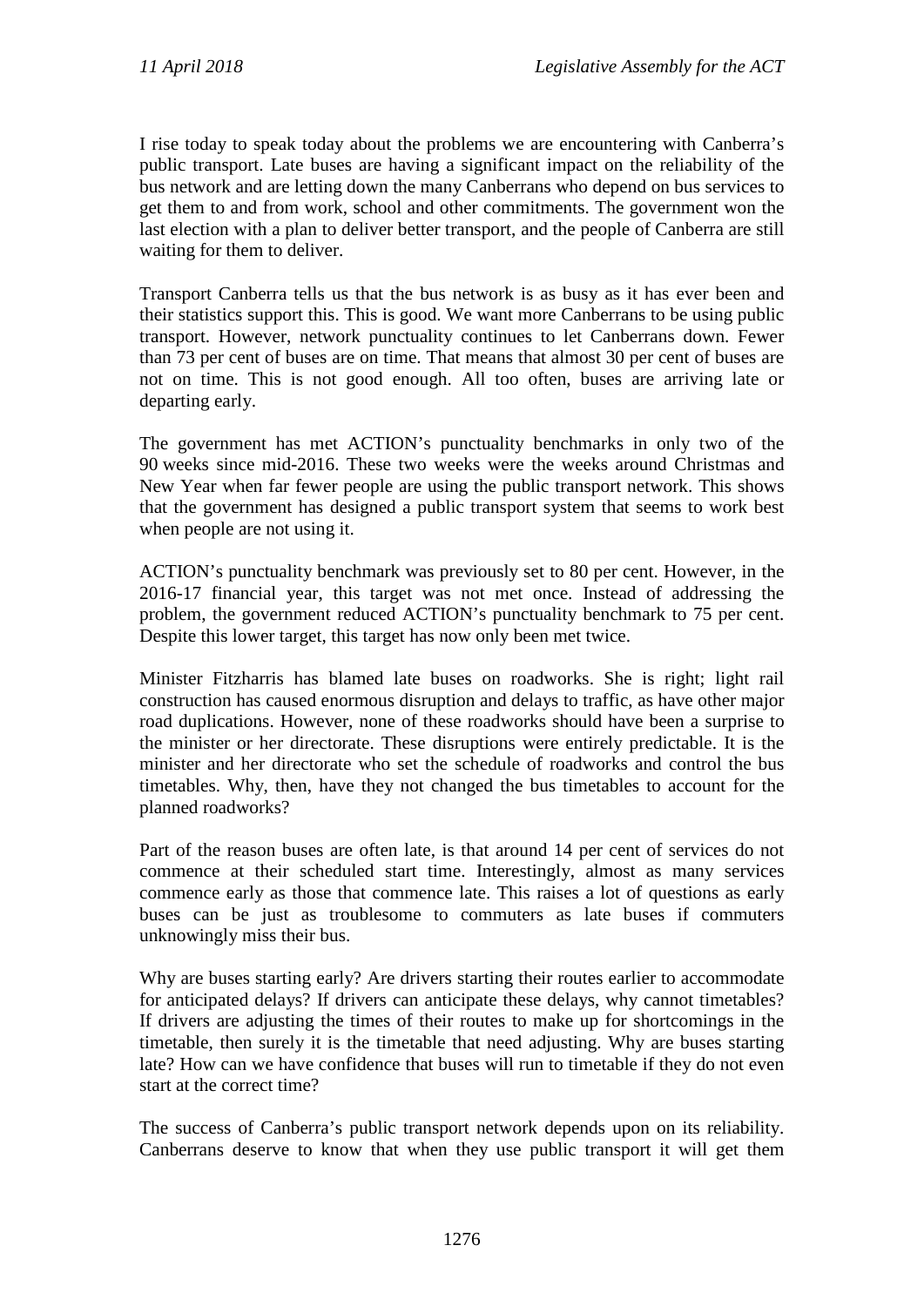I rise today to speak today about the problems we are encountering with Canberra's public transport. Late buses are having a significant impact on the reliability of the bus network and are letting down the many Canberrans who depend on bus services to get them to and from work, school and other commitments. The government won the last election with a plan to deliver better transport, and the people of Canberra are still waiting for them to deliver.

Transport Canberra tells us that the bus network is as busy as it has ever been and their statistics support this. This is good. We want more Canberrans to be using public transport. However, network punctuality continues to let Canberrans down. Fewer than 73 per cent of buses are on time. That means that almost 30 per cent of buses are not on time. This is not good enough. All too often, buses are arriving late or departing early.

The government has met ACTION's punctuality benchmarks in only two of the 90 weeks since mid-2016. These two weeks were the weeks around Christmas and New Year when far fewer people are using the public transport network. This shows that the government has designed a public transport system that seems to work best when people are not using it.

ACTION's punctuality benchmark was previously set to 80 per cent. However, in the 2016-17 financial year, this target was not met once. Instead of addressing the problem, the government reduced ACTION's punctuality benchmark to 75 per cent. Despite this lower target, this target has now only been met twice.

Minister Fitzharris has blamed late buses on roadworks. She is right; light rail construction has caused enormous disruption and delays to traffic, as have other major road duplications. However, none of these roadworks should have been a surprise to the minister or her directorate. These disruptions were entirely predictable. It is the minister and her directorate who set the schedule of roadworks and control the bus timetables. Why, then, have they not changed the bus timetables to account for the planned roadworks?

Part of the reason buses are often late, is that around 14 per cent of services do not commence at their scheduled start time. Interestingly, almost as many services commence early as those that commence late. This raises a lot of questions as early buses can be just as troublesome to commuters as late buses if commuters unknowingly miss their bus.

Why are buses starting early? Are drivers starting their routes earlier to accommodate for anticipated delays? If drivers can anticipate these delays, why cannot timetables? If drivers are adjusting the times of their routes to make up for shortcomings in the timetable, then surely it is the timetable that need adjusting. Why are buses starting late? How can we have confidence that buses will run to timetable if they do not even start at the correct time?

The success of Canberra's public transport network depends upon on its reliability. Canberrans deserve to know that when they use public transport it will get them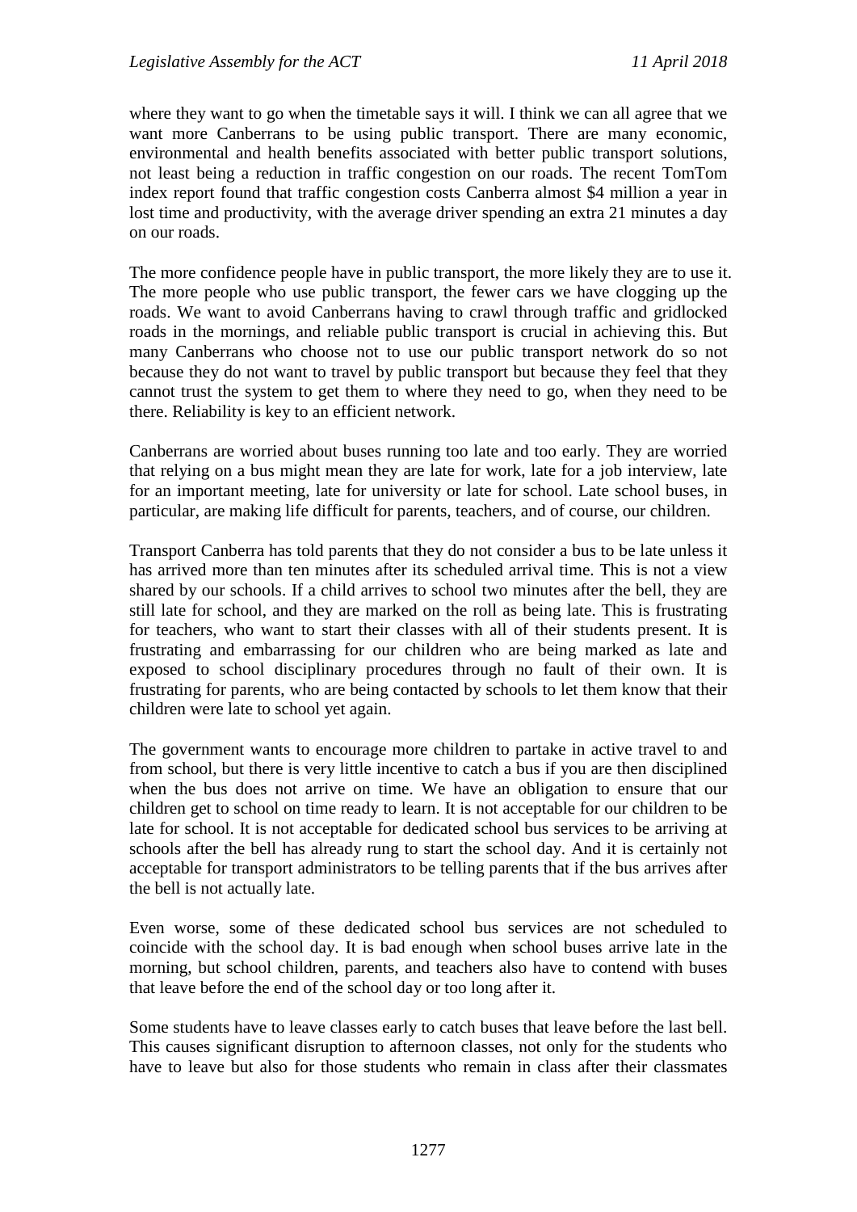where they want to go when the timetable says it will. I think we can all agree that we want more Canberrans to be using public transport. There are many economic, environmental and health benefits associated with better public transport solutions, not least being a reduction in traffic congestion on our roads. The recent TomTom index report found that traffic congestion costs Canberra almost $4 million a year in lost time and productivity, with the average driver spending an extra 21 minutes a day on our roads.

The more confidence people have in public transport, the more likely they are to use it. The more people who use public transport, the fewer cars we have clogging up the roads. We want to avoid Canberrans having to crawl through traffic and gridlocked roads in the mornings, and reliable public transport is crucial in achieving this. But many Canberrans who choose not to use our public transport network do so not because they do not want to travel by public transport but because they feel that they cannot trust the system to get them to where they need to go, when they need to be there. Reliability is key to an efficient network.

Canberrans are worried about buses running too late and too early. They are worried that relying on a bus might mean they are late for work, late for a job interview, late for an important meeting, late for university or late for school. Late school buses, in particular, are making life difficult for parents, teachers, and of course, our children.

Transport Canberra has told parents that they do not consider a bus to be late unless it has arrived more than ten minutes after its scheduled arrival time. This is not a view shared by our schools. If a child arrives to school two minutes after the bell, they are still late for school, and they are marked on the roll as being late. This is frustrating for teachers, who want to start their classes with all of their students present. It is frustrating and embarrassing for our children who are being marked as late and exposed to school disciplinary procedures through no fault of their own. It is frustrating for parents, who are being contacted by schools to let them know that their children were late to school yet again.

The government wants to encourage more children to partake in active travel to and from school, but there is very little incentive to catch a bus if you are then disciplined when the bus does not arrive on time. We have an obligation to ensure that our children get to school on time ready to learn. It is not acceptable for our children to be late for school. It is not acceptable for dedicated school bus services to be arriving at schools after the bell has already rung to start the school day. And it is certainly not acceptable for transport administrators to be telling parents that if the bus arrives after the bell is not actually late.

Even worse, some of these dedicated school bus services are not scheduled to coincide with the school day. It is bad enough when school buses arrive late in the morning, but school children, parents, and teachers also have to contend with buses that leave before the end of the school day or too long after it.

Some students have to leave classes early to catch buses that leave before the last bell. This causes significant disruption to afternoon classes, not only for the students who have to leave but also for those students who remain in class after their classmates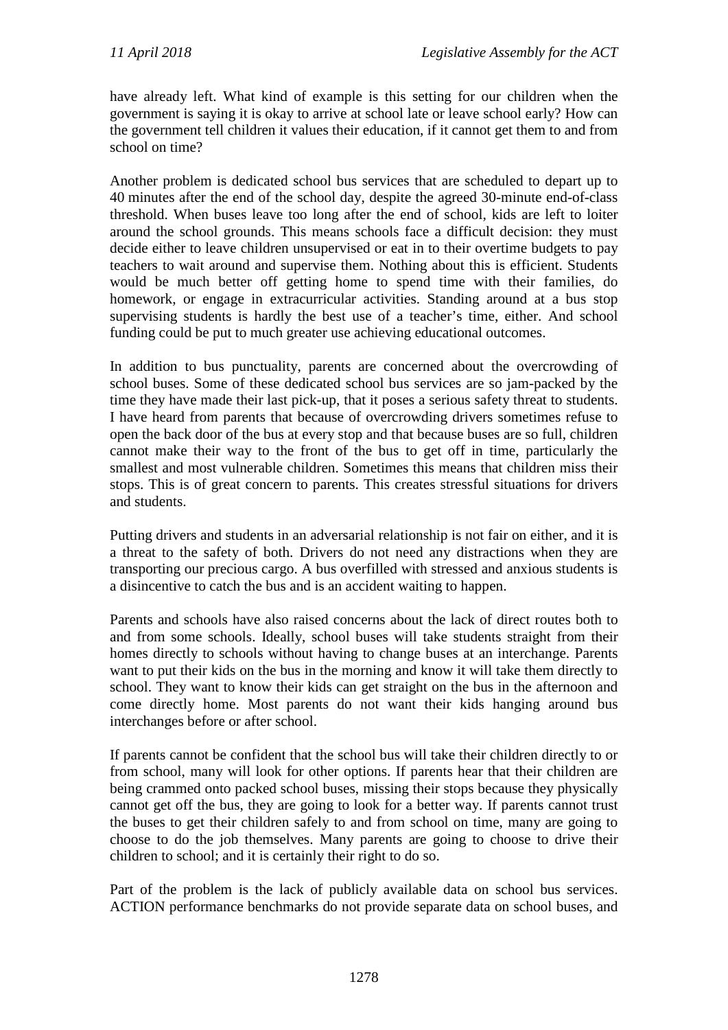have already left. What kind of example is this setting for our children when the government is saying it is okay to arrive at school late or leave school early? How can the government tell children it values their education, if it cannot get them to and from school on time?

Another problem is dedicated school bus services that are scheduled to depart up to 40 minutes after the end of the school day, despite the agreed 30-minute end-of-class threshold. When buses leave too long after the end of school, kids are left to loiter around the school grounds. This means schools face a difficult decision: they must decide either to leave children unsupervised or eat in to their overtime budgets to pay teachers to wait around and supervise them. Nothing about this is efficient. Students would be much better off getting home to spend time with their families, do homework, or engage in extracurricular activities. Standing around at a bus stop supervising students is hardly the best use of a teacher's time, either. And school funding could be put to much greater use achieving educational outcomes.

In addition to bus punctuality, parents are concerned about the overcrowding of school buses. Some of these dedicated school bus services are so jam-packed by the time they have made their last pick-up, that it poses a serious safety threat to students. I have heard from parents that because of overcrowding drivers sometimes refuse to open the back door of the bus at every stop and that because buses are so full, children cannot make their way to the front of the bus to get off in time, particularly the smallest and most vulnerable children. Sometimes this means that children miss their stops. This is of great concern to parents. This creates stressful situations for drivers and students.

Putting drivers and students in an adversarial relationship is not fair on either, and it is a threat to the safety of both. Drivers do not need any distractions when they are transporting our precious cargo. A bus overfilled with stressed and anxious students is a disincentive to catch the bus and is an accident waiting to happen.

Parents and schools have also raised concerns about the lack of direct routes both to and from some schools. Ideally, school buses will take students straight from their homes directly to schools without having to change buses at an interchange. Parents want to put their kids on the bus in the morning and know it will take them directly to school. They want to know their kids can get straight on the bus in the afternoon and come directly home. Most parents do not want their kids hanging around bus interchanges before or after school.

If parents cannot be confident that the school bus will take their children directly to or from school, many will look for other options. If parents hear that their children are being crammed onto packed school buses, missing their stops because they physically cannot get off the bus, they are going to look for a better way. If parents cannot trust the buses to get their children safely to and from school on time, many are going to choose to do the job themselves. Many parents are going to choose to drive their children to school; and it is certainly their right to do so.

Part of the problem is the lack of publicly available data on school bus services. ACTION performance benchmarks do not provide separate data on school buses, and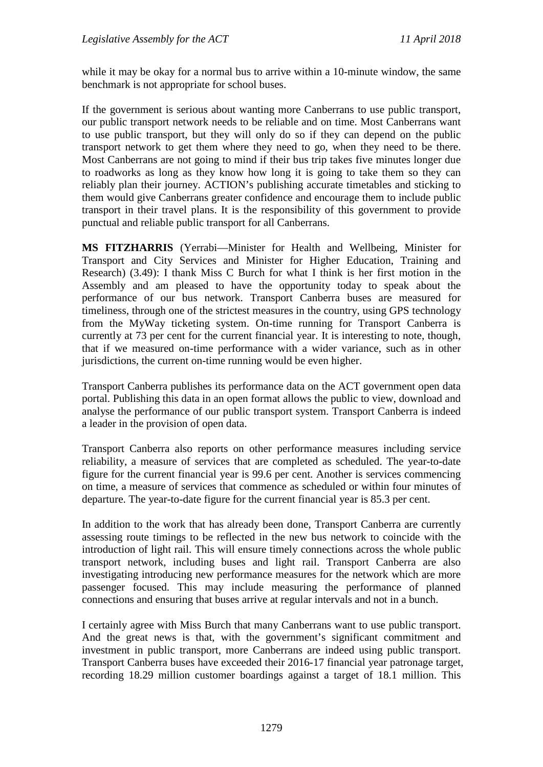while it may be okay for a normal bus to arrive within a 10-minute window, the same benchmark is not appropriate for school buses.

If the government is serious about wanting more Canberrans to use public transport, our public transport network needs to be reliable and on time. Most Canberrans want to use public transport, but they will only do so if they can depend on the public transport network to get them where they need to go, when they need to be there. Most Canberrans are not going to mind if their bus trip takes five minutes longer due to roadworks as long as they know how long it is going to take them so they can reliably plan their journey. ACTION's publishing accurate timetables and sticking to them would give Canberrans greater confidence and encourage them to include public transport in their travel plans. It is the responsibility of this government to provide punctual and reliable public transport for all Canberrans.

**MS FITZHARRIS** (Yerrabi—Minister for Health and Wellbeing, Minister for Transport and City Services and Minister for Higher Education, Training and Research) (3.49): I thank Miss C Burch for what I think is her first motion in the Assembly and am pleased to have the opportunity today to speak about the performance of our bus network. Transport Canberra buses are measured for timeliness, through one of the strictest measures in the country, using GPS technology from the MyWay ticketing system. On-time running for Transport Canberra is currently at 73 per cent for the current financial year. It is interesting to note, though, that if we measured on-time performance with a wider variance, such as in other jurisdictions, the current on-time running would be even higher.

Transport Canberra publishes its performance data on the ACT government open data portal. Publishing this data in an open format allows the public to view, download and analyse the performance of our public transport system. Transport Canberra is indeed a leader in the provision of open data.

Transport Canberra also reports on other performance measures including service reliability, a measure of services that are completed as scheduled. The year-to-date figure for the current financial year is 99.6 per cent. Another is services commencing on time, a measure of services that commence as scheduled or within four minutes of departure. The year-to-date figure for the current financial year is 85.3 per cent.

In addition to the work that has already been done, Transport Canberra are currently assessing route timings to be reflected in the new bus network to coincide with the introduction of light rail. This will ensure timely connections across the whole public transport network, including buses and light rail. Transport Canberra are also investigating introducing new performance measures for the network which are more passenger focused. This may include measuring the performance of planned connections and ensuring that buses arrive at regular intervals and not in a bunch.

I certainly agree with Miss Burch that many Canberrans want to use public transport. And the great news is that, with the government's significant commitment and investment in public transport, more Canberrans are indeed using public transport. Transport Canberra buses have exceeded their 2016-17 financial year patronage target, recording 18.29 million customer boardings against a target of 18.1 million. This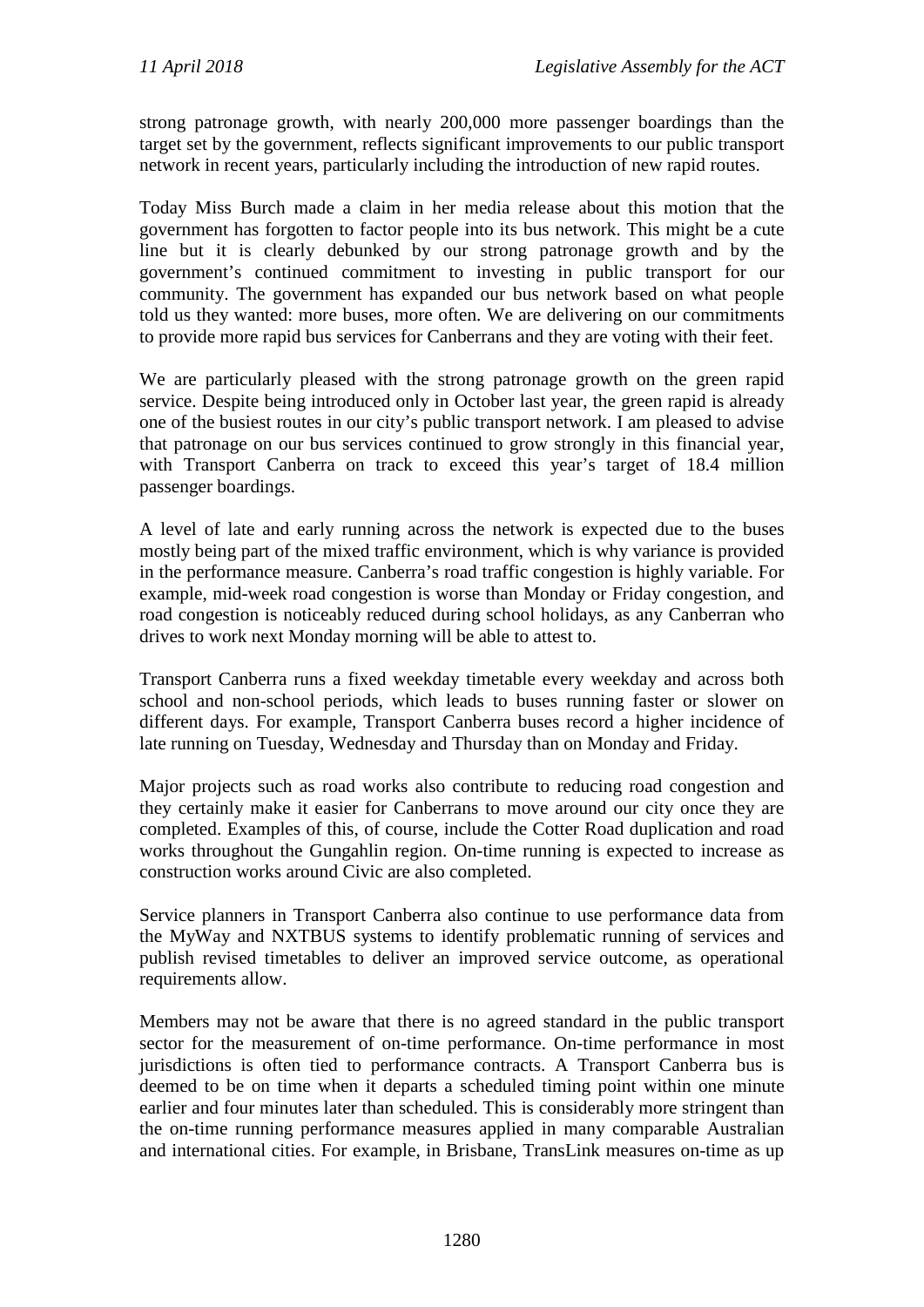strong patronage growth, with nearly 200,000 more passenger boardings than the target set by the government, reflects significant improvements to our public transport network in recent years, particularly including the introduction of new rapid routes.

Today Miss Burch made a claim in her media release about this motion that the government has forgotten to factor people into its bus network. This might be a cute line but it is clearly debunked by our strong patronage growth and by the government's continued commitment to investing in public transport for our community. The government has expanded our bus network based on what people told us they wanted: more buses, more often. We are delivering on our commitments to provide more rapid bus services for Canberrans and they are voting with their feet.

We are particularly pleased with the strong patronage growth on the green rapid service. Despite being introduced only in October last year, the green rapid is already one of the busiest routes in our city's public transport network. I am pleased to advise that patronage on our bus services continued to grow strongly in this financial year, with Transport Canberra on track to exceed this year's target of 18.4 million passenger boardings.

A level of late and early running across the network is expected due to the buses mostly being part of the mixed traffic environment, which is why variance is provided in the performance measure. Canberra's road traffic congestion is highly variable. For example, mid-week road congestion is worse than Monday or Friday congestion, and road congestion is noticeably reduced during school holidays, as any Canberran who drives to work next Monday morning will be able to attest to.

Transport Canberra runs a fixed weekday timetable every weekday and across both school and non-school periods, which leads to buses running faster or slower on different days. For example, Transport Canberra buses record a higher incidence of late running on Tuesday, Wednesday and Thursday than on Monday and Friday.

Major projects such as road works also contribute to reducing road congestion and they certainly make it easier for Canberrans to move around our city once they are completed. Examples of this, of course, include the Cotter Road duplication and road works throughout the Gungahlin region. On-time running is expected to increase as construction works around Civic are also completed.

Service planners in Transport Canberra also continue to use performance data from the MyWay and NXTBUS systems to identify problematic running of services and publish revised timetables to deliver an improved service outcome, as operational requirements allow.

Members may not be aware that there is no agreed standard in the public transport sector for the measurement of on-time performance. On-time performance in most jurisdictions is often tied to performance contracts. A Transport Canberra bus is deemed to be on time when it departs a scheduled timing point within one minute earlier and four minutes later than scheduled. This is considerably more stringent than the on-time running performance measures applied in many comparable Australian and international cities. For example, in Brisbane, TransLink measures on-time as up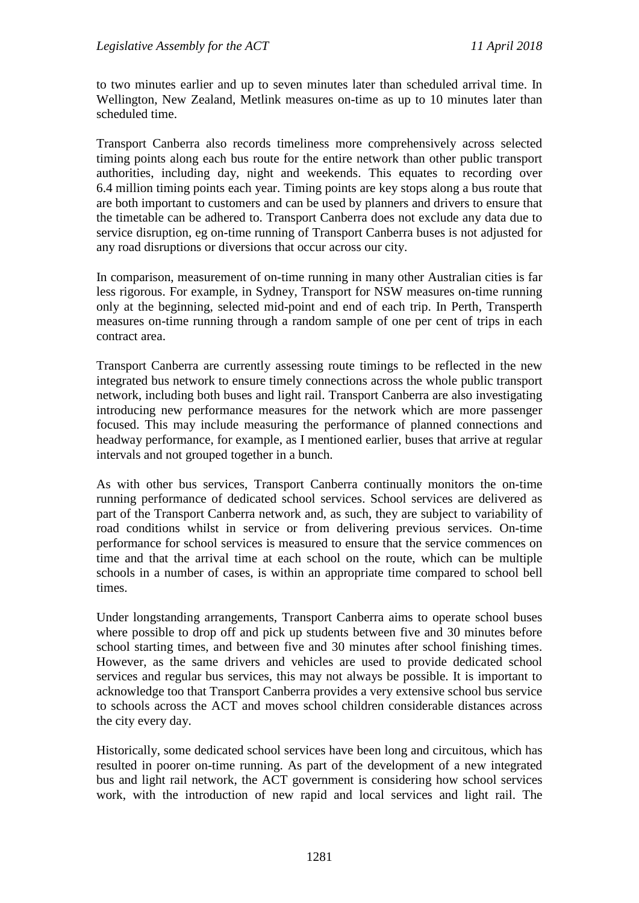to two minutes earlier and up to seven minutes later than scheduled arrival time. In Wellington, New Zealand, Metlink measures on-time as up to 10 minutes later than scheduled time.

Transport Canberra also records timeliness more comprehensively across selected timing points along each bus route for the entire network than other public transport authorities, including day, night and weekends. This equates to recording over 6.4 million timing points each year. Timing points are key stops along a bus route that are both important to customers and can be used by planners and drivers to ensure that the timetable can be adhered to. Transport Canberra does not exclude any data due to service disruption, eg on-time running of Transport Canberra buses is not adjusted for any road disruptions or diversions that occur across our city.

In comparison, measurement of on-time running in many other Australian cities is far less rigorous. For example, in Sydney, Transport for NSW measures on-time running only at the beginning, selected mid-point and end of each trip. In Perth, Transperth measures on-time running through a random sample of one per cent of trips in each contract area.

Transport Canberra are currently assessing route timings to be reflected in the new integrated bus network to ensure timely connections across the whole public transport network, including both buses and light rail. Transport Canberra are also investigating introducing new performance measures for the network which are more passenger focused. This may include measuring the performance of planned connections and headway performance, for example, as I mentioned earlier, buses that arrive at regular intervals and not grouped together in a bunch.

As with other bus services, Transport Canberra continually monitors the on-time running performance of dedicated school services. School services are delivered as part of the Transport Canberra network and, as such, they are subject to variability of road conditions whilst in service or from delivering previous services. On-time performance for school services is measured to ensure that the service commences on time and that the arrival time at each school on the route, which can be multiple schools in a number of cases, is within an appropriate time compared to school bell times.

Under longstanding arrangements, Transport Canberra aims to operate school buses where possible to drop off and pick up students between five and 30 minutes before school starting times, and between five and 30 minutes after school finishing times. However, as the same drivers and vehicles are used to provide dedicated school services and regular bus services, this may not always be possible. It is important to acknowledge too that Transport Canberra provides a very extensive school bus service to schools across the ACT and moves school children considerable distances across the city every day.

Historically, some dedicated school services have been long and circuitous, which has resulted in poorer on-time running. As part of the development of a new integrated bus and light rail network, the ACT government is considering how school services work, with the introduction of new rapid and local services and light rail. The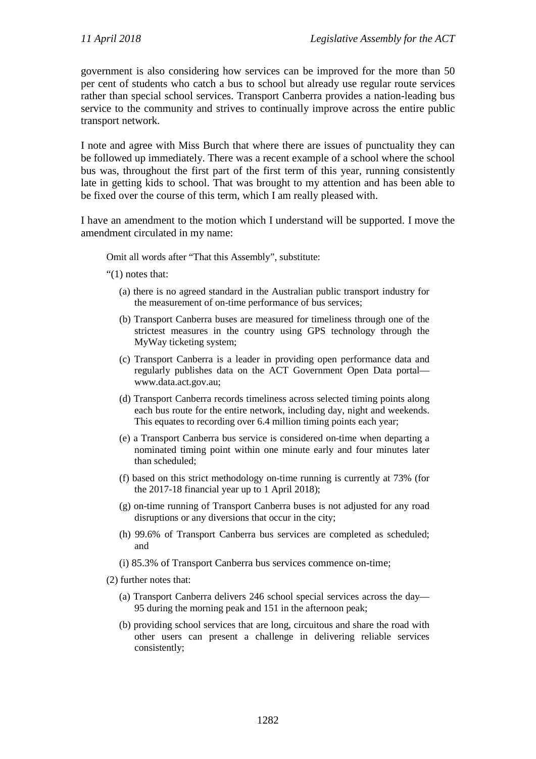government is also considering how services can be improved for the more than 50 per cent of students who catch a bus to school but already use regular route services rather than special school services. Transport Canberra provides a nation-leading bus service to the community and strives to continually improve across the entire public transport network.

I note and agree with Miss Burch that where there are issues of punctuality they can be followed up immediately. There was a recent example of a school where the school bus was, throughout the first part of the first term of this year, running consistently late in getting kids to school. That was brought to my attention and has been able to be fixed over the course of this term, which I am really pleased with.

I have an amendment to the motion which I understand will be supported. I move the amendment circulated in my name:

> Omit all words after "That this Assembly", substitute:
>
> "(1) notes that:
>
> (a) there is no agreed standard in the Australian public transport industry for the measurement of on-time performance of bus services;
>
> (b) Transport Canberra buses are measured for timeliness through one of the strictest measures in the country using GPS technology through the MyWay ticketing system;
>
> (c) Transport Canberra is a leader in providing open performance data and regularly publishes data on the ACT Government Open Data portal—www.data.act.gov.au;
>
> (d) Transport Canberra records timeliness across selected timing points along each bus route for the entire network, including day, night and weekends. This equates to recording over 6.4 million timing points each year;
>
> (e) a Transport Canberra bus service is considered on-time when departing a nominated timing point within one minute early and four minutes later than scheduled;
>
> (f) based on this strict methodology on-time running is currently at 73% (for the 2017-18 financial year up to 1 April 2018);
>
> (g) on-time running of Transport Canberra buses is not adjusted for any road disruptions or any diversions that occur in the city;
>
> (h) 99.6% of Transport Canberra bus services are completed as scheduled; and
>
> (i) 85.3% of Transport Canberra bus services commence on-time;
>
> (2) further notes that:
>
> (a) Transport Canberra delivers 246 school special services across the day—95 during the morning peak and 151 in the afternoon peak;
>
> (b) providing school services that are long, circuitous and share the road with other users can present a challenge in delivering reliable services consistently;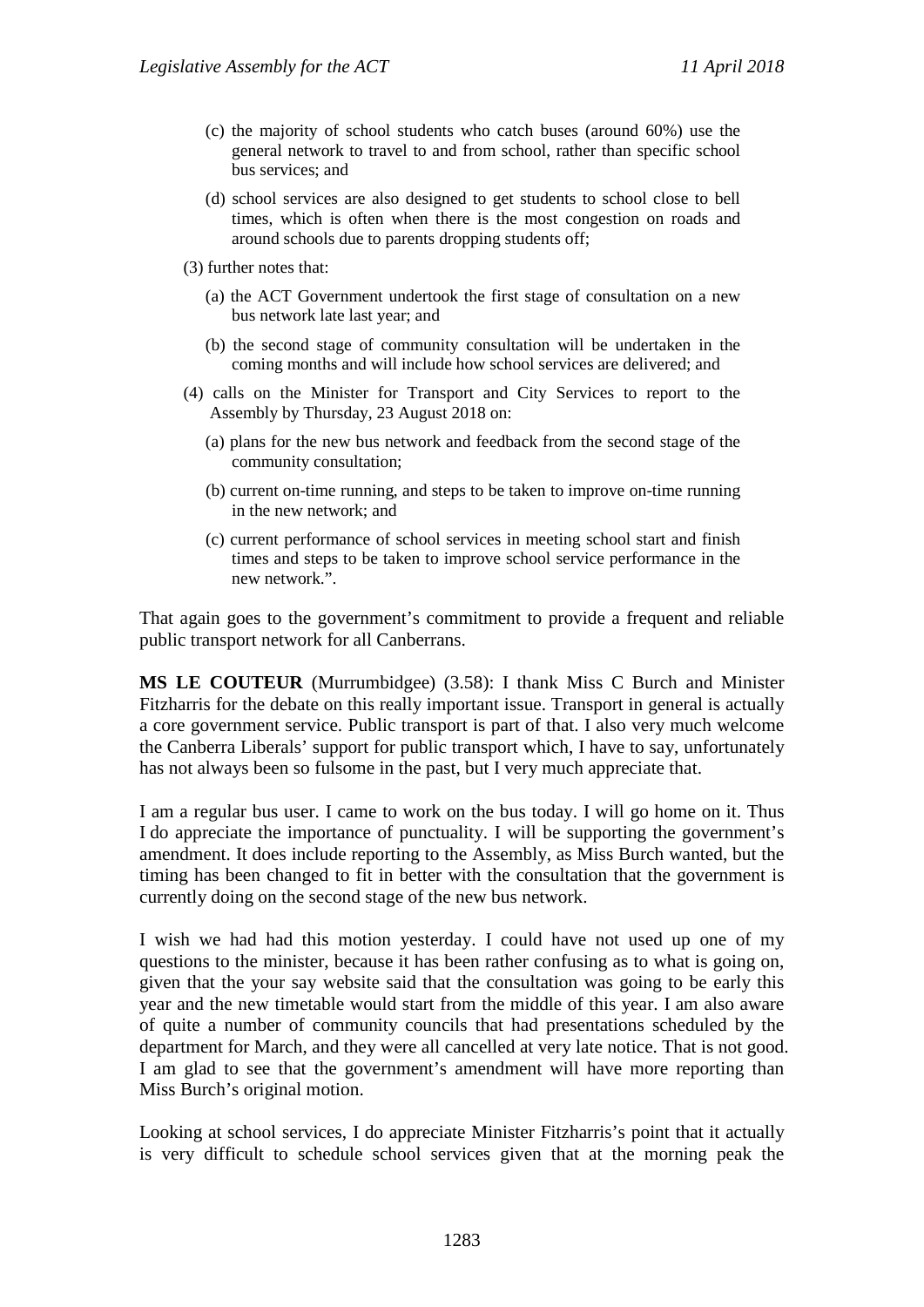(c) the majority of school students who catch buses (around 60%) use the general network to travel to and from school, rather than specific school bus services; and

(d) school services are also designed to get students to school close to bell times, which is often when there is the most congestion on roads and around schools due to parents dropping students off;

(3) further notes that:

(a) the ACT Government undertook the first stage of consultation on a new bus network late last year; and

(b) the second stage of community consultation will be undertaken in the coming months and will include how school services are delivered; and

(4) calls on the Minister for Transport and City Services to report to the Assembly by Thursday, 23 August 2018 on:

(a) plans for the new bus network and feedback from the second stage of the community consultation;

(b) current on-time running, and steps to be taken to improve on-time running in the new network; and

(c) current performance of school services in meeting school start and finish times and steps to be taken to improve school service performance in the new network.".

That again goes to the government's commitment to provide a frequent and reliable public transport network for all Canberrans.

**MS LE COUTEUR** (Murrumbidgee) (3.58): I thank Miss C Burch and Minister Fitzharris for the debate on this really important issue. Transport in general is actually a core government service. Public transport is part of that. I also very much welcome the Canberra Liberals' support for public transport which, I have to say, unfortunately has not always been so fulsome in the past, but I very much appreciate that.

I am a regular bus user. I came to work on the bus today. I will go home on it. Thus I do appreciate the importance of punctuality. I will be supporting the government's amendment. It does include reporting to the Assembly, as Miss Burch wanted, but the timing has been changed to fit in better with the consultation that the government is currently doing on the second stage of the new bus network.

I wish we had had this motion yesterday. I could have not used up one of my questions to the minister, because it has been rather confusing as to what is going on, given that the your say website said that the consultation was going to be early this year and the new timetable would start from the middle of this year. I am also aware of quite a number of community councils that had presentations scheduled by the department for March, and they were all cancelled at very late notice. That is not good. I am glad to see that the government's amendment will have more reporting than Miss Burch's original motion.

Looking at school services, I do appreciate Minister Fitzharris's point that it actually is very difficult to schedule school services given that at the morning peak the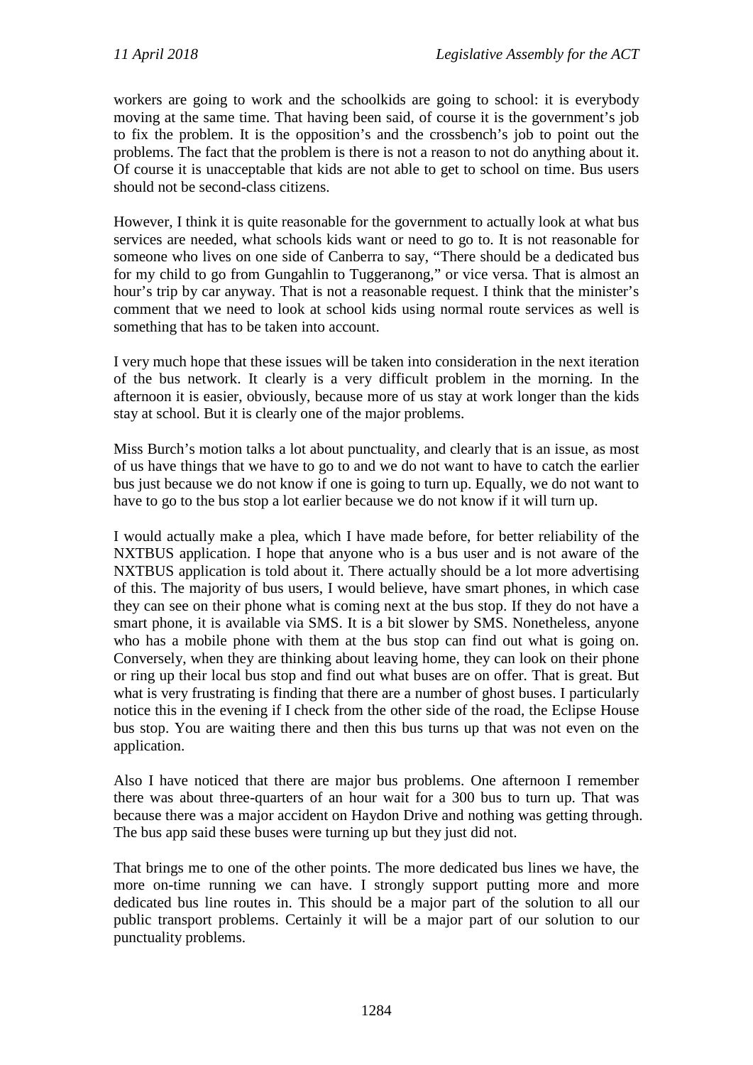workers are going to work and the schoolkids are going to school: it is everybody moving at the same time. That having been said, of course it is the government's job to fix the problem. It is the opposition's and the crossbench's job to point out the problems. The fact that the problem is there is not a reason to not do anything about it. Of course it is unacceptable that kids are not able to get to school on time. Bus users should not be second-class citizens.

However, I think it is quite reasonable for the government to actually look at what bus services are needed, what schools kids want or need to go to. It is not reasonable for someone who lives on one side of Canberra to say, "There should be a dedicated bus for my child to go from Gungahlin to Tuggeranong," or vice versa. That is almost an hour's trip by car anyway. That is not a reasonable request. I think that the minister's comment that we need to look at school kids using normal route services as well is something that has to be taken into account.

I very much hope that these issues will be taken into consideration in the next iteration of the bus network. It clearly is a very difficult problem in the morning. In the afternoon it is easier, obviously, because more of us stay at work longer than the kids stay at school. But it is clearly one of the major problems.

Miss Burch's motion talks a lot about punctuality, and clearly that is an issue, as most of us have things that we have to go to and we do not want to have to catch the earlier bus just because we do not know if one is going to turn up. Equally, we do not want to have to go to the bus stop a lot earlier because we do not know if it will turn up.

I would actually make a plea, which I have made before, for better reliability of the NXTBUS application. I hope that anyone who is a bus user and is not aware of the NXTBUS application is told about it. There actually should be a lot more advertising of this. The majority of bus users, I would believe, have smart phones, in which case they can see on their phone what is coming next at the bus stop. If they do not have a smart phone, it is available via SMS. It is a bit slower by SMS. Nonetheless, anyone who has a mobile phone with them at the bus stop can find out what is going on. Conversely, when they are thinking about leaving home, they can look on their phone or ring up their local bus stop and find out what buses are on offer. That is great. But what is very frustrating is finding that there are a number of ghost buses. I particularly notice this in the evening if I check from the other side of the road, the Eclipse House bus stop. You are waiting there and then this bus turns up that was not even on the application.

Also I have noticed that there are major bus problems. One afternoon I remember there was about three-quarters of an hour wait for a 300 bus to turn up. That was because there was a major accident on Haydon Drive and nothing was getting through. The bus app said these buses were turning up but they just did not.

That brings me to one of the other points. The more dedicated bus lines we have, the more on-time running we can have. I strongly support putting more and more dedicated bus line routes in. This should be a major part of the solution to all our public transport problems. Certainly it will be a major part of our solution to our punctuality problems.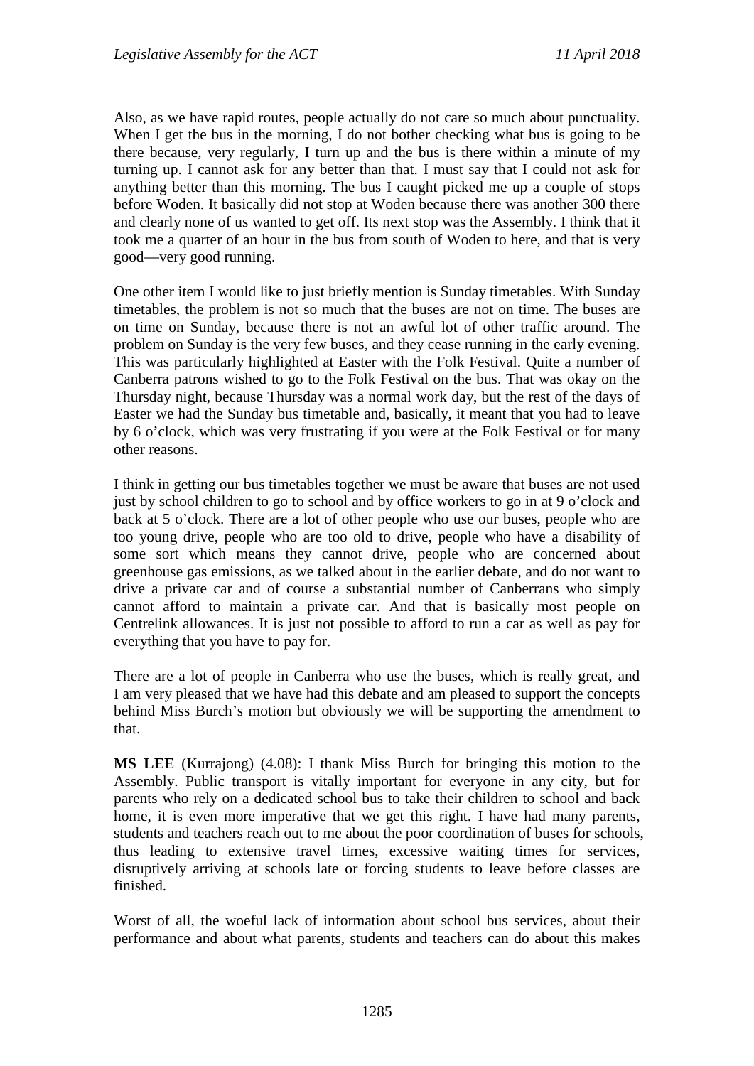Also, as we have rapid routes, people actually do not care so much about punctuality. When I get the bus in the morning, I do not bother checking what bus is going to be there because, very regularly, I turn up and the bus is there within a minute of my turning up. I cannot ask for any better than that. I must say that I could not ask for anything better than this morning. The bus I caught picked me up a couple of stops before Woden. It basically did not stop at Woden because there was another 300 there and clearly none of us wanted to get off. Its next stop was the Assembly. I think that it took me a quarter of an hour in the bus from south of Woden to here, and that is very good—very good running.

One other item I would like to just briefly mention is Sunday timetables. With Sunday timetables, the problem is not so much that the buses are not on time. The buses are on time on Sunday, because there is not an awful lot of other traffic around. The problem on Sunday is the very few buses, and they cease running in the early evening. This was particularly highlighted at Easter with the Folk Festival. Quite a number of Canberra patrons wished to go to the Folk Festival on the bus. That was okay on the Thursday night, because Thursday was a normal work day, but the rest of the days of Easter we had the Sunday bus timetable and, basically, it meant that you had to leave by 6 o'clock, which was very frustrating if you were at the Folk Festival or for many other reasons.

I think in getting our bus timetables together we must be aware that buses are not used just by school children to go to school and by office workers to go in at 9 o'clock and back at 5 o'clock. There are a lot of other people who use our buses, people who are too young drive, people who are too old to drive, people who have a disability of some sort which means they cannot drive, people who are concerned about greenhouse gas emissions, as we talked about in the earlier debate, and do not want to drive a private car and of course a substantial number of Canberrans who simply cannot afford to maintain a private car. And that is basically most people on Centrelink allowances. It is just not possible to afford to run a car as well as pay for everything that you have to pay for.

There are a lot of people in Canberra who use the buses, which is really great, and I am very pleased that we have had this debate and am pleased to support the concepts behind Miss Burch's motion but obviously we will be supporting the amendment to that.

**MS LEE** (Kurrajong) (4.08): I thank Miss Burch for bringing this motion to the Assembly. Public transport is vitally important for everyone in any city, but for parents who rely on a dedicated school bus to take their children to school and back home, it is even more imperative that we get this right. I have had many parents, students and teachers reach out to me about the poor coordination of buses for schools, thus leading to extensive travel times, excessive waiting times for services, disruptively arriving at schools late or forcing students to leave before classes are finished.

Worst of all, the woeful lack of information about school bus services, about their performance and about what parents, students and teachers can do about this makes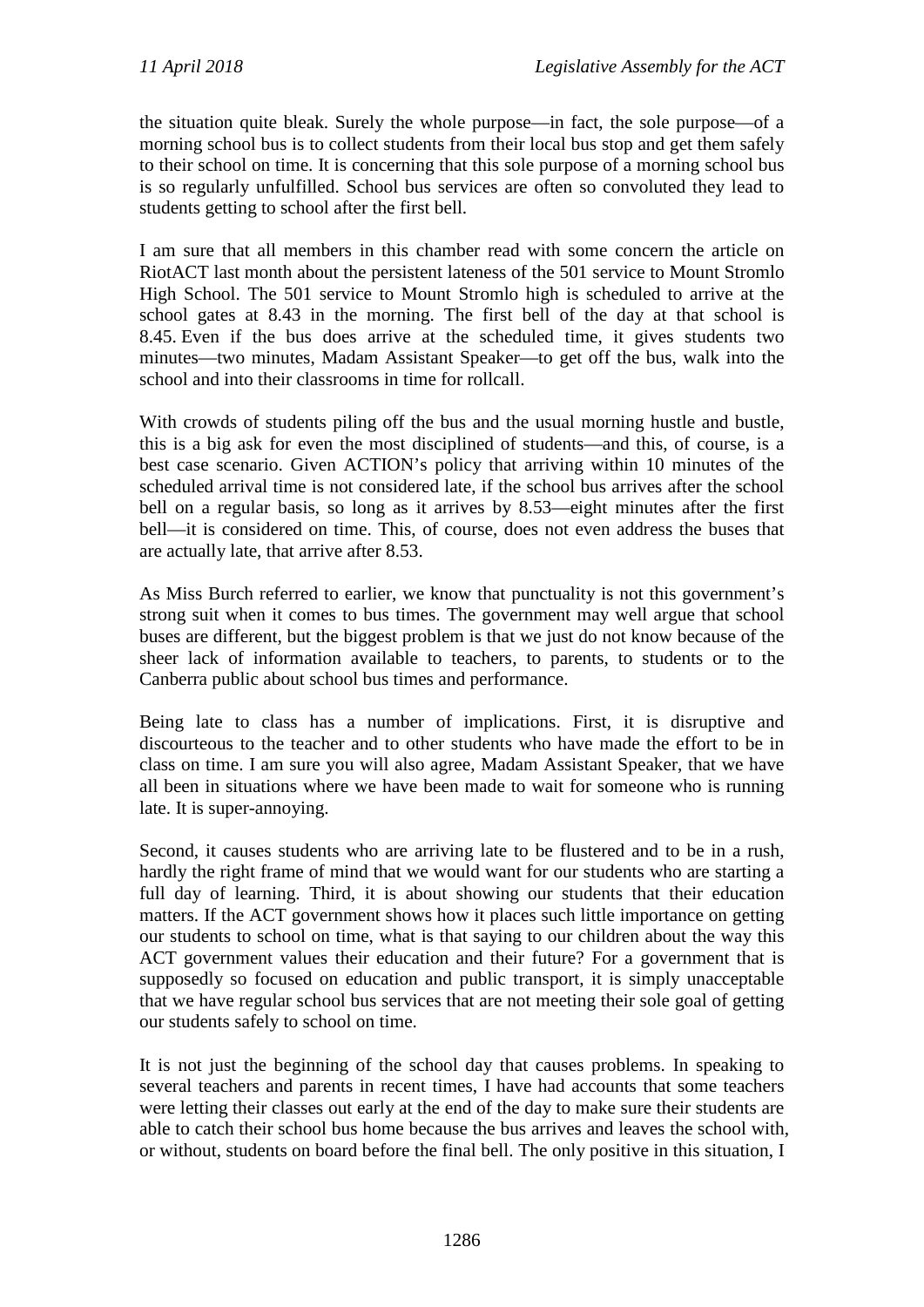the situation quite bleak. Surely the whole purpose—in fact, the sole purpose—of a morning school bus is to collect students from their local bus stop and get them safely to their school on time. It is concerning that this sole purpose of a morning school bus is so regularly unfulfilled. School bus services are often so convoluted they lead to students getting to school after the first bell.

I am sure that all members in this chamber read with some concern the article on RiotACT last month about the persistent lateness of the 501 service to Mount Stromlo High School. The 501 service to Mount Stromlo high is scheduled to arrive at the school gates at 8.43 in the morning. The first bell of the day at that school is 8.45. Even if the bus does arrive at the scheduled time, it gives students two minutes—two minutes, Madam Assistant Speaker—to get off the bus, walk into the school and into their classrooms in time for rollcall.

With crowds of students piling off the bus and the usual morning hustle and bustle, this is a big ask for even the most disciplined of students—and this, of course, is a best case scenario. Given ACTION's policy that arriving within 10 minutes of the scheduled arrival time is not considered late, if the school bus arrives after the school bell on a regular basis, so long as it arrives by 8.53—eight minutes after the first bell—it is considered on time. This, of course, does not even address the buses that are actually late, that arrive after 8.53.

As Miss Burch referred to earlier, we know that punctuality is not this government's strong suit when it comes to bus times. The government may well argue that school buses are different, but the biggest problem is that we just do not know because of the sheer lack of information available to teachers, to parents, to students or to the Canberra public about school bus times and performance.

Being late to class has a number of implications. First, it is disruptive and discourteous to the teacher and to other students who have made the effort to be in class on time. I am sure you will also agree, Madam Assistant Speaker, that we have all been in situations where we have been made to wait for someone who is running late. It is super-annoying.

Second, it causes students who are arriving late to be flustered and to be in a rush, hardly the right frame of mind that we would want for our students who are starting a full day of learning. Third, it is about showing our students that their education matters. If the ACT government shows how it places such little importance on getting our students to school on time, what is that saying to our children about the way this ACT government values their education and their future? For a government that is supposedly so focused on education and public transport, it is simply unacceptable that we have regular school bus services that are not meeting their sole goal of getting our students safely to school on time.

It is not just the beginning of the school day that causes problems. In speaking to several teachers and parents in recent times, I have had accounts that some teachers were letting their classes out early at the end of the day to make sure their students are able to catch their school bus home because the bus arrives and leaves the school with, or without, students on board before the final bell. The only positive in this situation, I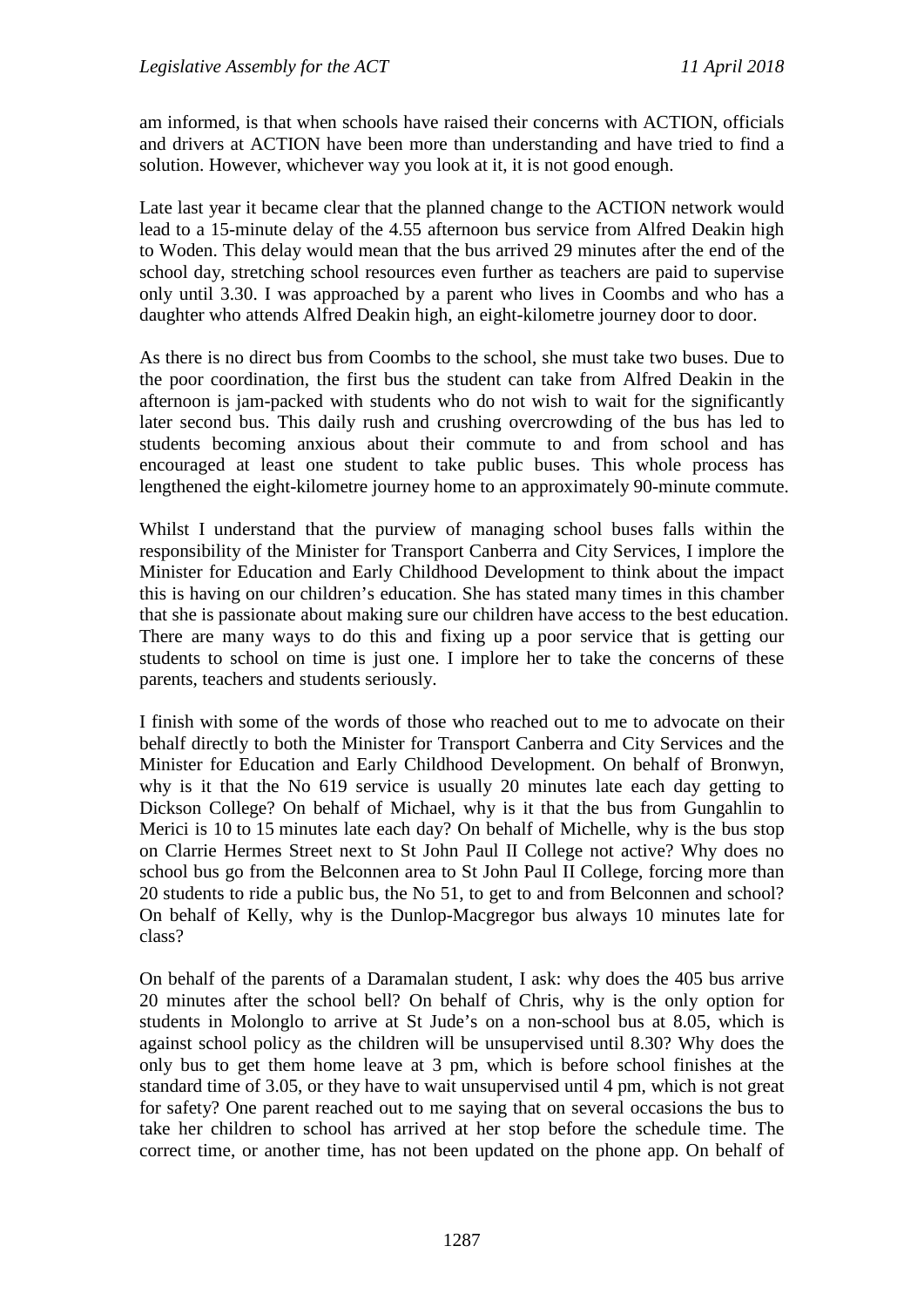am informed, is that when schools have raised their concerns with ACTION, officials and drivers at ACTION have been more than understanding and have tried to find a solution. However, whichever way you look at it, it is not good enough.

Late last year it became clear that the planned change to the ACTION network would lead to a 15-minute delay of the 4.55 afternoon bus service from Alfred Deakin high to Woden. This delay would mean that the bus arrived 29 minutes after the end of the school day, stretching school resources even further as teachers are paid to supervise only until 3.30. I was approached by a parent who lives in Coombs and who has a daughter who attends Alfred Deakin high, an eight-kilometre journey door to door.

As there is no direct bus from Coombs to the school, she must take two buses. Due to the poor coordination, the first bus the student can take from Alfred Deakin in the afternoon is jam-packed with students who do not wish to wait for the significantly later second bus. This daily rush and crushing overcrowding of the bus has led to students becoming anxious about their commute to and from school and has encouraged at least one student to take public buses. This whole process has lengthened the eight-kilometre journey home to an approximately 90-minute commute.

Whilst I understand that the purview of managing school buses falls within the responsibility of the Minister for Transport Canberra and City Services, I implore the Minister for Education and Early Childhood Development to think about the impact this is having on our children's education. She has stated many times in this chamber that she is passionate about making sure our children have access to the best education. There are many ways to do this and fixing up a poor service that is getting our students to school on time is just one. I implore her to take the concerns of these parents, teachers and students seriously.

I finish with some of the words of those who reached out to me to advocate on their behalf directly to both the Minister for Transport Canberra and City Services and the Minister for Education and Early Childhood Development. On behalf of Bronwyn, why is it that the No 619 service is usually 20 minutes late each day getting to Dickson College? On behalf of Michael, why is it that the bus from Gungahlin to Merici is 10 to 15 minutes late each day? On behalf of Michelle, why is the bus stop on Clarrie Hermes Street next to St John Paul II College not active? Why does no school bus go from the Belconnen area to St John Paul II College, forcing more than 20 students to ride a public bus, the No 51, to get to and from Belconnen and school? On behalf of Kelly, why is the Dunlop-Macgregor bus always 10 minutes late for class?

On behalf of the parents of a Daramalan student, I ask: why does the 405 bus arrive 20 minutes after the school bell? On behalf of Chris, why is the only option for students in Molonglo to arrive at St Jude's on a non-school bus at 8.05, which is against school policy as the children will be unsupervised until 8.30? Why does the only bus to get them home leave at 3 pm, which is before school finishes at the standard time of 3.05, or they have to wait unsupervised until 4 pm, which is not great for safety? One parent reached out to me saying that on several occasions the bus to take her children to school has arrived at her stop before the schedule time. The correct time, or another time, has not been updated on the phone app. On behalf of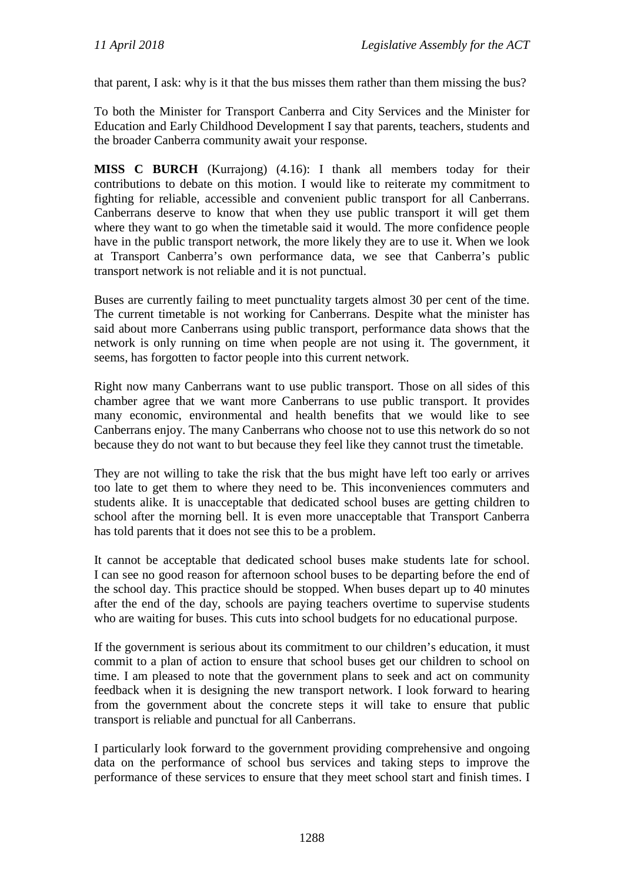that parent, I ask: why is it that the bus misses them rather than them missing the bus?

To both the Minister for Transport Canberra and City Services and the Minister for Education and Early Childhood Development I say that parents, teachers, students and the broader Canberra community await your response.

**MISS C BURCH** (Kurrajong) (4.16): I thank all members today for their contributions to debate on this motion. I would like to reiterate my commitment to fighting for reliable, accessible and convenient public transport for all Canberrans. Canberrans deserve to know that when they use public transport it will get them where they want to go when the timetable said it would. The more confidence people have in the public transport network, the more likely they are to use it. When we look at Transport Canberra's own performance data, we see that Canberra's public transport network is not reliable and it is not punctual.

Buses are currently failing to meet punctuality targets almost 30 per cent of the time. The current timetable is not working for Canberrans. Despite what the minister has said about more Canberrans using public transport, performance data shows that the network is only running on time when people are not using it. The government, it seems, has forgotten to factor people into this current network.

Right now many Canberrans want to use public transport. Those on all sides of this chamber agree that we want more Canberrans to use public transport. It provides many economic, environmental and health benefits that we would like to see Canberrans enjoy. The many Canberrans who choose not to use this network do so not because they do not want to but because they feel like they cannot trust the timetable.

They are not willing to take the risk that the bus might have left too early or arrives too late to get them to where they need to be. This inconveniences commuters and students alike. It is unacceptable that dedicated school buses are getting children to school after the morning bell. It is even more unacceptable that Transport Canberra has told parents that it does not see this to be a problem.

It cannot be acceptable that dedicated school buses make students late for school. I can see no good reason for afternoon school buses to be departing before the end of the school day. This practice should be stopped. When buses depart up to 40 minutes after the end of the day, schools are paying teachers overtime to supervise students who are waiting for buses. This cuts into school budgets for no educational purpose.

If the government is serious about its commitment to our children's education, it must commit to a plan of action to ensure that school buses get our children to school on time. I am pleased to note that the government plans to seek and act on community feedback when it is designing the new transport network. I look forward to hearing from the government about the concrete steps it will take to ensure that public transport is reliable and punctual for all Canberrans.

I particularly look forward to the government providing comprehensive and ongoing data on the performance of school bus services and taking steps to improve the performance of these services to ensure that they meet school start and finish times. I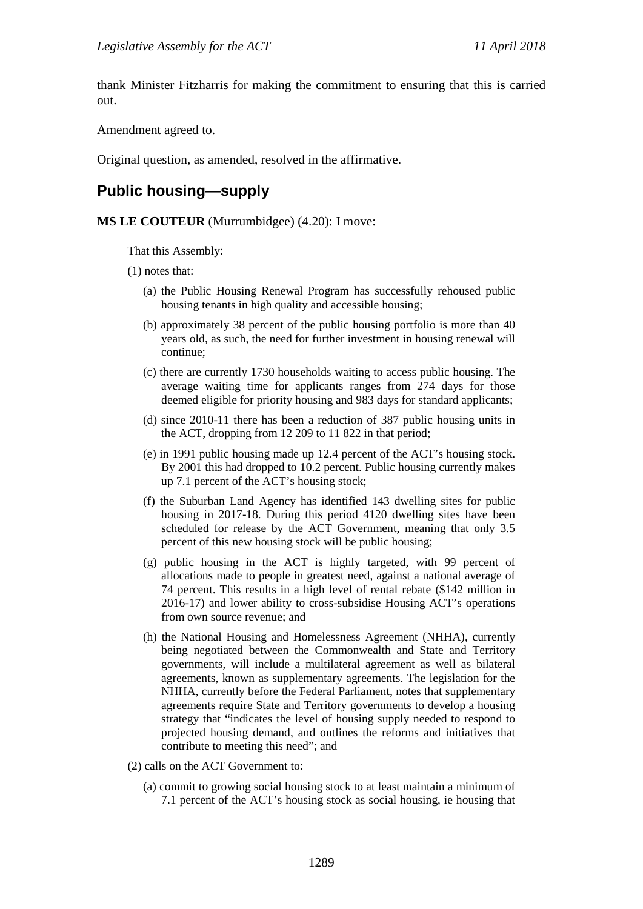thank Minister Fitzharris for making the commitment to ensuring that this is carried out.

Amendment agreed to.

Original question, as amended, resolved in the affirmative.

## Public housing—supply

**MS LE COUTEUR** (Murrumbidgee) (4.20): I move:

> That this Assembly:
>
> (1) notes that:
>
> (a) the Public Housing Renewal Program has successfully rehoused public housing tenants in high quality and accessible housing;
>
> (b) approximately 38 percent of the public housing portfolio is more than 40 years old, as such, the need for further investment in housing renewal will continue;
>
> (c) there are currently 1730 households waiting to access public housing. The average waiting time for applicants ranges from 274 days for those deemed eligible for priority housing and 983 days for standard applicants;
>
> (d) since 2010-11 there has been a reduction of 387 public housing units in the ACT, dropping from 12 209 to 11 822 in that period;
>
> (e) in 1991 public housing made up 12.4 percent of the ACT's housing stock. By 2001 this had dropped to 10.2 percent. Public housing currently makes up 7.1 percent of the ACT's housing stock;
>
> (f) the Suburban Land Agency has identified 143 dwelling sites for public housing in 2017-18. During this period 4120 dwelling sites have been scheduled for release by the ACT Government, meaning that only 3.5 percent of this new housing stock will be public housing;
>
> (g) public housing in the ACT is highly targeted, with 99 percent of allocations made to people in greatest need, against a national average of 74 percent. This results in a high level of rental rebate ($142 million in 2016-17) and lower ability to cross-subsidise Housing ACT's operations from own source revenue; and
>
> (h) the National Housing and Homelessness Agreement (NHHA), currently being negotiated between the Commonwealth and State and Territory governments, will include a multilateral agreement as well as bilateral agreements, known as supplementary agreements. The legislation for the NHHA, currently before the Federal Parliament, notes that supplementary agreements require State and Territory governments to develop a housing strategy that "indicates the level of housing supply needed to respond to projected housing demand, and outlines the reforms and initiatives that contribute to meeting this need"; and
>
> (2) calls on the ACT Government to:
>
> (a) commit to growing social housing stock to at least maintain a minimum of 7.1 percent of the ACT's housing stock as social housing, ie housing that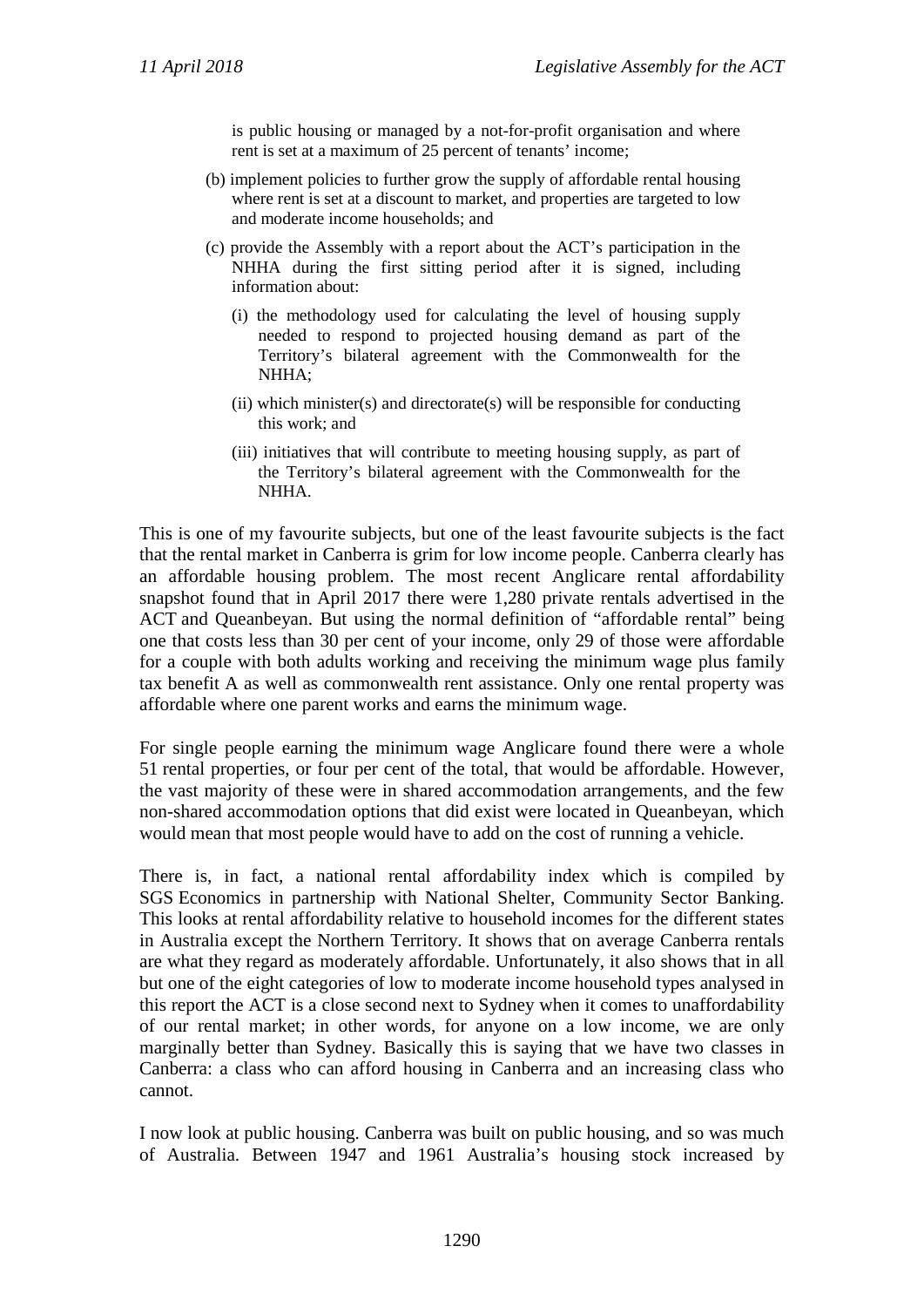is public housing or managed by a not-for-profit organisation and where rent is set at a maximum of 25 percent of tenants' income;

(b) implement policies to further grow the supply of affordable rental housing where rent is set at a discount to market, and properties are targeted to low and moderate income households; and

(c) provide the Assembly with a report about the ACT's participation in the NHHA during the first sitting period after it is signed, including information about:

(i) the methodology used for calculating the level of housing supply needed to respond to projected housing demand as part of the Territory's bilateral agreement with the Commonwealth for the NHHA;

(ii) which minister(s) and directorate(s) will be responsible for conducting this work; and

(iii) initiatives that will contribute to meeting housing supply, as part of the Territory's bilateral agreement with the Commonwealth for the NHHA.

This is one of my favourite subjects, but one of the least favourite subjects is the fact that the rental market in Canberra is grim for low income people. Canberra clearly has an affordable housing problem. The most recent Anglicare rental affordability snapshot found that in April 2017 there were 1,280 private rentals advertised in the ACT and Queanbeyan. But using the normal definition of "affordable rental" being one that costs less than 30 per cent of your income, only 29 of those were affordable for a couple with both adults working and receiving the minimum wage plus family tax benefit A as well as commonwealth rent assistance. Only one rental property was affordable where one parent works and earns the minimum wage.

For single people earning the minimum wage Anglicare found there were a whole 51 rental properties, or four per cent of the total, that would be affordable. However, the vast majority of these were in shared accommodation arrangements, and the few non-shared accommodation options that did exist were located in Queanbeyan, which would mean that most people would have to add on the cost of running a vehicle.

There is, in fact, a national rental affordability index which is compiled by SGS Economics in partnership with National Shelter, Community Sector Banking. This looks at rental affordability relative to household incomes for the different states in Australia except the Northern Territory. It shows that on average Canberra rentals are what they regard as moderately affordable. Unfortunately, it also shows that in all but one of the eight categories of low to moderate income household types analysed in this report the ACT is a close second next to Sydney when it comes to unaffordability of our rental market; in other words, for anyone on a low income, we are only marginally better than Sydney. Basically this is saying that we have two classes in Canberra: a class who can afford housing in Canberra and an increasing class who cannot.

I now look at public housing. Canberra was built on public housing, and so was much of Australia. Between 1947 and 1961 Australia's housing stock increased by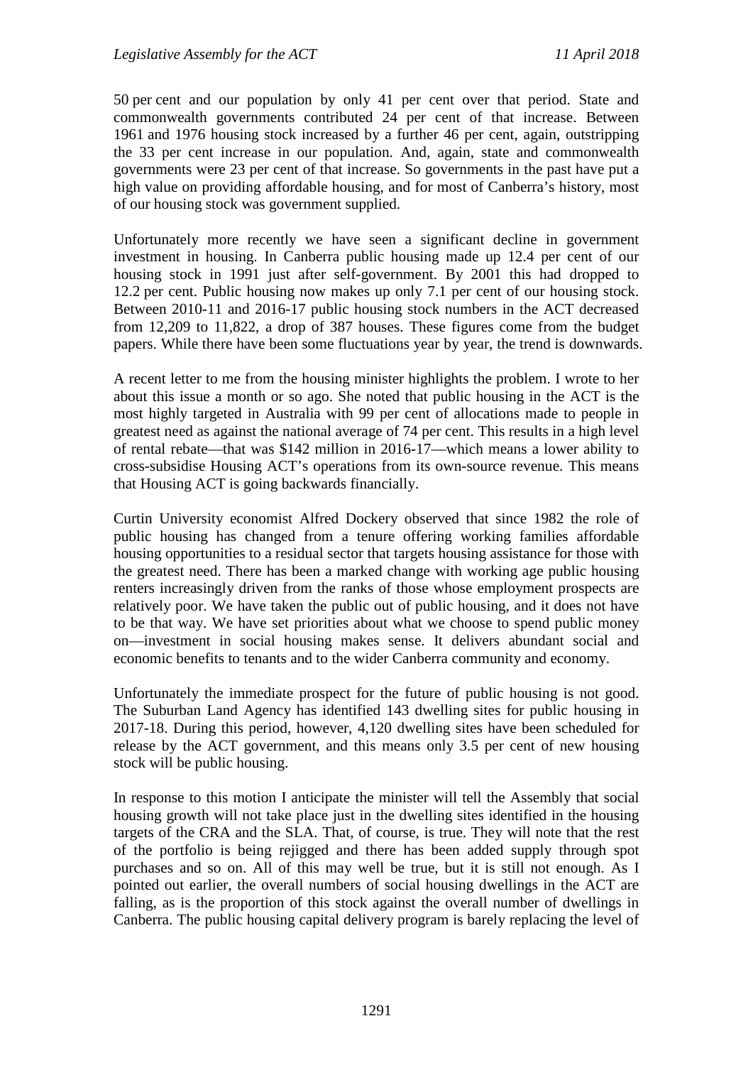50 per cent and our population by only 41 per cent over that period. State and commonwealth governments contributed 24 per cent of that increase. Between 1961 and 1976 housing stock increased by a further 46 per cent, again, outstripping the 33 per cent increase in our population. And, again, state and commonwealth governments were 23 per cent of that increase. So governments in the past have put a high value on providing affordable housing, and for most of Canberra's history, most of our housing stock was government supplied.

Unfortunately more recently we have seen a significant decline in government investment in housing. In Canberra public housing made up 12.4 per cent of our housing stock in 1991 just after self-government. By 2001 this had dropped to 12.2 per cent. Public housing now makes up only 7.1 per cent of our housing stock. Between 2010-11 and 2016-17 public housing stock numbers in the ACT decreased from 12,209 to 11,822, a drop of 387 houses. These figures come from the budget papers. While there have been some fluctuations year by year, the trend is downwards.

A recent letter to me from the housing minister highlights the problem. I wrote to her about this issue a month or so ago. She noted that public housing in the ACT is the most highly targeted in Australia with 99 per cent of allocations made to people in greatest need as against the national average of 74 per cent. This results in a high level of rental rebate—that was $142 million in 2016-17—which means a lower ability to cross-subsidise Housing ACT's operations from its own-source revenue. This means that Housing ACT is going backwards financially.

Curtin University economist Alfred Dockery observed that since 1982 the role of public housing has changed from a tenure offering working families affordable housing opportunities to a residual sector that targets housing assistance for those with the greatest need. There has been a marked change with working age public housing renters increasingly driven from the ranks of those whose employment prospects are relatively poor. We have taken the public out of public housing, and it does not have to be that way. We have set priorities about what we choose to spend public money on—investment in social housing makes sense. It delivers abundant social and economic benefits to tenants and to the wider Canberra community and economy.

Unfortunately the immediate prospect for the future of public housing is not good. The Suburban Land Agency has identified 143 dwelling sites for public housing in 2017-18. During this period, however, 4,120 dwelling sites have been scheduled for release by the ACT government, and this means only 3.5 per cent of new housing stock will be public housing.

In response to this motion I anticipate the minister will tell the Assembly that social housing growth will not take place just in the dwelling sites identified in the housing targets of the CRA and the SLA. That, of course, is true. They will note that the rest of the portfolio is being rejigged and there has been added supply through spot purchases and so on. All of this may well be true, but it is still not enough. As I pointed out earlier, the overall numbers of social housing dwellings in the ACT are falling, as is the proportion of this stock against the overall number of dwellings in Canberra. The public housing capital delivery program is barely replacing the level of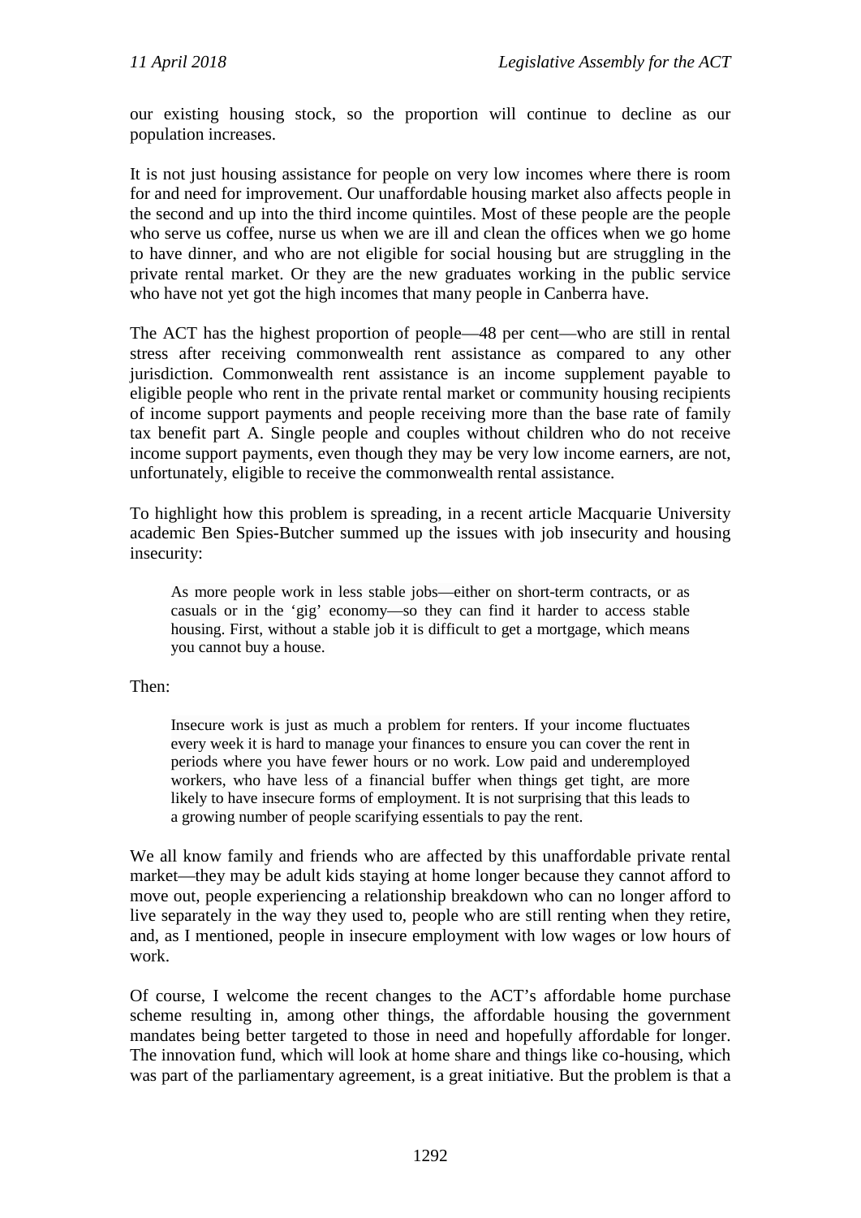our existing housing stock, so the proportion will continue to decline as our population increases.

It is not just housing assistance for people on very low incomes where there is room for and need for improvement. Our unaffordable housing market also affects people in the second and up into the third income quintiles. Most of these people are the people who serve us coffee, nurse us when we are ill and clean the offices when we go home to have dinner, and who are not eligible for social housing but are struggling in the private rental market. Or they are the new graduates working in the public service who have not yet got the high incomes that many people in Canberra have.

The ACT has the highest proportion of people—48 per cent—who are still in rental stress after receiving commonwealth rent assistance as compared to any other jurisdiction. Commonwealth rent assistance is an income supplement payable to eligible people who rent in the private rental market or community housing recipients of income support payments and people receiving more than the base rate of family tax benefit part A. Single people and couples without children who do not receive income support payments, even though they may be very low income earners, are not, unfortunately, eligible to receive the commonwealth rental assistance.

To highlight how this problem is spreading, in a recent article Macquarie University academic Ben Spies-Butcher summed up the issues with job insecurity and housing insecurity:

> As more people work in less stable jobs—either on short-term contracts, or as casuals or in the 'gig' economy—so they can find it harder to access stable housing. First, without a stable job it is difficult to get a mortgage, which means you cannot buy a house.

Then:

> Insecure work is just as much a problem for renters. If your income fluctuates every week it is hard to manage your finances to ensure you can cover the rent in periods where you have fewer hours or no work. Low paid and underemployed workers, who have less of a financial buffer when things get tight, are more likely to have insecure forms of employment. It is not surprising that this leads to a growing number of people scarifying essentials to pay the rent.

We all know family and friends who are affected by this unaffordable private rental market—they may be adult kids staying at home longer because they cannot afford to move out, people experiencing a relationship breakdown who can no longer afford to live separately in the way they used to, people who are still renting when they retire, and, as I mentioned, people in insecure employment with low wages or low hours of work.

Of course, I welcome the recent changes to the ACT's affordable home purchase scheme resulting in, among other things, the affordable housing the government mandates being better targeted to those in need and hopefully affordable for longer. The innovation fund, which will look at home share and things like co-housing, which was part of the parliamentary agreement, is a great initiative. But the problem is that a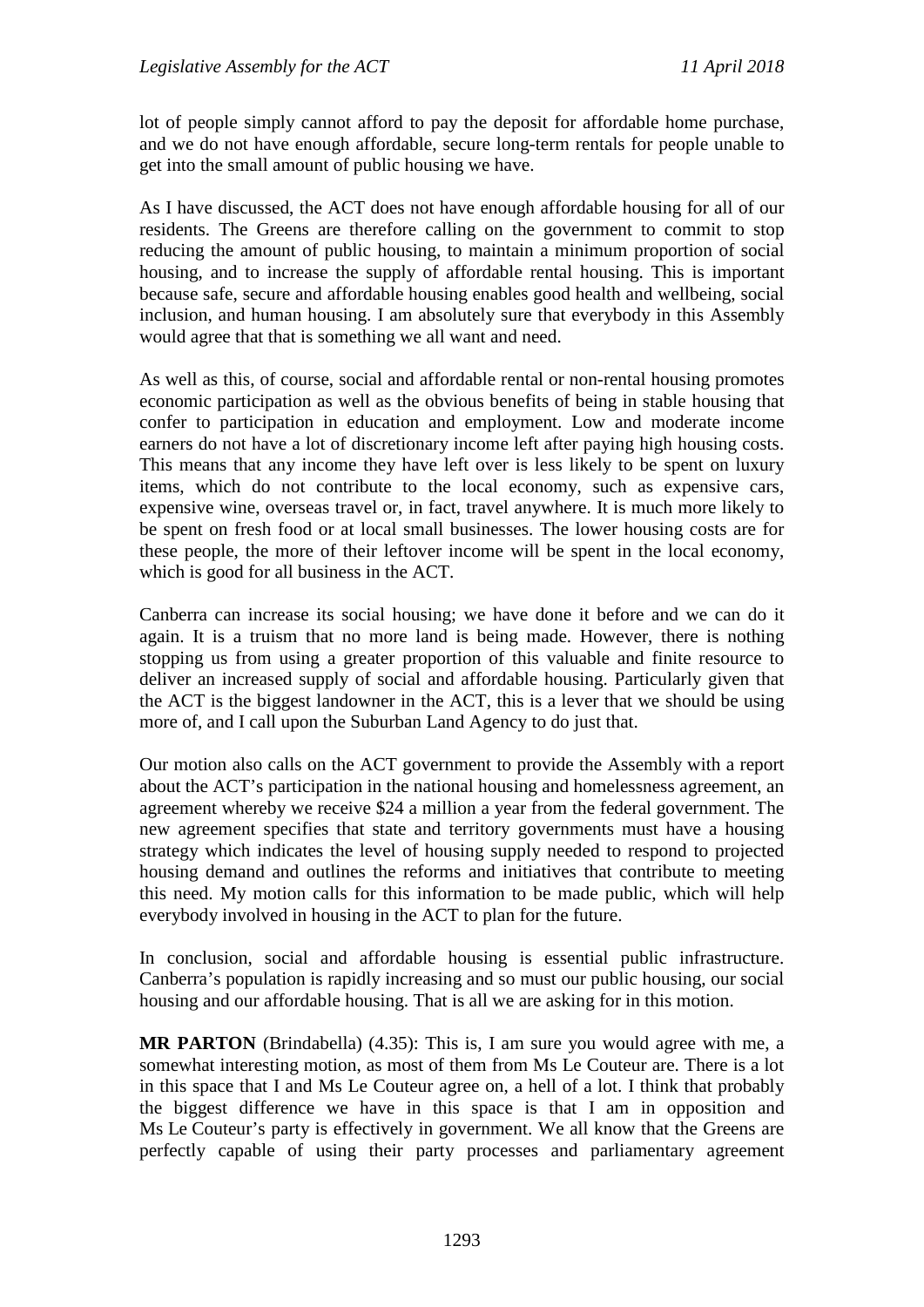lot of people simply cannot afford to pay the deposit for affordable home purchase, and we do not have enough affordable, secure long-term rentals for people unable to get into the small amount of public housing we have.

As I have discussed, the ACT does not have enough affordable housing for all of our residents. The Greens are therefore calling on the government to commit to stop reducing the amount of public housing, to maintain a minimum proportion of social housing, and to increase the supply of affordable rental housing. This is important because safe, secure and affordable housing enables good health and wellbeing, social inclusion, and human housing. I am absolutely sure that everybody in this Assembly would agree that that is something we all want and need.

As well as this, of course, social and affordable rental or non-rental housing promotes economic participation as well as the obvious benefits of being in stable housing that confer to participation in education and employment. Low and moderate income earners do not have a lot of discretionary income left after paying high housing costs. This means that any income they have left over is less likely to be spent on luxury items, which do not contribute to the local economy, such as expensive cars, expensive wine, overseas travel or, in fact, travel anywhere. It is much more likely to be spent on fresh food or at local small businesses. The lower housing costs are for these people, the more of their leftover income will be spent in the local economy, which is good for all business in the ACT.

Canberra can increase its social housing; we have done it before and we can do it again. It is a truism that no more land is being made. However, there is nothing stopping us from using a greater proportion of this valuable and finite resource to deliver an increased supply of social and affordable housing. Particularly given that the ACT is the biggest landowner in the ACT, this is a lever that we should be using more of, and I call upon the Suburban Land Agency to do just that.

Our motion also calls on the ACT government to provide the Assembly with a report about the ACT's participation in the national housing and homelessness agreement, an agreement whereby we receive $24 a million a year from the federal government. The new agreement specifies that state and territory governments must have a housing strategy which indicates the level of housing supply needed to respond to projected housing demand and outlines the reforms and initiatives that contribute to meeting this need. My motion calls for this information to be made public, which will help everybody involved in housing in the ACT to plan for the future.

In conclusion, social and affordable housing is essential public infrastructure. Canberra's population is rapidly increasing and so must our public housing, our social housing and our affordable housing. That is all we are asking for in this motion.

**MR PARTON** (Brindabella) (4.35): This is, I am sure you would agree with me, a somewhat interesting motion, as most of them from Ms Le Couteur are. There is a lot in this space that I and Ms Le Couteur agree on, a hell of a lot. I think that probably the biggest difference we have in this space is that I am in opposition and Ms Le Couteur's party is effectively in government. We all know that the Greens are perfectly capable of using their party processes and parliamentary agreement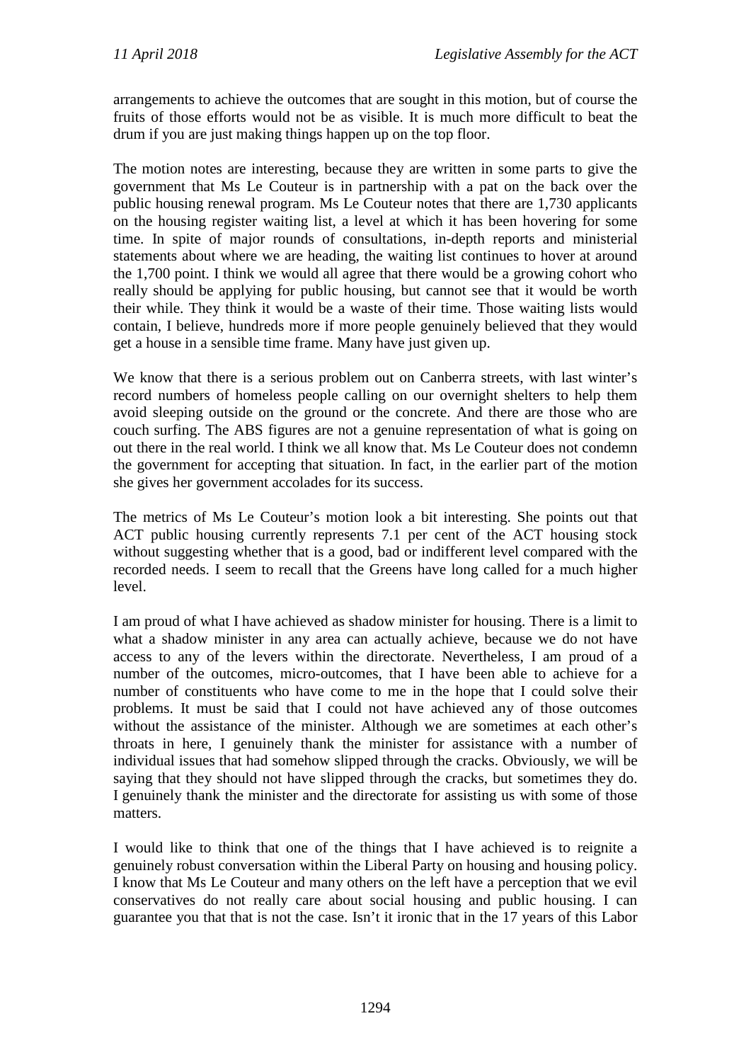arrangements to achieve the outcomes that are sought in this motion, but of course the fruits of those efforts would not be as visible. It is much more difficult to beat the drum if you are just making things happen up on the top floor.

The motion notes are interesting, because they are written in some parts to give the government that Ms Le Couteur is in partnership with a pat on the back over the public housing renewal program. Ms Le Couteur notes that there are 1,730 applicants on the housing register waiting list, a level at which it has been hovering for some time. In spite of major rounds of consultations, in-depth reports and ministerial statements about where we are heading, the waiting list continues to hover at around the 1,700 point. I think we would all agree that there would be a growing cohort who really should be applying for public housing, but cannot see that it would be worth their while. They think it would be a waste of their time. Those waiting lists would contain, I believe, hundreds more if more people genuinely believed that they would get a house in a sensible time frame. Many have just given up.

We know that there is a serious problem out on Canberra streets, with last winter's record numbers of homeless people calling on our overnight shelters to help them avoid sleeping outside on the ground or the concrete. And there are those who are couch surfing. The ABS figures are not a genuine representation of what is going on out there in the real world. I think we all know that. Ms Le Couteur does not condemn the government for accepting that situation. In fact, in the earlier part of the motion she gives her government accolades for its success.

The metrics of Ms Le Couteur's motion look a bit interesting. She points out that ACT public housing currently represents 7.1 per cent of the ACT housing stock without suggesting whether that is a good, bad or indifferent level compared with the recorded needs. I seem to recall that the Greens have long called for a much higher level.

I am proud of what I have achieved as shadow minister for housing. There is a limit to what a shadow minister in any area can actually achieve, because we do not have access to any of the levers within the directorate. Nevertheless, I am proud of a number of the outcomes, micro-outcomes, that I have been able to achieve for a number of constituents who have come to me in the hope that I could solve their problems. It must be said that I could not have achieved any of those outcomes without the assistance of the minister. Although we are sometimes at each other's throats in here, I genuinely thank the minister for assistance with a number of individual issues that had somehow slipped through the cracks. Obviously, we will be saying that they should not have slipped through the cracks, but sometimes they do. I genuinely thank the minister and the directorate for assisting us with some of those matters.

I would like to think that one of the things that I have achieved is to reignite a genuinely robust conversation within the Liberal Party on housing and housing policy. I know that Ms Le Couteur and many others on the left have a perception that we evil conservatives do not really care about social housing and public housing. I can guarantee you that that is not the case. Isn't it ironic that in the 17 years of this Labor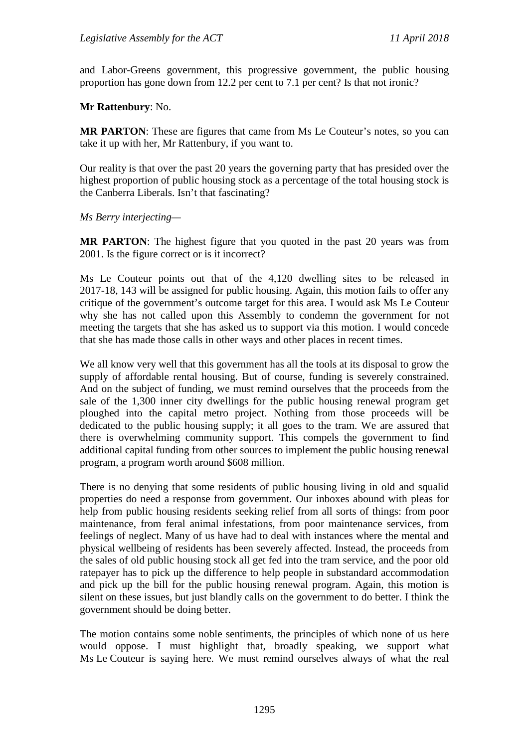and Labor-Greens government, this progressive government, the public housing proportion has gone down from 12.2 per cent to 7.1 per cent? Is that not ironic?

**Mr Rattenbury**: No.

**MR PARTON**: These are figures that came from Ms Le Couteur's notes, so you can take it up with her, Mr Rattenbury, if you want to.

Our reality is that over the past 20 years the governing party that has presided over the highest proportion of public housing stock as a percentage of the total housing stock is the Canberra Liberals. Isn't that fascinating?

*Ms Berry interjecting—*

**MR PARTON**: The highest figure that you quoted in the past 20 years was from 2001. Is the figure correct or is it incorrect?

Ms Le Couteur points out that of the 4,120 dwelling sites to be released in 2017-18, 143 will be assigned for public housing. Again, this motion fails to offer any critique of the government's outcome target for this area. I would ask Ms Le Couteur why she has not called upon this Assembly to condemn the government for not meeting the targets that she has asked us to support via this motion. I would concede that she has made those calls in other ways and other places in recent times.

We all know very well that this government has all the tools at its disposal to grow the supply of affordable rental housing. But of course, funding is severely constrained. And on the subject of funding, we must remind ourselves that the proceeds from the sale of the 1,300 inner city dwellings for the public housing renewal program get ploughed into the capital metro project. Nothing from those proceeds will be dedicated to the public housing supply; it all goes to the tram. We are assured that there is overwhelming community support. This compels the government to find additional capital funding from other sources to implement the public housing renewal program, a program worth around $608 million.

There is no denying that some residents of public housing living in old and squalid properties do need a response from government. Our inboxes abound with pleas for help from public housing residents seeking relief from all sorts of things: from poor maintenance, from feral animal infestations, from poor maintenance services, from feelings of neglect. Many of us have had to deal with instances where the mental and physical wellbeing of residents has been severely affected. Instead, the proceeds from the sales of old public housing stock all get fed into the tram service, and the poor old ratepayer has to pick up the difference to help people in substandard accommodation and pick up the bill for the public housing renewal program. Again, this motion is silent on these issues, but just blandly calls on the government to do better. I think the government should be doing better.

The motion contains some noble sentiments, the principles of which none of us here would oppose. I must highlight that, broadly speaking, we support what Ms Le Couteur is saying here. We must remind ourselves always of what the real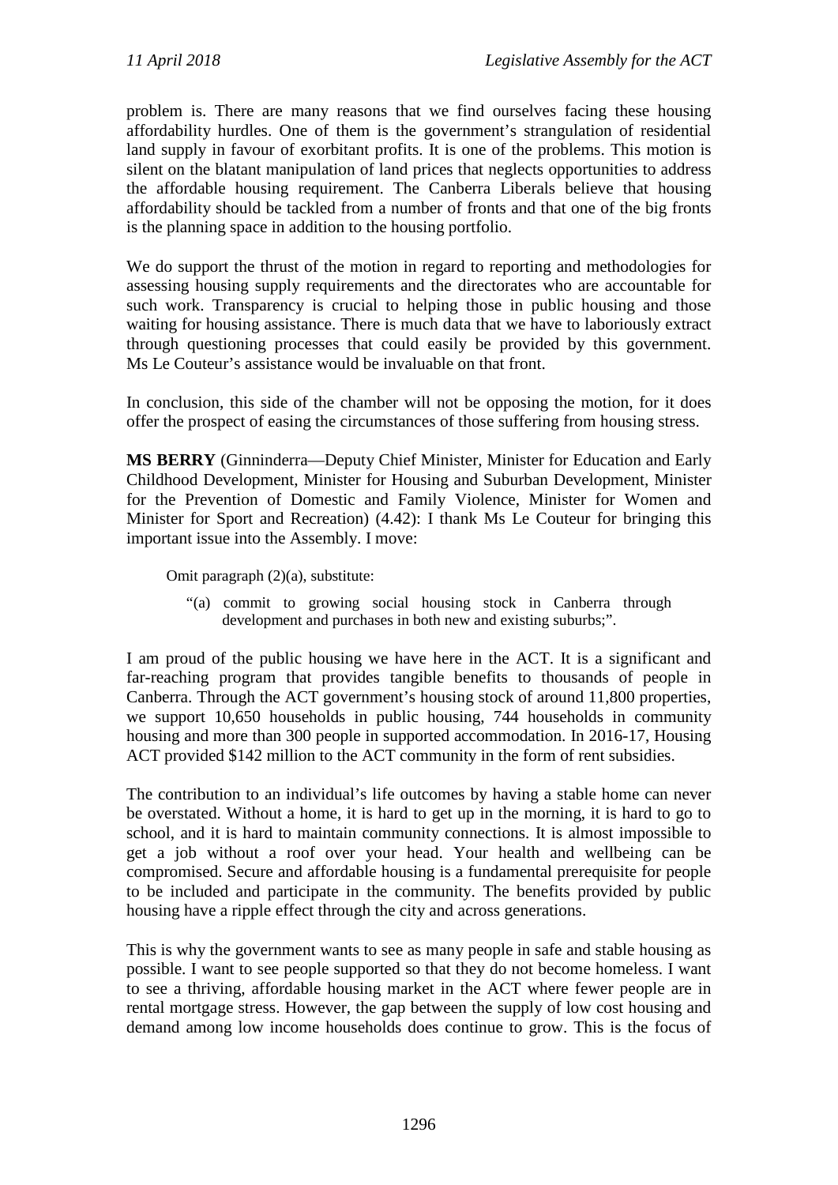problem is. There are many reasons that we find ourselves facing these housing affordability hurdles. One of them is the government's strangulation of residential land supply in favour of exorbitant profits. It is one of the problems. This motion is silent on the blatant manipulation of land prices that neglects opportunities to address the affordable housing requirement. The Canberra Liberals believe that housing affordability should be tackled from a number of fronts and that one of the big fronts is the planning space in addition to the housing portfolio.

We do support the thrust of the motion in regard to reporting and methodologies for assessing housing supply requirements and the directorates who are accountable for such work. Transparency is crucial to helping those in public housing and those waiting for housing assistance. There is much data that we have to laboriously extract through questioning processes that could easily be provided by this government. Ms Le Couteur's assistance would be invaluable on that front.

In conclusion, this side of the chamber will not be opposing the motion, for it does offer the prospect of easing the circumstances of those suffering from housing stress.

**MS BERRY** (Ginninderra—Deputy Chief Minister, Minister for Education and Early Childhood Development, Minister for Housing and Suburban Development, Minister for the Prevention of Domestic and Family Violence, Minister for Women and Minister for Sport and Recreation) (4.42): I thank Ms Le Couteur for bringing this important issue into the Assembly. I move:

> Omit paragraph (2)(a), substitute:
>
> "(a) commit to growing social housing stock in Canberra through development and purchases in both new and existing suburbs;".

I am proud of the public housing we have here in the ACT. It is a significant and far-reaching program that provides tangible benefits to thousands of people in Canberra. Through the ACT government's housing stock of around 11,800 properties, we support 10,650 households in public housing, 744 households in community housing and more than 300 people in supported accommodation. In 2016-17, Housing ACT provided $142 million to the ACT community in the form of rent subsidies.

The contribution to an individual's life outcomes by having a stable home can never be overstated. Without a home, it is hard to get up in the morning, it is hard to go to school, and it is hard to maintain community connections. It is almost impossible to get a job without a roof over your head. Your health and wellbeing can be compromised. Secure and affordable housing is a fundamental prerequisite for people to be included and participate in the community. The benefits provided by public housing have a ripple effect through the city and across generations.

This is why the government wants to see as many people in safe and stable housing as possible. I want to see people supported so that they do not become homeless. I want to see a thriving, affordable housing market in the ACT where fewer people are in rental mortgage stress. However, the gap between the supply of low cost housing and demand among low income households does continue to grow. This is the focus of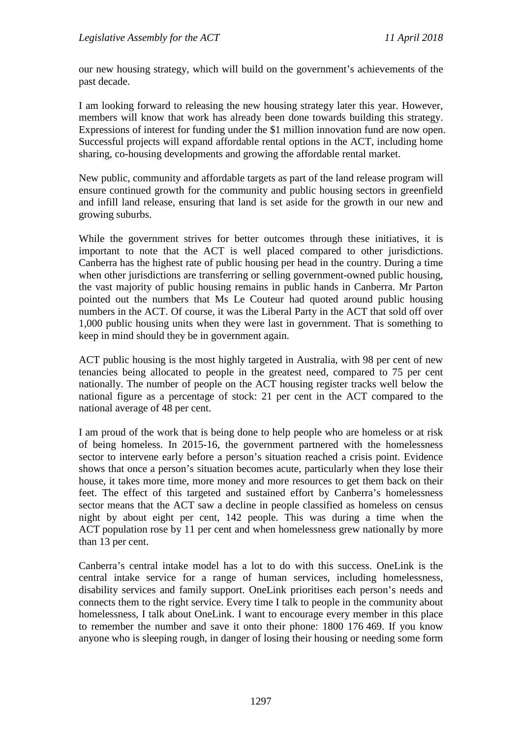our new housing strategy, which will build on the government's achievements of the past decade.

I am looking forward to releasing the new housing strategy later this year. However, members will know that work has already been done towards building this strategy. Expressions of interest for funding under the $1 million innovation fund are now open. Successful projects will expand affordable rental options in the ACT, including home sharing, co-housing developments and growing the affordable rental market.

New public, community and affordable targets as part of the land release program will ensure continued growth for the community and public housing sectors in greenfield and infill land release, ensuring that land is set aside for the growth in our new and growing suburbs.

While the government strives for better outcomes through these initiatives, it is important to note that the ACT is well placed compared to other jurisdictions. Canberra has the highest rate of public housing per head in the country. During a time when other jurisdictions are transferring or selling government-owned public housing, the vast majority of public housing remains in public hands in Canberra. Mr Parton pointed out the numbers that Ms Le Couteur had quoted around public housing numbers in the ACT. Of course, it was the Liberal Party in the ACT that sold off over 1,000 public housing units when they were last in government. That is something to keep in mind should they be in government again.

ACT public housing is the most highly targeted in Australia, with 98 per cent of new tenancies being allocated to people in the greatest need, compared to 75 per cent nationally. The number of people on the ACT housing register tracks well below the national figure as a percentage of stock: 21 per cent in the ACT compared to the national average of 48 per cent.

I am proud of the work that is being done to help people who are homeless or at risk of being homeless. In 2015-16, the government partnered with the homelessness sector to intervene early before a person's situation reached a crisis point. Evidence shows that once a person's situation becomes acute, particularly when they lose their house, it takes more time, more money and more resources to get them back on their feet. The effect of this targeted and sustained effort by Canberra's homelessness sector means that the ACT saw a decline in people classified as homeless on census night by about eight per cent, 142 people. This was during a time when the ACT population rose by 11 per cent and when homelessness grew nationally by more than 13 per cent.

Canberra's central intake model has a lot to do with this success. OneLink is the central intake service for a range of human services, including homelessness, disability services and family support. OneLink prioritises each person's needs and connects them to the right service. Every time I talk to people in the community about homelessness, I talk about OneLink. I want to encourage every member in this place to remember the number and save it onto their phone: 1800 176 469. If you know anyone who is sleeping rough, in danger of losing their housing or needing some form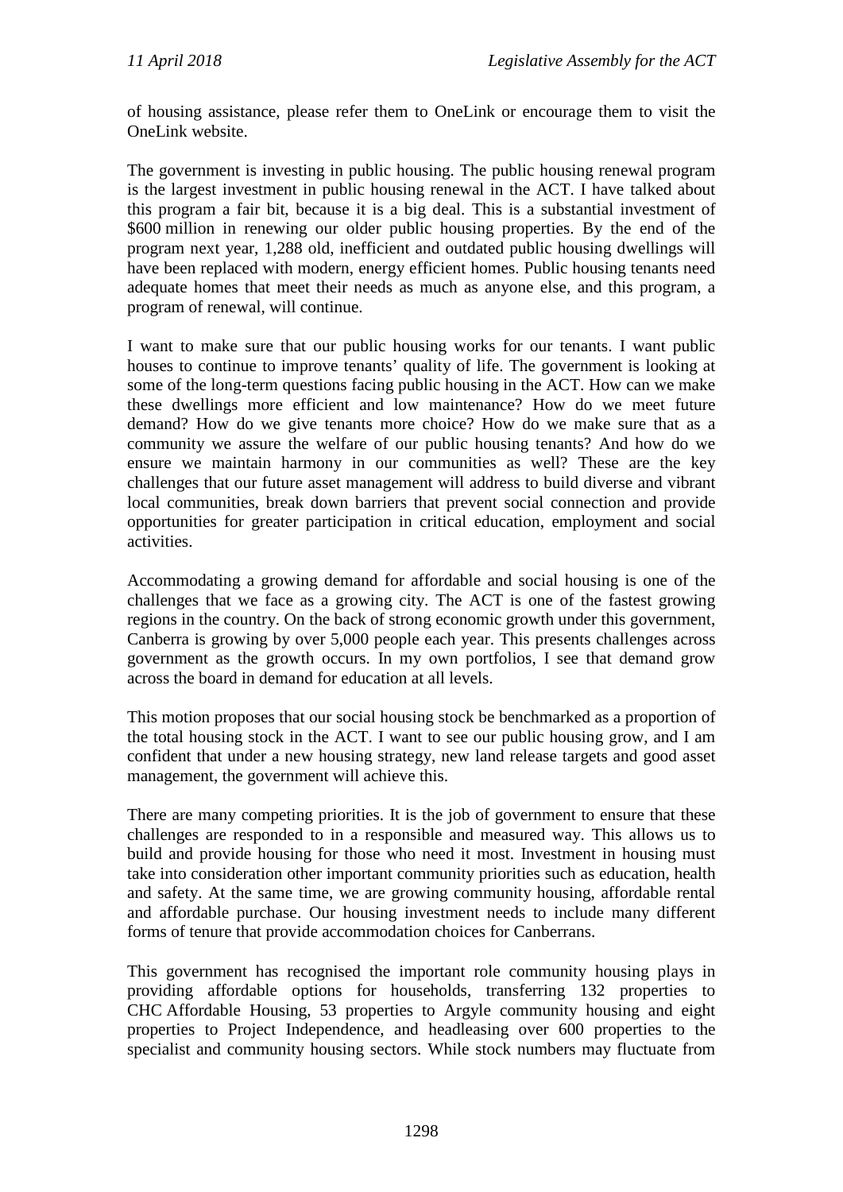of housing assistance, please refer them to OneLink or encourage them to visit the OneLink website.

The government is investing in public housing. The public housing renewal program is the largest investment in public housing renewal in the ACT. I have talked about this program a fair bit, because it is a big deal. This is a substantial investment of $600 million in renewing our older public housing properties. By the end of the program next year, 1,288 old, inefficient and outdated public housing dwellings will have been replaced with modern, energy efficient homes. Public housing tenants need adequate homes that meet their needs as much as anyone else, and this program, a program of renewal, will continue.

I want to make sure that our public housing works for our tenants. I want public houses to continue to improve tenants' quality of life. The government is looking at some of the long-term questions facing public housing in the ACT. How can we make these dwellings more efficient and low maintenance? How do we meet future demand? How do we give tenants more choice? How do we make sure that as a community we assure the welfare of our public housing tenants? And how do we ensure we maintain harmony in our communities as well? These are the key challenges that our future asset management will address to build diverse and vibrant local communities, break down barriers that prevent social connection and provide opportunities for greater participation in critical education, employment and social activities.

Accommodating a growing demand for affordable and social housing is one of the challenges that we face as a growing city. The ACT is one of the fastest growing regions in the country. On the back of strong economic growth under this government, Canberra is growing by over 5,000 people each year. This presents challenges across government as the growth occurs. In my own portfolios, I see that demand grow across the board in demand for education at all levels.

This motion proposes that our social housing stock be benchmarked as a proportion of the total housing stock in the ACT. I want to see our public housing grow, and I am confident that under a new housing strategy, new land release targets and good asset management, the government will achieve this.

There are many competing priorities. It is the job of government to ensure that these challenges are responded to in a responsible and measured way. This allows us to build and provide housing for those who need it most. Investment in housing must take into consideration other important community priorities such as education, health and safety. At the same time, we are growing community housing, affordable rental and affordable purchase. Our housing investment needs to include many different forms of tenure that provide accommodation choices for Canberrans.

This government has recognised the important role community housing plays in providing affordable options for households, transferring 132 properties to CHC Affordable Housing, 53 properties to Argyle community housing and eight properties to Project Independence, and headleasing over 600 properties to the specialist and community housing sectors. While stock numbers may fluctuate from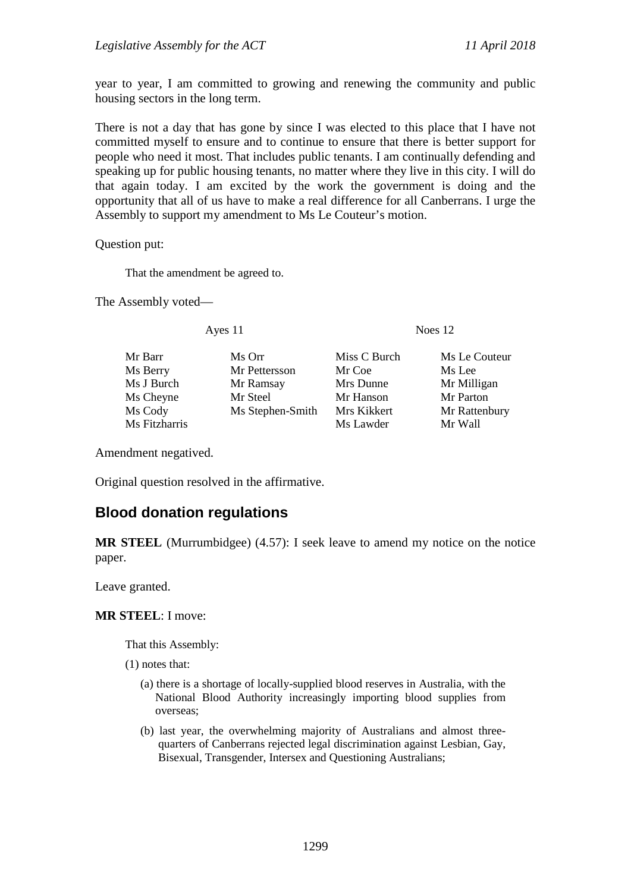year to year, I am committed to growing and renewing the community and public housing sectors in the long term.

There is not a day that has gone by since I was elected to this place that I have not committed myself to ensure and to continue to ensure that there is better support for people who need it most. That includes public tenants. I am continually defending and speaking up for public housing tenants, no matter where they live in this city. I will do that again today. I am excited by the work the government is doing and the opportunity that all of us have to make a real difference for all Canberrans. I urge the Assembly to support my amendment to Ms Le Couteur's motion.

Question put:

> That the amendment be agreed to.

The Assembly voted—

| Ayes 11 | | Noes 12 | |
|---|---|---|---|
| Mr Barr | Ms Orr | Miss C Burch | Ms Le Couteur |
| Ms Berry | Mr Pettersson | Mr Coe | Ms Lee |
| Ms J Burch | Mr Ramsay | Mrs Dunne | Mr Milligan |
| Ms Cheyne | Mr Steel | Mr Hanson | Mr Parton |
| Ms Cody | Ms Stephen-Smith | Mrs Kikkert | Mr Rattenbury |
| Ms Fitzharris | | Ms Lawder | Mr Wall |

Amendment negatived.

Original question resolved in the affirmative.

## Blood donation regulations

**MR STEEL** (Murrumbidgee) (4.57): I seek leave to amend my notice on the notice paper.

Leave granted.

**MR STEEL**: I move:

> That this Assembly:
>
> (1) notes that:
>
> (a) there is a shortage of locally-supplied blood reserves in Australia, with the National Blood Authority increasingly importing blood supplies from overseas;
>
> (b) last year, the overwhelming majority of Australians and almost three-quarters of Canberrans rejected legal discrimination against Lesbian, Gay, Bisexual, Transgender, Intersex and Questioning Australians;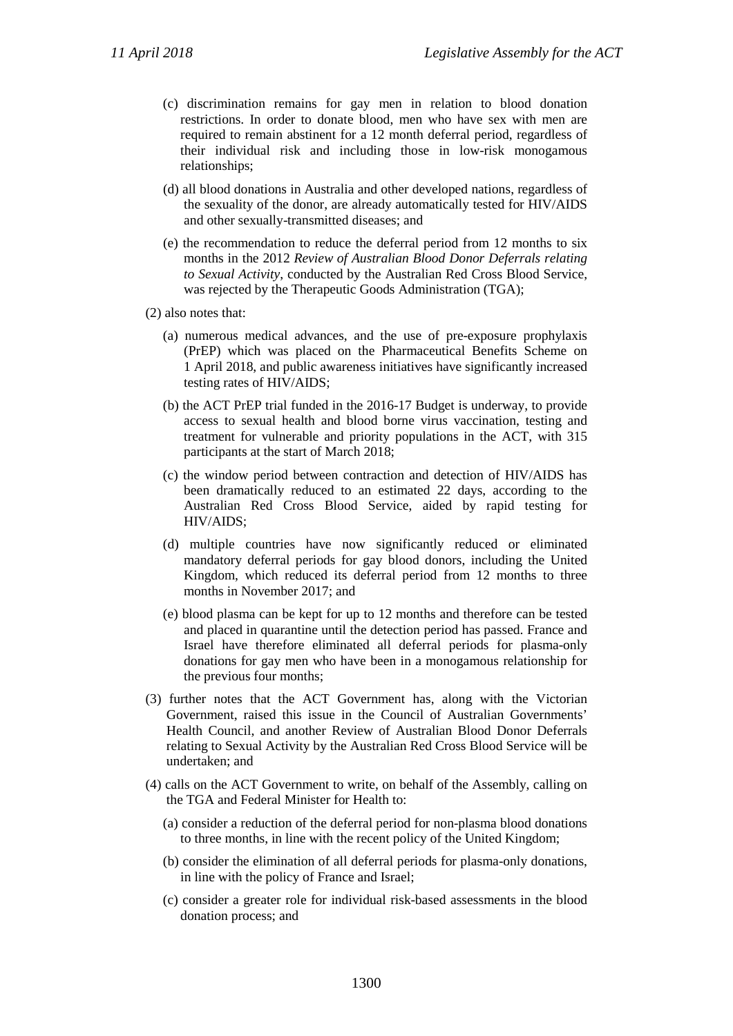- (c) discrimination remains for gay men in relation to blood donation restrictions. In order to donate blood, men who have sex with men are required to remain abstinent for a 12 month deferral period, regardless of their individual risk and including those in low-risk monogamous relationships;
- (d) all blood donations in Australia and other developed nations, regardless of the sexuality of the donor, are already automatically tested for HIV/AIDS and other sexually-transmitted diseases; and
- (e) the recommendation to reduce the deferral period from 12 months to six months in the 2012 *Review of Australian Blood Donor Deferrals relating to Sexual Activity*, conducted by the Australian Red Cross Blood Service, was rejected by the Therapeutic Goods Administration (TGA);

(2) also notes that:

- (a) numerous medical advances, and the use of pre-exposure prophylaxis (PrEP) which was placed on the Pharmaceutical Benefits Scheme on 1 April 2018, and public awareness initiatives have significantly increased testing rates of HIV/AIDS;
- (b) the ACT PrEP trial funded in the 2016-17 Budget is underway, to provide access to sexual health and blood borne virus vaccination, testing and treatment for vulnerable and priority populations in the ACT, with 315 participants at the start of March 2018;
- (c) the window period between contraction and detection of HIV/AIDS has been dramatically reduced to an estimated 22 days, according to the Australian Red Cross Blood Service, aided by rapid testing for HIV/AIDS;
- (d) multiple countries have now significantly reduced or eliminated mandatory deferral periods for gay blood donors, including the United Kingdom, which reduced its deferral period from 12 months to three months in November 2017; and
- (e) blood plasma can be kept for up to 12 months and therefore can be tested and placed in quarantine until the detection period has passed. France and Israel have therefore eliminated all deferral periods for plasma-only donations for gay men who have been in a monogamous relationship for the previous four months;

(3) further notes that the ACT Government has, along with the Victorian Government, raised this issue in the Council of Australian Governments' Health Council, and another Review of Australian Blood Donor Deferrals relating to Sexual Activity by the Australian Red Cross Blood Service will be undertaken; and

(4) calls on the ACT Government to write, on behalf of the Assembly, calling on the TGA and Federal Minister for Health to:

- (a) consider a reduction of the deferral period for non-plasma blood donations to three months, in line with the recent policy of the United Kingdom;
- (b) consider the elimination of all deferral periods for plasma-only donations, in line with the policy of France and Israel;
- (c) consider a greater role for individual risk-based assessments in the blood donation process; and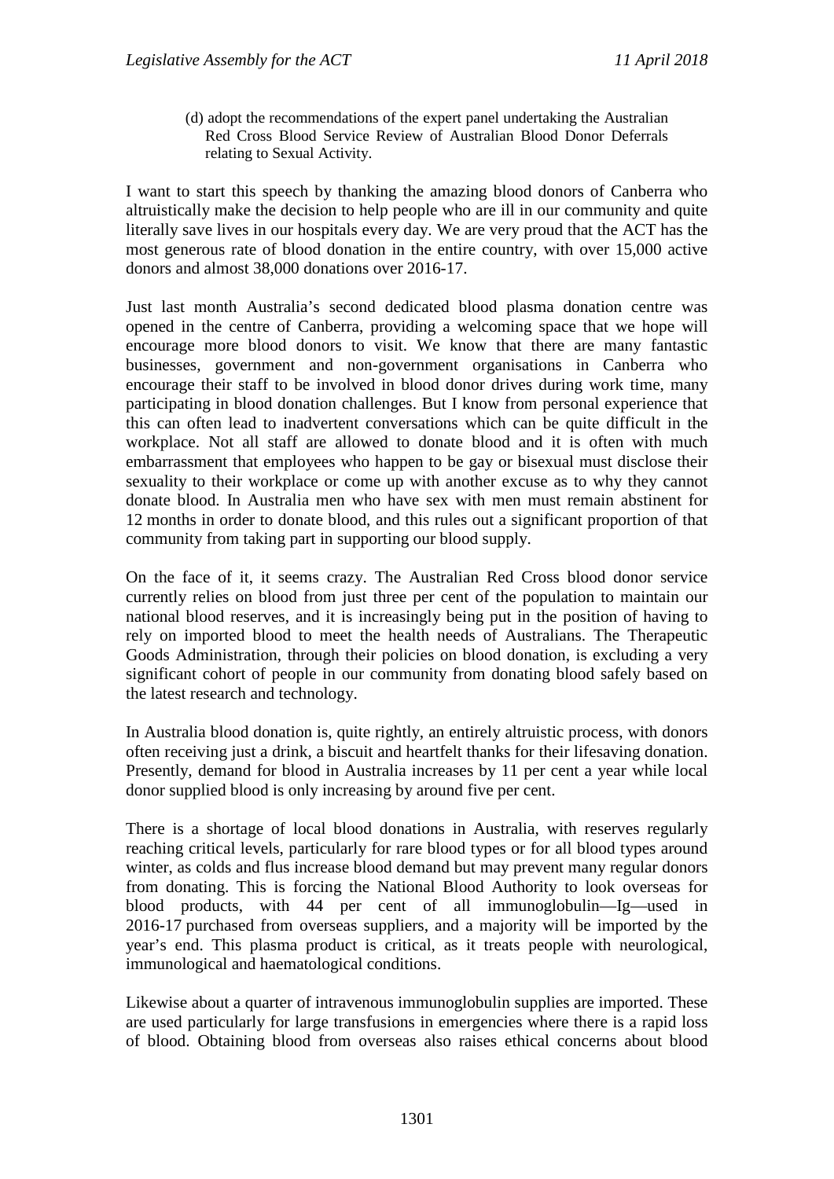(d) adopt the recommendations of the expert panel undertaking the Australian Red Cross Blood Service Review of Australian Blood Donor Deferrals relating to Sexual Activity.

I want to start this speech by thanking the amazing blood donors of Canberra who altruistically make the decision to help people who are ill in our community and quite literally save lives in our hospitals every day. We are very proud that the ACT has the most generous rate of blood donation in the entire country, with over 15,000 active donors and almost 38,000 donations over 2016-17.

Just last month Australia's second dedicated blood plasma donation centre was opened in the centre of Canberra, providing a welcoming space that we hope will encourage more blood donors to visit. We know that there are many fantastic businesses, government and non-government organisations in Canberra who encourage their staff to be involved in blood donor drives during work time, many participating in blood donation challenges. But I know from personal experience that this can often lead to inadvertent conversations which can be quite difficult in the workplace. Not all staff are allowed to donate blood and it is often with much embarrassment that employees who happen to be gay or bisexual must disclose their sexuality to their workplace or come up with another excuse as to why they cannot donate blood. In Australia men who have sex with men must remain abstinent for 12 months in order to donate blood, and this rules out a significant proportion of that community from taking part in supporting our blood supply.

On the face of it, it seems crazy. The Australian Red Cross blood donor service currently relies on blood from just three per cent of the population to maintain our national blood reserves, and it is increasingly being put in the position of having to rely on imported blood to meet the health needs of Australians. The Therapeutic Goods Administration, through their policies on blood donation, is excluding a very significant cohort of people in our community from donating blood safely based on the latest research and technology.

In Australia blood donation is, quite rightly, an entirely altruistic process, with donors often receiving just a drink, a biscuit and heartfelt thanks for their lifesaving donation. Presently, demand for blood in Australia increases by 11 per cent a year while local donor supplied blood is only increasing by around five per cent.

There is a shortage of local blood donations in Australia, with reserves regularly reaching critical levels, particularly for rare blood types or for all blood types around winter, as colds and flus increase blood demand but may prevent many regular donors from donating. This is forcing the National Blood Authority to look overseas for blood products, with 44 per cent of all immunoglobulin—Ig—used in 2016-17 purchased from overseas suppliers, and a majority will be imported by the year's end. This plasma product is critical, as it treats people with neurological, immunological and haematological conditions.

Likewise about a quarter of intravenous immunoglobulin supplies are imported. These are used particularly for large transfusions in emergencies where there is a rapid loss of blood. Obtaining blood from overseas also raises ethical concerns about blood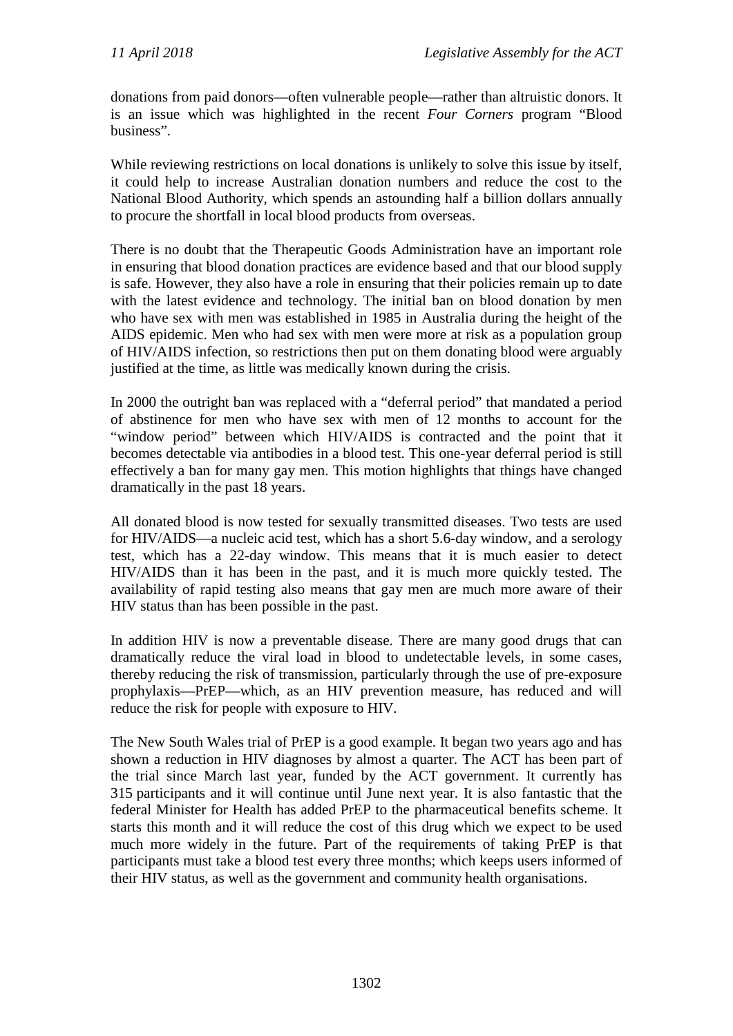donations from paid donors—often vulnerable people—rather than altruistic donors. It is an issue which was highlighted in the recent *Four Corners* program "Blood business".

While reviewing restrictions on local donations is unlikely to solve this issue by itself, it could help to increase Australian donation numbers and reduce the cost to the National Blood Authority, which spends an astounding half a billion dollars annually to procure the shortfall in local blood products from overseas.

There is no doubt that the Therapeutic Goods Administration have an important role in ensuring that blood donation practices are evidence based and that our blood supply is safe. However, they also have a role in ensuring that their policies remain up to date with the latest evidence and technology. The initial ban on blood donation by men who have sex with men was established in 1985 in Australia during the height of the AIDS epidemic. Men who had sex with men were more at risk as a population group of HIV/AIDS infection, so restrictions then put on them donating blood were arguably justified at the time, as little was medically known during the crisis.

In 2000 the outright ban was replaced with a "deferral period" that mandated a period of abstinence for men who have sex with men of 12 months to account for the "window period" between which HIV/AIDS is contracted and the point that it becomes detectable via antibodies in a blood test. This one-year deferral period is still effectively a ban for many gay men. This motion highlights that things have changed dramatically in the past 18 years.

All donated blood is now tested for sexually transmitted diseases. Two tests are used for HIV/AIDS—a nucleic acid test, which has a short 5.6-day window, and a serology test, which has a 22-day window. This means that it is much easier to detect HIV/AIDS than it has been in the past, and it is much more quickly tested. The availability of rapid testing also means that gay men are much more aware of their HIV status than has been possible in the past.

In addition HIV is now a preventable disease. There are many good drugs that can dramatically reduce the viral load in blood to undetectable levels, in some cases, thereby reducing the risk of transmission, particularly through the use of pre-exposure prophylaxis—PrEP—which, as an HIV prevention measure, has reduced and will reduce the risk for people with exposure to HIV.

The New South Wales trial of PrEP is a good example. It began two years ago and has shown a reduction in HIV diagnoses by almost a quarter. The ACT has been part of the trial since March last year, funded by the ACT government. It currently has 315 participants and it will continue until June next year. It is also fantastic that the federal Minister for Health has added PrEP to the pharmaceutical benefits scheme. It starts this month and it will reduce the cost of this drug which we expect to be used much more widely in the future. Part of the requirements of taking PrEP is that participants must take a blood test every three months; which keeps users informed of their HIV status, as well as the government and community health organisations.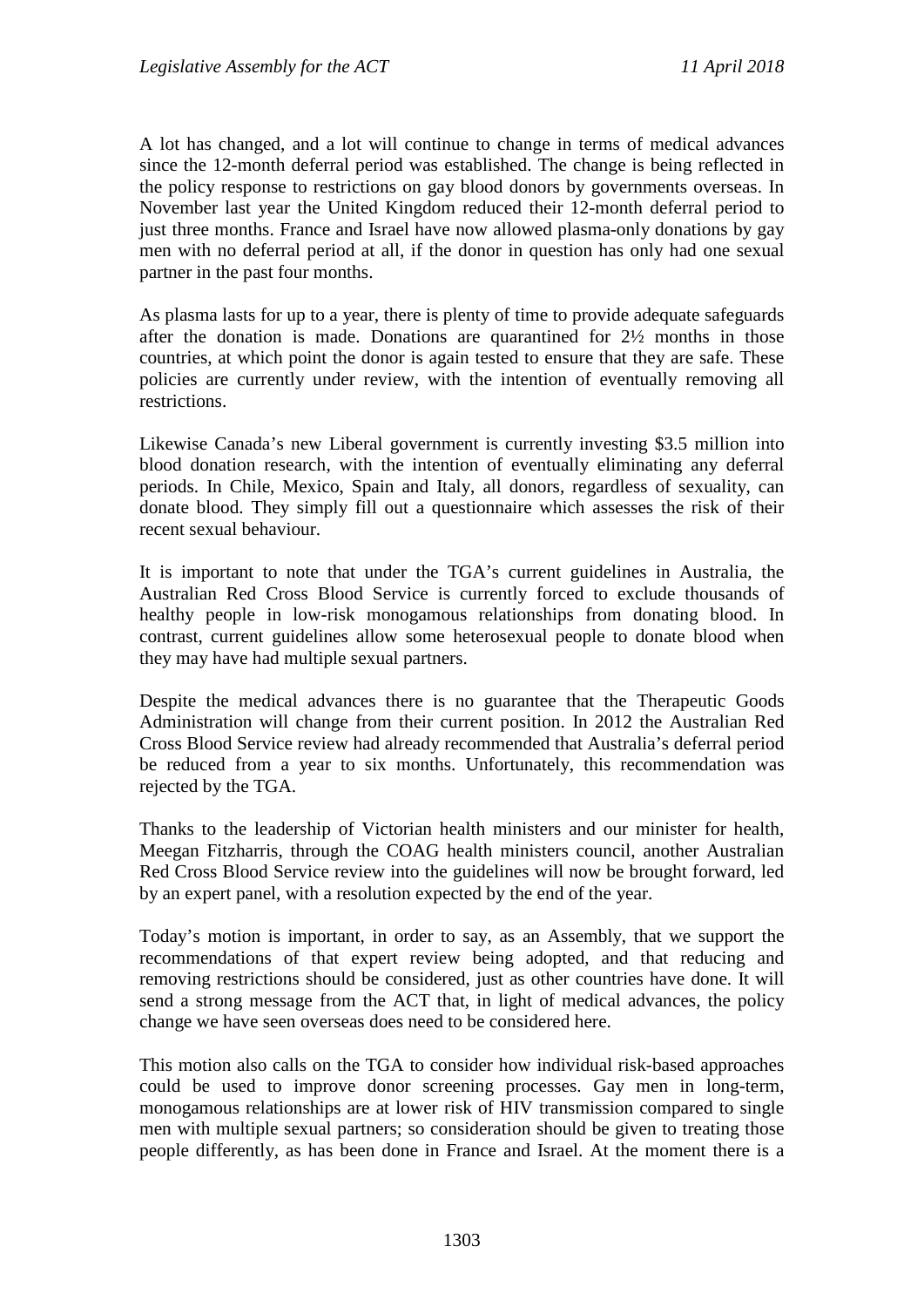A lot has changed, and a lot will continue to change in terms of medical advances since the 12-month deferral period was established. The change is being reflected in the policy response to restrictions on gay blood donors by governments overseas. In November last year the United Kingdom reduced their 12-month deferral period to just three months. France and Israel have now allowed plasma-only donations by gay men with no deferral period at all, if the donor in question has only had one sexual partner in the past four months.

As plasma lasts for up to a year, there is plenty of time to provide adequate safeguards after the donation is made. Donations are quarantined for 2½ months in those countries, at which point the donor is again tested to ensure that they are safe. These policies are currently under review, with the intention of eventually removing all restrictions.

Likewise Canada's new Liberal government is currently investing $3.5 million into blood donation research, with the intention of eventually eliminating any deferral periods. In Chile, Mexico, Spain and Italy, all donors, regardless of sexuality, can donate blood. They simply fill out a questionnaire which assesses the risk of their recent sexual behaviour.

It is important to note that under the TGA's current guidelines in Australia, the Australian Red Cross Blood Service is currently forced to exclude thousands of healthy people in low-risk monogamous relationships from donating blood. In contrast, current guidelines allow some heterosexual people to donate blood when they may have had multiple sexual partners.

Despite the medical advances there is no guarantee that the Therapeutic Goods Administration will change from their current position. In 2012 the Australian Red Cross Blood Service review had already recommended that Australia's deferral period be reduced from a year to six months. Unfortunately, this recommendation was rejected by the TGA.

Thanks to the leadership of Victorian health ministers and our minister for health, Meegan Fitzharris, through the COAG health ministers council, another Australian Red Cross Blood Service review into the guidelines will now be brought forward, led by an expert panel, with a resolution expected by the end of the year.

Today's motion is important, in order to say, as an Assembly, that we support the recommendations of that expert review being adopted, and that reducing and removing restrictions should be considered, just as other countries have done. It will send a strong message from the ACT that, in light of medical advances, the policy change we have seen overseas does need to be considered here.

This motion also calls on the TGA to consider how individual risk-based approaches could be used to improve donor screening processes. Gay men in long-term, monogamous relationships are at lower risk of HIV transmission compared to single men with multiple sexual partners; so consideration should be given to treating those people differently, as has been done in France and Israel. At the moment there is a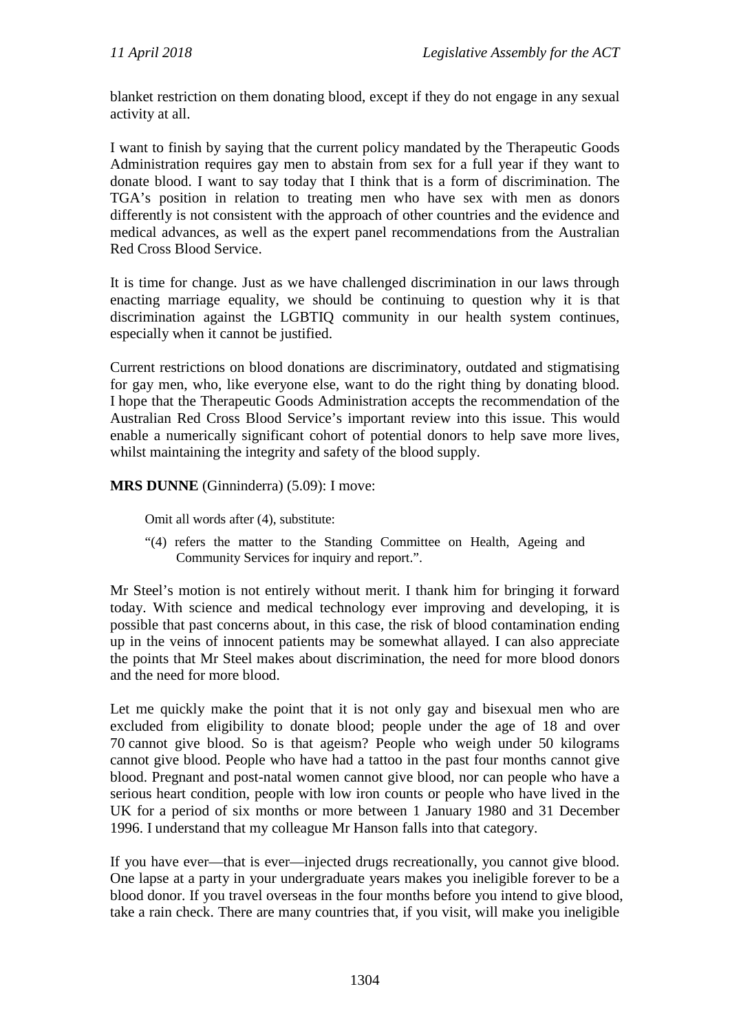blanket restriction on them donating blood, except if they do not engage in any sexual activity at all.

I want to finish by saying that the current policy mandated by the Therapeutic Goods Administration requires gay men to abstain from sex for a full year if they want to donate blood. I want to say today that I think that is a form of discrimination. The TGA's position in relation to treating men who have sex with men as donors differently is not consistent with the approach of other countries and the evidence and medical advances, as well as the expert panel recommendations from the Australian Red Cross Blood Service.

It is time for change. Just as we have challenged discrimination in our laws through enacting marriage equality, we should be continuing to question why it is that discrimination against the LGBTIQ community in our health system continues, especially when it cannot be justified.

Current restrictions on blood donations are discriminatory, outdated and stigmatising for gay men, who, like everyone else, want to do the right thing by donating blood. I hope that the Therapeutic Goods Administration accepts the recommendation of the Australian Red Cross Blood Service's important review into this issue. This would enable a numerically significant cohort of potential donors to help save more lives, whilst maintaining the integrity and safety of the blood supply.

**MRS DUNNE** (Ginninderra) (5.09): I move:

> Omit all words after (4), substitute:
>
> "(4) refers the matter to the Standing Committee on Health, Ageing and Community Services for inquiry and report.".

Mr Steel's motion is not entirely without merit. I thank him for bringing it forward today. With science and medical technology ever improving and developing, it is possible that past concerns about, in this case, the risk of blood contamination ending up in the veins of innocent patients may be somewhat allayed. I can also appreciate the points that Mr Steel makes about discrimination, the need for more blood donors and the need for more blood.

Let me quickly make the point that it is not only gay and bisexual men who are excluded from eligibility to donate blood; people under the age of 18 and over 70 cannot give blood. So is that ageism? People who weigh under 50 kilograms cannot give blood. People who have had a tattoo in the past four months cannot give blood. Pregnant and post-natal women cannot give blood, nor can people who have a serious heart condition, people with low iron counts or people who have lived in the UK for a period of six months or more between 1 January 1980 and 31 December 1996. I understand that my colleague Mr Hanson falls into that category.

If you have ever—that is ever—injected drugs recreationally, you cannot give blood. One lapse at a party in your undergraduate years makes you ineligible forever to be a blood donor. If you travel overseas in the four months before you intend to give blood, take a rain check. There are many countries that, if you visit, will make you ineligible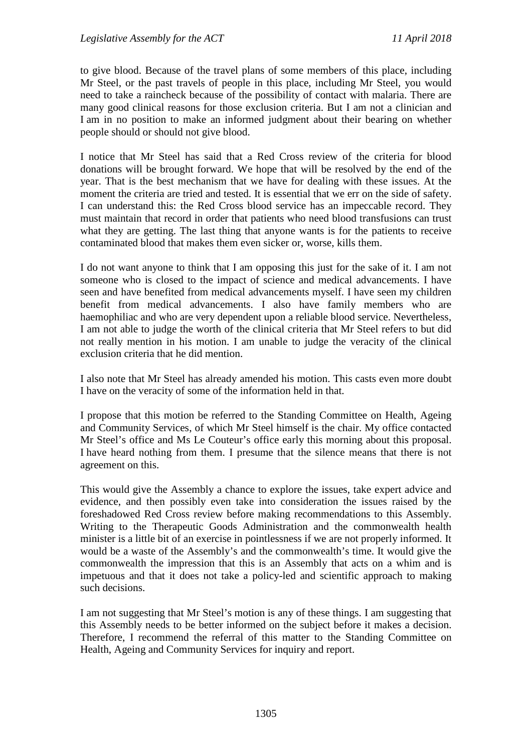to give blood. Because of the travel plans of some members of this place, including Mr Steel, or the past travels of people in this place, including Mr Steel, you would need to take a raincheck because of the possibility of contact with malaria. There are many good clinical reasons for those exclusion criteria. But I am not a clinician and I am in no position to make an informed judgment about their bearing on whether people should or should not give blood.

I notice that Mr Steel has said that a Red Cross review of the criteria for blood donations will be brought forward. We hope that will be resolved by the end of the year. That is the best mechanism that we have for dealing with these issues. At the moment the criteria are tried and tested. It is essential that we err on the side of safety. I can understand this: the Red Cross blood service has an impeccable record. They must maintain that record in order that patients who need blood transfusions can trust what they are getting. The last thing that anyone wants is for the patients to receive contaminated blood that makes them even sicker or, worse, kills them.

I do not want anyone to think that I am opposing this just for the sake of it. I am not someone who is closed to the impact of science and medical advancements. I have seen and have benefited from medical advancements myself. I have seen my children benefit from medical advancements. I also have family members who are haemophiliac and who are very dependent upon a reliable blood service. Nevertheless, I am not able to judge the worth of the clinical criteria that Mr Steel refers to but did not really mention in his motion. I am unable to judge the veracity of the clinical exclusion criteria that he did mention.

I also note that Mr Steel has already amended his motion. This casts even more doubt I have on the veracity of some of the information held in that.

I propose that this motion be referred to the Standing Committee on Health, Ageing and Community Services, of which Mr Steel himself is the chair. My office contacted Mr Steel's office and Ms Le Couteur's office early this morning about this proposal. I have heard nothing from them. I presume that the silence means that there is not agreement on this.

This would give the Assembly a chance to explore the issues, take expert advice and evidence, and then possibly even take into consideration the issues raised by the foreshadowed Red Cross review before making recommendations to this Assembly. Writing to the Therapeutic Goods Administration and the commonwealth health minister is a little bit of an exercise in pointlessness if we are not properly informed. It would be a waste of the Assembly's and the commonwealth's time. It would give the commonwealth the impression that this is an Assembly that acts on a whim and is impetuous and that it does not take a policy-led and scientific approach to making such decisions.

I am not suggesting that Mr Steel's motion is any of these things. I am suggesting that this Assembly needs to be better informed on the subject before it makes a decision. Therefore, I recommend the referral of this matter to the Standing Committee on Health, Ageing and Community Services for inquiry and report.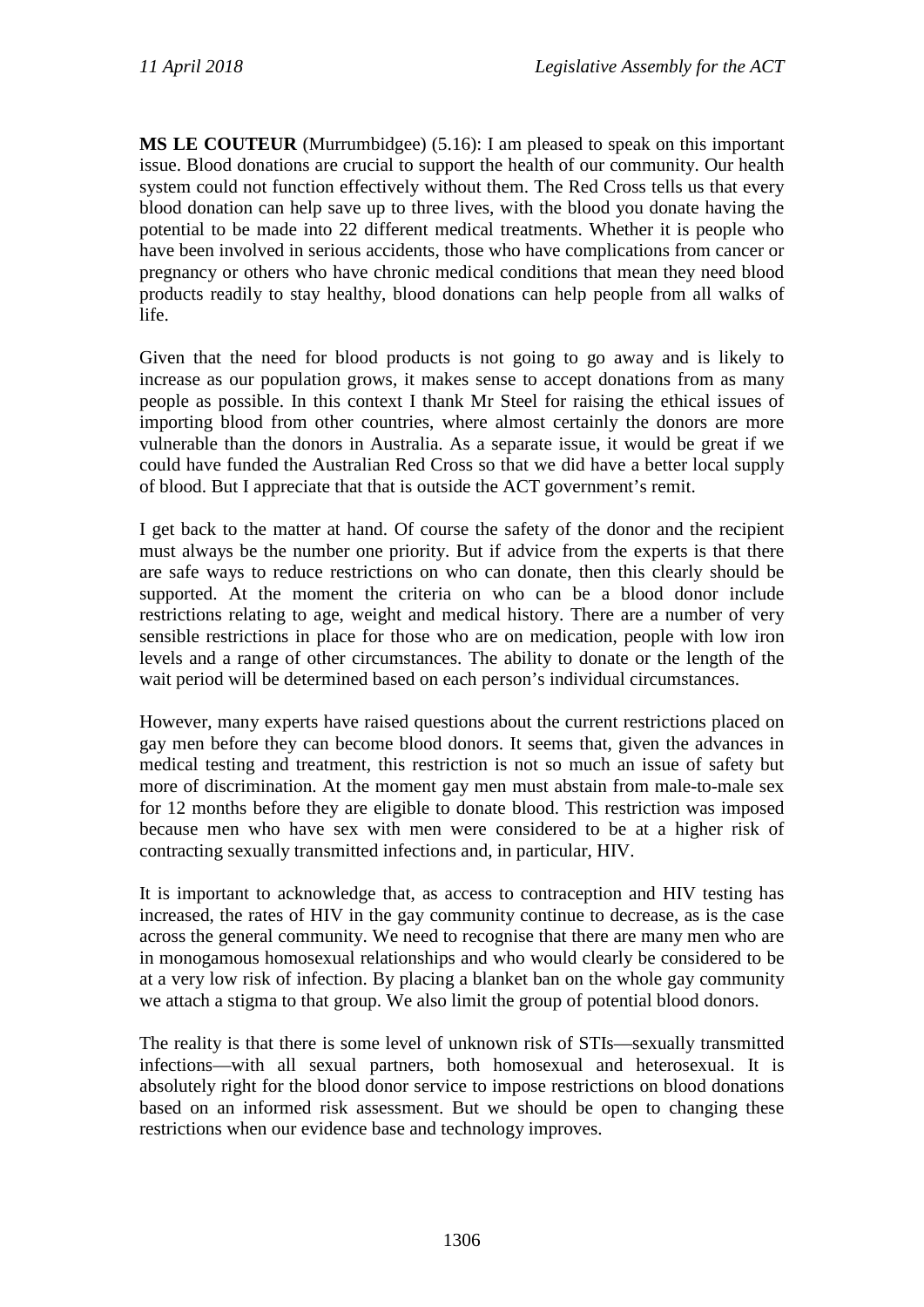**MS LE COUTEUR** (Murrumbidgee) (5.16): I am pleased to speak on this important issue. Blood donations are crucial to support the health of our community. Our health system could not function effectively without them. The Red Cross tells us that every blood donation can help save up to three lives, with the blood you donate having the potential to be made into 22 different medical treatments. Whether it is people who have been involved in serious accidents, those who have complications from cancer or pregnancy or others who have chronic medical conditions that mean they need blood products readily to stay healthy, blood donations can help people from all walks of life.

Given that the need for blood products is not going to go away and is likely to increase as our population grows, it makes sense to accept donations from as many people as possible. In this context I thank Mr Steel for raising the ethical issues of importing blood from other countries, where almost certainly the donors are more vulnerable than the donors in Australia. As a separate issue, it would be great if we could have funded the Australian Red Cross so that we did have a better local supply of blood. But I appreciate that that is outside the ACT government's remit.

I get back to the matter at hand. Of course the safety of the donor and the recipient must always be the number one priority. But if advice from the experts is that there are safe ways to reduce restrictions on who can donate, then this clearly should be supported. At the moment the criteria on who can be a blood donor include restrictions relating to age, weight and medical history. There are a number of very sensible restrictions in place for those who are on medication, people with low iron levels and a range of other circumstances. The ability to donate or the length of the wait period will be determined based on each person's individual circumstances.

However, many experts have raised questions about the current restrictions placed on gay men before they can become blood donors. It seems that, given the advances in medical testing and treatment, this restriction is not so much an issue of safety but more of discrimination. At the moment gay men must abstain from male-to-male sex for 12 months before they are eligible to donate blood. This restriction was imposed because men who have sex with men were considered to be at a higher risk of contracting sexually transmitted infections and, in particular, HIV.

It is important to acknowledge that, as access to contraception and HIV testing has increased, the rates of HIV in the gay community continue to decrease, as is the case across the general community. We need to recognise that there are many men who are in monogamous homosexual relationships and who would clearly be considered to be at a very low risk of infection. By placing a blanket ban on the whole gay community we attach a stigma to that group. We also limit the group of potential blood donors.

The reality is that there is some level of unknown risk of STIs—sexually transmitted infections—with all sexual partners, both homosexual and heterosexual. It is absolutely right for the blood donor service to impose restrictions on blood donations based on an informed risk assessment. But we should be open to changing these restrictions when our evidence base and technology improves.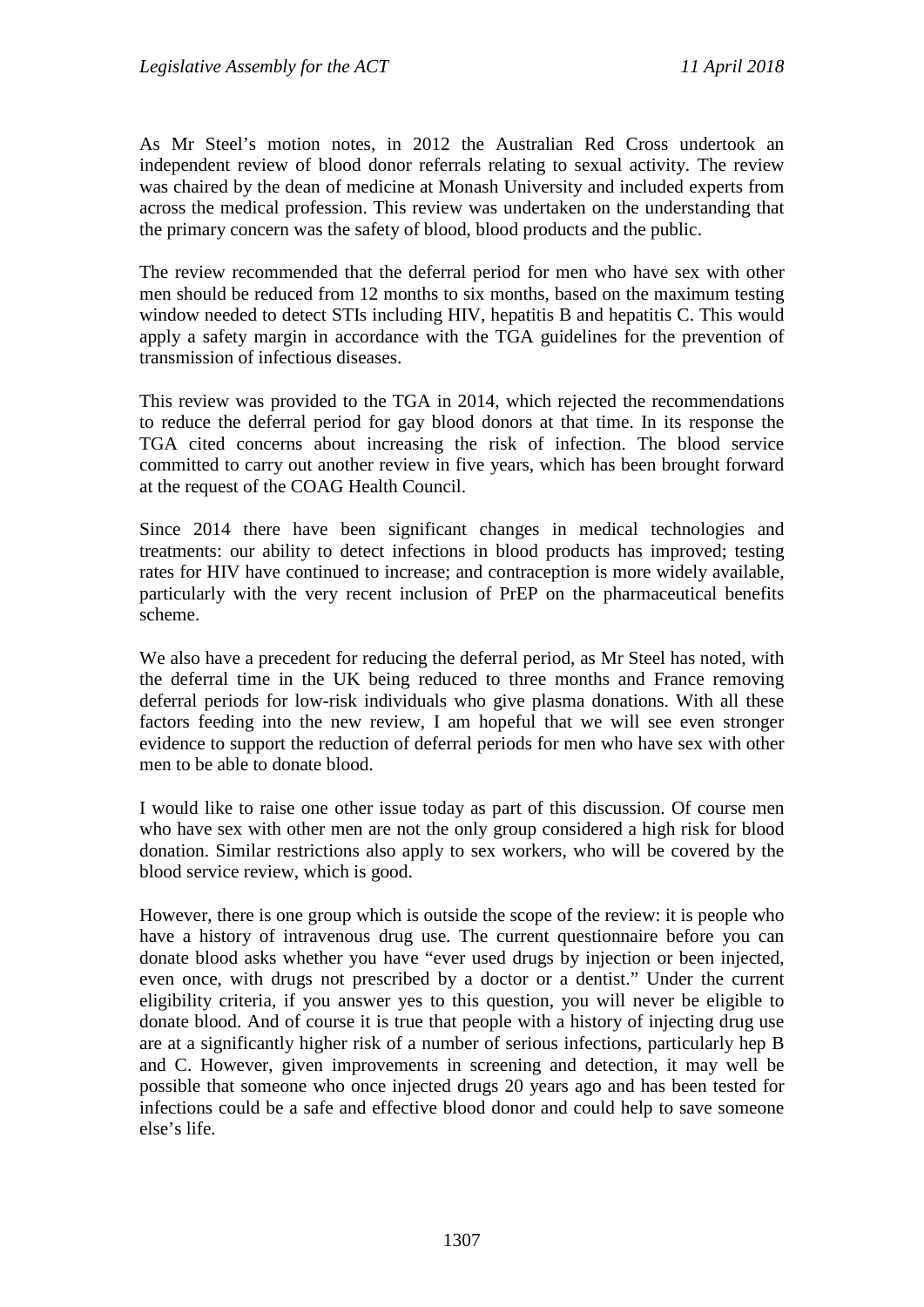As Mr Steel's motion notes, in 2012 the Australian Red Cross undertook an independent review of blood donor referrals relating to sexual activity. The review was chaired by the dean of medicine at Monash University and included experts from across the medical profession. This review was undertaken on the understanding that the primary concern was the safety of blood, blood products and the public.

The review recommended that the deferral period for men who have sex with other men should be reduced from 12 months to six months, based on the maximum testing window needed to detect STIs including HIV, hepatitis B and hepatitis C. This would apply a safety margin in accordance with the TGA guidelines for the prevention of transmission of infectious diseases.

This review was provided to the TGA in 2014, which rejected the recommendations to reduce the deferral period for gay blood donors at that time. In its response the TGA cited concerns about increasing the risk of infection. The blood service committed to carry out another review in five years, which has been brought forward at the request of the COAG Health Council.

Since 2014 there have been significant changes in medical technologies and treatments: our ability to detect infections in blood products has improved; testing rates for HIV have continued to increase; and contraception is more widely available, particularly with the very recent inclusion of PrEP on the pharmaceutical benefits scheme.

We also have a precedent for reducing the deferral period, as Mr Steel has noted, with the deferral time in the UK being reduced to three months and France removing deferral periods for low-risk individuals who give plasma donations. With all these factors feeding into the new review, I am hopeful that we will see even stronger evidence to support the reduction of deferral periods for men who have sex with other men to be able to donate blood.

I would like to raise one other issue today as part of this discussion. Of course men who have sex with other men are not the only group considered a high risk for blood donation. Similar restrictions also apply to sex workers, who will be covered by the blood service review, which is good.

However, there is one group which is outside the scope of the review: it is people who have a history of intravenous drug use. The current questionnaire before you can donate blood asks whether you have "ever used drugs by injection or been injected, even once, with drugs not prescribed by a doctor or a dentist." Under the current eligibility criteria, if you answer yes to this question, you will never be eligible to donate blood. And of course it is true that people with a history of injecting drug use are at a significantly higher risk of a number of serious infections, particularly hep B and C. However, given improvements in screening and detection, it may well be possible that someone who once injected drugs 20 years ago and has been tested for infections could be a safe and effective blood donor and could help to save someone else's life.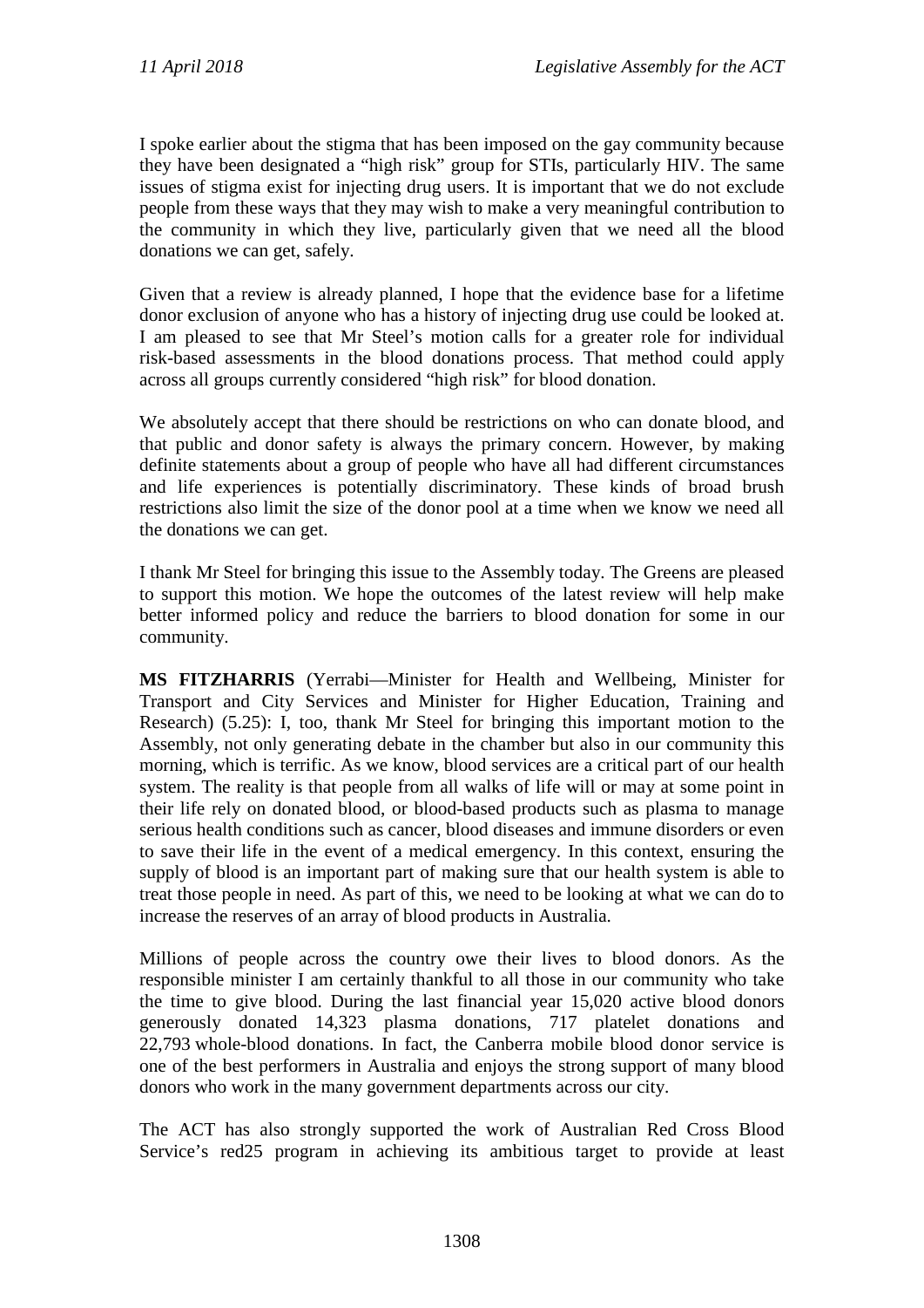I spoke earlier about the stigma that has been imposed on the gay community because they have been designated a "high risk" group for STIs, particularly HIV. The same issues of stigma exist for injecting drug users. It is important that we do not exclude people from these ways that they may wish to make a very meaningful contribution to the community in which they live, particularly given that we need all the blood donations we can get, safely.

Given that a review is already planned, I hope that the evidence base for a lifetime donor exclusion of anyone who has a history of injecting drug use could be looked at. I am pleased to see that Mr Steel's motion calls for a greater role for individual risk-based assessments in the blood donations process. That method could apply across all groups currently considered "high risk" for blood donation.

We absolutely accept that there should be restrictions on who can donate blood, and that public and donor safety is always the primary concern. However, by making definite statements about a group of people who have all had different circumstances and life experiences is potentially discriminatory. These kinds of broad brush restrictions also limit the size of the donor pool at a time when we know we need all the donations we can get.

I thank Mr Steel for bringing this issue to the Assembly today. The Greens are pleased to support this motion. We hope the outcomes of the latest review will help make better informed policy and reduce the barriers to blood donation for some in our community.

**MS FITZHARRIS** (Yerrabi—Minister for Health and Wellbeing, Minister for Transport and City Services and Minister for Higher Education, Training and Research) (5.25): I, too, thank Mr Steel for bringing this important motion to the Assembly, not only generating debate in the chamber but also in our community this morning, which is terrific. As we know, blood services are a critical part of our health system. The reality is that people from all walks of life will or may at some point in their life rely on donated blood, or blood-based products such as plasma to manage serious health conditions such as cancer, blood diseases and immune disorders or even to save their life in the event of a medical emergency. In this context, ensuring the supply of blood is an important part of making sure that our health system is able to treat those people in need. As part of this, we need to be looking at what we can do to increase the reserves of an array of blood products in Australia.

Millions of people across the country owe their lives to blood donors. As the responsible minister I am certainly thankful to all those in our community who take the time to give blood. During the last financial year 15,020 active blood donors generously donated 14,323 plasma donations, 717 platelet donations and 22,793 whole-blood donations. In fact, the Canberra mobile blood donor service is one of the best performers in Australia and enjoys the strong support of many blood donors who work in the many government departments across our city.

The ACT has also strongly supported the work of Australian Red Cross Blood Service's red25 program in achieving its ambitious target to provide at least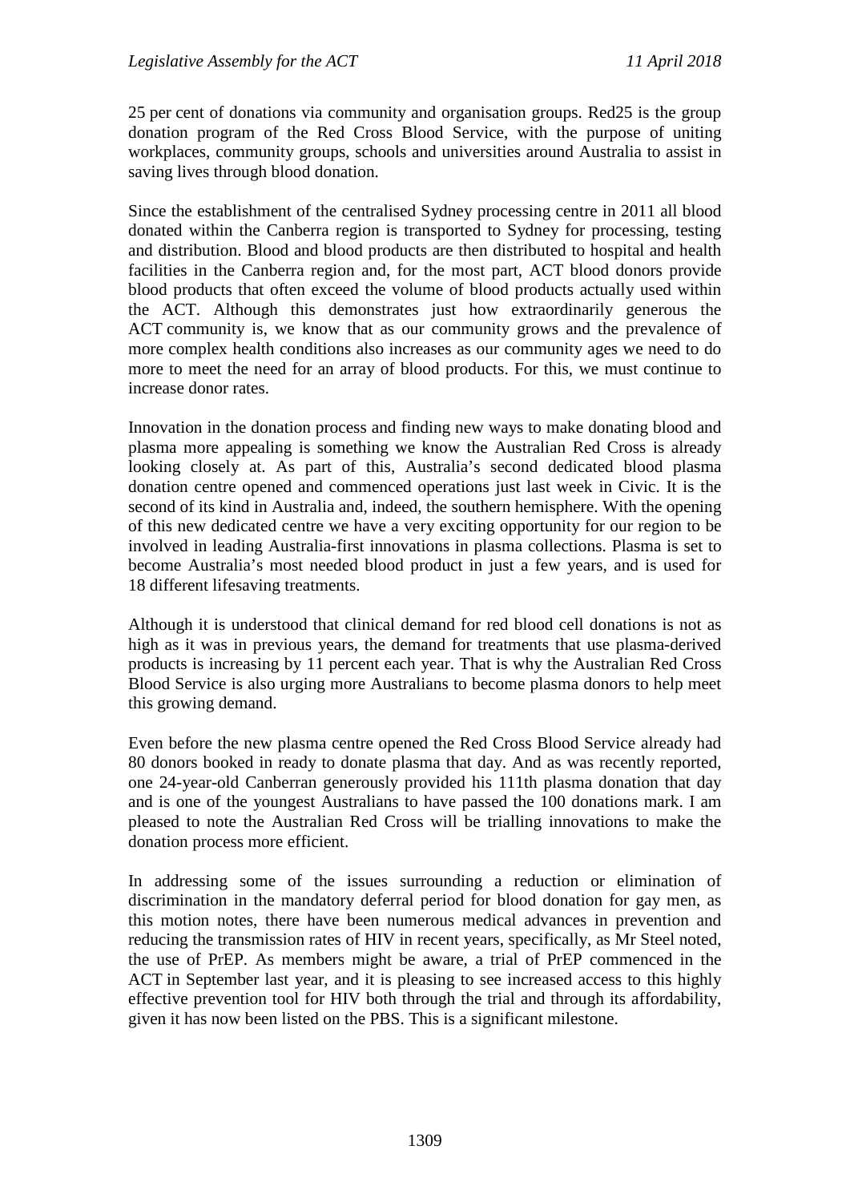25 per cent of donations via community and organisation groups. Red25 is the group donation program of the Red Cross Blood Service, with the purpose of uniting workplaces, community groups, schools and universities around Australia to assist in saving lives through blood donation.

Since the establishment of the centralised Sydney processing centre in 2011 all blood donated within the Canberra region is transported to Sydney for processing, testing and distribution. Blood and blood products are then distributed to hospital and health facilities in the Canberra region and, for the most part, ACT blood donors provide blood products that often exceed the volume of blood products actually used within the ACT. Although this demonstrates just how extraordinarily generous the ACT community is, we know that as our community grows and the prevalence of more complex health conditions also increases as our community ages we need to do more to meet the need for an array of blood products. For this, we must continue to increase donor rates.

Innovation in the donation process and finding new ways to make donating blood and plasma more appealing is something we know the Australian Red Cross is already looking closely at. As part of this, Australia's second dedicated blood plasma donation centre opened and commenced operations just last week in Civic. It is the second of its kind in Australia and, indeed, the southern hemisphere. With the opening of this new dedicated centre we have a very exciting opportunity for our region to be involved in leading Australia-first innovations in plasma collections. Plasma is set to become Australia's most needed blood product in just a few years, and is used for 18 different lifesaving treatments.

Although it is understood that clinical demand for red blood cell donations is not as high as it was in previous years, the demand for treatments that use plasma-derived products is increasing by 11 percent each year. That is why the Australian Red Cross Blood Service is also urging more Australians to become plasma donors to help meet this growing demand.

Even before the new plasma centre opened the Red Cross Blood Service already had 80 donors booked in ready to donate plasma that day. And as was recently reported, one 24-year-old Canberran generously provided his 111th plasma donation that day and is one of the youngest Australians to have passed the 100 donations mark. I am pleased to note the Australian Red Cross will be trialling innovations to make the donation process more efficient.

In addressing some of the issues surrounding a reduction or elimination of discrimination in the mandatory deferral period for blood donation for gay men, as this motion notes, there have been numerous medical advances in prevention and reducing the transmission rates of HIV in recent years, specifically, as Mr Steel noted, the use of PrEP. As members might be aware, a trial of PrEP commenced in the ACT in September last year, and it is pleasing to see increased access to this highly effective prevention tool for HIV both through the trial and through its affordability, given it has now been listed on the PBS. This is a significant milestone.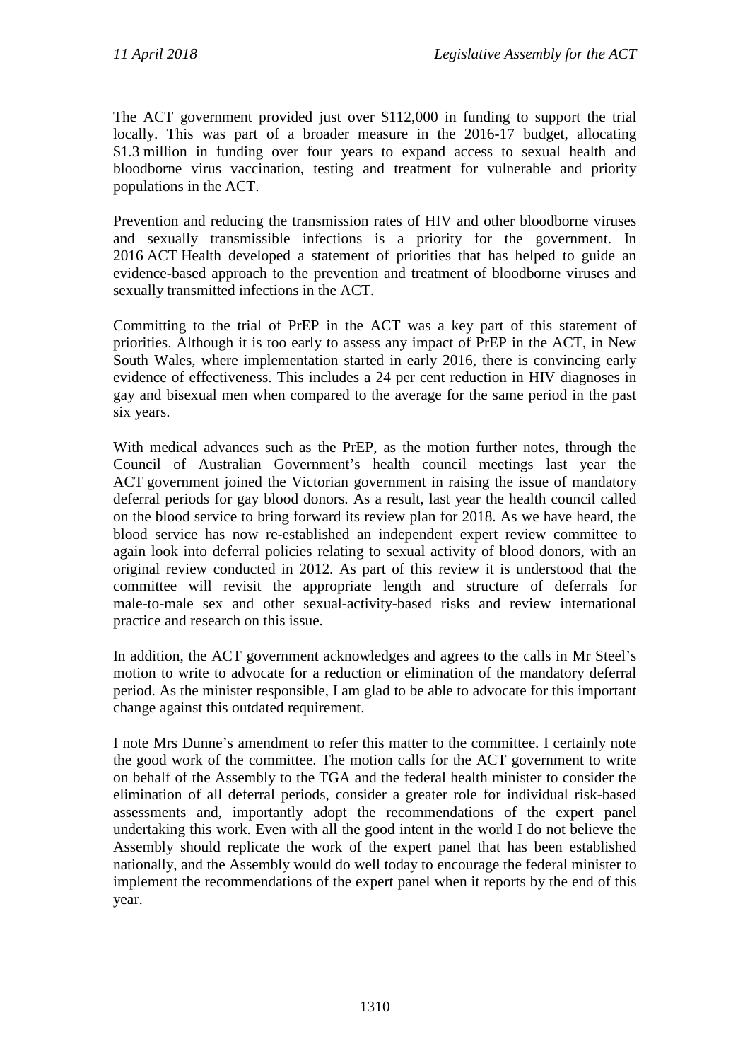The ACT government provided just over $112,000 in funding to support the trial locally. This was part of a broader measure in the 2016-17 budget, allocating $1.3 million in funding over four years to expand access to sexual health and bloodborne virus vaccination, testing and treatment for vulnerable and priority populations in the ACT.

Prevention and reducing the transmission rates of HIV and other bloodborne viruses and sexually transmissible infections is a priority for the government. In 2016 ACT Health developed a statement of priorities that has helped to guide an evidence-based approach to the prevention and treatment of bloodborne viruses and sexually transmitted infections in the ACT.

Committing to the trial of PrEP in the ACT was a key part of this statement of priorities. Although it is too early to assess any impact of PrEP in the ACT, in New South Wales, where implementation started in early 2016, there is convincing early evidence of effectiveness. This includes a 24 per cent reduction in HIV diagnoses in gay and bisexual men when compared to the average for the same period in the past six years.

With medical advances such as the PrEP, as the motion further notes, through the Council of Australian Government's health council meetings last year the ACT government joined the Victorian government in raising the issue of mandatory deferral periods for gay blood donors. As a result, last year the health council called on the blood service to bring forward its review plan for 2018. As we have heard, the blood service has now re-established an independent expert review committee to again look into deferral policies relating to sexual activity of blood donors, with an original review conducted in 2012. As part of this review it is understood that the committee will revisit the appropriate length and structure of deferrals for male-to-male sex and other sexual-activity-based risks and review international practice and research on this issue.

In addition, the ACT government acknowledges and agrees to the calls in Mr Steel's motion to write to advocate for a reduction or elimination of the mandatory deferral period. As the minister responsible, I am glad to be able to advocate for this important change against this outdated requirement.

I note Mrs Dunne's amendment to refer this matter to the committee. I certainly note the good work of the committee. The motion calls for the ACT government to write on behalf of the Assembly to the TGA and the federal health minister to consider the elimination of all deferral periods, consider a greater role for individual risk-based assessments and, importantly adopt the recommendations of the expert panel undertaking this work. Even with all the good intent in the world I do not believe the Assembly should replicate the work of the expert panel that has been established nationally, and the Assembly would do well today to encourage the federal minister to implement the recommendations of the expert panel when it reports by the end of this year.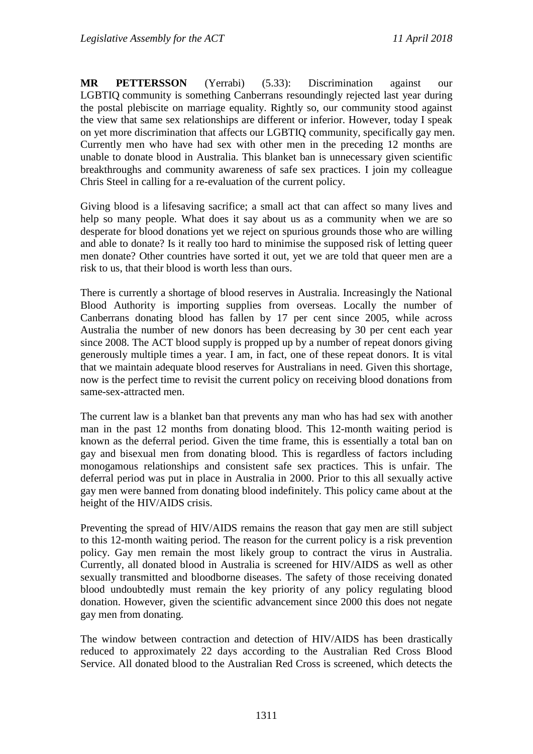**MR PETTERSSON** (Yerrabi) (5.33): Discrimination against our LGBTIQ community is something Canberrans resoundingly rejected last year during the postal plebiscite on marriage equality. Rightly so, our community stood against the view that same sex relationships are different or inferior. However, today I speak on yet more discrimination that affects our LGBTIQ community, specifically gay men. Currently men who have had sex with other men in the preceding 12 months are unable to donate blood in Australia. This blanket ban is unnecessary given scientific breakthroughs and community awareness of safe sex practices. I join my colleague Chris Steel in calling for a re-evaluation of the current policy.

Giving blood is a lifesaving sacrifice; a small act that can affect so many lives and help so many people. What does it say about us as a community when we are so desperate for blood donations yet we reject on spurious grounds those who are willing and able to donate? Is it really too hard to minimise the supposed risk of letting queer men donate? Other countries have sorted it out, yet we are told that queer men are a risk to us, that their blood is worth less than ours.

There is currently a shortage of blood reserves in Australia. Increasingly the National Blood Authority is importing supplies from overseas. Locally the number of Canberrans donating blood has fallen by 17 per cent since 2005, while across Australia the number of new donors has been decreasing by 30 per cent each year since 2008. The ACT blood supply is propped up by a number of repeat donors giving generously multiple times a year. I am, in fact, one of these repeat donors. It is vital that we maintain adequate blood reserves for Australians in need. Given this shortage, now is the perfect time to revisit the current policy on receiving blood donations from same-sex-attracted men.

The current law is a blanket ban that prevents any man who has had sex with another man in the past 12 months from donating blood. This 12-month waiting period is known as the deferral period. Given the time frame, this is essentially a total ban on gay and bisexual men from donating blood. This is regardless of factors including monogamous relationships and consistent safe sex practices. This is unfair. The deferral period was put in place in Australia in 2000. Prior to this all sexually active gay men were banned from donating blood indefinitely. This policy came about at the height of the HIV/AIDS crisis.

Preventing the spread of HIV/AIDS remains the reason that gay men are still subject to this 12-month waiting period. The reason for the current policy is a risk prevention policy. Gay men remain the most likely group to contract the virus in Australia. Currently, all donated blood in Australia is screened for HIV/AIDS as well as other sexually transmitted and bloodborne diseases. The safety of those receiving donated blood undoubtedly must remain the key priority of any policy regulating blood donation. However, given the scientific advancement since 2000 this does not negate gay men from donating.

The window between contraction and detection of HIV/AIDS has been drastically reduced to approximately 22 days according to the Australian Red Cross Blood Service. All donated blood to the Australian Red Cross is screened, which detects the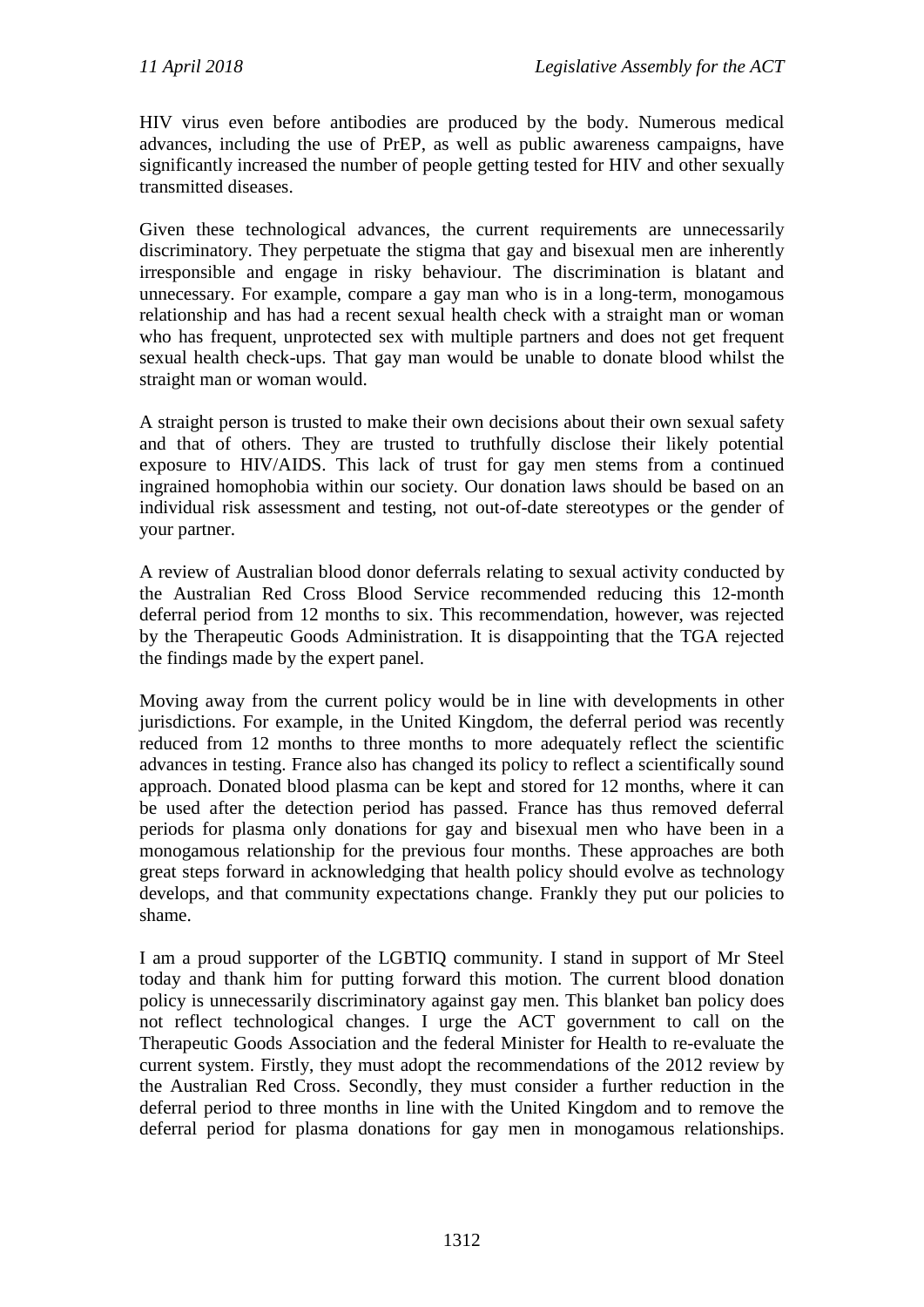HIV virus even before antibodies are produced by the body. Numerous medical advances, including the use of PrEP, as well as public awareness campaigns, have significantly increased the number of people getting tested for HIV and other sexually transmitted diseases.

Given these technological advances, the current requirements are unnecessarily discriminatory. They perpetuate the stigma that gay and bisexual men are inherently irresponsible and engage in risky behaviour. The discrimination is blatant and unnecessary. For example, compare a gay man who is in a long-term, monogamous relationship and has had a recent sexual health check with a straight man or woman who has frequent, unprotected sex with multiple partners and does not get frequent sexual health check-ups. That gay man would be unable to donate blood whilst the straight man or woman would.

A straight person is trusted to make their own decisions about their own sexual safety and that of others. They are trusted to truthfully disclose their likely potential exposure to HIV/AIDS. This lack of trust for gay men stems from a continued ingrained homophobia within our society. Our donation laws should be based on an individual risk assessment and testing, not out-of-date stereotypes or the gender of your partner.

A review of Australian blood donor deferrals relating to sexual activity conducted by the Australian Red Cross Blood Service recommended reducing this 12-month deferral period from 12 months to six. This recommendation, however, was rejected by the Therapeutic Goods Administration. It is disappointing that the TGA rejected the findings made by the expert panel.

Moving away from the current policy would be in line with developments in other jurisdictions. For example, in the United Kingdom, the deferral period was recently reduced from 12 months to three months to more adequately reflect the scientific advances in testing. France also has changed its policy to reflect a scientifically sound approach. Donated blood plasma can be kept and stored for 12 months, where it can be used after the detection period has passed. France has thus removed deferral periods for plasma only donations for gay and bisexual men who have been in a monogamous relationship for the previous four months. These approaches are both great steps forward in acknowledging that health policy should evolve as technology develops, and that community expectations change. Frankly they put our policies to shame.

I am a proud supporter of the LGBTIQ community. I stand in support of Mr Steel today and thank him for putting forward this motion. The current blood donation policy is unnecessarily discriminatory against gay men. This blanket ban policy does not reflect technological changes. I urge the ACT government to call on the Therapeutic Goods Association and the federal Minister for Health to re-evaluate the current system. Firstly, they must adopt the recommendations of the 2012 review by the Australian Red Cross. Secondly, they must consider a further reduction in the deferral period to three months in line with the United Kingdom and to remove the deferral period for plasma donations for gay men in monogamous relationships.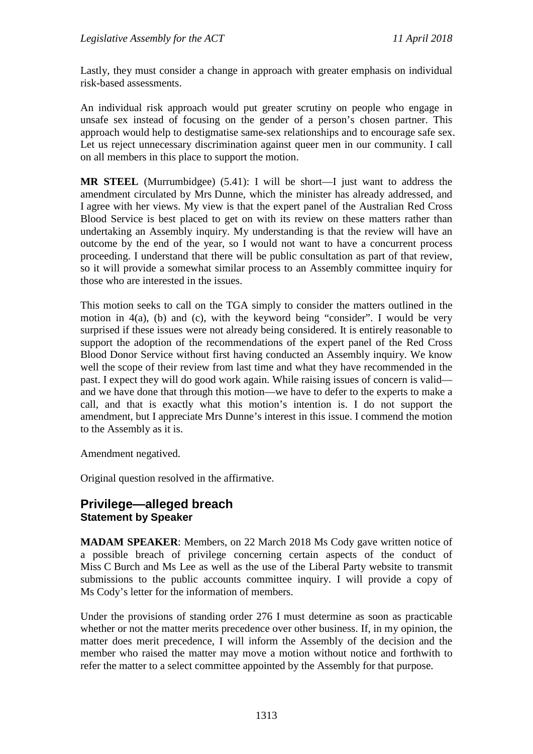Lastly, they must consider a change in approach with greater emphasis on individual risk-based assessments.

An individual risk approach would put greater scrutiny on people who engage in unsafe sex instead of focusing on the gender of a person's chosen partner. This approach would help to destigmatise same-sex relationships and to encourage safe sex. Let us reject unnecessary discrimination against queer men in our community. I call on all members in this place to support the motion.

**MR STEEL** (Murrumbidgee) (5.41): I will be short—I just want to address the amendment circulated by Mrs Dunne, which the minister has already addressed, and I agree with her views. My view is that the expert panel of the Australian Red Cross Blood Service is best placed to get on with its review on these matters rather than undertaking an Assembly inquiry. My understanding is that the review will have an outcome by the end of the year, so I would not want to have a concurrent process proceeding. I understand that there will be public consultation as part of that review, so it will provide a somewhat similar process to an Assembly committee inquiry for those who are interested in the issues.

This motion seeks to call on the TGA simply to consider the matters outlined in the motion in 4(a), (b) and (c), with the keyword being "consider". I would be very surprised if these issues were not already being considered. It is entirely reasonable to support the adoption of the recommendations of the expert panel of the Red Cross Blood Donor Service without first having conducted an Assembly inquiry. We know well the scope of their review from last time and what they have recommended in the past. I expect they will do good work again. While raising issues of concern is valid—and we have done that through this motion—we have to defer to the experts to make a call, and that is exactly what this motion's intention is. I do not support the amendment, but I appreciate Mrs Dunne's interest in this issue. I commend the motion to the Assembly as it is.

Amendment negatived.

Original question resolved in the affirmative.

## Privilege—alleged breach
### Statement by Speaker

**MADAM SPEAKER**: Members, on 22 March 2018 Ms Cody gave written notice of a possible breach of privilege concerning certain aspects of the conduct of Miss C Burch and Ms Lee as well as the use of the Liberal Party website to transmit submissions to the public accounts committee inquiry. I will provide a copy of Ms Cody's letter for the information of members.

Under the provisions of standing order 276 I must determine as soon as practicable whether or not the matter merits precedence over other business. If, in my opinion, the matter does merit precedence, I will inform the Assembly of the decision and the member who raised the matter may move a motion without notice and forthwith to refer the matter to a select committee appointed by the Assembly for that purpose.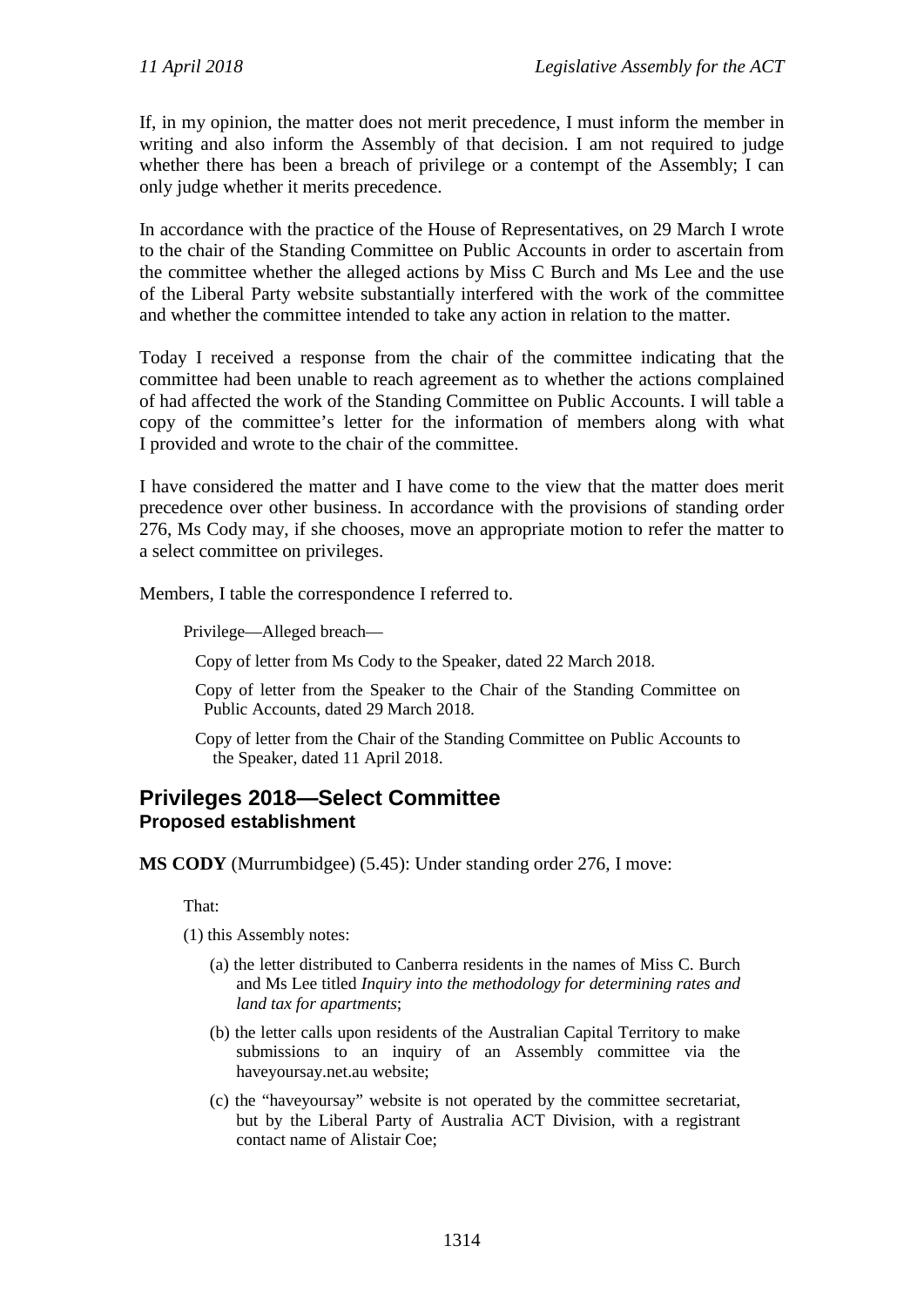If, in my opinion, the matter does not merit precedence, I must inform the member in writing and also inform the Assembly of that decision. I am not required to judge whether there has been a breach of privilege or a contempt of the Assembly; I can only judge whether it merits precedence.

In accordance with the practice of the House of Representatives, on 29 March I wrote to the chair of the Standing Committee on Public Accounts in order to ascertain from the committee whether the alleged actions by Miss C Burch and Ms Lee and the use of the Liberal Party website substantially interfered with the work of the committee and whether the committee intended to take any action in relation to the matter.

Today I received a response from the chair of the committee indicating that the committee had been unable to reach agreement as to whether the actions complained of had affected the work of the Standing Committee on Public Accounts. I will table a copy of the committee's letter for the information of members along with what I provided and wrote to the chair of the committee.

I have considered the matter and I have come to the view that the matter does merit precedence over other business. In accordance with the provisions of standing order 276, Ms Cody may, if she chooses, move an appropriate motion to refer the matter to a select committee on privileges.

Members, I table the correspondence I referred to.

> Privilege—Alleged breach—
>
> Copy of letter from Ms Cody to the Speaker, dated 22 March 2018.
>
> Copy of letter from the Speaker to the Chair of the Standing Committee on Public Accounts, dated 29 March 2018.
>
> Copy of letter from the Chair of the Standing Committee on Public Accounts to the Speaker, dated 11 April 2018.

## Privileges 2018—Select Committee
### Proposed establishment

**MS CODY** (Murrumbidgee) (5.45): Under standing order 276, I move:

> That:
>
> (1) this Assembly notes:
>
> (a) the letter distributed to Canberra residents in the names of Miss C. Burch and Ms Lee titled *Inquiry into the methodology for determining rates and land tax for apartments*;
>
> (b) the letter calls upon residents of the Australian Capital Territory to make submissions to an inquiry of an Assembly committee via the haveyoursay.net.au website;
>
> (c) the "haveyoursay" website is not operated by the committee secretariat, but by the Liberal Party of Australia ACT Division, with a registrant contact name of Alistair Coe;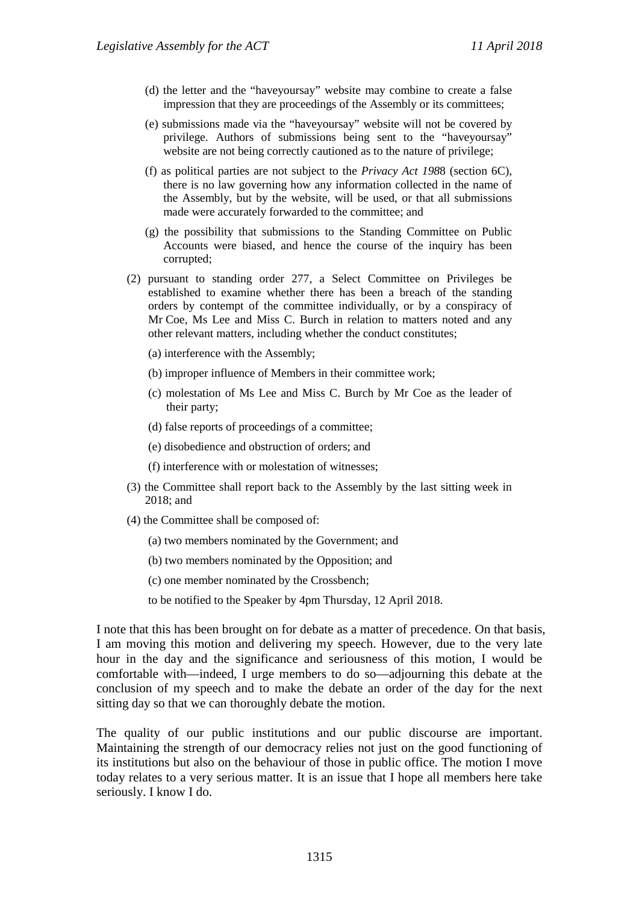(d) the letter and the "haveyoursay" website may combine to create a false impression that they are proceedings of the Assembly or its committees;

(e) submissions made via the "haveyoursay" website will not be covered by privilege. Authors of submissions being sent to the "haveyoursay" website are not being correctly cautioned as to the nature of privilege;

(f) as political parties are not subject to the *Privacy Act 1988* (section 6C), there is no law governing how any information collected in the name of the Assembly, but by the website, will be used, or that all submissions made were accurately forwarded to the committee; and

(g) the possibility that submissions to the Standing Committee on Public Accounts were biased, and hence the course of the inquiry has been corrupted;

(2) pursuant to standing order 277, a Select Committee on Privileges be established to examine whether there has been a breach of the standing orders by contempt of the committee individually, or by a conspiracy of Mr Coe, Ms Lee and Miss C. Burch in relation to matters noted and any other relevant matters, including whether the conduct constitutes;

(a) interference with the Assembly;

(b) improper influence of Members in their committee work;

(c) molestation of Ms Lee and Miss C. Burch by Mr Coe as the leader of their party;

(d) false reports of proceedings of a committee;

(e) disobedience and obstruction of orders; and

(f) interference with or molestation of witnesses;

(3) the Committee shall report back to the Assembly by the last sitting week in 2018; and

(4) the Committee shall be composed of:

(a) two members nominated by the Government; and

(b) two members nominated by the Opposition; and

(c) one member nominated by the Crossbench;

to be notified to the Speaker by 4pm Thursday, 12 April 2018.

I note that this has been brought on for debate as a matter of precedence. On that basis, I am moving this motion and delivering my speech. However, due to the very late hour in the day and the significance and seriousness of this motion, I would be comfortable with—indeed, I urge members to do so—adjourning this debate at the conclusion of my speech and to make the debate an order of the day for the next sitting day so that we can thoroughly debate the motion.

The quality of our public institutions and our public discourse are important. Maintaining the strength of our democracy relies not just on the good functioning of its institutions but also on the behaviour of those in public office. The motion I move today relates to a very serious matter. It is an issue that I hope all members here take seriously. I know I do.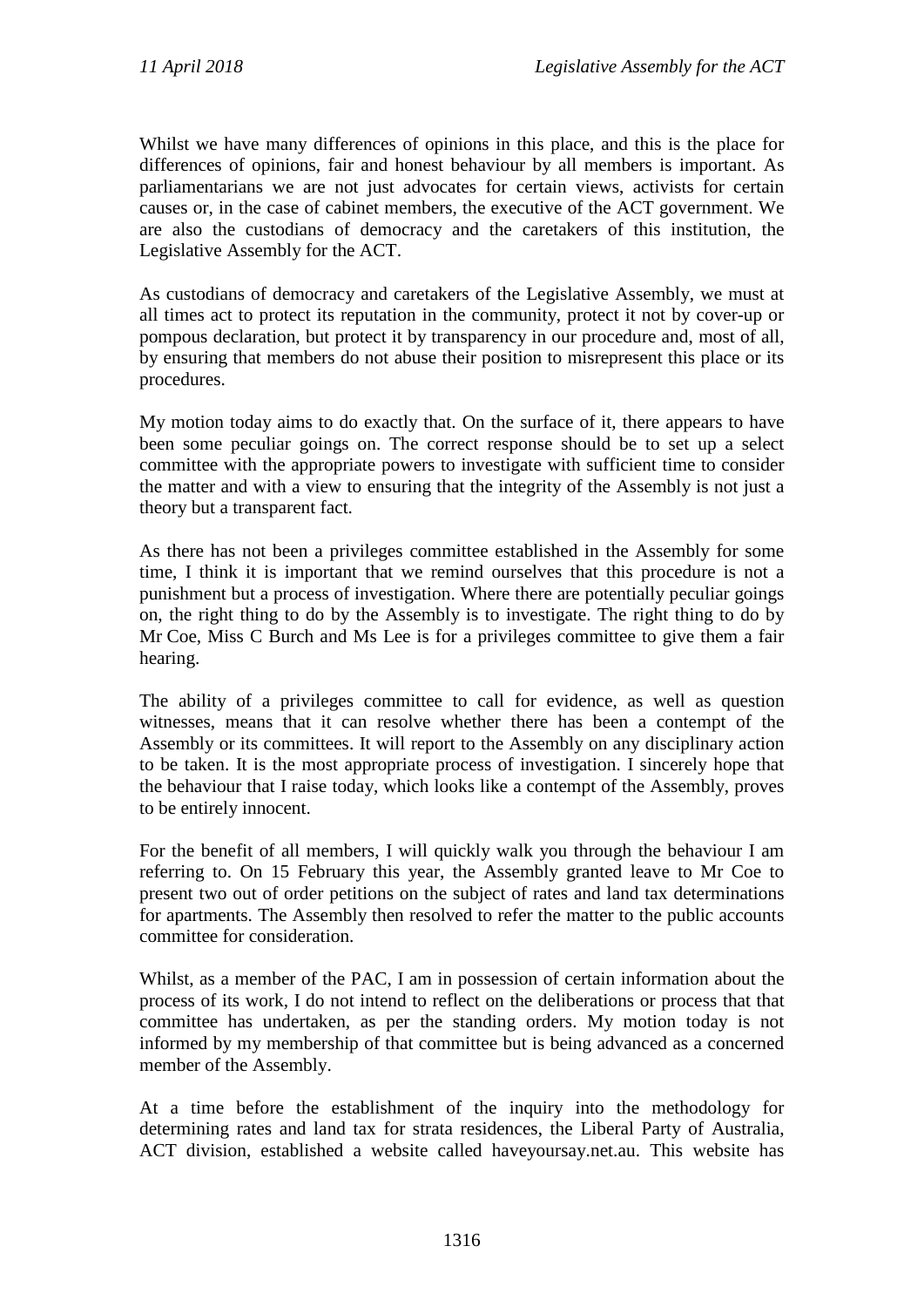Whilst we have many differences of opinions in this place, and this is the place for differences of opinions, fair and honest behaviour by all members is important. As parliamentarians we are not just advocates for certain views, activists for certain causes or, in the case of cabinet members, the executive of the ACT government. We are also the custodians of democracy and the caretakers of this institution, the Legislative Assembly for the ACT.

As custodians of democracy and caretakers of the Legislative Assembly, we must at all times act to protect its reputation in the community, protect it not by cover-up or pompous declaration, but protect it by transparency in our procedure and, most of all, by ensuring that members do not abuse their position to misrepresent this place or its procedures.

My motion today aims to do exactly that. On the surface of it, there appears to have been some peculiar goings on. The correct response should be to set up a select committee with the appropriate powers to investigate with sufficient time to consider the matter and with a view to ensuring that the integrity of the Assembly is not just a theory but a transparent fact.

As there has not been a privileges committee established in the Assembly for some time, I think it is important that we remind ourselves that this procedure is not a punishment but a process of investigation. Where there are potentially peculiar goings on, the right thing to do by the Assembly is to investigate. The right thing to do by Mr Coe, Miss C Burch and Ms Lee is for a privileges committee to give them a fair hearing.

The ability of a privileges committee to call for evidence, as well as question witnesses, means that it can resolve whether there has been a contempt of the Assembly or its committees. It will report to the Assembly on any disciplinary action to be taken. It is the most appropriate process of investigation. I sincerely hope that the behaviour that I raise today, which looks like a contempt of the Assembly, proves to be entirely innocent.

For the benefit of all members, I will quickly walk you through the behaviour I am referring to. On 15 February this year, the Assembly granted leave to Mr Coe to present two out of order petitions on the subject of rates and land tax determinations for apartments. The Assembly then resolved to refer the matter to the public accounts committee for consideration.

Whilst, as a member of the PAC, I am in possession of certain information about the process of its work, I do not intend to reflect on the deliberations or process that that committee has undertaken, as per the standing orders. My motion today is not informed by my membership of that committee but is being advanced as a concerned member of the Assembly.

At a time before the establishment of the inquiry into the methodology for determining rates and land tax for strata residences, the Liberal Party of Australia, ACT division, established a website called haveyoursay.net.au. This website has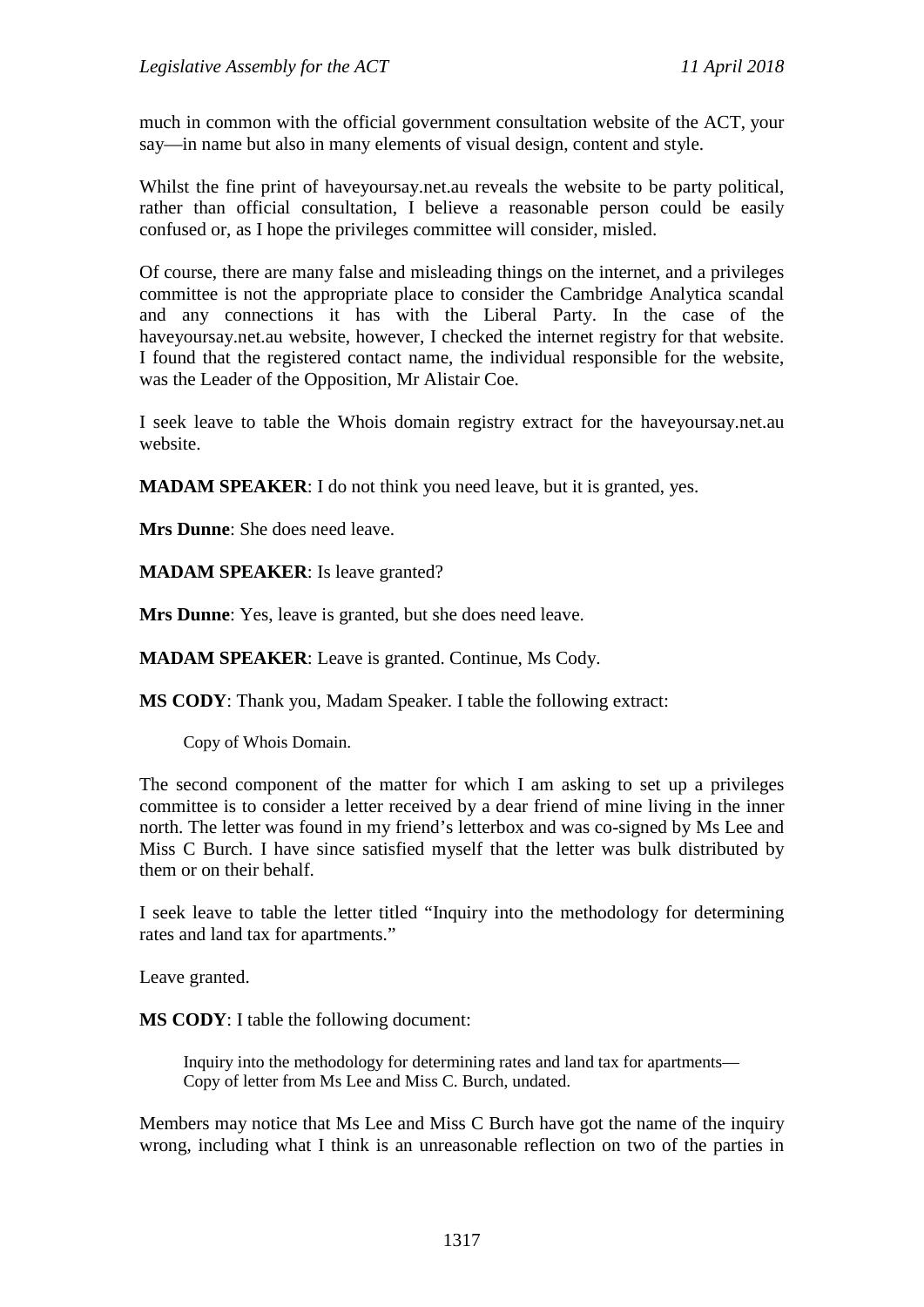much in common with the official government consultation website of the ACT, your say—in name but also in many elements of visual design, content and style.

Whilst the fine print of haveyoursay.net.au reveals the website to be party political, rather than official consultation, I believe a reasonable person could be easily confused or, as I hope the privileges committee will consider, misled.

Of course, there are many false and misleading things on the internet, and a privileges committee is not the appropriate place to consider the Cambridge Analytica scandal and any connections it has with the Liberal Party. In the case of the haveyoursay.net.au website, however, I checked the internet registry for that website. I found that the registered contact name, the individual responsible for the website, was the Leader of the Opposition, Mr Alistair Coe.

I seek leave to table the Whois domain registry extract for the haveyoursay.net.au website.

**MADAM SPEAKER**: I do not think you need leave, but it is granted, yes.

**Mrs Dunne**: She does need leave.

**MADAM SPEAKER**: Is leave granted?

**Mrs Dunne**: Yes, leave is granted, but she does need leave.

**MADAM SPEAKER**: Leave is granted. Continue, Ms Cody.

**MS CODY**: Thank you, Madam Speaker. I table the following extract:

> Copy of Whois Domain.

The second component of the matter for which I am asking to set up a privileges committee is to consider a letter received by a dear friend of mine living in the inner north. The letter was found in my friend's letterbox and was co-signed by Ms Lee and Miss C Burch. I have since satisfied myself that the letter was bulk distributed by them or on their behalf.

I seek leave to table the letter titled "Inquiry into the methodology for determining rates and land tax for apartments."

Leave granted.

**MS CODY**: I table the following document:

> Inquiry into the methodology for determining rates and land tax for apartments—
> Copy of letter from Ms Lee and Miss C. Burch, undated.

Members may notice that Ms Lee and Miss C Burch have got the name of the inquiry wrong, including what I think is an unreasonable reflection on two of the parties in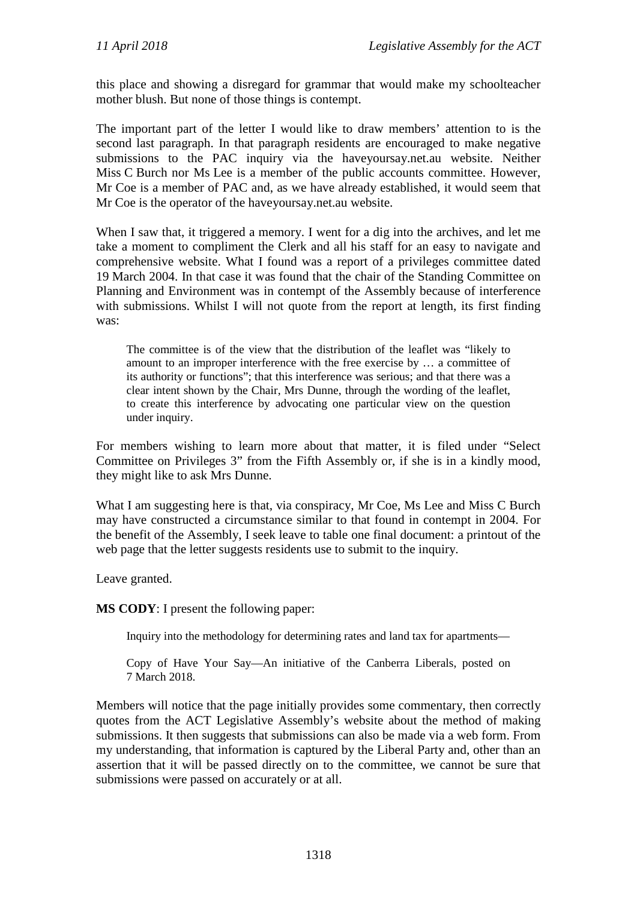this place and showing a disregard for grammar that would make my schoolteacher mother blush. But none of those things is contempt.

The important part of the letter I would like to draw members' attention to is the second last paragraph. In that paragraph residents are encouraged to make negative submissions to the PAC inquiry via the haveyoursay.net.au website. Neither Miss C Burch nor Ms Lee is a member of the public accounts committee. However, Mr Coe is a member of PAC and, as we have already established, it would seem that Mr Coe is the operator of the haveyoursay.net.au website.

When I saw that, it triggered a memory. I went for a dig into the archives, and let me take a moment to compliment the Clerk and all his staff for an easy to navigate and comprehensive website. What I found was a report of a privileges committee dated 19 March 2004. In that case it was found that the chair of the Standing Committee on Planning and Environment was in contempt of the Assembly because of interference with submissions. Whilst I will not quote from the report at length, its first finding was:

> The committee is of the view that the distribution of the leaflet was "likely to amount to an improper interference with the free exercise by … a committee of its authority or functions"; that this interference was serious; and that there was a clear intent shown by the Chair, Mrs Dunne, through the wording of the leaflet, to create this interference by advocating one particular view on the question under inquiry.

For members wishing to learn more about that matter, it is filed under "Select Committee on Privileges 3" from the Fifth Assembly or, if she is in a kindly mood, they might like to ask Mrs Dunne.

What I am suggesting here is that, via conspiracy, Mr Coe, Ms Lee and Miss C Burch may have constructed a circumstance similar to that found in contempt in 2004. For the benefit of the Assembly, I seek leave to table one final document: a printout of the web page that the letter suggests residents use to submit to the inquiry.

Leave granted.

**MS CODY**: I present the following paper:

> Inquiry into the methodology for determining rates and land tax for apartments—
>
> Copy of Have Your Say—An initiative of the Canberra Liberals, posted on 7 March 2018.

Members will notice that the page initially provides some commentary, then correctly quotes from the ACT Legislative Assembly's website about the method of making submissions. It then suggests that submissions can also be made via a web form. From my understanding, that information is captured by the Liberal Party and, other than an assertion that it will be passed directly on to the committee, we cannot be sure that submissions were passed on accurately or at all.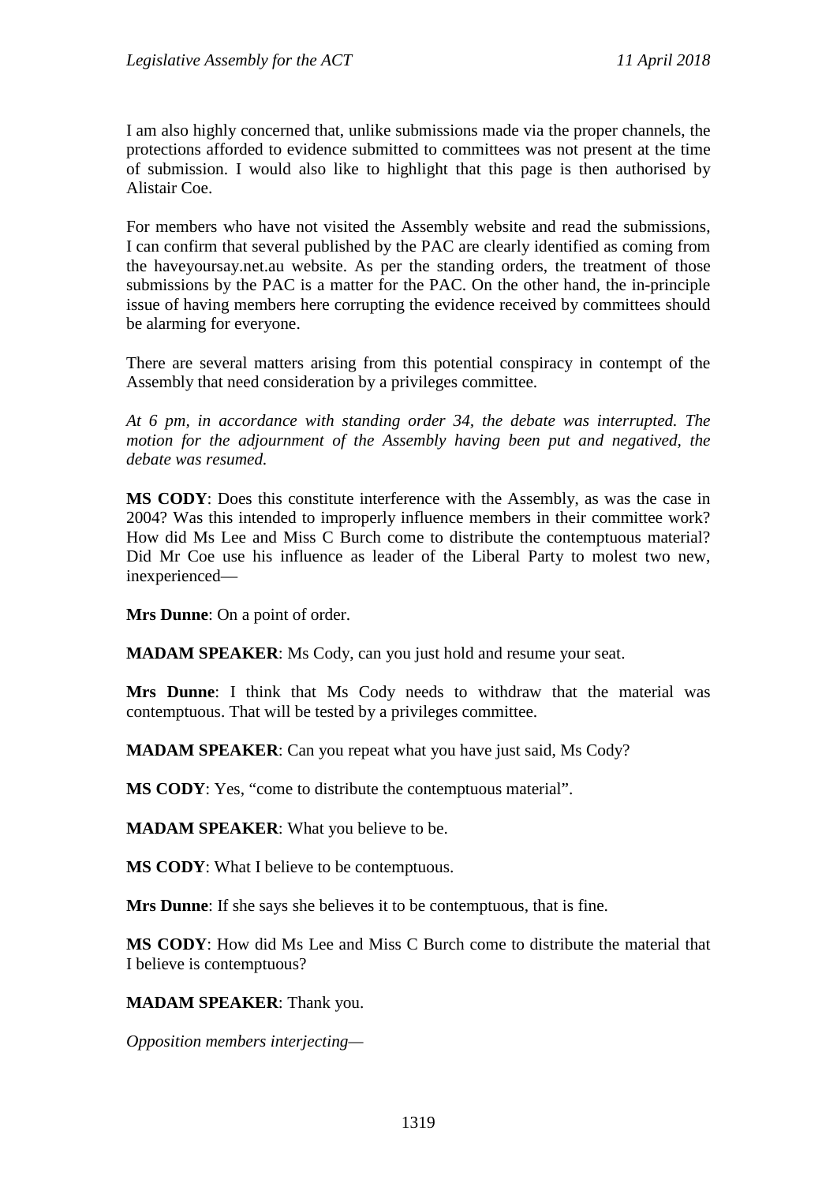I am also highly concerned that, unlike submissions made via the proper channels, the protections afforded to evidence submitted to committees was not present at the time of submission. I would also like to highlight that this page is then authorised by Alistair Coe.

For members who have not visited the Assembly website and read the submissions, I can confirm that several published by the PAC are clearly identified as coming from the haveyoursay.net.au website. As per the standing orders, the treatment of those submissions by the PAC is a matter for the PAC. On the other hand, the in-principle issue of having members here corrupting the evidence received by committees should be alarming for everyone.

There are several matters arising from this potential conspiracy in contempt of the Assembly that need consideration by a privileges committee.

*At 6 pm, in accordance with standing order 34, the debate was interrupted. The motion for the adjournment of the Assembly having been put and negatived, the debate was resumed.*

**MS CODY**: Does this constitute interference with the Assembly, as was the case in 2004? Was this intended to improperly influence members in their committee work? How did Ms Lee and Miss C Burch come to distribute the contemptuous material? Did Mr Coe use his influence as leader of the Liberal Party to molest two new, inexperienced—

**Mrs Dunne**: On a point of order.

**MADAM SPEAKER**: Ms Cody, can you just hold and resume your seat.

**Mrs Dunne**: I think that Ms Cody needs to withdraw that the material was contemptuous. That will be tested by a privileges committee.

**MADAM SPEAKER**: Can you repeat what you have just said, Ms Cody?

**MS CODY**: Yes, "come to distribute the contemptuous material".

**MADAM SPEAKER**: What you believe to be.

**MS CODY**: What I believe to be contemptuous.

**Mrs Dunne**: If she says she believes it to be contemptuous, that is fine.

**MS CODY**: How did Ms Lee and Miss C Burch come to distribute the material that I believe is contemptuous?

**MADAM SPEAKER**: Thank you.

*Opposition members interjecting—*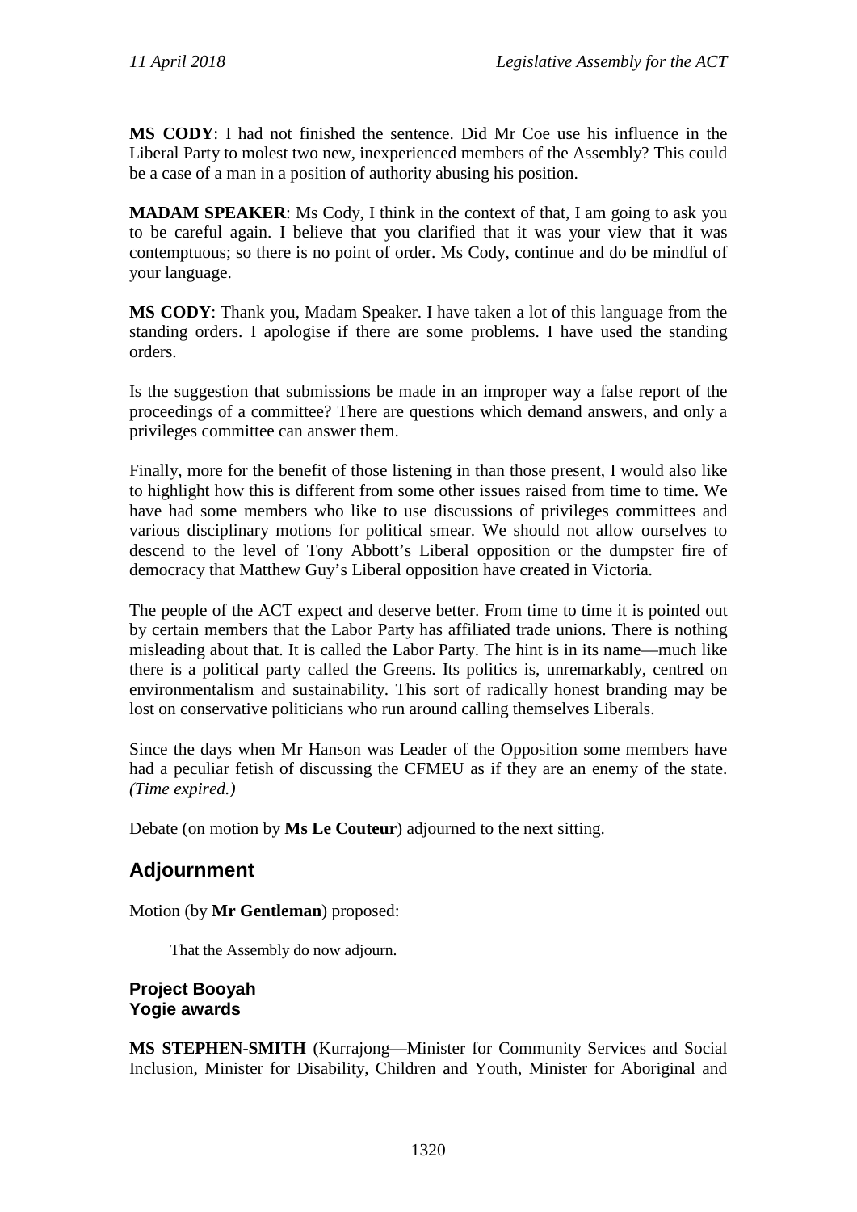**MS CODY**: I had not finished the sentence. Did Mr Coe use his influence in the Liberal Party to molest two new, inexperienced members of the Assembly? This could be a case of a man in a position of authority abusing his position.

**MADAM SPEAKER**: Ms Cody, I think in the context of that, I am going to ask you to be careful again. I believe that you clarified that it was your view that it was contemptuous; so there is no point of order. Ms Cody, continue and do be mindful of your language.

**MS CODY**: Thank you, Madam Speaker. I have taken a lot of this language from the standing orders. I apologise if there are some problems. I have used the standing orders.

Is the suggestion that submissions be made in an improper way a false report of the proceedings of a committee? There are questions which demand answers, and only a privileges committee can answer them.

Finally, more for the benefit of those listening in than those present, I would also like to highlight how this is different from some other issues raised from time to time. We have had some members who like to use discussions of privileges committees and various disciplinary motions for political smear. We should not allow ourselves to descend to the level of Tony Abbott's Liberal opposition or the dumpster fire of democracy that Matthew Guy's Liberal opposition have created in Victoria.

The people of the ACT expect and deserve better. From time to time it is pointed out by certain members that the Labor Party has affiliated trade unions. There is nothing misleading about that. It is called the Labor Party. The hint is in its name—much like there is a political party called the Greens. Its politics is, unremarkably, centred on environmentalism and sustainability. This sort of radically honest branding may be lost on conservative politicians who run around calling themselves Liberals.

Since the days when Mr Hanson was Leader of the Opposition some members have had a peculiar fetish of discussing the CFMEU as if they are an enemy of the state. *(Time expired.)*

Debate (on motion by **Ms Le Couteur**) adjourned to the next sitting.

## Adjournment

Motion (by **Mr Gentleman**) proposed:

> That the Assembly do now adjourn.

### Project Booyah
### Yogie awards

**MS STEPHEN-SMITH** (Kurrajong—Minister for Community Services and Social Inclusion, Minister for Disability, Children and Youth, Minister for Aboriginal and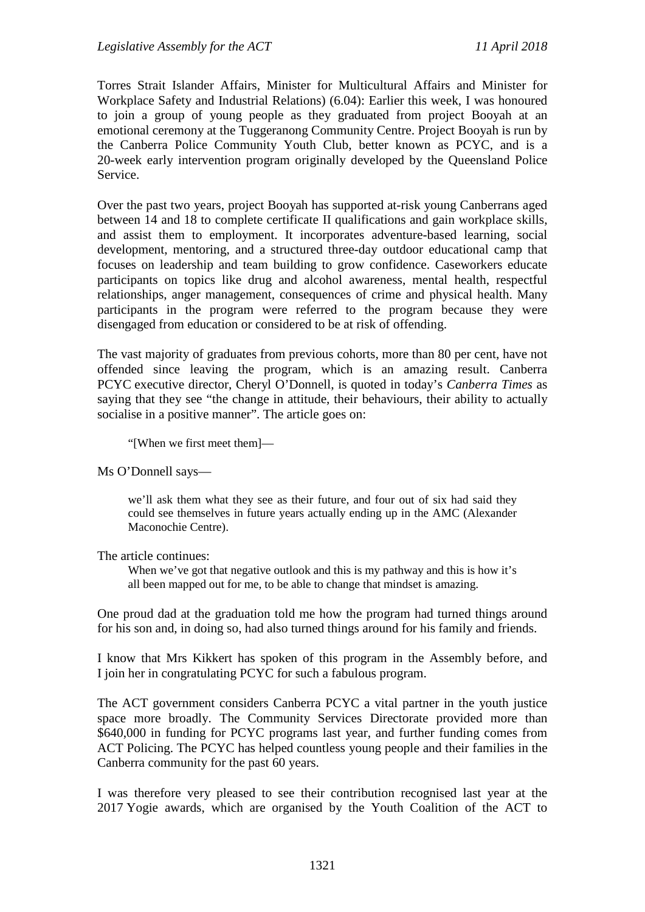Torres Strait Islander Affairs, Minister for Multicultural Affairs and Minister for Workplace Safety and Industrial Relations) (6.04): Earlier this week, I was honoured to join a group of young people as they graduated from project Booyah at an emotional ceremony at the Tuggeranong Community Centre. Project Booyah is run by the Canberra Police Community Youth Club, better known as PCYC, and is a 20-week early intervention program originally developed by the Queensland Police Service.

Over the past two years, project Booyah has supported at-risk young Canberrans aged between 14 and 18 to complete certificate II qualifications and gain workplace skills, and assist them to employment. It incorporates adventure-based learning, social development, mentoring, and a structured three-day outdoor educational camp that focuses on leadership and team building to grow confidence. Caseworkers educate participants on topics like drug and alcohol awareness, mental health, respectful relationships, anger management, consequences of crime and physical health. Many participants in the program were referred to the program because they were disengaged from education or considered to be at risk of offending.

The vast majority of graduates from previous cohorts, more than 80 per cent, have not offended since leaving the program, which is an amazing result. Canberra PCYC executive director, Cheryl O'Donnell, is quoted in today's *Canberra Times* as saying that they see "the change in attitude, their behaviours, their ability to actually socialise in a positive manner". The article goes on:

> "[When we first meet them]—

Ms O'Donnell says—

> we'll ask them what they see as their future, and four out of six had said they could see themselves in future years actually ending up in the AMC (Alexander Maconochie Centre).

The article continues:

> When we've got that negative outlook and this is my pathway and this is how it's all been mapped out for me, to be able to change that mindset is amazing.

One proud dad at the graduation told me how the program had turned things around for his son and, in doing so, had also turned things around for his family and friends.

I know that Mrs Kikkert has spoken of this program in the Assembly before, and I join her in congratulating PCYC for such a fabulous program.

The ACT government considers Canberra PCYC a vital partner in the youth justice space more broadly. The Community Services Directorate provided more than $640,000 in funding for PCYC programs last year, and further funding comes from ACT Policing. The PCYC has helped countless young people and their families in the Canberra community for the past 60 years.

I was therefore very pleased to see their contribution recognised last year at the 2017 Yogie awards, which are organised by the Youth Coalition of the ACT to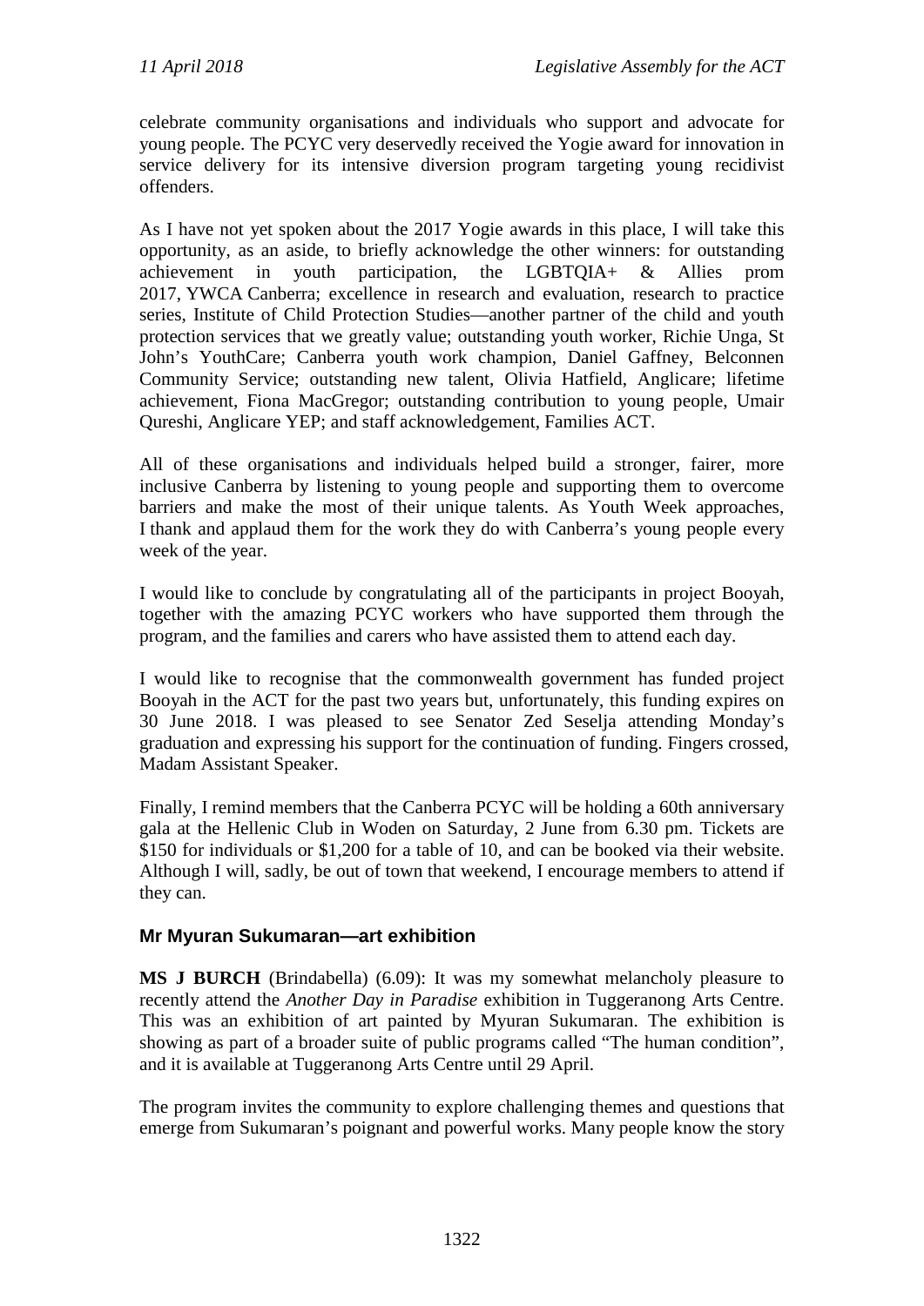celebrate community organisations and individuals who support and advocate for young people. The PCYC very deservedly received the Yogie award for innovation in service delivery for its intensive diversion program targeting young recidivist offenders.

As I have not yet spoken about the 2017 Yogie awards in this place, I will take this opportunity, as an aside, to briefly acknowledge the other winners: for outstanding achievement in youth participation, the LGBTQIA+ & Allies prom 2017, YWCA Canberra; excellence in research and evaluation, research to practice series, Institute of Child Protection Studies—another partner of the child and youth protection services that we greatly value; outstanding youth worker, Richie Unga, St John's YouthCare; Canberra youth work champion, Daniel Gaffney, Belconnen Community Service; outstanding new talent, Olivia Hatfield, Anglicare; lifetime achievement, Fiona MacGregor; outstanding contribution to young people, Umair Qureshi, Anglicare YEP; and staff acknowledgement, Families ACT.

All of these organisations and individuals helped build a stronger, fairer, more inclusive Canberra by listening to young people and supporting them to overcome barriers and make the most of their unique talents. As Youth Week approaches, I thank and applaud them for the work they do with Canberra's young people every week of the year.

I would like to conclude by congratulating all of the participants in project Booyah, together with the amazing PCYC workers who have supported them through the program, and the families and carers who have assisted them to attend each day.

I would like to recognise that the commonwealth government has funded project Booyah in the ACT for the past two years but, unfortunately, this funding expires on 30 June 2018. I was pleased to see Senator Zed Seselja attending Monday's graduation and expressing his support for the continuation of funding. Fingers crossed, Madam Assistant Speaker.

Finally, I remind members that the Canberra PCYC will be holding a 60th anniversary gala at the Hellenic Club in Woden on Saturday, 2 June from 6.30 pm. Tickets are $150 for individuals or $1,200 for a table of 10, and can be booked via their website. Although I will, sadly, be out of town that weekend, I encourage members to attend if they can.

### Mr Myuran Sukumaran—art exhibition

**MS J BURCH** (Brindabella) (6.09): It was my somewhat melancholy pleasure to recently attend the *Another Day in Paradise* exhibition in Tuggeranong Arts Centre. This was an exhibition of art painted by Myuran Sukumaran. The exhibition is showing as part of a broader suite of public programs called "The human condition", and it is available at Tuggeranong Arts Centre until 29 April.

The program invites the community to explore challenging themes and questions that emerge from Sukumaran's poignant and powerful works. Many people know the story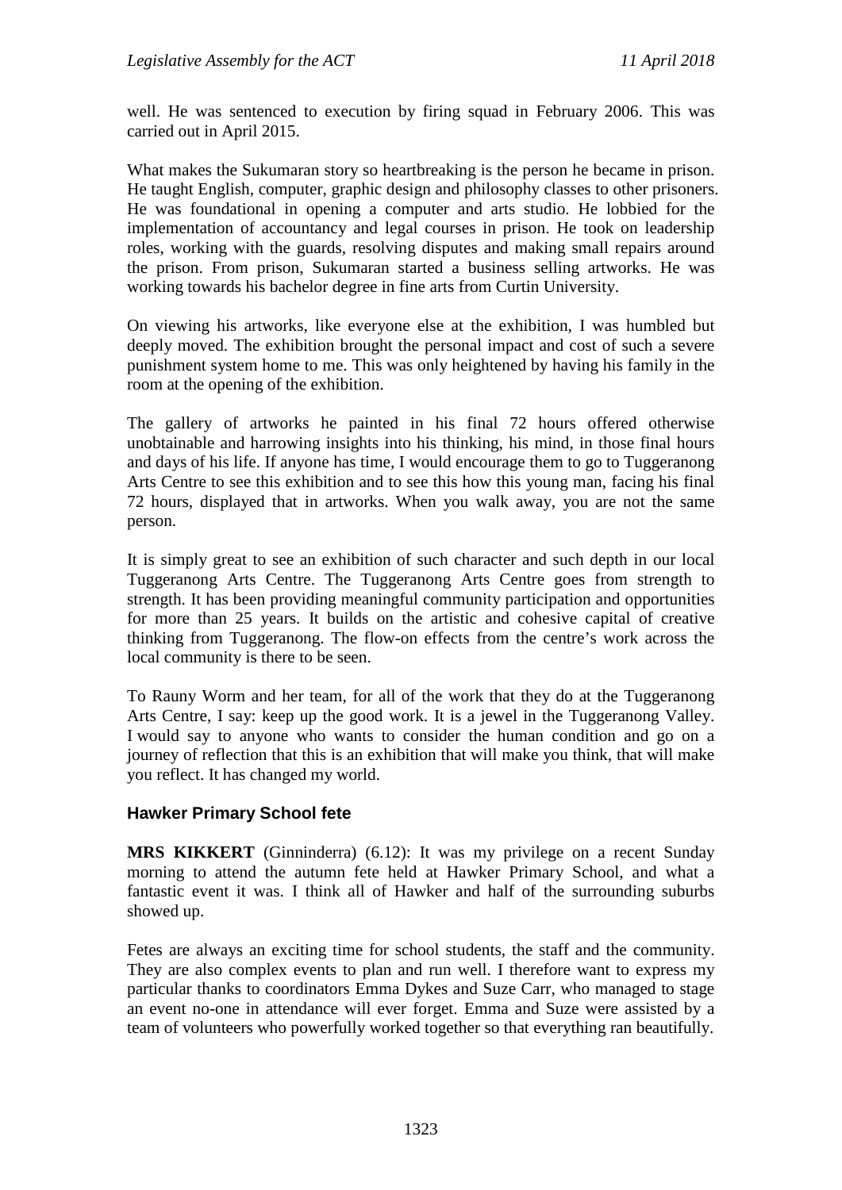well. He was sentenced to execution by firing squad in February 2006. This was carried out in April 2015.

What makes the Sukumaran story so heartbreaking is the person he became in prison. He taught English, computer, graphic design and philosophy classes to other prisoners. He was foundational in opening a computer and arts studio. He lobbied for the implementation of accountancy and legal courses in prison. He took on leadership roles, working with the guards, resolving disputes and making small repairs around the prison. From prison, Sukumaran started a business selling artworks. He was working towards his bachelor degree in fine arts from Curtin University.

On viewing his artworks, like everyone else at the exhibition, I was humbled but deeply moved. The exhibition brought the personal impact and cost of such a severe punishment system home to me. This was only heightened by having his family in the room at the opening of the exhibition.

The gallery of artworks he painted in his final 72 hours offered otherwise unobtainable and harrowing insights into his thinking, his mind, in those final hours and days of his life. If anyone has time, I would encourage them to go to Tuggeranong Arts Centre to see this exhibition and to see this how this young man, facing his final 72 hours, displayed that in artworks. When you walk away, you are not the same person.

It is simply great to see an exhibition of such character and such depth in our local Tuggeranong Arts Centre. The Tuggeranong Arts Centre goes from strength to strength. It has been providing meaningful community participation and opportunities for more than 25 years. It builds on the artistic and cohesive capital of creative thinking from Tuggeranong. The flow-on effects from the centre's work across the local community is there to be seen.

To Rauny Worm and her team, for all of the work that they do at the Tuggeranong Arts Centre, I say: keep up the good work. It is a jewel in the Tuggeranong Valley. I would say to anyone who wants to consider the human condition and go on a journey of reflection that this is an exhibition that will make you think, that will make you reflect. It has changed my world.

### Hawker Primary School fete

**MRS KIKKERT** (Ginninderra) (6.12): It was my privilege on a recent Sunday morning to attend the autumn fete held at Hawker Primary School, and what a fantastic event it was. I think all of Hawker and half of the surrounding suburbs showed up.

Fetes are always an exciting time for school students, the staff and the community. They are also complex events to plan and run well. I therefore want to express my particular thanks to coordinators Emma Dykes and Suze Carr, who managed to stage an event no-one in attendance will ever forget. Emma and Suze were assisted by a team of volunteers who powerfully worked together so that everything ran beautifully.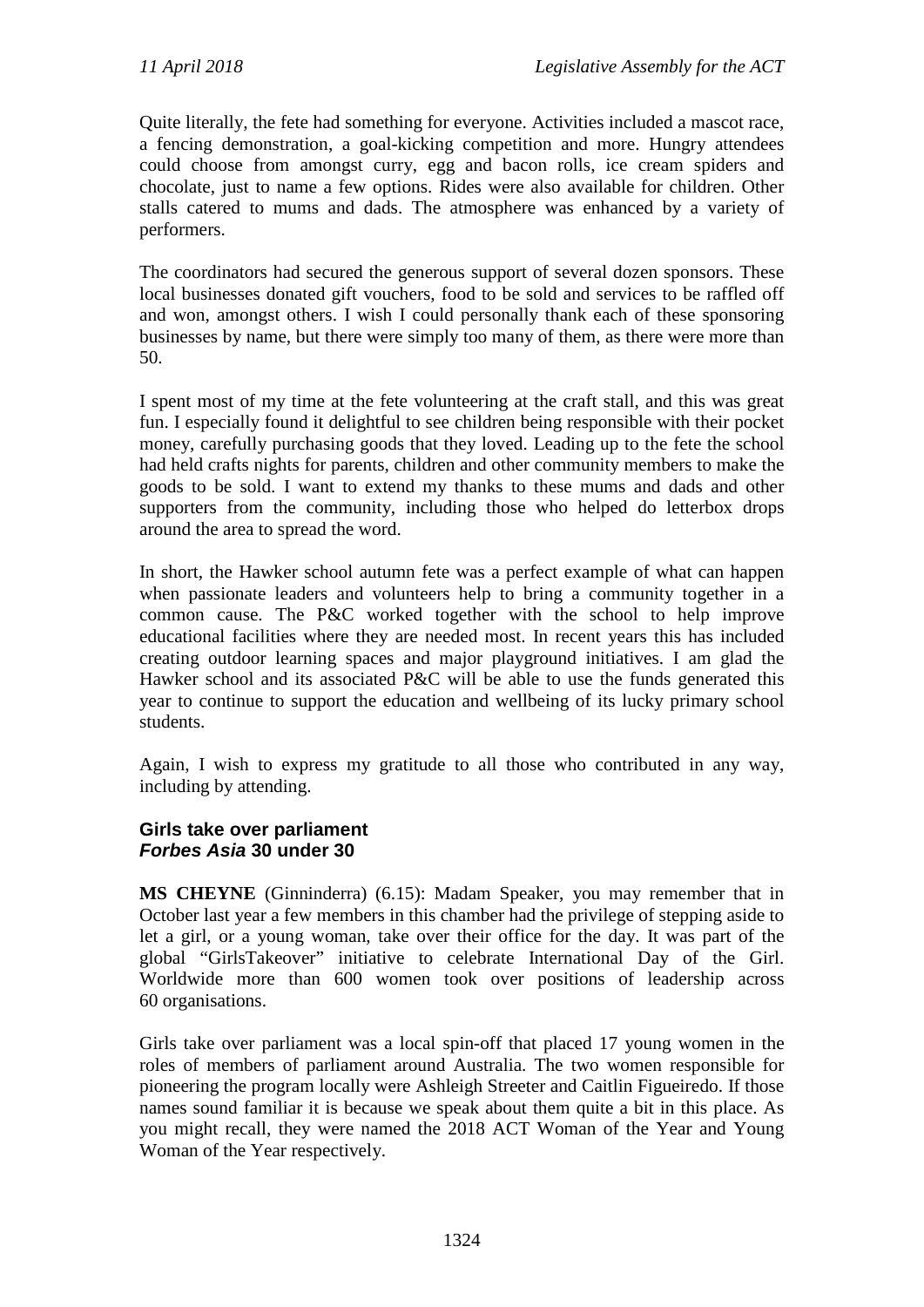Quite literally, the fete had something for everyone. Activities included a mascot race, a fencing demonstration, a goal-kicking competition and more. Hungry attendees could choose from amongst curry, egg and bacon rolls, ice cream spiders and chocolate, just to name a few options. Rides were also available for children. Other stalls catered to mums and dads. The atmosphere was enhanced by a variety of performers.

The coordinators had secured the generous support of several dozen sponsors. These local businesses donated gift vouchers, food to be sold and services to be raffled off and won, amongst others. I wish I could personally thank each of these sponsoring businesses by name, but there were simply too many of them, as there were more than 50.

I spent most of my time at the fete volunteering at the craft stall, and this was great fun. I especially found it delightful to see children being responsible with their pocket money, carefully purchasing goods that they loved. Leading up to the fete the school had held crafts nights for parents, children and other community members to make the goods to be sold. I want to extend my thanks to these mums and dads and other supporters from the community, including those who helped do letterbox drops around the area to spread the word.

In short, the Hawker school autumn fete was a perfect example of what can happen when passionate leaders and volunteers help to bring a community together in a common cause. The P&C worked together with the school to help improve educational facilities where they are needed most. In recent years this has included creating outdoor learning spaces and major playground initiatives. I am glad the Hawker school and its associated P&C will be able to use the funds generated this year to continue to support the education and wellbeing of its lucky primary school students.

Again, I wish to express my gratitude to all those who contributed in any way, including by attending.

### Girls take over parliament
### *Forbes Asia* 30 under 30

**MS CHEYNE** (Ginninderra) (6.15): Madam Speaker, you may remember that in October last year a few members in this chamber had the privilege of stepping aside to let a girl, or a young woman, take over their office for the day. It was part of the global "GirlsTakeover" initiative to celebrate International Day of the Girl. Worldwide more than 600 women took over positions of leadership across 60 organisations.

Girls take over parliament was a local spin-off that placed 17 young women in the roles of members of parliament around Australia. The two women responsible for pioneering the program locally were Ashleigh Streeter and Caitlin Figueiredo. If those names sound familiar it is because we speak about them quite a bit in this place. As you might recall, they were named the 2018 ACT Woman of the Year and Young Woman of the Year respectively.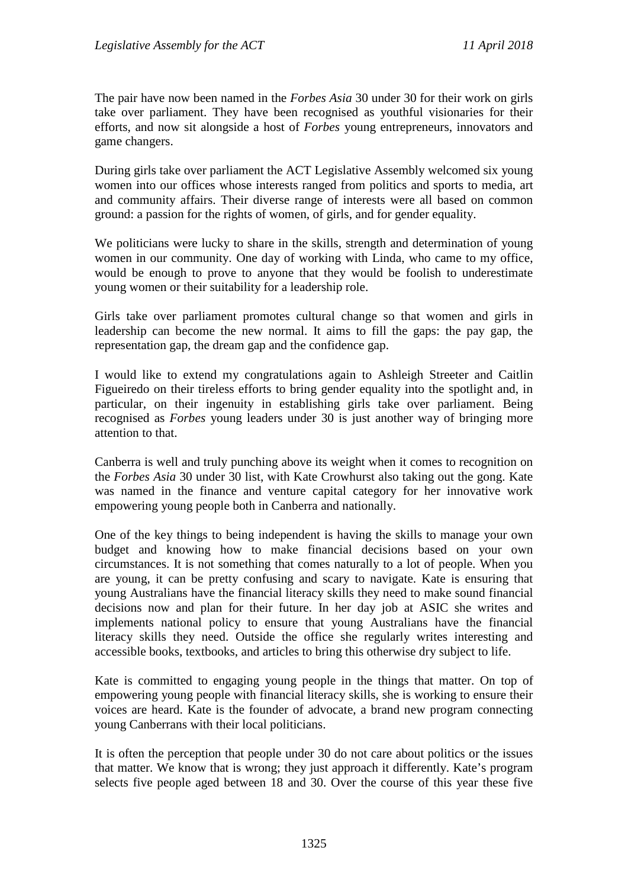The pair have now been named in the *Forbes Asia* 30 under 30 for their work on girls take over parliament. They have been recognised as youthful visionaries for their efforts, and now sit alongside a host of *Forbes* young entrepreneurs, innovators and game changers.

During girls take over parliament the ACT Legislative Assembly welcomed six young women into our offices whose interests ranged from politics and sports to media, art and community affairs. Their diverse range of interests were all based on common ground: a passion for the rights of women, of girls, and for gender equality.

We politicians were lucky to share in the skills, strength and determination of young women in our community. One day of working with Linda, who came to my office, would be enough to prove to anyone that they would be foolish to underestimate young women or their suitability for a leadership role.

Girls take over parliament promotes cultural change so that women and girls in leadership can become the new normal. It aims to fill the gaps: the pay gap, the representation gap, the dream gap and the confidence gap.

I would like to extend my congratulations again to Ashleigh Streeter and Caitlin Figueiredo on their tireless efforts to bring gender equality into the spotlight and, in particular, on their ingenuity in establishing girls take over parliament. Being recognised as *Forbes* young leaders under 30 is just another way of bringing more attention to that.

Canberra is well and truly punching above its weight when it comes to recognition on the *Forbes Asia* 30 under 30 list, with Kate Crowhurst also taking out the gong. Kate was named in the finance and venture capital category for her innovative work empowering young people both in Canberra and nationally.

One of the key things to being independent is having the skills to manage your own budget and knowing how to make financial decisions based on your own circumstances. It is not something that comes naturally to a lot of people. When you are young, it can be pretty confusing and scary to navigate. Kate is ensuring that young Australians have the financial literacy skills they need to make sound financial decisions now and plan for their future. In her day job at ASIC she writes and implements national policy to ensure that young Australians have the financial literacy skills they need. Outside the office she regularly writes interesting and accessible books, textbooks, and articles to bring this otherwise dry subject to life.

Kate is committed to engaging young people in the things that matter. On top of empowering young people with financial literacy skills, she is working to ensure their voices are heard. Kate is the founder of advocate, a brand new program connecting young Canberrans with their local politicians.

It is often the perception that people under 30 do not care about politics or the issues that matter. We know that is wrong; they just approach it differently. Kate's program selects five people aged between 18 and 30. Over the course of this year these five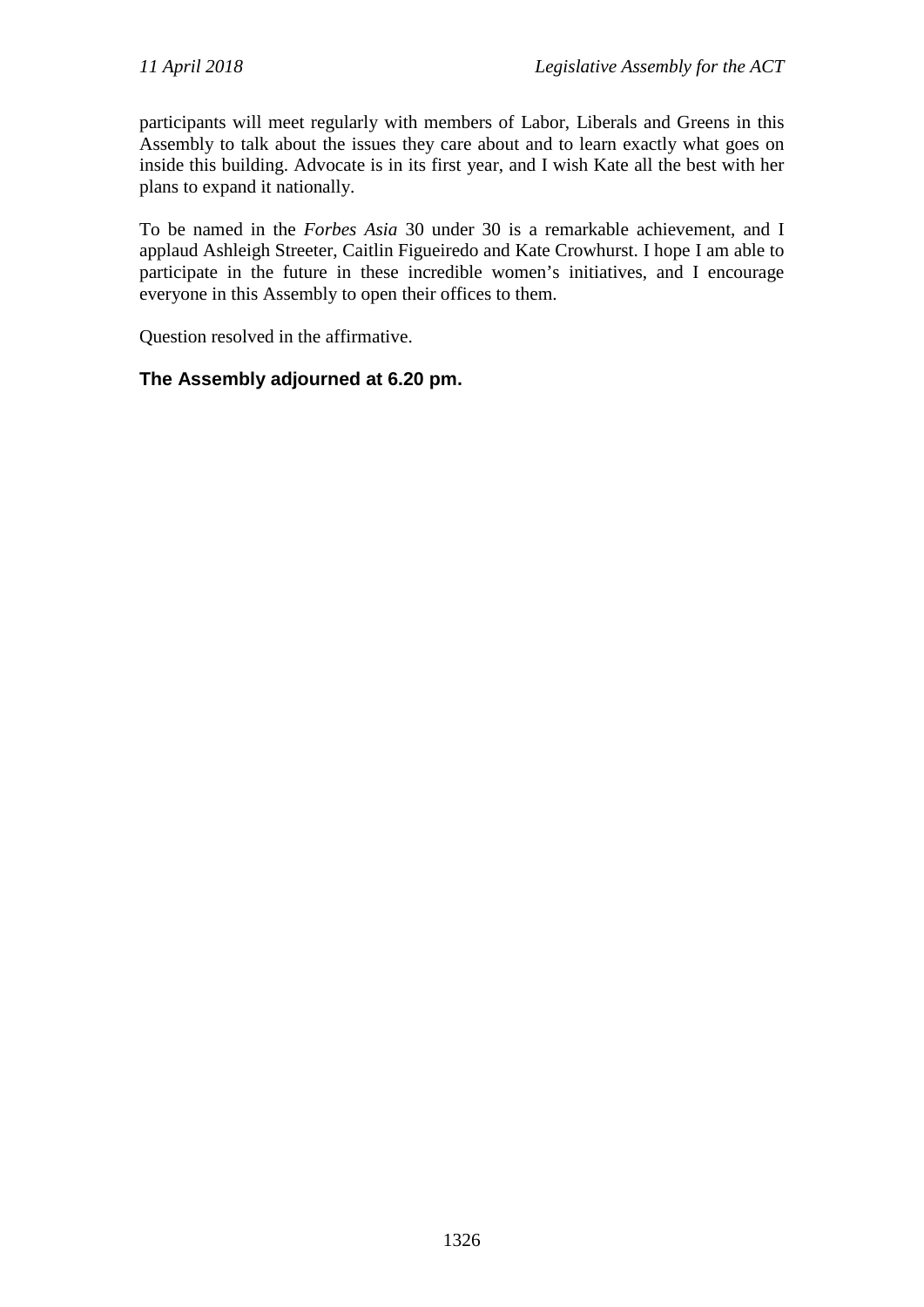participants will meet regularly with members of Labor, Liberals and Greens in this Assembly to talk about the issues they care about and to learn exactly what goes on inside this building. Advocate is in its first year, and I wish Kate all the best with her plans to expand it nationally.

To be named in the *Forbes Asia* 30 under 30 is a remarkable achievement, and I applaud Ashleigh Streeter, Caitlin Figueiredo and Kate Crowhurst. I hope I am able to participate in the future in these incredible women's initiatives, and I encourage everyone in this Assembly to open their offices to them.

Question resolved in the affirmative.

**The Assembly adjourned at 6.20 pm.**